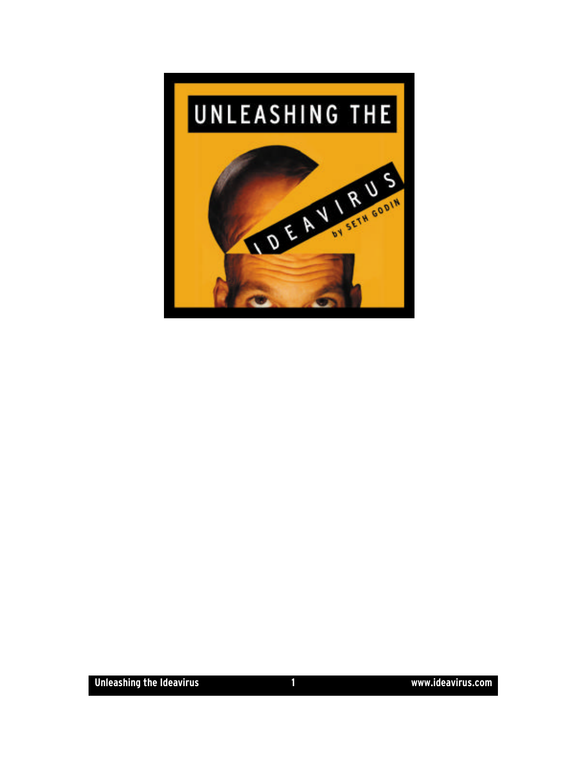# UNLEASHING THE IDEAVIRUS

by SETH GODIN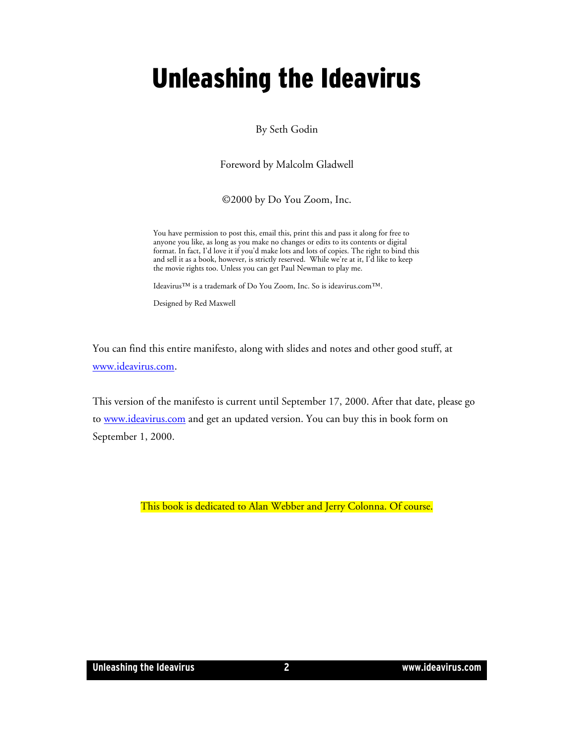# Unleashing the Ideavirus

By Seth Godin

Foreword by Malcolm Gladwell

©2000 by Do You Zoom, Inc.

You have permission to post this, email this, print this and pass it along for free to anyone you like, as long as you make no changes or edits to its contents or digital format. In fact, I'd love it if you'd make lots and lots of copies. The right to bind this and sell it as a book, however, is strictly reserved. While we're at it, I'd like to keep the movie rights too. Unless you can get Paul Newman to play me.

Ideavirus™ is a trademark of Do You Zoom, Inc. So is ideavirus.com™.

Designed by Red Maxwell

You can find this entire manifesto, along with slides and notes and other good stuff, at [www.ideavirus.com](http://www.ideavirus.com).

This version of the manifesto is current until September 17, 2000. After that date, please go to [www.ideavirus.com](http://www.ideavirus.com) and get an updated version. You can buy this in book form on September 1, 2000.

This book is dedicated to Alan Webber and Jerry Colonna. Of course.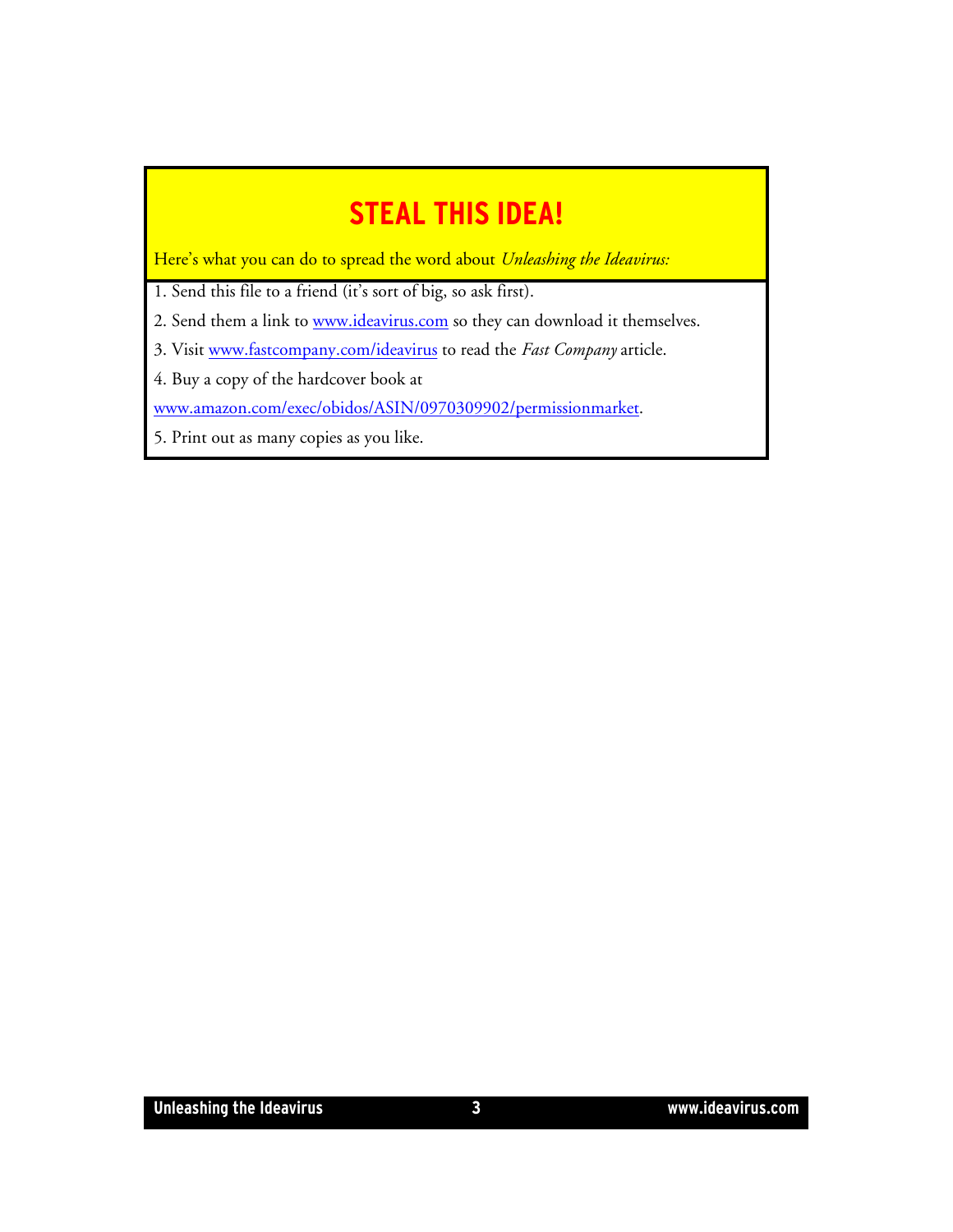# STEAL THIS IDEA!

Here's what you can do to spread the word about *Unleashing the Ideavirus:*

1. Send this file to a friend (it's sort of big, so ask first).
2. Send them a link to www.ideavirus.com so they can download it themselves.
3. Visit www.fastcompany.com/ideavirus to read the *Fast Company* article.
4. Buy a copy of the hardcover book at www.amazon.com/exec/obidos/ASIN/0970309902/permissionmarket.
5. Print out as many copies as you like.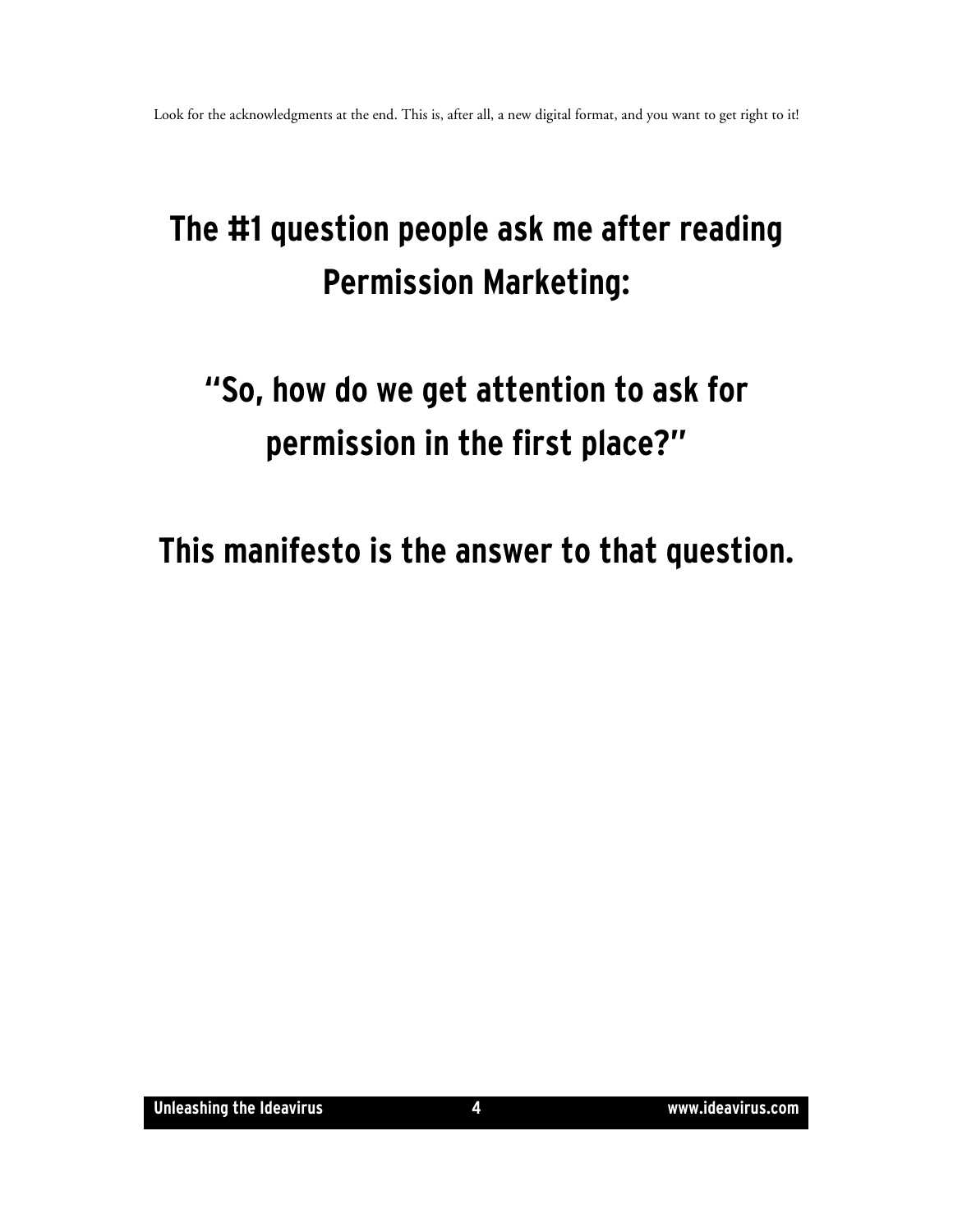Look for the acknowledgments at the end. This is, after all, a new digital format, and you want to get right to it!

## The #1 question people ask me after reading Permission Marketing:

## "So, how do we get attention to ask for permission in the first place?"

## This manifesto is the answer to that question.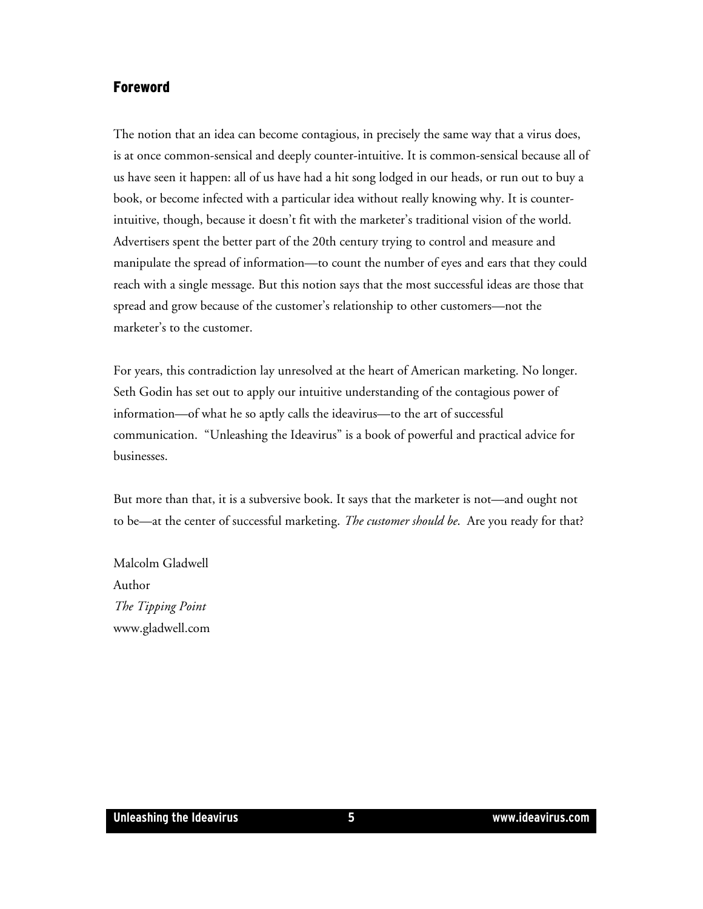## Foreword

The notion that an idea can become contagious, in precisely the same way that a virus does, is at once common-sensical and deeply counter-intuitive. It is common-sensical because all of us have seen it happen: all of us have had a hit song lodged in our heads, or run out to buy a book, or become infected with a particular idea without really knowing why. It is counter-intuitive, though, because it doesn't fit with the marketer's traditional vision of the world. Advertisers spent the better part of the 20th century trying to control and measure and manipulate the spread of information—to count the number of eyes and ears that they could reach with a single message. But this notion says that the most successful ideas are those that spread and grow because of the customer's relationship to other customers—not the marketer's to the customer.

For years, this contradiction lay unresolved at the heart of American marketing. No longer. Seth Godin has set out to apply our intuitive understanding of the contagious power of information—of what he so aptly calls the ideavirus—to the art of successful communication. "Unleashing the Ideavirus" is a book of powerful and practical advice for businesses.

But more than that, it is a subversive book. It says that the marketer is not—and ought not to be—at the center of successful marketing. *The customer should be*. Are you ready for that?

Malcolm Gladwell
Author
*The Tipping Point*
www.gladwell.com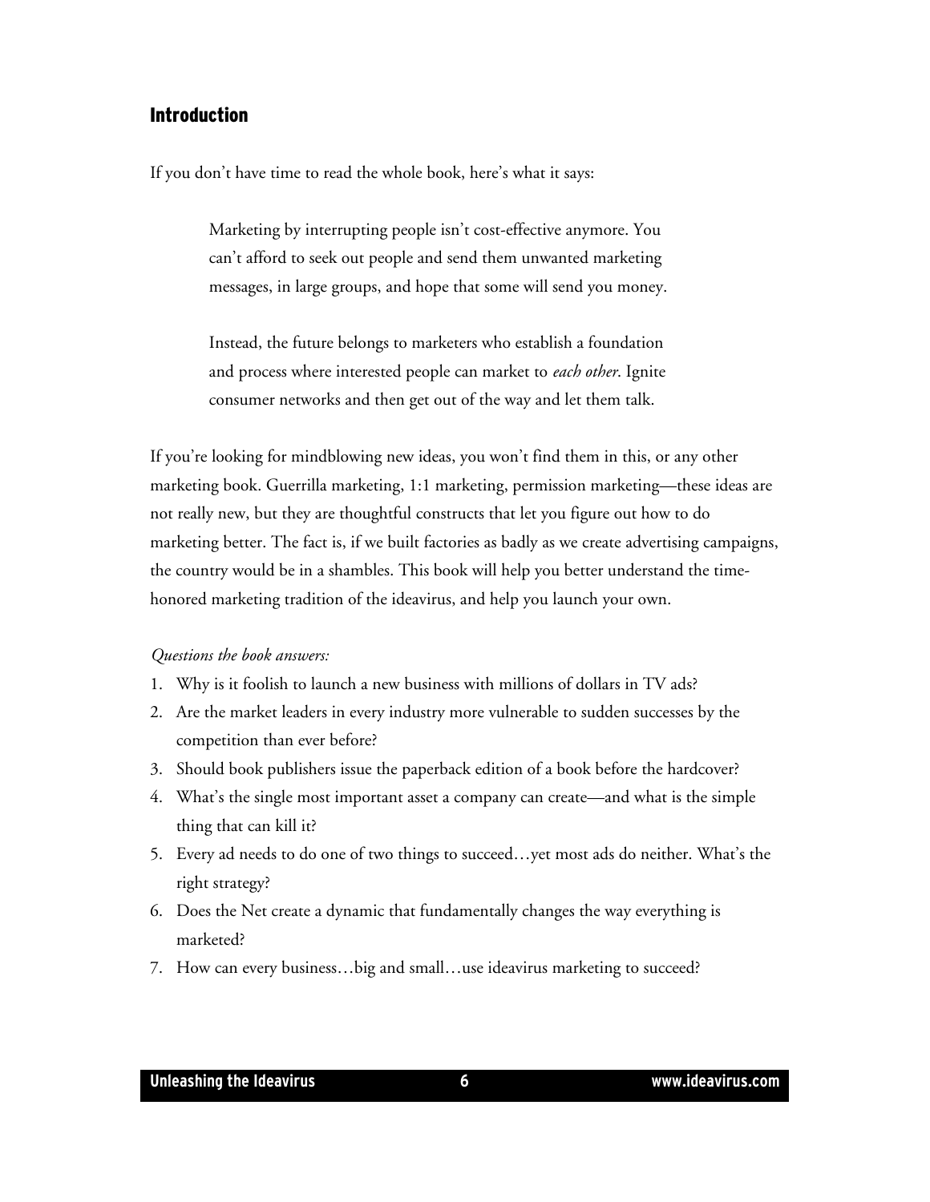## Introduction

If you don't have time to read the whole book, here's what it says:

> Marketing by interrupting people isn't cost-effective anymore. You can't afford to seek out people and send them unwanted marketing messages, in large groups, and hope that some will send you money.
>
> Instead, the future belongs to marketers who establish a foundation and process where interested people can market to *each other*. Ignite consumer networks and then get out of the way and let them talk.

If you're looking for mindblowing new ideas, you won't find them in this, or any other marketing book. Guerrilla marketing, 1:1 marketing, permission marketing—these ideas are not really new, but they are thoughtful constructs that let you figure out how to do marketing better. The fact is, if we built factories as badly as we create advertising campaigns, the country would be in a shambles. This book will help you better understand the time-honored marketing tradition of the ideavirus, and help you launch your own.

*Questions the book answers:*

1. Why is it foolish to launch a new business with millions of dollars in TV ads?
2. Are the market leaders in every industry more vulnerable to sudden successes by the competition than ever before?
3. Should book publishers issue the paperback edition of a book before the hardcover?
4. What's the single most important asset a company can create—and what is the simple thing that can kill it?
5. Every ad needs to do one of two things to succeed…yet most ads do neither. What's the right strategy?
6. Does the Net create a dynamic that fundamentally changes the way everything is marketed?
7. How can every business…big and small…use ideavirus marketing to succeed?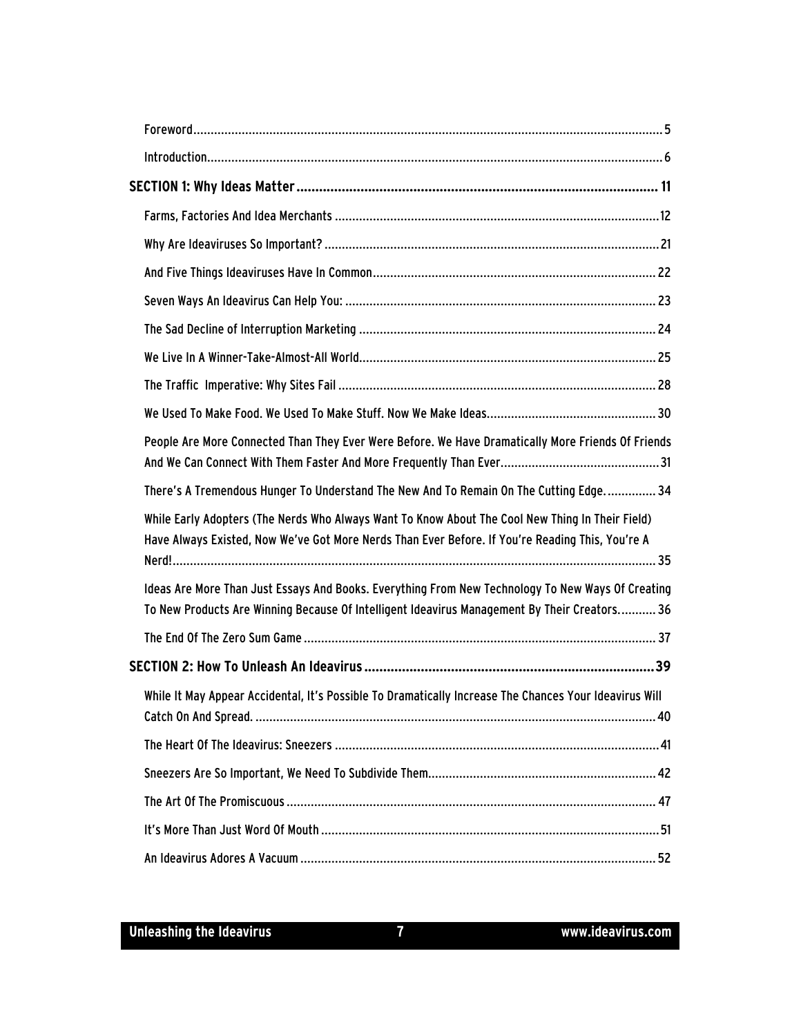Foreword ..... 5

Introduction ..... 6

**SECTION 1: Why Ideas Matter ..... 11**

Farms, Factories And Idea Merchants ..... 12

Why Are Ideaviruses So Important? ..... 21

And Five Things Ideaviruses Have In Common ..... 22

Seven Ways An Ideavirus Can Help You: ..... 23

The Sad Decline of Interruption Marketing ..... 24

We Live In A Winner-Take-Almost-All World ..... 25

The Traffic Imperative: Why Sites Fail ..... 28

We Used To Make Food. We Used To Make Stuff. Now We Make Ideas. ..... 30

People Are More Connected Than They Ever Were Before. We Have Dramatically More Friends Of Friends And We Can Connect With Them Faster And More Frequently Than Ever ..... 31

There's A Tremendous Hunger To Understand The New And To Remain On The Cutting Edge. ..... 34

While Early Adopters (The Nerds Who Always Want To Know About The Cool New Thing In Their Field) Have Always Existed, Now We've Got More Nerds Than Ever Before. If You're Reading This, You're A Nerd! ..... 35

Ideas Are More Than Just Essays And Books. Everything From New Technology To New Ways Of Creating To New Products Are Winning Because Of Intelligent Ideavirus Management By Their Creators. ..... 36

The End Of The Zero Sum Game ..... 37

**SECTION 2: How To Unleash An Ideavirus ..... 39**

While It May Appear Accidental, It's Possible To Dramatically Increase The Chances Your Ideavirus Will Catch On And Spread. ..... 40

The Heart Of The Ideavirus: Sneezers ..... 41

Sneezers Are So Important, We Need To Subdivide Them. ..... 42

The Art Of The Promiscuous ..... 47

It's More Than Just Word Of Mouth ..... 51

An Ideavirus Adores A Vacuum ..... 52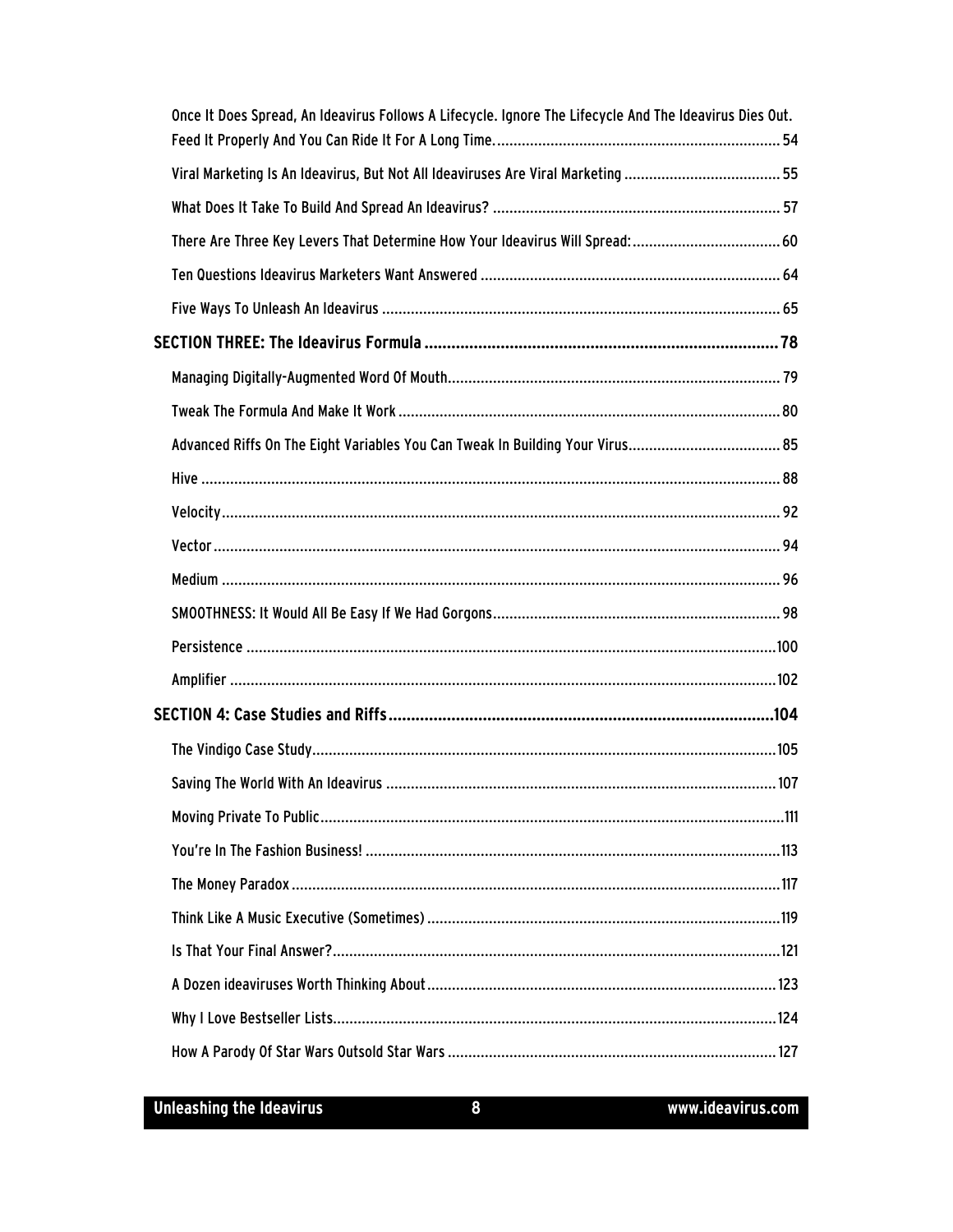Once It Does Spread, An Ideavirus Follows A Lifecycle. Ignore The Lifecycle And The Ideavirus Dies Out. Feed It Properly And You Can Ride It For A Long Time. .......... 54

Viral Marketing Is An Ideavirus, But Not All Ideaviruses Are Viral Marketing .......... 55

What Does It Take To Build And Spread An Ideavirus? .......... 57

There Are Three Key Levers That Determine How Your Ideavirus Will Spread: .......... 60

Ten Questions Ideavirus Marketers Want Answered .......... 64

Five Ways To Unleash An Ideavirus .......... 65

**SECTION THREE: The Ideavirus Formula .......... 78**

Managing Digitally-Augmented Word Of Mouth .......... 79

Tweak The Formula And Make It Work .......... 80

Advanced Riffs On The Eight Variables You Can Tweak In Building Your Virus .......... 85

Hive .......... 88

Velocity .......... 92

Vector .......... 94

Medium .......... 96

SMOOTHNESS: It Would All Be Easy If We Had Gorgons .......... 98

Persistence .......... 100

Amplifier .......... 102

**SECTION 4: Case Studies and Riffs .......... 104**

The Vindigo Case Study .......... 105

Saving The World With An Ideavirus .......... 107

Moving Private To Public .......... 111

You're In The Fashion Business! .......... 113

The Money Paradox .......... 117

Think Like A Music Executive (Sometimes) .......... 119

Is That Your Final Answer? .......... 121

A Dozen ideaviruses Worth Thinking About .......... 123

Why I Love Bestseller Lists .......... 124

How A Parody Of Star Wars Outsold Star Wars .......... 127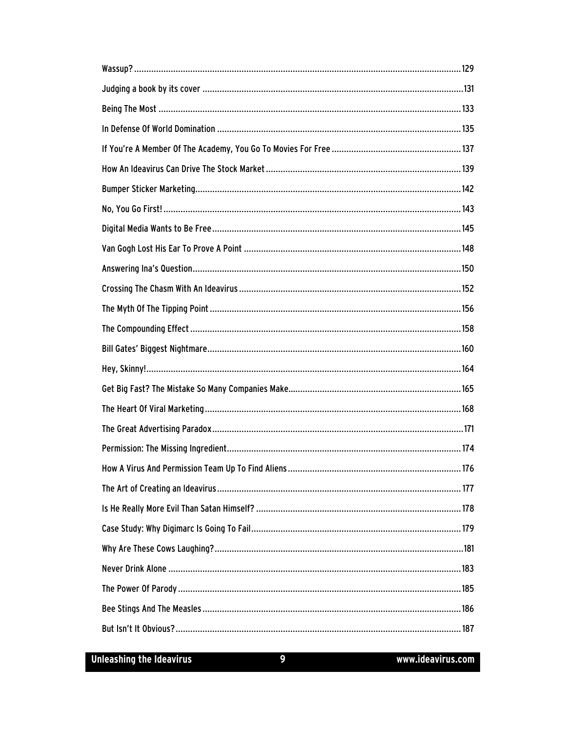Wassup? ..................................................................................................................................129

Judging a book by its cover ....................................................................................................131

Being The Most ......................................................................................................................133

In Defense Of World Domination .............................................................................................135

If You're A Member Of The Academy, You Go To Movies For Free ............................................137

How An Ideavirus Can Drive The Stock Market .......................................................................139

Bumper Sticker Marketing.......................................................................................................142

No, You Go First! ....................................................................................................................143

Digital Media Wants to Be Free ...............................................................................................145

Van Gogh Lost His Ear To Prove A Point .................................................................................148

Answering Ina's Question........................................................................................................150

Crossing The Chasm With An Ideavirus ..................................................................................152

The Myth Of The Tipping Point ................................................................................................156

The Compounding Effect .........................................................................................................158

Bill Gates' Biggest Nightmare..................................................................................................160

Hey, Skinny!............................................................................................................................164

Get Big Fast? The Mistake So Many Companies Make.............................................................165

The Heart Of Viral Marketing ...................................................................................................168

The Great Advertising Paradox.................................................................................................171

Permission: The Missing Ingredient..........................................................................................174

How A Virus And Permission Team Up To Find Aliens ..............................................................176

The Art of Creating an Ideavirus ..............................................................................................177

Is He Really More Evil Than Satan Himself? .............................................................................178

Case Study: Why Digimarc Is Going To Fail..............................................................................179

Why Are These Cows Laughing?...............................................................................................181

Never Drink Alone ...................................................................................................................183

The Power Of Parody ...............................................................................................................185

Bee Stings And The Measles ....................................................................................................186

But Isn't It Obvious?................................................................................................................187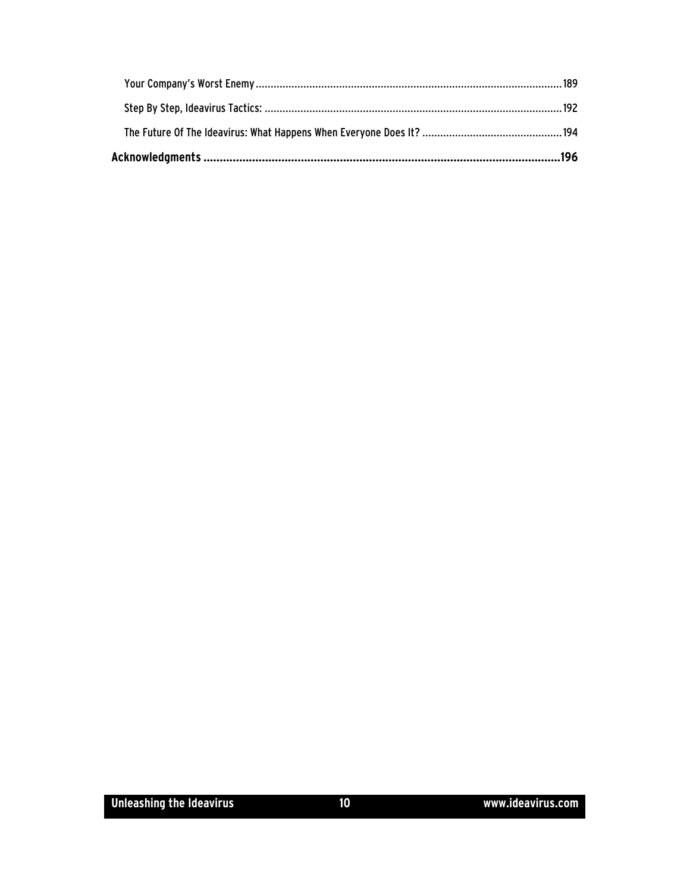Your Company's Worst Enemy ........................................................................................................ 189

Step By Step, Ideavirus Tactics: ...................................................................................................... 192

The Future Of The Ideavirus: What Happens When Everyone Does It? ................................................ 194

**Acknowledgments ............................................................................................................... 196**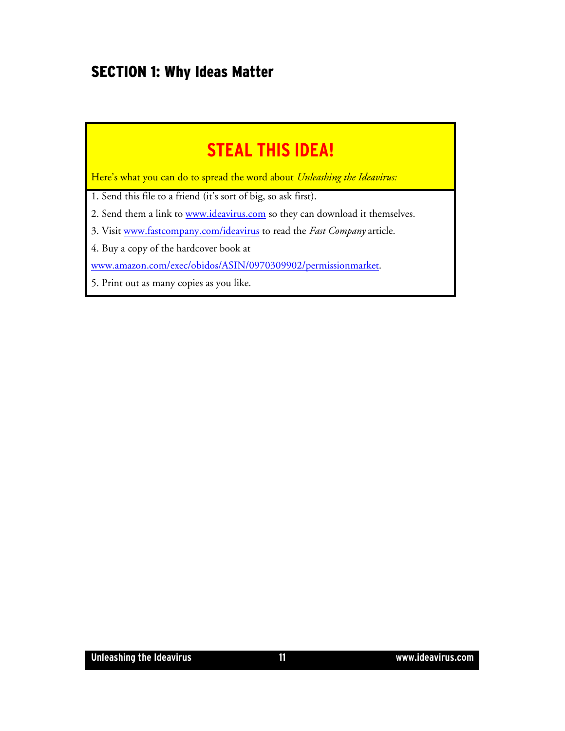## SECTION 1: Why Ideas Matter

### STEAL THIS IDEA!

Here's what you can do to spread the word about *Unleashing the Ideavirus:*

1. Send this file to a friend (it's sort of big, so ask first).
2. Send them a link to www.ideavirus.com so they can download it themselves.
3. Visit www.fastcompany.com/ideavirus to read the *Fast Company* article.
4. Buy a copy of the hardcover book at www.amazon.com/exec/obidos/ASIN/0970309902/permissionmarket.
5. Print out as many copies as you like.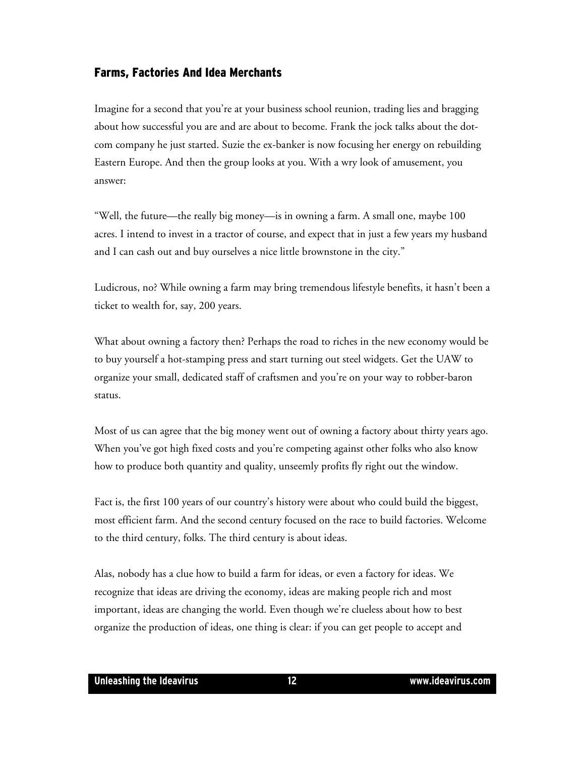## Farms, Factories And Idea Merchants

Imagine for a second that you're at your business school reunion, trading lies and bragging about how successful you are and are about to become. Frank the jock talks about the dot-com company he just started. Suzie the ex-banker is now focusing her energy on rebuilding Eastern Europe. And then the group looks at you. With a wry look of amusement, you answer:

"Well, the future—the really big money—is in owning a farm. A small one, maybe 100 acres. I intend to invest in a tractor of course, and expect that in just a few years my husband and I can cash out and buy ourselves a nice little brownstone in the city."

Ludicrous, no? While owning a farm may bring tremendous lifestyle benefits, it hasn't been a ticket to wealth for, say, 200 years.

What about owning a factory then? Perhaps the road to riches in the new economy would be to buy yourself a hot-stamping press and start turning out steel widgets. Get the UAW to organize your small, dedicated staff of craftsmen and you're on your way to robber-baron status.

Most of us can agree that the big money went out of owning a factory about thirty years ago. When you've got high fixed costs and you're competing against other folks who also know how to produce both quantity and quality, unseemly profits fly right out the window.

Fact is, the first 100 years of our country's history were about who could build the biggest, most efficient farm. And the second century focused on the race to build factories. Welcome to the third century, folks. The third century is about ideas.

Alas, nobody has a clue how to build a farm for ideas, or even a factory for ideas. We recognize that ideas are driving the economy, ideas are making people rich and most important, ideas are changing the world. Even though we're clueless about how to best organize the production of ideas, one thing is clear: if you can get people to accept and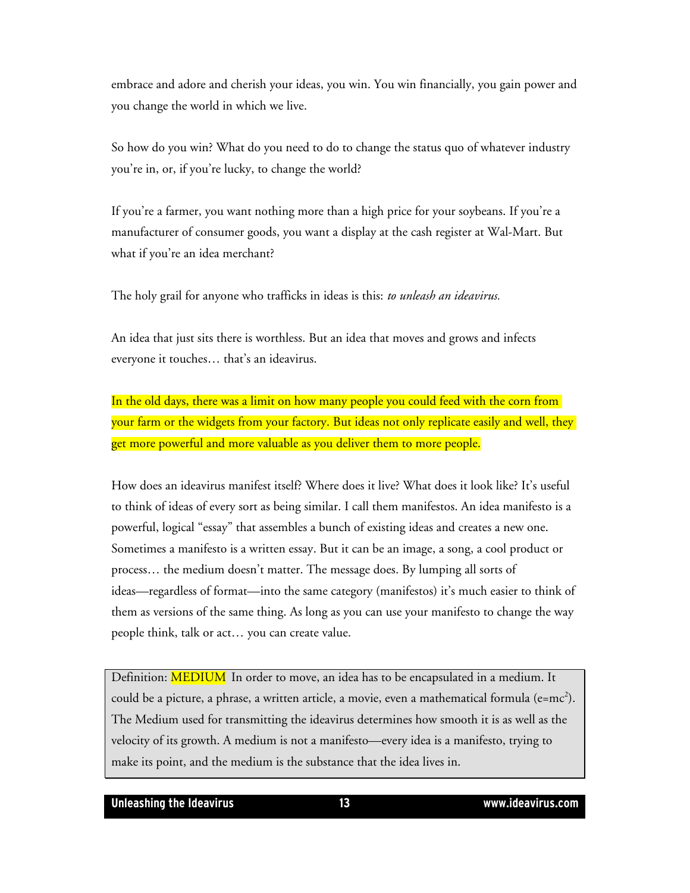embrace and adore and cherish your ideas, you win. You win financially, you gain power and you change the world in which we live.

So how do you win? What do you need to do to change the status quo of whatever industry you're in, or, if you're lucky, to change the world?

If you're a farmer, you want nothing more than a high price for your soybeans. If you're a manufacturer of consumer goods, you want a display at the cash register at Wal-Mart. But what if you're an idea merchant?

The holy grail for anyone who trafficks in ideas is this: *to unleash an ideavirus.*

An idea that just sits there is worthless. But an idea that moves and grows and infects everyone it touches… that's an ideavirus.

In the old days, there was a limit on how many people you could feed with the corn from your farm or the widgets from your factory. But ideas not only replicate easily and well, they get more powerful and more valuable as you deliver them to more people.

How does an ideavirus manifest itself? Where does it live? What does it look like? It's useful to think of ideas of every sort as being similar. I call them manifestos. An idea manifesto is a powerful, logical "essay" that assembles a bunch of existing ideas and creates a new one. Sometimes a manifesto is a written essay. But it can be an image, a song, a cool product or process… the medium doesn't matter. The message does. By lumping all sorts of ideas—regardless of format—into the same category (manifestos) it's much easier to think of them as versions of the same thing. As long as you can use your manifesto to change the way people think, talk or act… you can create value.

> Definition: MEDIUM In order to move, an idea has to be encapsulated in a medium. It could be a picture, a phrase, a written article, a movie, even a mathematical formula ($e=mc^2$). The Medium used for transmitting the ideavirus determines how smooth it is as well as the velocity of its growth. A medium is not a manifesto—every idea is a manifesto, trying to make its point, and the medium is the substance that the idea lives in.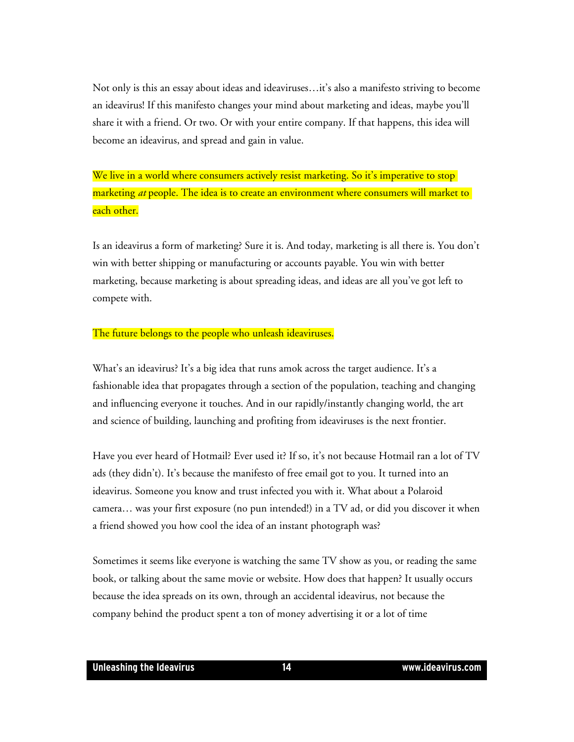Not only is this an essay about ideas and ideaviruses…it's also a manifesto striving to become an ideavirus! If this manifesto changes your mind about marketing and ideas, maybe you'll share it with a friend. Or two. Or with your entire company. If that happens, this idea will become an ideavirus, and spread and gain in value.

We live in a world where consumers actively resist marketing. So it's imperative to stop marketing *at* people. The idea is to create an environment where consumers will market to each other.

Is an ideavirus a form of marketing? Sure it is. And today, marketing is all there is. You don't win with better shipping or manufacturing or accounts payable. You win with better marketing, because marketing is about spreading ideas, and ideas are all you've got left to compete with.

The future belongs to the people who unleash ideaviruses.

What's an ideavirus? It's a big idea that runs amok across the target audience. It's a fashionable idea that propagates through a section of the population, teaching and changing and influencing everyone it touches. And in our rapidly/instantly changing world, the art and science of building, launching and profiting from ideaviruses is the next frontier.

Have you ever heard of Hotmail? Ever used it? If so, it's not because Hotmail ran a lot of TV ads (they didn't). It's because the manifesto of free email got to you. It turned into an ideavirus. Someone you know and trust infected you with it. What about a Polaroid camera… was your first exposure (no pun intended!) in a TV ad, or did you discover it when a friend showed you how cool the idea of an instant photograph was?

Sometimes it seems like everyone is watching the same TV show as you, or reading the same book, or talking about the same movie or website. How does that happen? It usually occurs because the idea spreads on its own, through an accidental ideavirus, not because the company behind the product spent a ton of money advertising it or a lot of time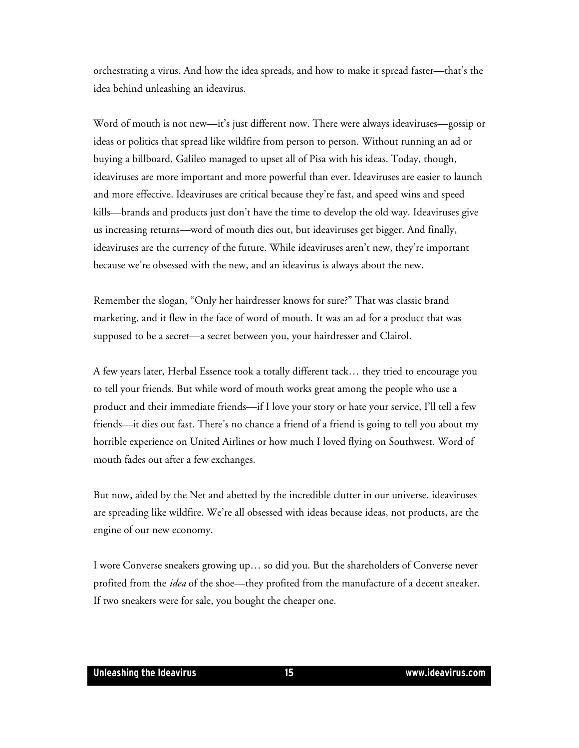orchestrating a virus. And how the idea spreads, and how to make it spread faster—that's the idea behind unleashing an ideavirus.

Word of mouth is not new—it's just different now. There were always ideaviruses—gossip or ideas or politics that spread like wildfire from person to person. Without running an ad or buying a billboard, Galileo managed to upset all of Pisa with his ideas. Today, though, ideaviruses are more important and more powerful than ever. Ideaviruses are easier to launch and more effective. Ideaviruses are critical because they're fast, and speed wins and speed kills—brands and products just don't have the time to develop the old way. Ideaviruses give us increasing returns—word of mouth dies out, but ideaviruses get bigger. And finally, ideaviruses are the currency of the future. While ideaviruses aren't new, they're important because we're obsessed with the new, and an ideavirus is always about the new.

Remember the slogan, "Only her hairdresser knows for sure?" That was classic brand marketing, and it flew in the face of word of mouth. It was an ad for a product that was supposed to be a secret—a secret between you, your hairdresser and Clairol.

A few years later, Herbal Essence took a totally different tack… they tried to encourage you to tell your friends. But while word of mouth works great among the people who use a product and their immediate friends—if I love your story or hate your service, I'll tell a few friends—it dies out fast. There's no chance a friend of a friend is going to tell you about my horrible experience on United Airlines or how much I loved flying on Southwest. Word of mouth fades out after a few exchanges.

But now, aided by the Net and abetted by the incredible clutter in our universe, ideaviruses are spreading like wildfire. We're all obsessed with ideas because ideas, not products, are the engine of our new economy.

I wore Converse sneakers growing up… so did you. But the shareholders of Converse never profited from the *idea* of the shoe—they profited from the manufacture of a decent sneaker. If two sneakers were for sale, you bought the cheaper one.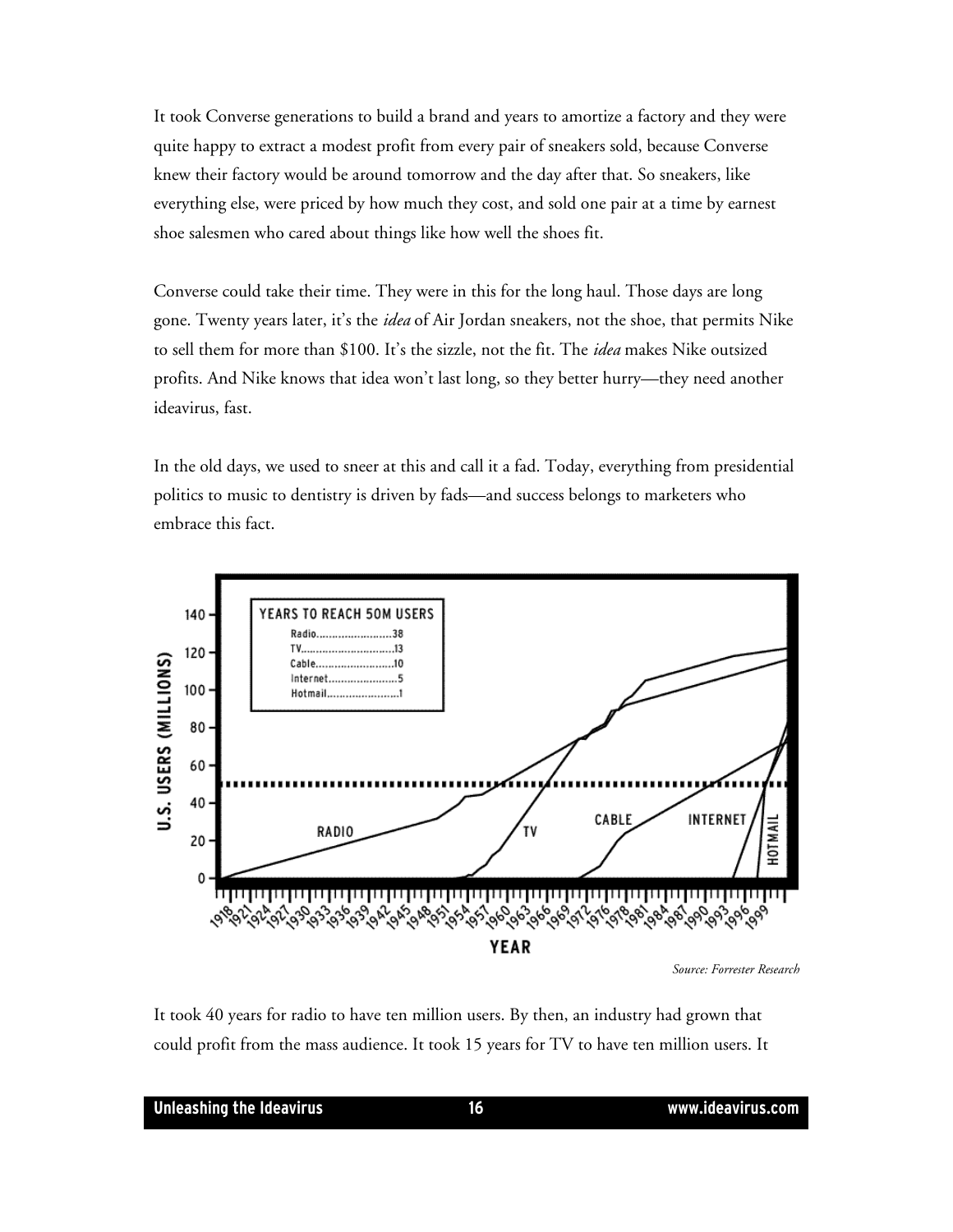It took Converse generations to build a brand and years to amortize a factory and they were quite happy to extract a modest profit from every pair of sneakers sold, because Converse knew their factory would be around tomorrow and the day after that. So sneakers, like everything else, were priced by how much they cost, and sold one pair at a time by earnest shoe salesmen who cared about things like how well the shoes fit.

Converse could take their time. They were in this for the long haul. Those days are long gone. Twenty years later, it's the *idea* of Air Jordan sneakers, not the shoe, that permits Nike to sell them for more than $100. It's the sizzle, not the fit. The *idea* makes Nike outsized profits. And Nike knows that idea won't last long, so they better hurry—they need another ideavirus, fast.

In the old days, we used to sneer at this and call it a fad. Today, everything from presidential politics to music to dentistry is driven by fads—and success belongs to marketers who embrace this fact.

*Source: Forrester Research*

It took 40 years for radio to have ten million users. By then, an industry had grown that could profit from the mass audience. It took 15 years for TV to have ten million users. It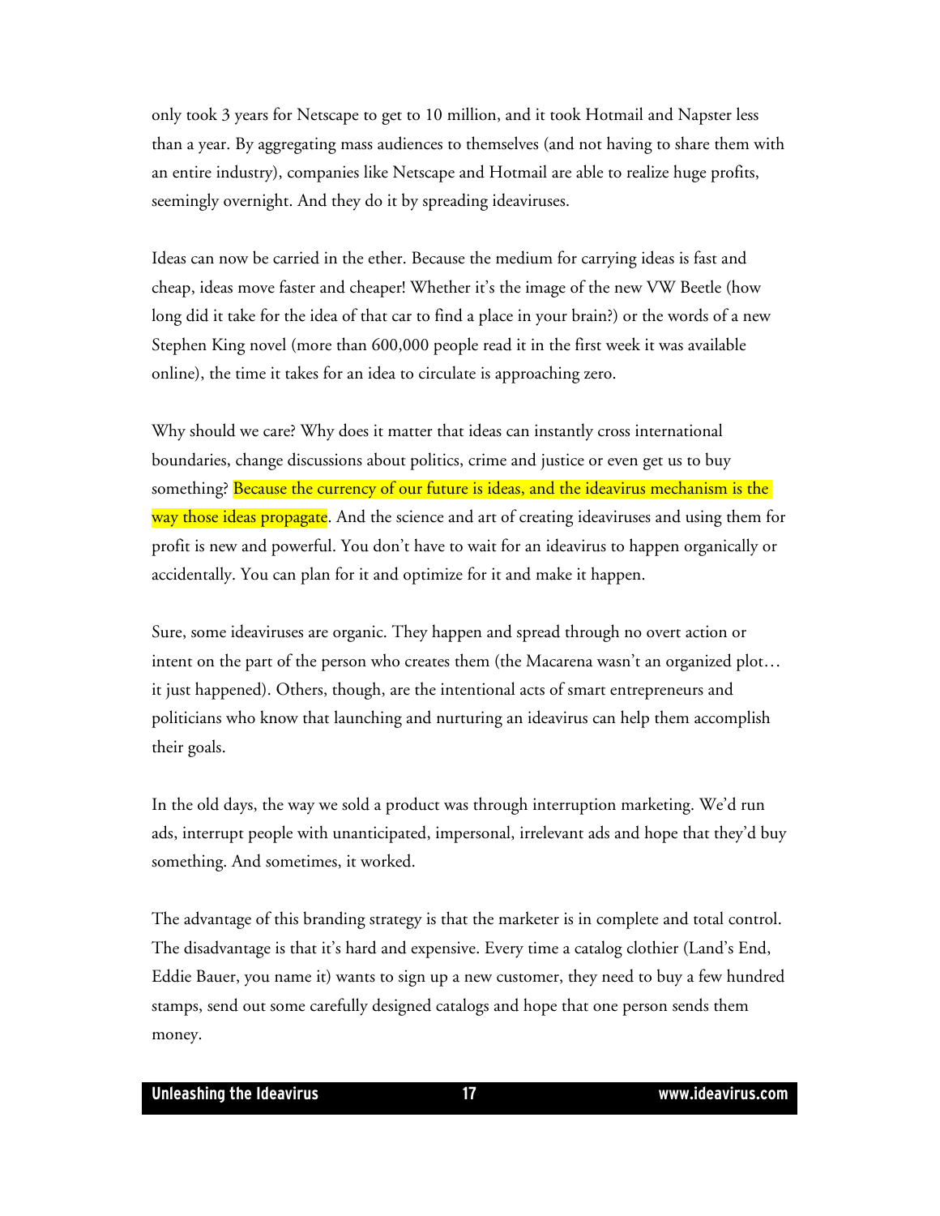only took 3 years for Netscape to get to 10 million, and it took Hotmail and Napster less than a year. By aggregating mass audiences to themselves (and not having to share them with an entire industry), companies like Netscape and Hotmail are able to realize huge profits, seemingly overnight. And they do it by spreading ideaviruses.

Ideas can now be carried in the ether. Because the medium for carrying ideas is fast and cheap, ideas move faster and cheaper! Whether it's the image of the new VW Beetle (how long did it take for the idea of that car to find a place in your brain?) or the words of a new Stephen King novel (more than 600,000 people read it in the first week it was available online), the time it takes for an idea to circulate is approaching zero.

Why should we care? Why does it matter that ideas can instantly cross international boundaries, change discussions about politics, crime and justice or even get us to buy something? Because the currency of our future is ideas, and the ideavirus mechanism is the way those ideas propagate. And the science and art of creating ideaviruses and using them for profit is new and powerful. You don't have to wait for an ideavirus to happen organically or accidentally. You can plan for it and optimize for it and make it happen.

Sure, some ideaviruses are organic. They happen and spread through no overt action or intent on the part of the person who creates them (the Macarena wasn't an organized plot… it just happened). Others, though, are the intentional acts of smart entrepreneurs and politicians who know that launching and nurturing an ideavirus can help them accomplish their goals.

In the old days, the way we sold a product was through interruption marketing. We'd run ads, interrupt people with unanticipated, impersonal, irrelevant ads and hope that they'd buy something. And sometimes, it worked.

The advantage of this branding strategy is that the marketer is in complete and total control. The disadvantage is that it's hard and expensive. Every time a catalog clothier (Land's End, Eddie Bauer, you name it) wants to sign up a new customer, they need to buy a few hundred stamps, send out some carefully designed catalogs and hope that one person sends them money.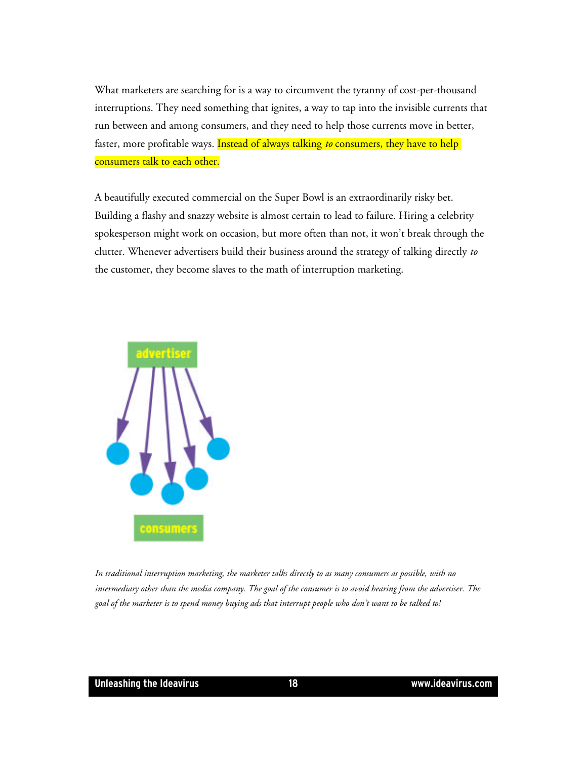What marketers are searching for is a way to circumvent the tyranny of cost-per-thousand interruptions. They need something that ignites, a way to tap into the invisible currents that run between and among consumers, and they need to help those currents move in better, faster, more profitable ways. Instead of always talking *to* consumers, they have to help consumers talk to each other.

A beautifully executed commercial on the Super Bowl is an extraordinarily risky bet. Building a flashy and snazzy website is almost certain to lead to failure. Hiring a celebrity spokesperson might work on occasion, but more often than not, it won't break through the clutter. Whenever advertisers build their business around the strategy of talking directly *to* the customer, they become slaves to the math of interruption marketing.

advertiser

consumers

*In traditional interruption marketing, the marketer talks directly to as many consumers as possible, with no intermediary other than the media company. The goal of the consumer is to avoid hearing from the advertiser. The goal of the marketer is to spend money buying ads that interrupt people who don't want to be talked to!*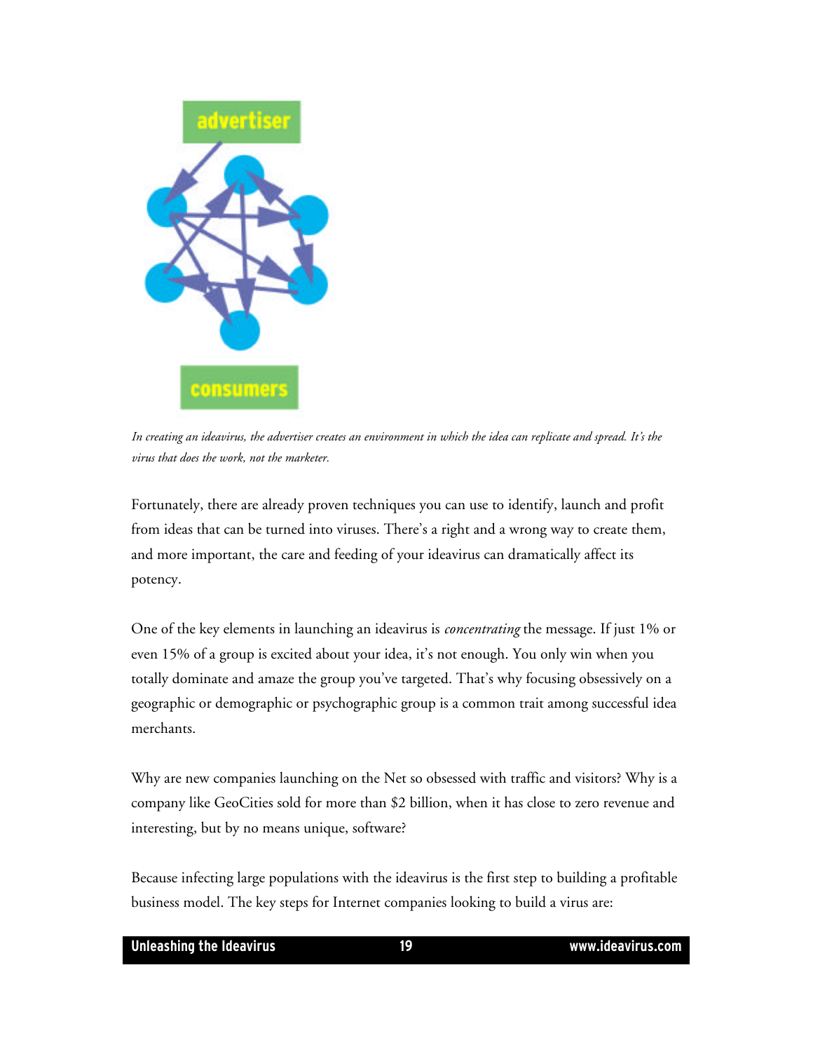advertiser

consumers

*In creating an ideavirus, the advertiser creates an environment in which the idea can replicate and spread. It's the virus that does the work, not the marketer.*

Fortunately, there are already proven techniques you can use to identify, launch and profit from ideas that can be turned into viruses. There's a right and a wrong way to create them, and more important, the care and feeding of your ideavirus can dramatically affect its potency.

One of the key elements in launching an ideavirus is *concentrating* the message. If just 1% or even 15% of a group is excited about your idea, it's not enough. You only win when you totally dominate and amaze the group you've targeted. That's why focusing obsessively on a geographic or demographic or psychographic group is a common trait among successful idea merchants.

Why are new companies launching on the Net so obsessed with traffic and visitors? Why is a company like GeoCities sold for more than $2 billion, when it has close to zero revenue and interesting, but by no means unique, software?

Because infecting large populations with the ideavirus is the first step to building a profitable business model. The key steps for Internet companies looking to build a virus are: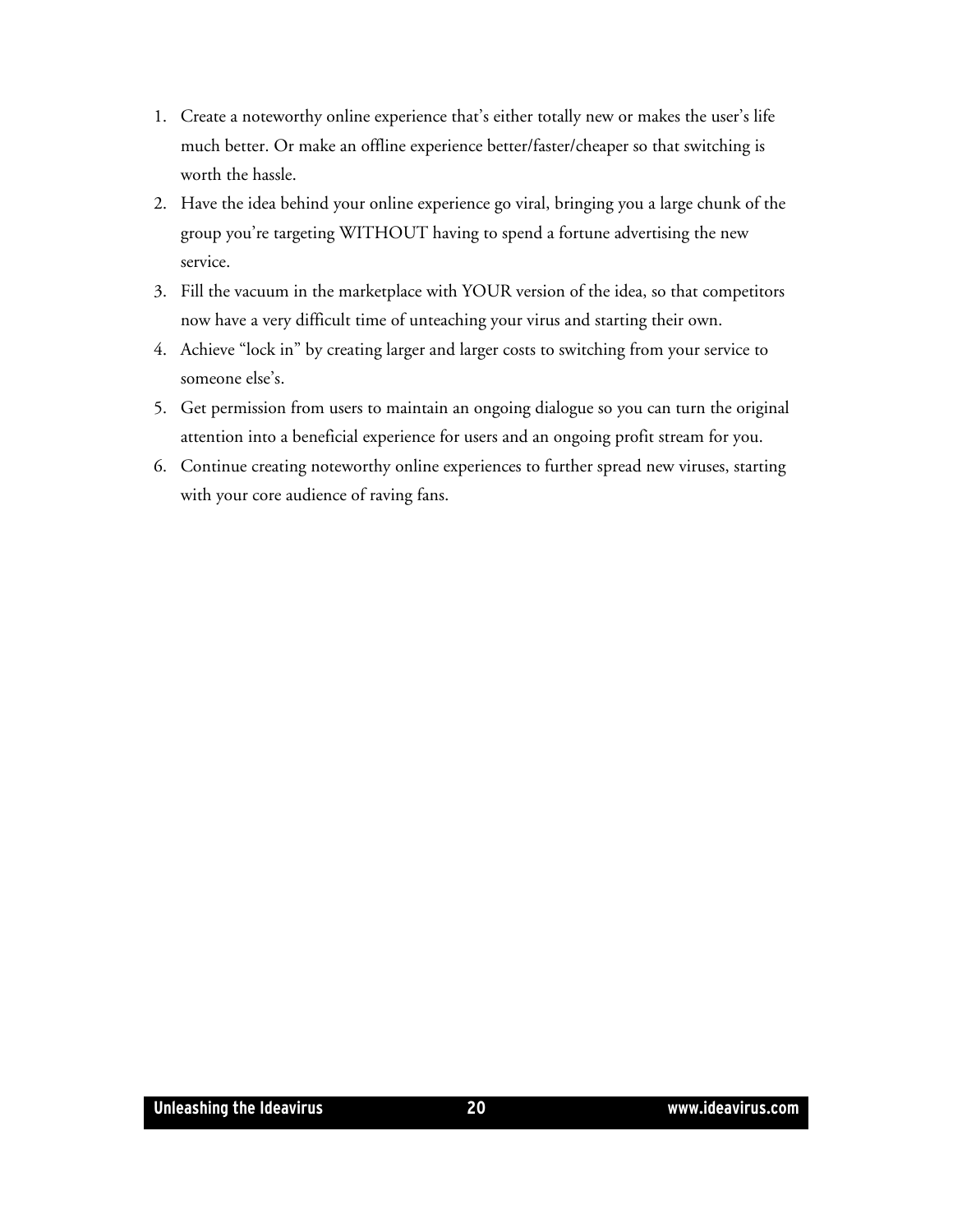1. Create a noteworthy online experience that's either totally new or makes the user's life much better. Or make an offline experience better/faster/cheaper so that switching is worth the hassle.
2. Have the idea behind your online experience go viral, bringing you a large chunk of the group you're targeting WITHOUT having to spend a fortune advertising the new service.
3. Fill the vacuum in the marketplace with YOUR version of the idea, so that competitors now have a very difficult time of unteaching your virus and starting their own.
4. Achieve "lock in" by creating larger and larger costs to switching from your service to someone else's.
5. Get permission from users to maintain an ongoing dialogue so you can turn the original attention into a beneficial experience for users and an ongoing profit stream for you.
6. Continue creating noteworthy online experiences to further spread new viruses, starting with your core audience of raving fans.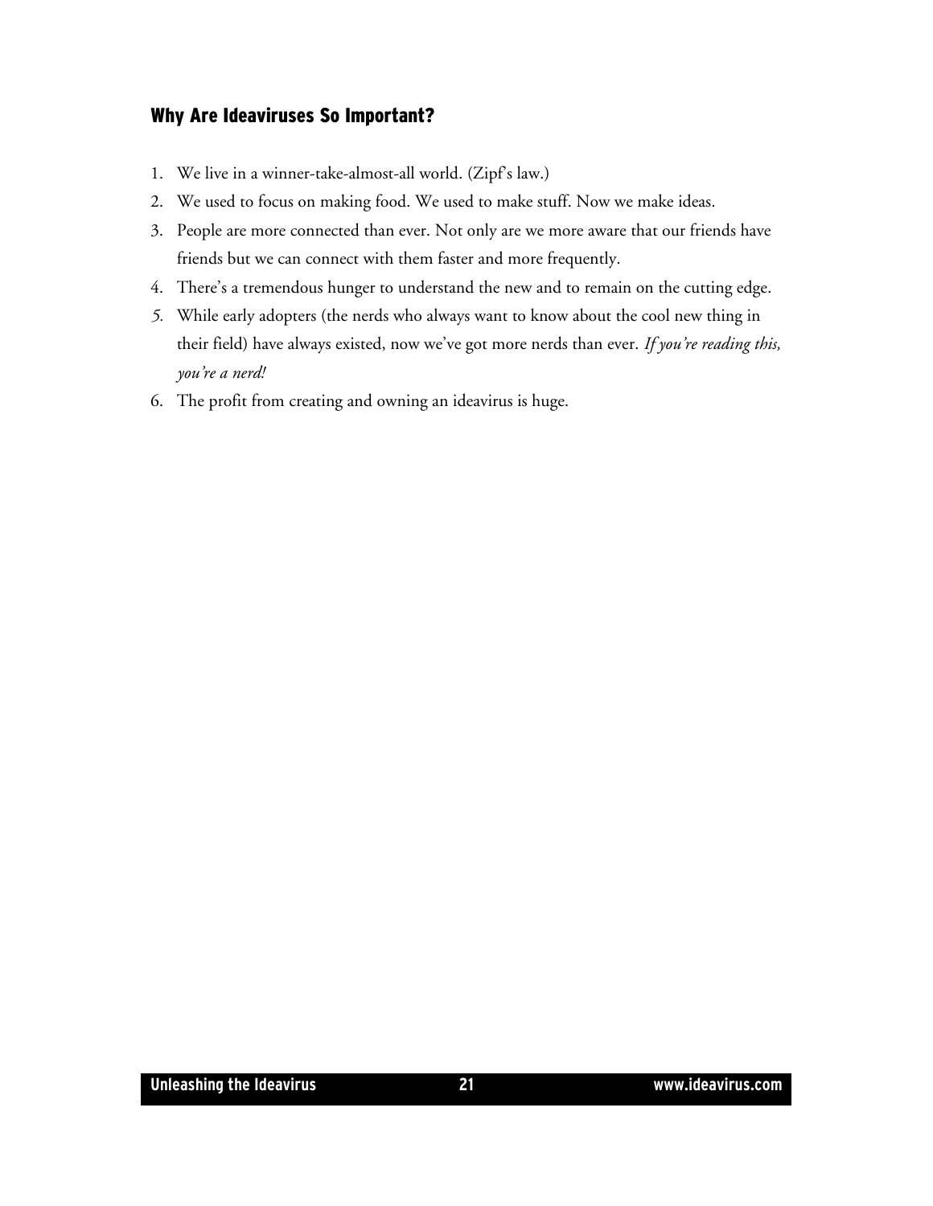## Why Are Ideaviruses So Important?

1. We live in a winner-take-almost-all world. (Zipf's law.)
2. We used to focus on making food. We used to make stuff. Now we make ideas.
3. People are more connected than ever. Not only are we more aware that our friends have friends but we can connect with them faster and more frequently.
4. There's a tremendous hunger to understand the new and to remain on the cutting edge.
5. While early adopters (the nerds who always want to know about the cool new thing in their field) have always existed, now we've got more nerds than ever. *If you're reading this, you're a nerd!*
6. The profit from creating and owning an ideavirus is huge.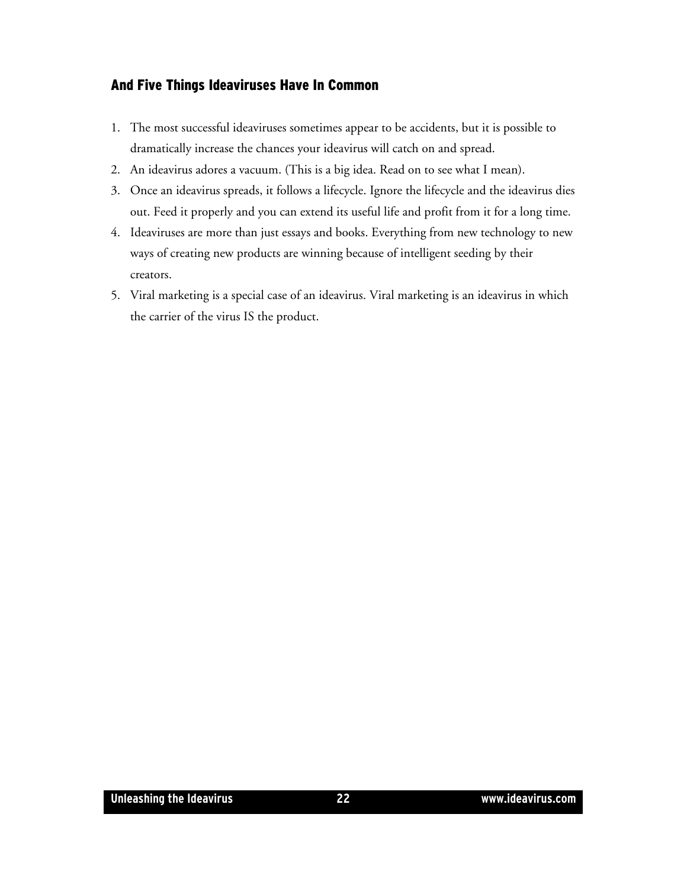### And Five Things Ideaviruses Have In Common

1. The most successful ideaviruses sometimes appear to be accidents, but it is possible to dramatically increase the chances your ideavirus will catch on and spread.
2. An ideavirus adores a vacuum. (This is a big idea. Read on to see what I mean).
3. Once an ideavirus spreads, it follows a lifecycle. Ignore the lifecycle and the ideavirus dies out. Feed it properly and you can extend its useful life and profit from it for a long time.
4. Ideaviruses are more than just essays and books. Everything from new technology to new ways of creating new products are winning because of intelligent seeding by their creators.
5. Viral marketing is a special case of an ideavirus. Viral marketing is an ideavirus in which the carrier of the virus IS the product.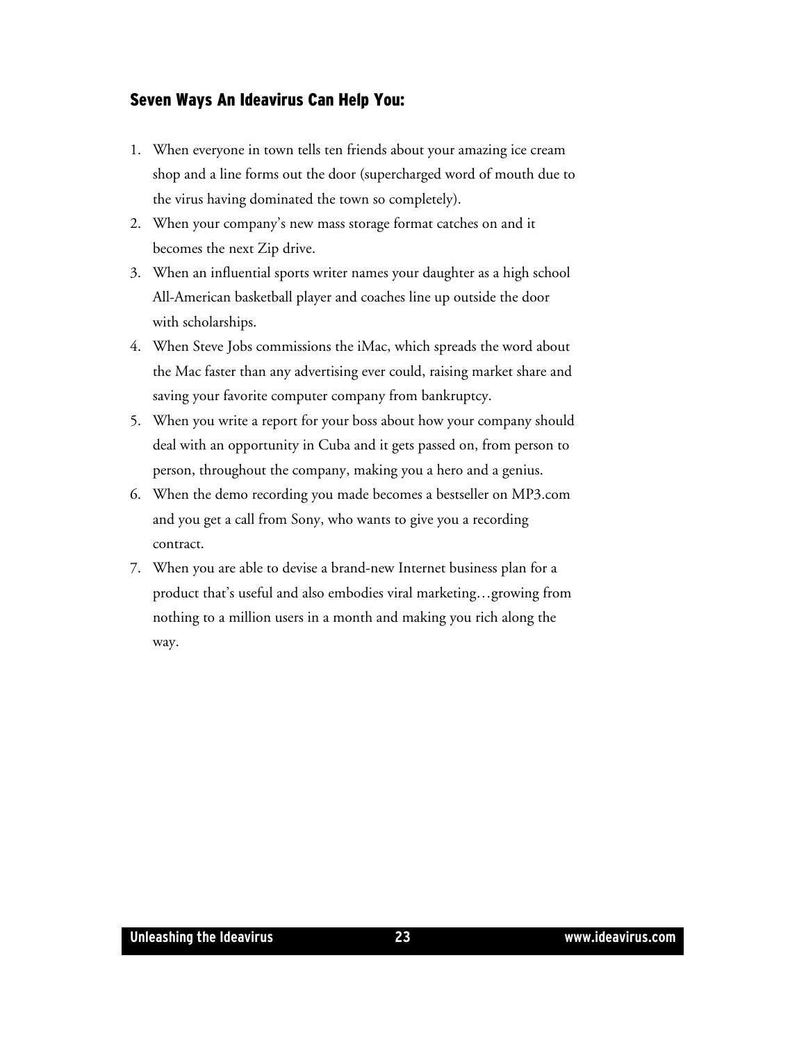### Seven Ways An Ideavirus Can Help You:

1. When everyone in town tells ten friends about your amazing ice cream shop and a line forms out the door (supercharged word of mouth due to the virus having dominated the town so completely).
2. When your company's new mass storage format catches on and it becomes the next Zip drive.
3. When an influential sports writer names your daughter as a high school All-American basketball player and coaches line up outside the door with scholarships.
4. When Steve Jobs commissions the iMac, which spreads the word about the Mac faster than any advertising ever could, raising market share and saving your favorite computer company from bankruptcy.
5. When you write a report for your boss about how your company should deal with an opportunity in Cuba and it gets passed on, from person to person, throughout the company, making you a hero and a genius.
6. When the demo recording you made becomes a bestseller on MP3.com and you get a call from Sony, who wants to give you a recording contract.
7. When you are able to devise a brand-new Internet business plan for a product that's useful and also embodies viral marketing…growing from nothing to a million users in a month and making you rich along the way.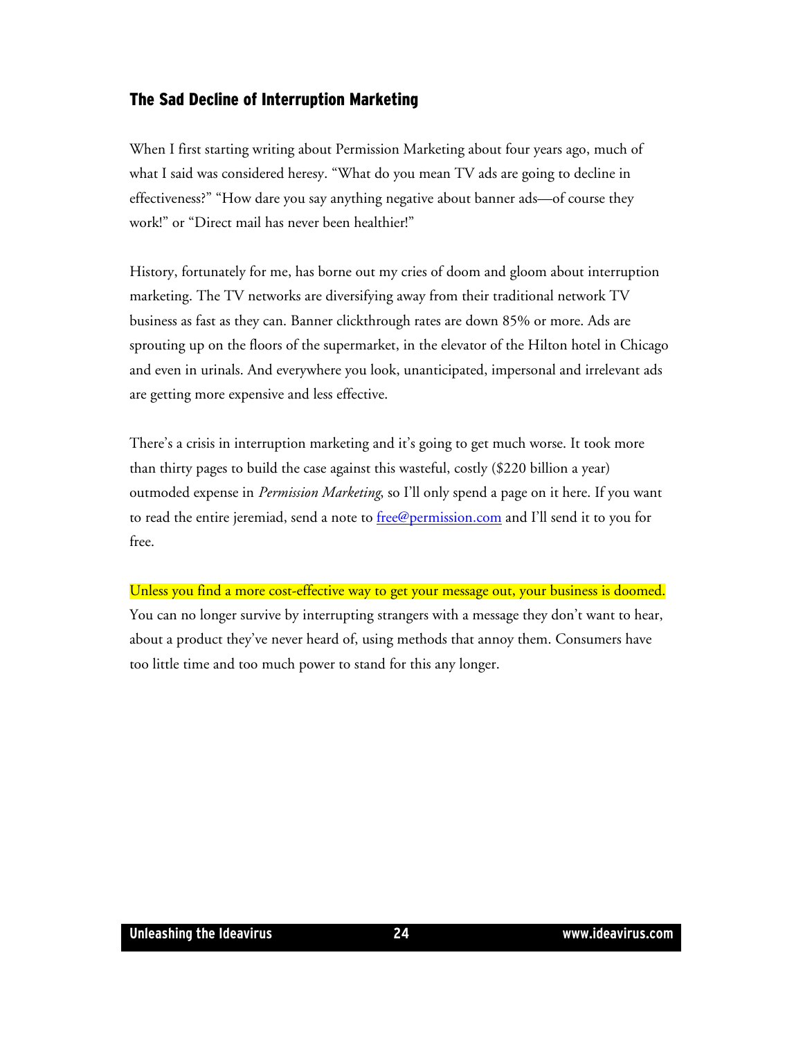## The Sad Decline of Interruption Marketing

When I first starting writing about Permission Marketing about four years ago, much of what I said was considered heresy. “What do you mean TV ads are going to decline in effectiveness?” “How dare you say anything negative about banner ads—of course they work!” or “Direct mail has never been healthier!”

History, fortunately for me, has borne out my cries of doom and gloom about interruption marketing. The TV networks are diversifying away from their traditional network TV business as fast as they can. Banner clickthrough rates are down 85% or more. Ads are sprouting up on the floors of the supermarket, in the elevator of the Hilton hotel in Chicago and even in urinals. And everywhere you look, unanticipated, impersonal and irrelevant ads are getting more expensive and less effective.

There’s a crisis in interruption marketing and it’s going to get much worse. It took more than thirty pages to build the case against this wasteful, costly ($220 billion a year) outmoded expense in *Permission Marketing*, so I’ll only spend a page on it here. If you want to read the entire jeremiad, send a note to [free@permission.com](mailto:free@permission.com) and I’ll send it to you for free.

Unless you find a more cost-effective way to get your message out, your business is doomed. You can no longer survive by interrupting strangers with a message they don’t want to hear, about a product they’ve never heard of, using methods that annoy them. Consumers have too little time and too much power to stand for this any longer.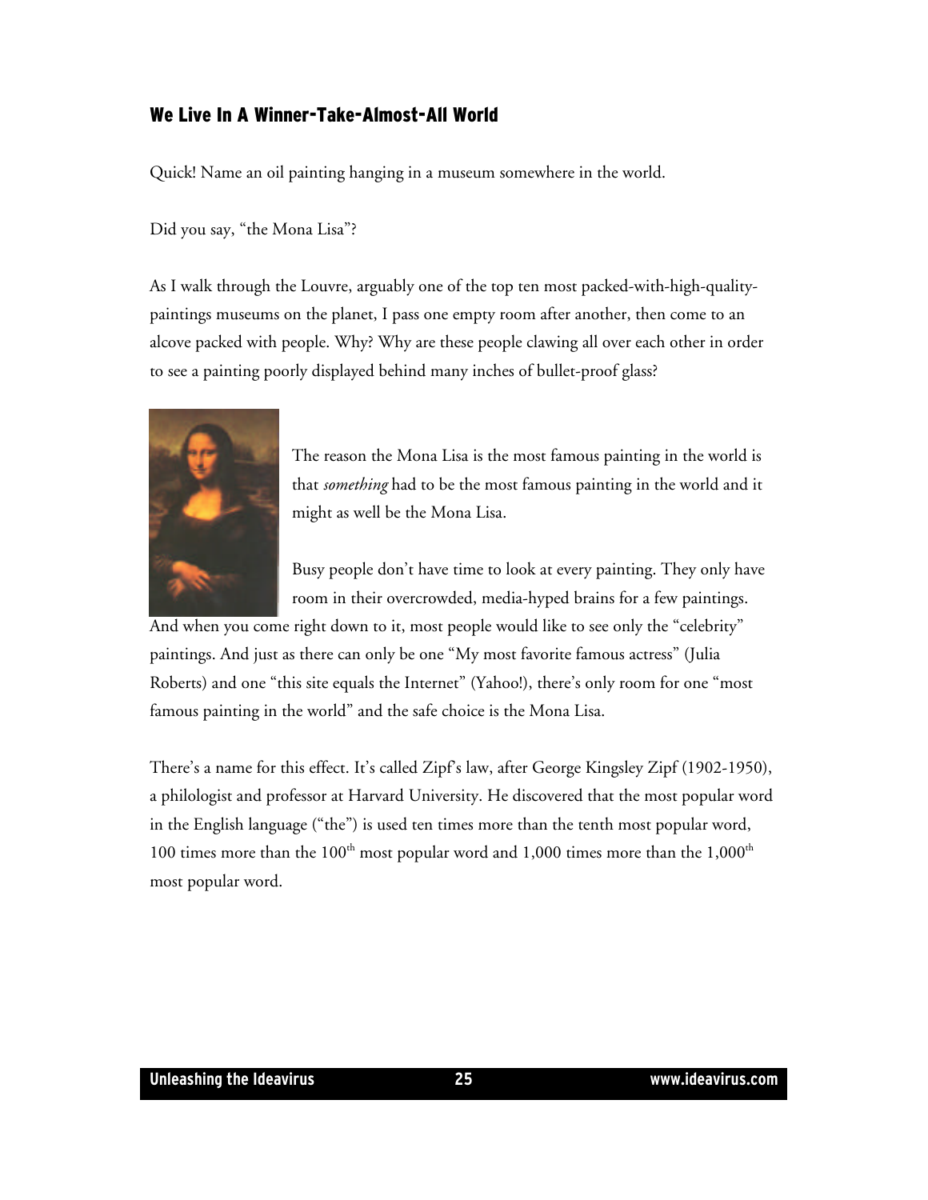## We Live In A Winner-Take-Almost-All World

Quick! Name an oil painting hanging in a museum somewhere in the world.

Did you say, "the Mona Lisa"?

As I walk through the Louvre, arguably one of the top ten most packed-with-high-quality-paintings museums on the planet, I pass one empty room after another, then come to an alcove packed with people. Why? Why are these people clawing all over each other in order to see a painting poorly displayed behind many inches of bullet-proof glass?

The reason the Mona Lisa is the most famous painting in the world is that *something* had to be the most famous painting in the world and it might as well be the Mona Lisa.

Busy people don't have time to look at every painting. They only have room in their overcrowded, media-hyped brains for a few paintings. And when you come right down to it, most people would like to see only the "celebrity" paintings. And just as there can only be one "My most favorite famous actress" (Julia Roberts) and one "this site equals the Internet" (Yahoo!), there's only room for one "most famous painting in the world" and the safe choice is the Mona Lisa.

There's a name for this effect. It's called Zipf's law, after George Kingsley Zipf (1902-1950), a philologist and professor at Harvard University. He discovered that the most popular word in the English language ("the") is used ten times more than the tenth most popular word, 100 times more than the 100th most popular word and 1,000 times more than the 1,000th most popular word.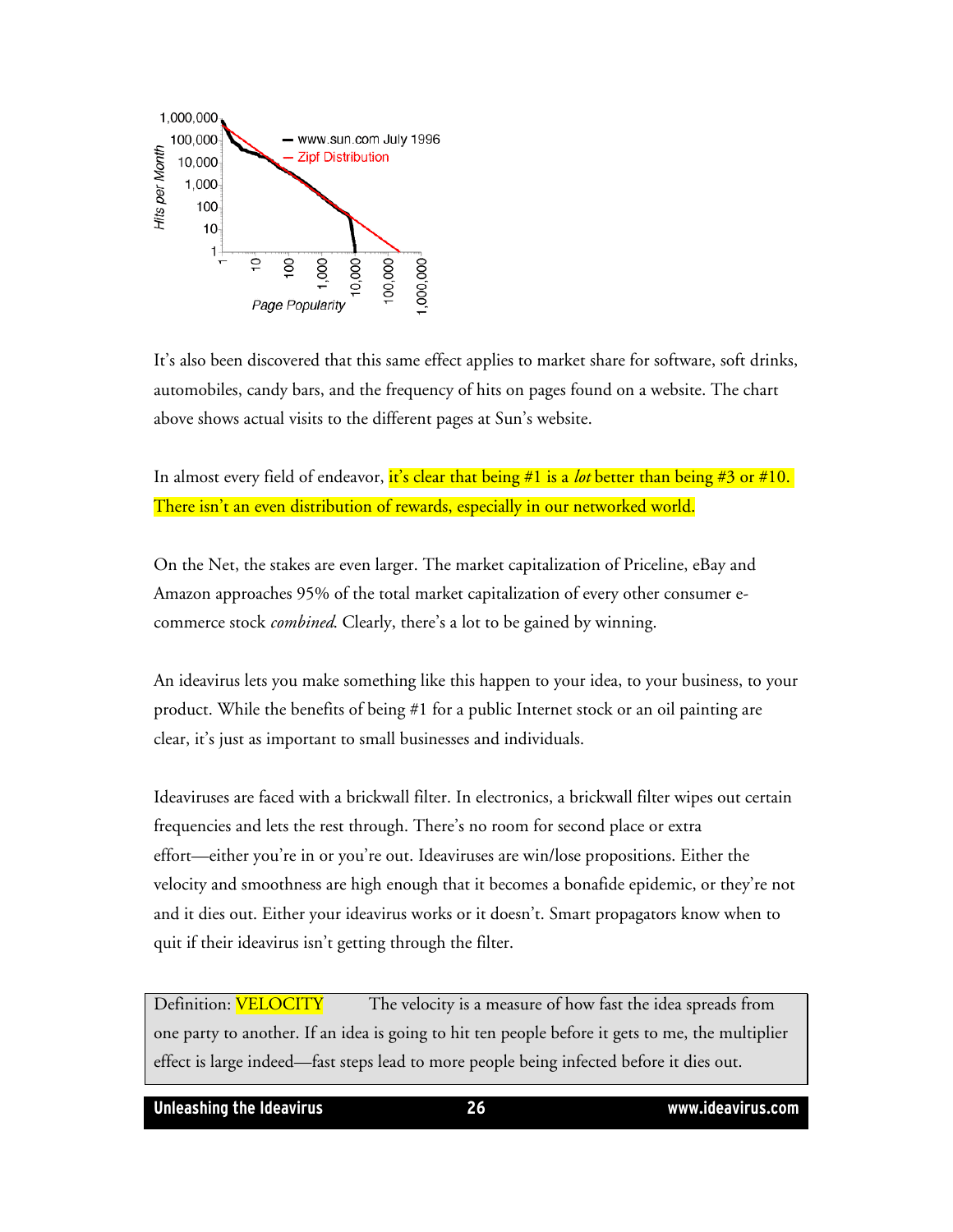It's also been discovered that this same effect applies to market share for software, soft drinks, automobiles, candy bars, and the frequency of hits on pages found on a website. The chart above shows actual visits to the different pages at Sun's website.

In almost every field of endeavor, it's clear that being #1 is a *lot* better than being #3 or #10. There isn't an even distribution of rewards, especially in our networked world.

On the Net, the stakes are even larger. The market capitalization of Priceline, eBay and Amazon approaches 95% of the total market capitalization of every other consumer e-commerce stock *combined*. Clearly, there's a lot to be gained by winning.

An ideavirus lets you make something like this happen to your idea, to your business, to your product. While the benefits of being #1 for a public Internet stock or an oil painting are clear, it's just as important to small businesses and individuals.

Ideaviruses are faced with a brickwall filter. In electronics, a brickwall filter wipes out certain frequencies and lets the rest through. There's no room for second place or extra effort—either you're in or you're out. Ideaviruses are win/lose propositions. Either the velocity and smoothness are high enough that it becomes a bonafide epidemic, or they're not and it dies out. Either your ideavirus works or it doesn't. Smart propagators know when to quit if their ideavirus isn't getting through the filter.

> Definition: VELOCITY The velocity is a measure of how fast the idea spreads from one party to another. If an idea is going to hit ten people before it gets to me, the multiplier effect is large indeed—fast steps lead to more people being infected before it dies out.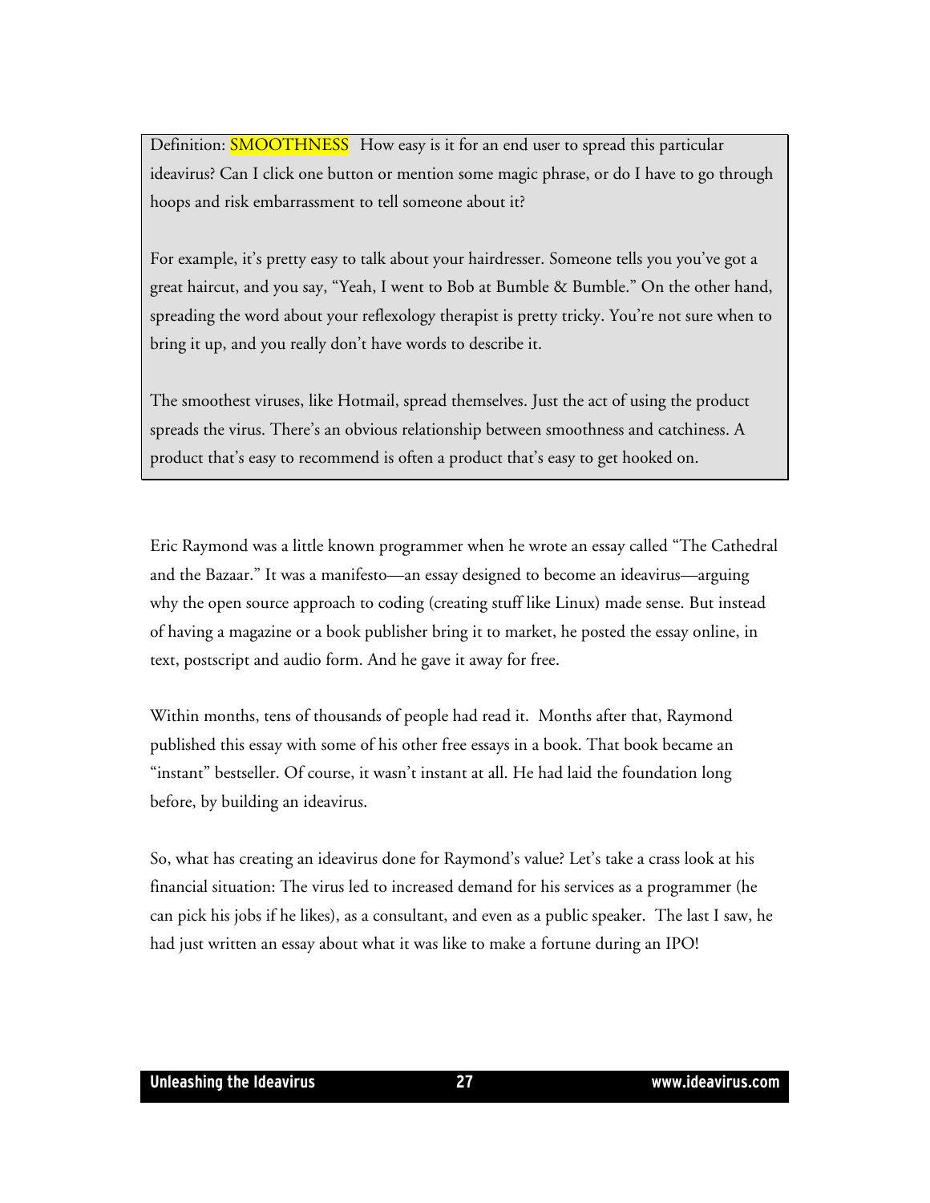Definition: **SMOOTHNESS** How easy is it for an end user to spread this particular ideavirus? Can I click one button or mention some magic phrase, or do I have to go through hoops and risk embarrassment to tell someone about it?

For example, it's pretty easy to talk about your hairdresser. Someone tells you you've got a great haircut, and you say, "Yeah, I went to Bob at Bumble & Bumble." On the other hand, spreading the word about your reflexology therapist is pretty tricky. You're not sure when to bring it up, and you really don't have words to describe it.

The smoothest viruses, like Hotmail, spread themselves. Just the act of using the product spreads the virus. There's an obvious relationship between smoothness and catchiness. A product that's easy to recommend is often a product that's easy to get hooked on.

Eric Raymond was a little known programmer when he wrote an essay called "The Cathedral and the Bazaar." It was a manifesto—an essay designed to become an ideavirus—arguing why the open source approach to coding (creating stuff like Linux) made sense. But instead of having a magazine or a book publisher bring it to market, he posted the essay online, in text, postscript and audio form. And he gave it away for free.

Within months, tens of thousands of people had read it. Months after that, Raymond published this essay with some of his other free essays in a book. That book became an "instant" bestseller. Of course, it wasn't instant at all. He had laid the foundation long before, by building an ideavirus.

So, what has creating an ideavirus done for Raymond's value? Let's take a crass look at his financial situation: The virus led to increased demand for his services as a programmer (he can pick his jobs if he likes), as a consultant, and even as a public speaker. The last I saw, he had just written an essay about what it was like to make a fortune during an IPO!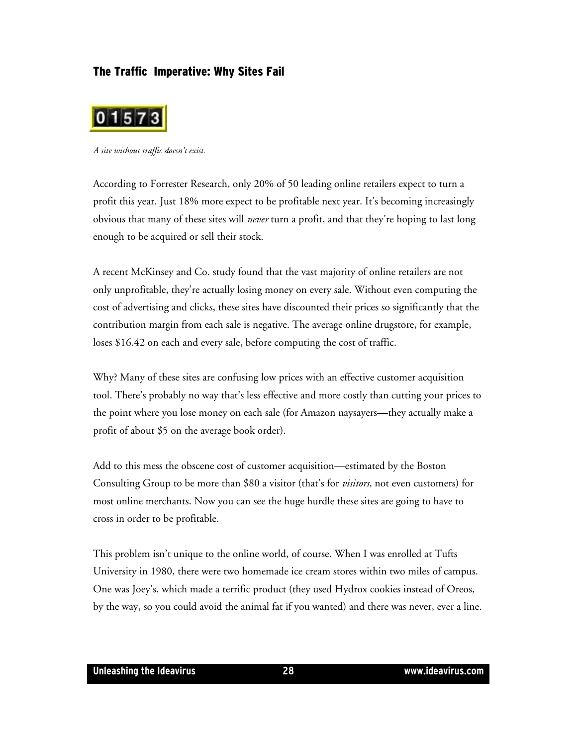## The Traffic Imperative: Why Sites Fail

*A site without traffic doesn't exist.*

According to Forrester Research, only 20% of 50 leading online retailers expect to turn a profit this year. Just 18% more expect to be profitable next year. It's becoming increasingly obvious that many of these sites will *never* turn a profit, and that they're hoping to last long enough to be acquired or sell their stock.

A recent McKinsey and Co. study found that the vast majority of online retailers are not only unprofitable, they're actually losing money on every sale. Without even computing the cost of advertising and clicks, these sites have discounted their prices so significantly that the contribution margin from each sale is negative. The average online drugstore, for example, loses $16.42 on each and every sale, before computing the cost of traffic.

Why? Many of these sites are confusing low prices with an effective customer acquisition tool. There's probably no way that's less effective and more costly than cutting your prices to the point where you lose money on each sale (for Amazon naysayers—they actually make a profit of about $5 on the average book order).

Add to this mess the obscene cost of customer acquisition—estimated by the Boston Consulting Group to be more than $80 a visitor (that's for *visitors,* not even customers) for most online merchants. Now you can see the huge hurdle these sites are going to have to cross in order to be profitable.

This problem isn't unique to the online world, of course. When I was enrolled at Tufts University in 1980, there were two homemade ice cream stores within two miles of campus. One was Joey's, which made a terrific product (they used Hydrox cookies instead of Oreos, by the way, so you could avoid the animal fat if you wanted) and there was never, ever a line.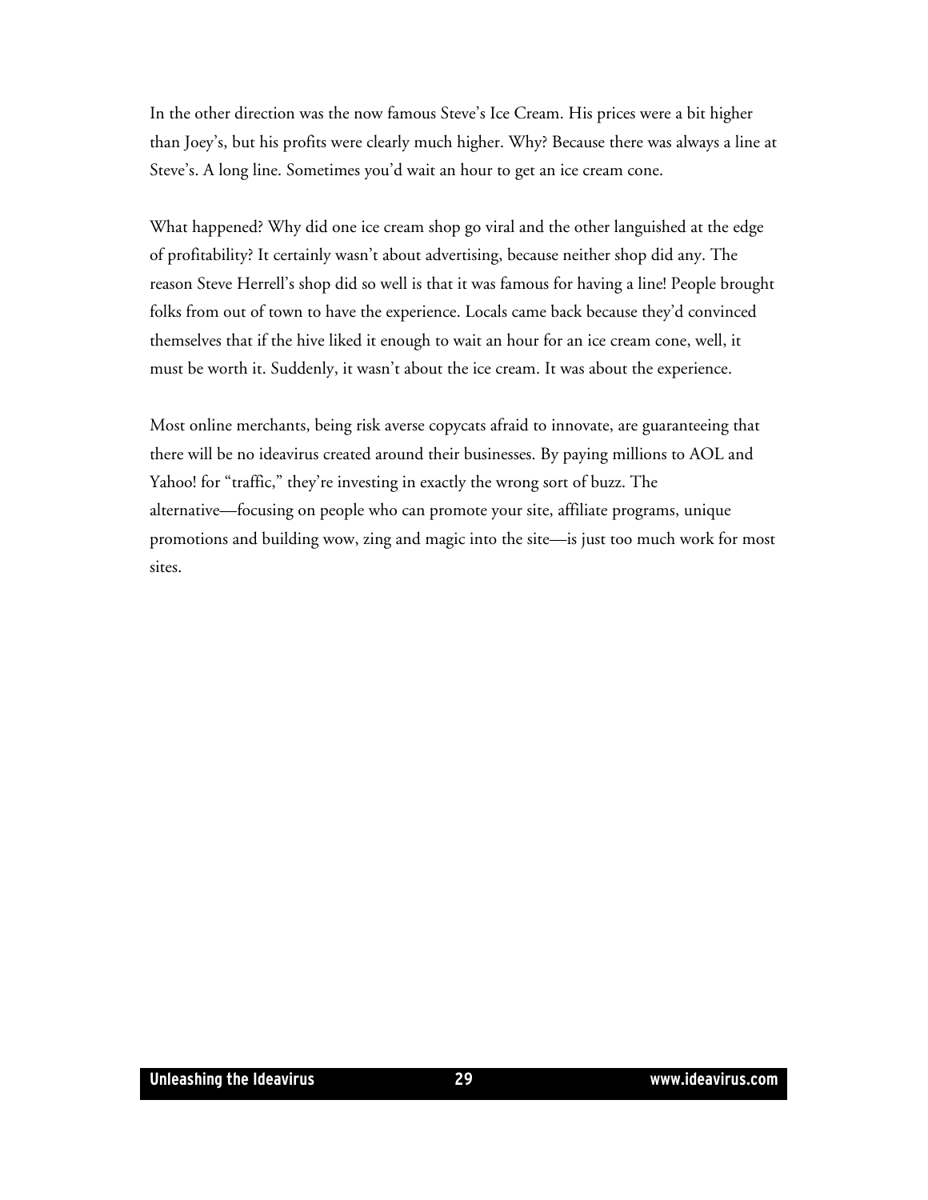In the other direction was the now famous Steve's Ice Cream. His prices were a bit higher than Joey's, but his profits were clearly much higher. Why? Because there was always a line at Steve's. A long line. Sometimes you'd wait an hour to get an ice cream cone.

What happened? Why did one ice cream shop go viral and the other languished at the edge of profitability? It certainly wasn't about advertising, because neither shop did any. The reason Steve Herrell's shop did so well is that it was famous for having a line! People brought folks from out of town to have the experience. Locals came back because they'd convinced themselves that if the hive liked it enough to wait an hour for an ice cream cone, well, it must be worth it. Suddenly, it wasn't about the ice cream. It was about the experience.

Most online merchants, being risk averse copycats afraid to innovate, are guaranteeing that there will be no ideavirus created around their businesses. By paying millions to AOL and Yahoo! for "traffic," they're investing in exactly the wrong sort of buzz. The alternative—focusing on people who can promote your site, affiliate programs, unique promotions and building wow, zing and magic into the site—is just too much work for most sites.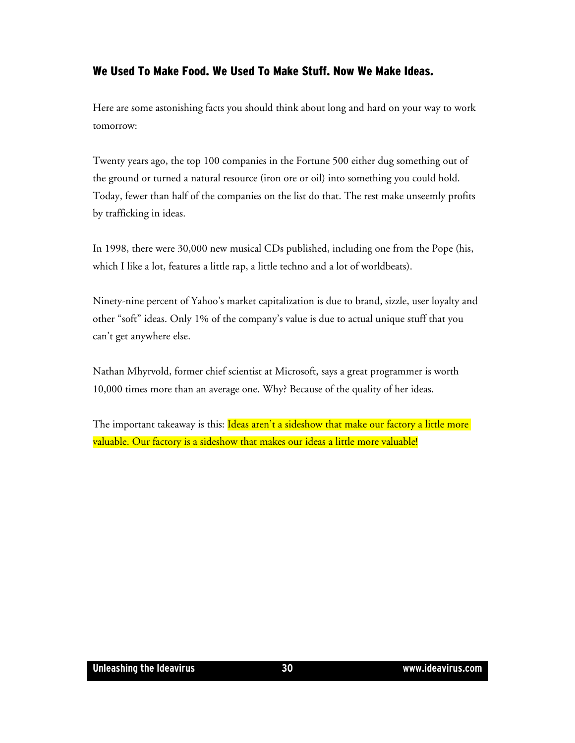## We Used To Make Food. We Used To Make Stuff. Now We Make Ideas.

Here are some astonishing facts you should think about long and hard on your way to work tomorrow:

Twenty years ago, the top 100 companies in the Fortune 500 either dug something out of the ground or turned a natural resource (iron ore or oil) into something you could hold. Today, fewer than half of the companies on the list do that. The rest make unseemly profits by trafficking in ideas.

In 1998, there were 30,000 new musical CDs published, including one from the Pope (his, which I like a lot, features a little rap, a little techno and a lot of worldbeats).

Ninety-nine percent of Yahoo's market capitalization is due to brand, sizzle, user loyalty and other "soft" ideas. Only 1% of the company's value is due to actual unique stuff that you can't get anywhere else.

Nathan Mhyrvold, former chief scientist at Microsoft, says a great programmer is worth 10,000 times more than an average one. Why? Because of the quality of her ideas.

The important takeaway is this: Ideas aren't a sideshow that make our factory a little more valuable. Our factory is a sideshow that makes our ideas a little more valuable!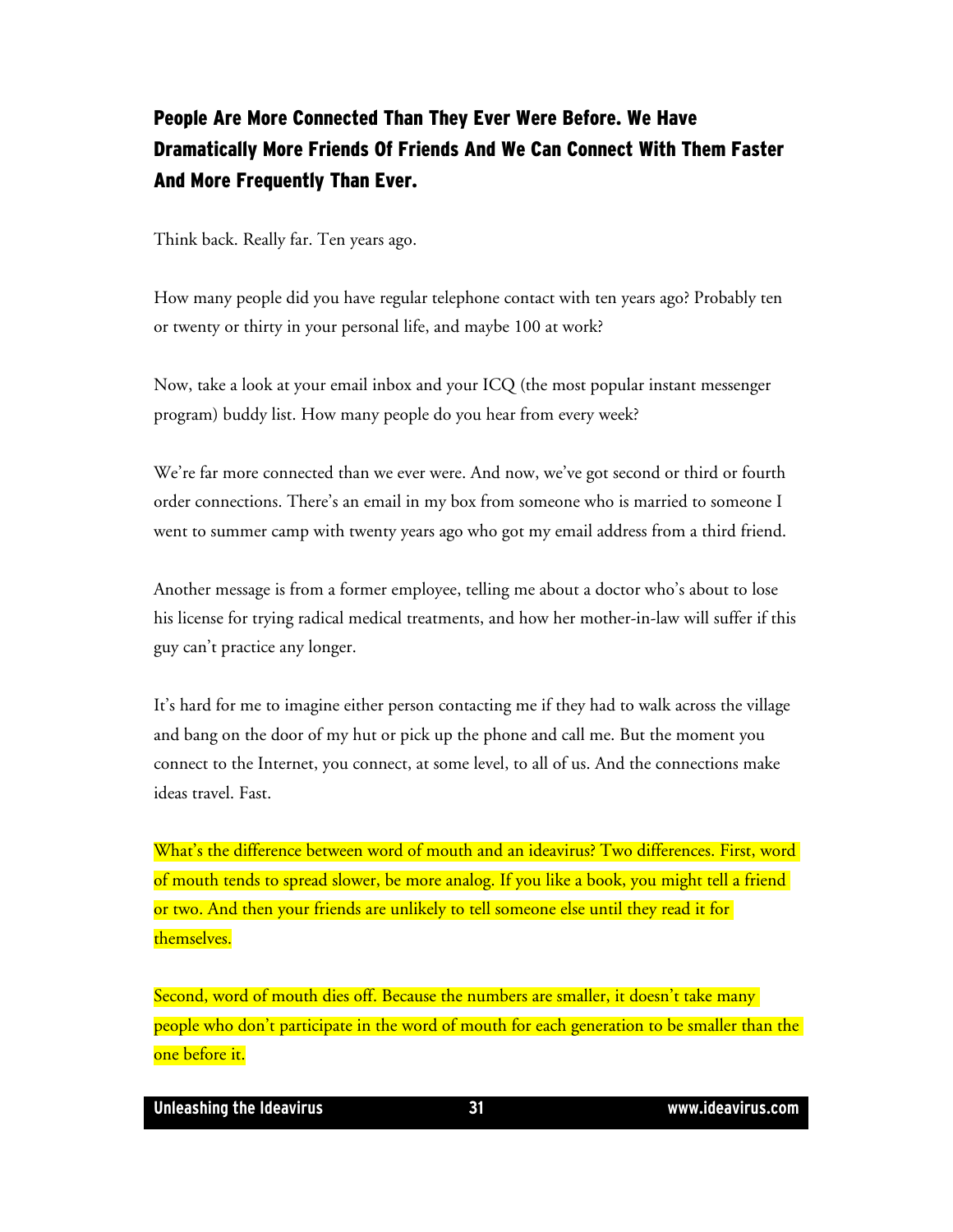## People Are More Connected Than They Ever Were Before. We Have Dramatically More Friends Of Friends And We Can Connect With Them Faster And More Frequently Than Ever.

Think back. Really far. Ten years ago.

How many people did you have regular telephone contact with ten years ago? Probably ten or twenty or thirty in your personal life, and maybe 100 at work?

Now, take a look at your email inbox and your ICQ (the most popular instant messenger program) buddy list. How many people do you hear from every week?

We're far more connected than we ever were. And now, we've got second or third or fourth order connections. There's an email in my box from someone who is married to someone I went to summer camp with twenty years ago who got my email address from a third friend.

Another message is from a former employee, telling me about a doctor who's about to lose his license for trying radical medical treatments, and how her mother-in-law will suffer if this guy can't practice any longer.

It's hard for me to imagine either person contacting me if they had to walk across the village and bang on the door of my hut or pick up the phone and call me. But the moment you connect to the Internet, you connect, at some level, to all of us. And the connections make ideas travel. Fast.

What's the difference between word of mouth and an ideavirus? Two differences. First, word of mouth tends to spread slower, be more analog. If you like a book, you might tell a friend or two. And then your friends are unlikely to tell someone else until they read it for themselves.

Second, word of mouth dies off. Because the numbers are smaller, it doesn't take many people who don't participate in the word of mouth for each generation to be smaller than the one before it.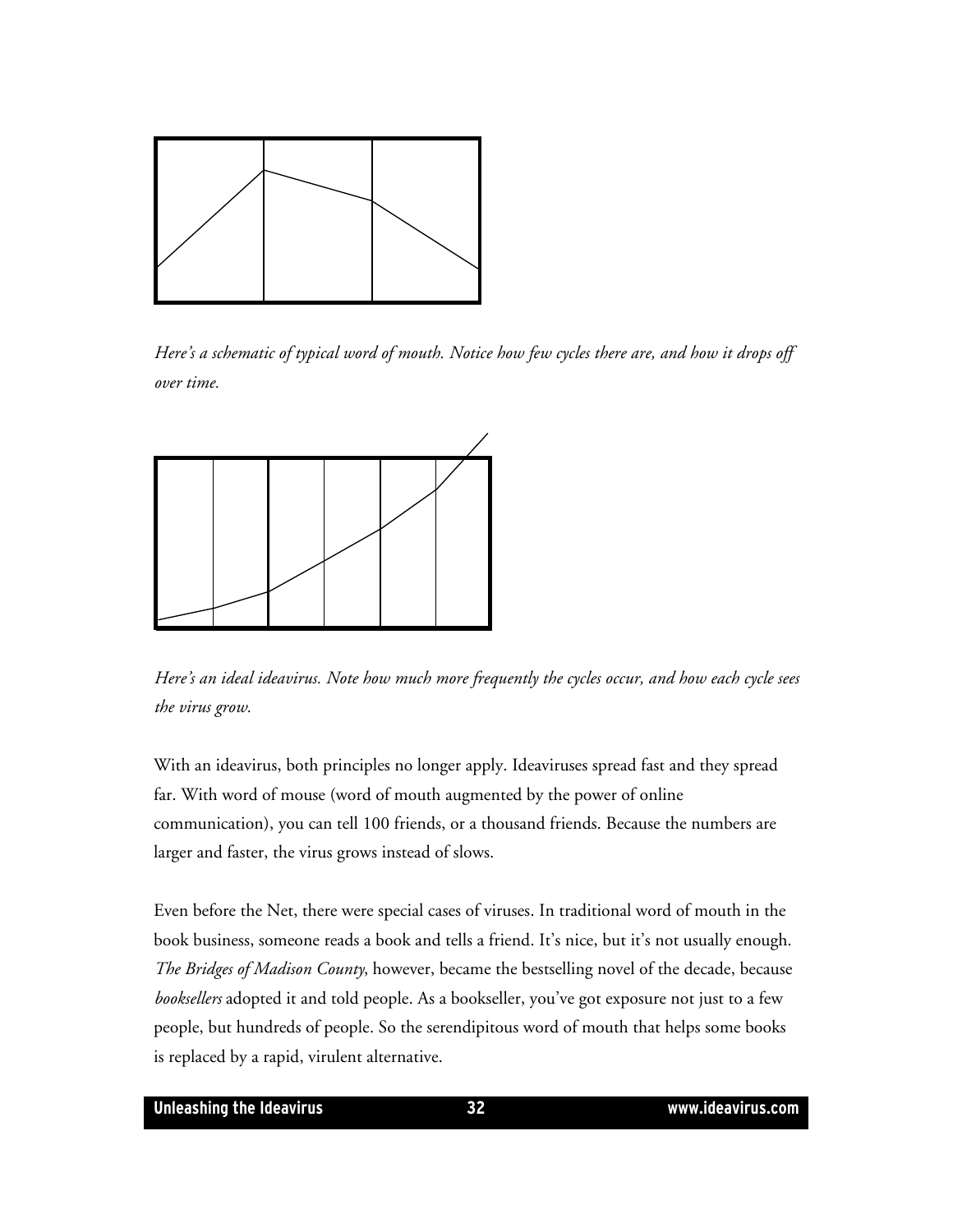*Here's a schematic of typical word of mouth. Notice how few cycles there are, and how it drops off over time.*

*Here's an ideal ideavirus. Note how much more frequently the cycles occur, and how each cycle sees the virus grow.*

With an ideavirus, both principles no longer apply. Ideaviruses spread fast and they spread far. With word of mouse (word of mouth augmented by the power of online communication), you can tell 100 friends, or a thousand friends. Because the numbers are larger and faster, the virus grows instead of slows.

Even before the Net, there were special cases of viruses. In traditional word of mouth in the book business, someone reads a book and tells a friend. It's nice, but it's not usually enough. *The Bridges of Madison County*, however, became the bestselling novel of the decade, because *booksellers* adopted it and told people. As a bookseller, you've got exposure not just to a few people, but hundreds of people. So the serendipitous word of mouth that helps some books is replaced by a rapid, virulent alternative.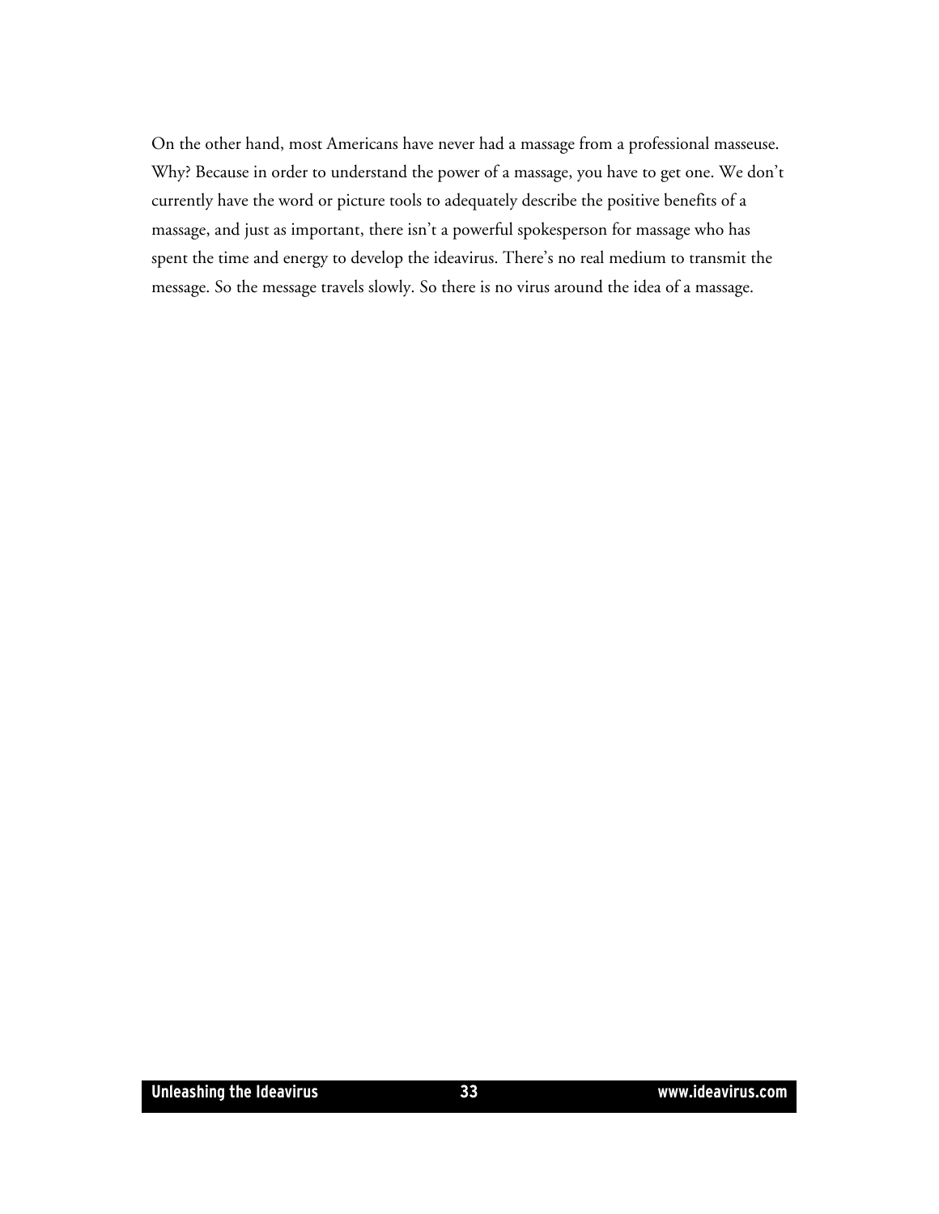On the other hand, most Americans have never had a massage from a professional masseuse. Why? Because in order to understand the power of a massage, you have to get one. We don't currently have the word or picture tools to adequately describe the positive benefits of a massage, and just as important, there isn't a powerful spokesperson for massage who has spent the time and energy to develop the ideavirus. There's no real medium to transmit the message. So the message travels slowly. So there is no virus around the idea of a massage.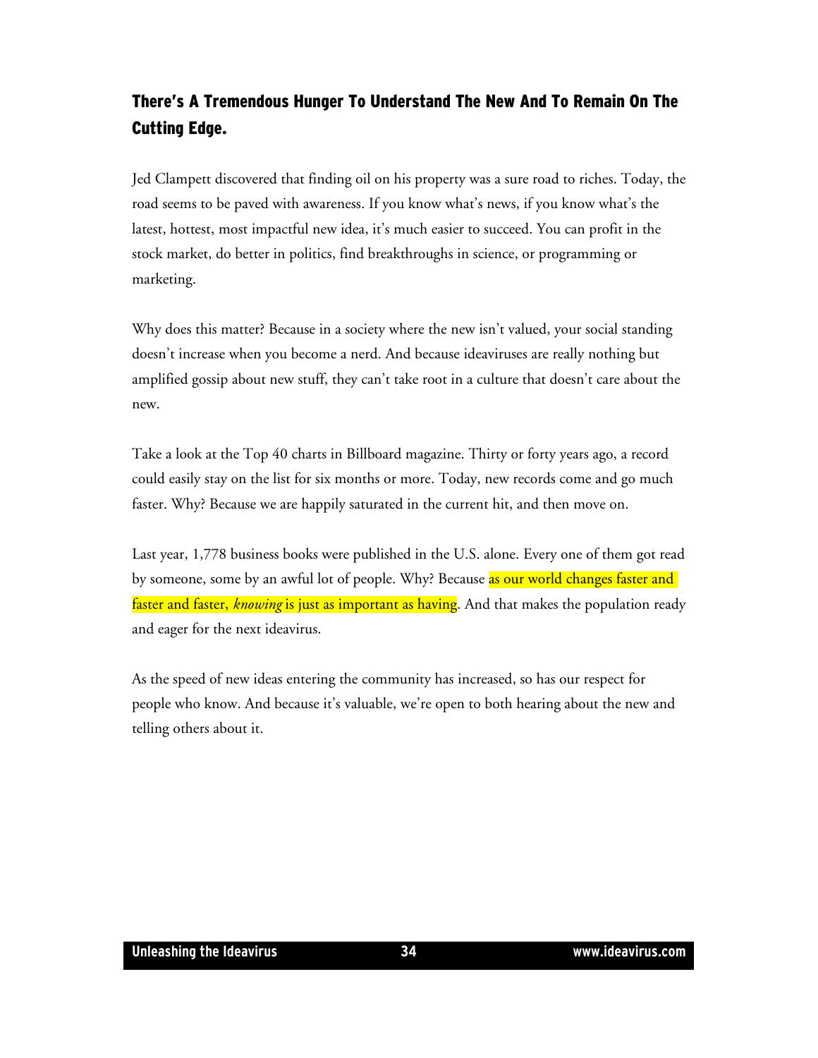## There's A Tremendous Hunger To Understand The New And To Remain On The Cutting Edge.

Jed Clampett discovered that finding oil on his property was a sure road to riches. Today, the road seems to be paved with awareness. If you know what's news, if you know what's the latest, hottest, most impactful new idea, it's much easier to succeed. You can profit in the stock market, do better in politics, find breakthroughs in science, or programming or marketing.

Why does this matter? Because in a society where the new isn't valued, your social standing doesn't increase when you become a nerd. And because ideaviruses are really nothing but amplified gossip about new stuff, they can't take root in a culture that doesn't care about the new.

Take a look at the Top 40 charts in Billboard magazine. Thirty or forty years ago, a record could easily stay on the list for six months or more. Today, new records come and go much faster. Why? Because we are happily saturated in the current hit, and then move on.

Last year, 1,778 business books were published in the U.S. alone. Every one of them got read by someone, some by an awful lot of people. Why? Because as our world changes faster and faster and faster, *knowing* is just as important as having. And that makes the population ready and eager for the next ideavirus.

As the speed of new ideas entering the community has increased, so has our respect for people who know. And because it's valuable, we're open to both hearing about the new and telling others about it.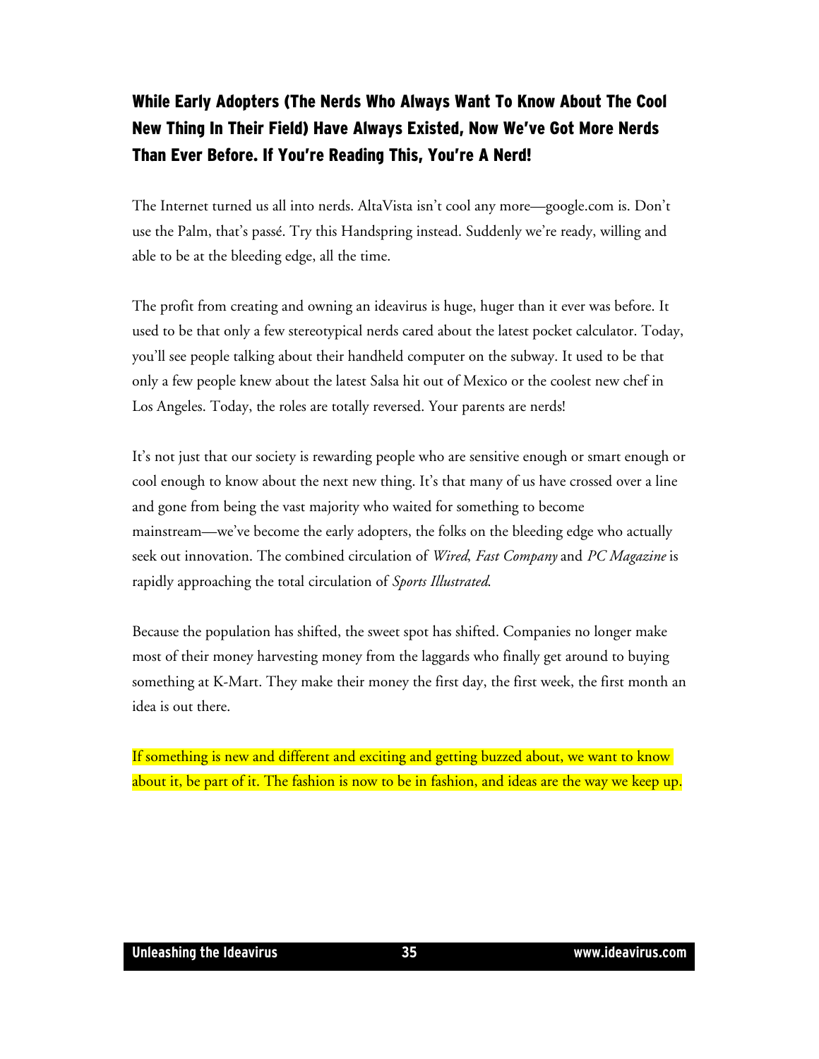## While Early Adopters (The Nerds Who Always Want To Know About The Cool New Thing In Their Field) Have Always Existed, Now We've Got More Nerds Than Ever Before. If You're Reading This, You're A Nerd!

The Internet turned us all into nerds. AltaVista isn't cool any more—google.com is. Don't use the Palm, that's passé. Try this Handspring instead. Suddenly we're ready, willing and able to be at the bleeding edge, all the time.

The profit from creating and owning an ideavirus is huge, huger than it ever was before. It used to be that only a few stereotypical nerds cared about the latest pocket calculator. Today, you'll see people talking about their handheld computer on the subway. It used to be that only a few people knew about the latest Salsa hit out of Mexico or the coolest new chef in Los Angeles. Today, the roles are totally reversed. Your parents are nerds!

It's not just that our society is rewarding people who are sensitive enough or smart enough or cool enough to know about the next new thing. It's that many of us have crossed over a line and gone from being the vast majority who waited for something to become mainstream—we've become the early adopters, the folks on the bleeding edge who actually seek out innovation. The combined circulation of *Wired*, *Fast Company* and *PC Magazine* is rapidly approaching the total circulation of *Sports Illustrated*.

Because the population has shifted, the sweet spot has shifted. Companies no longer make most of their money harvesting money from the laggards who finally get around to buying something at K-Mart. They make their money the first day, the first week, the first month an idea is out there.

If something is new and different and exciting and getting buzzed about, we want to know about it, be part of it. The fashion is now to be in fashion, and ideas are the way we keep up.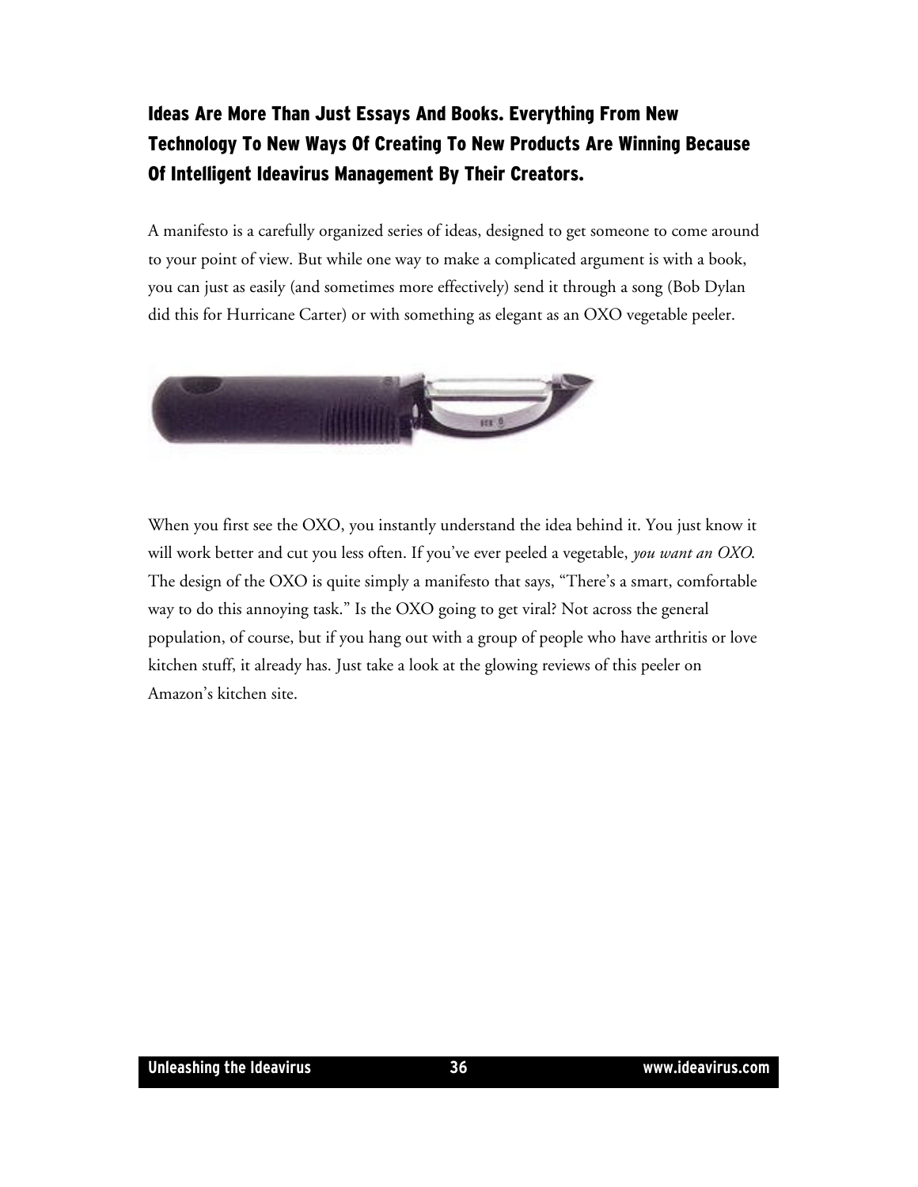## Ideas Are More Than Just Essays And Books. Everything From New Technology To New Ways Of Creating To New Products Are Winning Because Of Intelligent Ideavirus Management By Their Creators.

A manifesto is a carefully organized series of ideas, designed to get someone to come around to your point of view. But while one way to make a complicated argument is with a book, you can just as easily (and sometimes more effectively) send it through a song (Bob Dylan did this for Hurricane Carter) or with something as elegant as an OXO vegetable peeler.

When you first see the OXO, you instantly understand the idea behind it. You just know it will work better and cut you less often. If you've ever peeled a vegetable, *you want an OXO*. The design of the OXO is quite simply a manifesto that says, "There's a smart, comfortable way to do this annoying task." Is the OXO going to get viral? Not across the general population, of course, but if you hang out with a group of people who have arthritis or love kitchen stuff, it already has. Just take a look at the glowing reviews of this peeler on Amazon's kitchen site.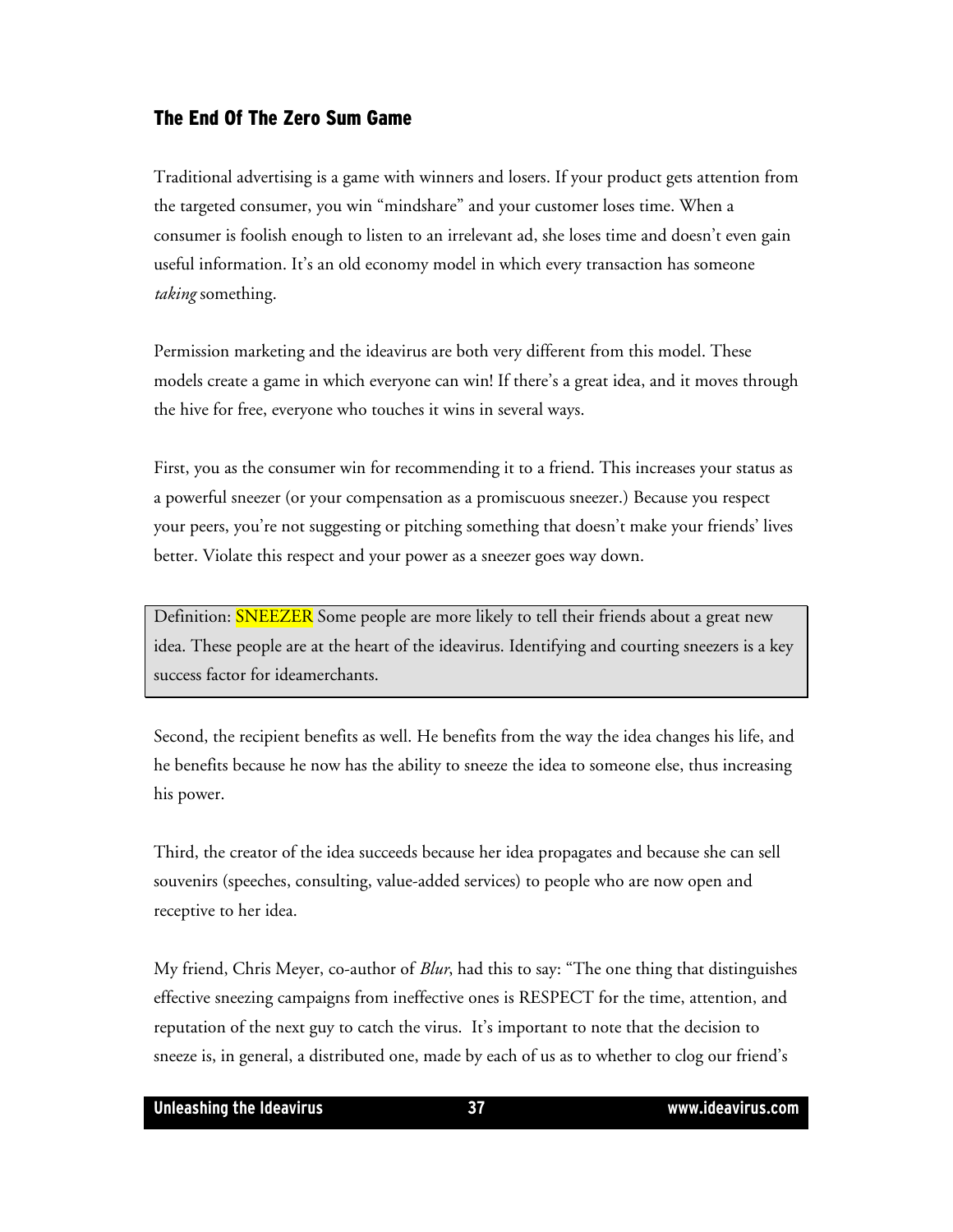## The End Of The Zero Sum Game

Traditional advertising is a game with winners and losers. If your product gets attention from the targeted consumer, you win "mindshare" and your customer loses time. When a consumer is foolish enough to listen to an irrelevant ad, she loses time and doesn't even gain useful information. It's an old economy model in which every transaction has someone *taking* something.

Permission marketing and the ideavirus are both very different from this model. These models create a game in which everyone can win! If there's a great idea, and it moves through the hive for free, everyone who touches it wins in several ways.

First, you as the consumer win for recommending it to a friend. This increases your status as a powerful sneezer (or your compensation as a promiscuous sneezer.) Because you respect your peers, you're not suggesting or pitching something that doesn't make your friends' lives better. Violate this respect and your power as a sneezer goes way down.

> Definition: SNEEZER Some people are more likely to tell their friends about a great new idea. These people are at the heart of the ideavirus. Identifying and courting sneezers is a key success factor for ideamerchants.

Second, the recipient benefits as well. He benefits from the way the idea changes his life, and he benefits because he now has the ability to sneeze the idea to someone else, thus increasing his power.

Third, the creator of the idea succeeds because her idea propagates and because she can sell souvenirs (speeches, consulting, value-added services) to people who are now open and receptive to her idea.

My friend, Chris Meyer, co-author of *Blur*, had this to say: "The one thing that distinguishes effective sneezing campaigns from ineffective ones is RESPECT for the time, attention, and reputation of the next guy to catch the virus. It's important to note that the decision to sneeze is, in general, a distributed one, made by each of us as to whether to clog our friend's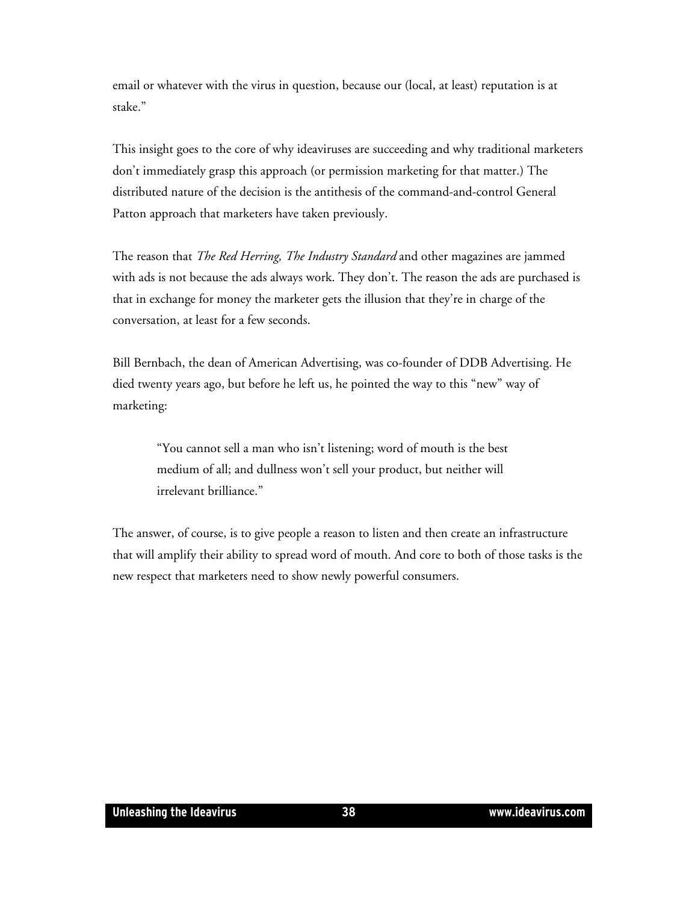email or whatever with the virus in question, because our (local, at least) reputation is at stake."

This insight goes to the core of why ideaviruses are succeeding and why traditional marketers don't immediately grasp this approach (or permission marketing for that matter.) The distributed nature of the decision is the antithesis of the command-and-control General Patton approach that marketers have taken previously.

The reason that *The Red Herring, The Industry Standard* and other magazines are jammed with ads is not because the ads always work. They don't. The reason the ads are purchased is that in exchange for money the marketer gets the illusion that they're in charge of the conversation, at least for a few seconds.

Bill Bernbach, the dean of American Advertising, was co-founder of DDB Advertising. He died twenty years ago, but before he left us, he pointed the way to this "new" way of marketing:

> "You cannot sell a man who isn't listening; word of mouth is the best medium of all; and dullness won't sell your product, but neither will irrelevant brilliance."

The answer, of course, is to give people a reason to listen and then create an infrastructure that will amplify their ability to spread word of mouth. And core to both of those tasks is the new respect that marketers need to show newly powerful consumers.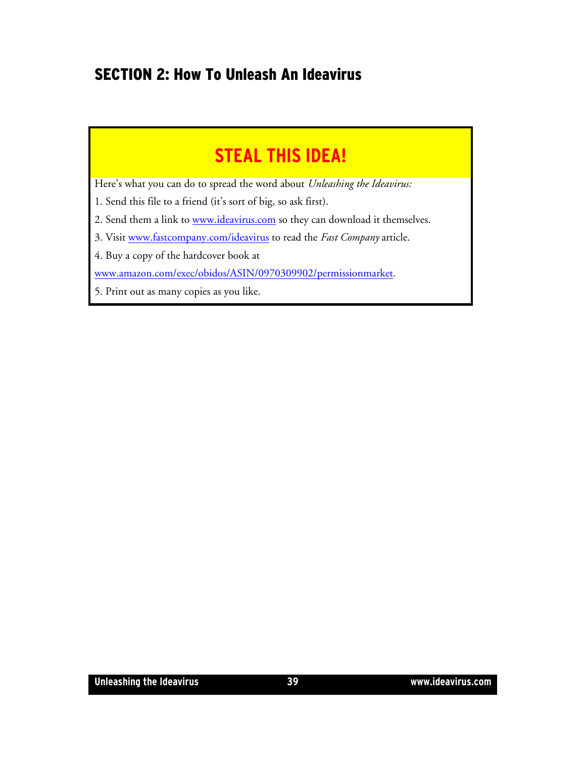## SECTION 2: How To Unleash An Ideavirus

### STEAL THIS IDEA!

Here's what you can do to spread the word about *Unleashing the Ideavirus:*

1. Send this file to a friend (it's sort of big, so ask first).

2. Send them a link to www.ideavirus.com so they can download it themselves.

3. Visit www.fastcompany.com/ideavirus to read the *Fast Company* article.

4. Buy a copy of the hardcover book at www.amazon.com/exec/obidos/ASIN/0970309902/permissionmarket.

5. Print out as many copies as you like.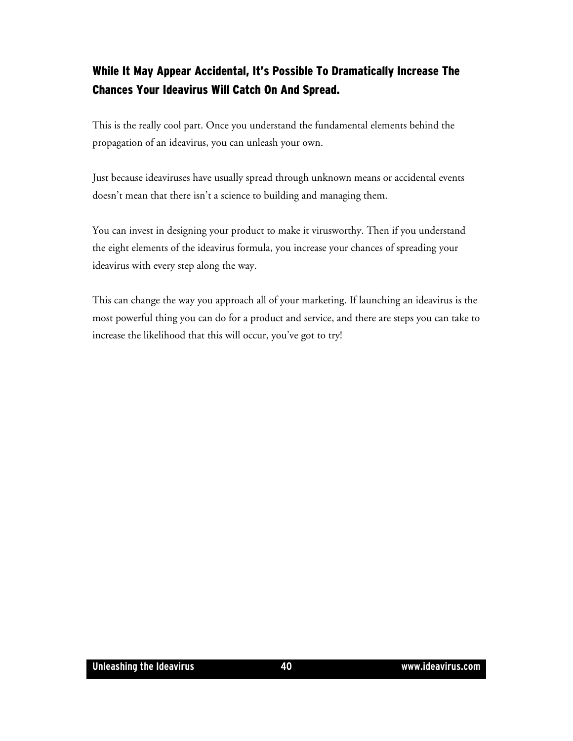## While It May Appear Accidental, It's Possible To Dramatically Increase The Chances Your Ideavirus Will Catch On And Spread.

This is the really cool part. Once you understand the fundamental elements behind the propagation of an ideavirus, you can unleash your own.

Just because ideaviruses have usually spread through unknown means or accidental events doesn't mean that there isn't a science to building and managing them.

You can invest in designing your product to make it virusworthy. Then if you understand the eight elements of the ideavirus formula, you increase your chances of spreading your ideavirus with every step along the way.

This can change the way you approach all of your marketing. If launching an ideavirus is the most powerful thing you can do for a product and service, and there are steps you can take to increase the likelihood that this will occur, you've got to try!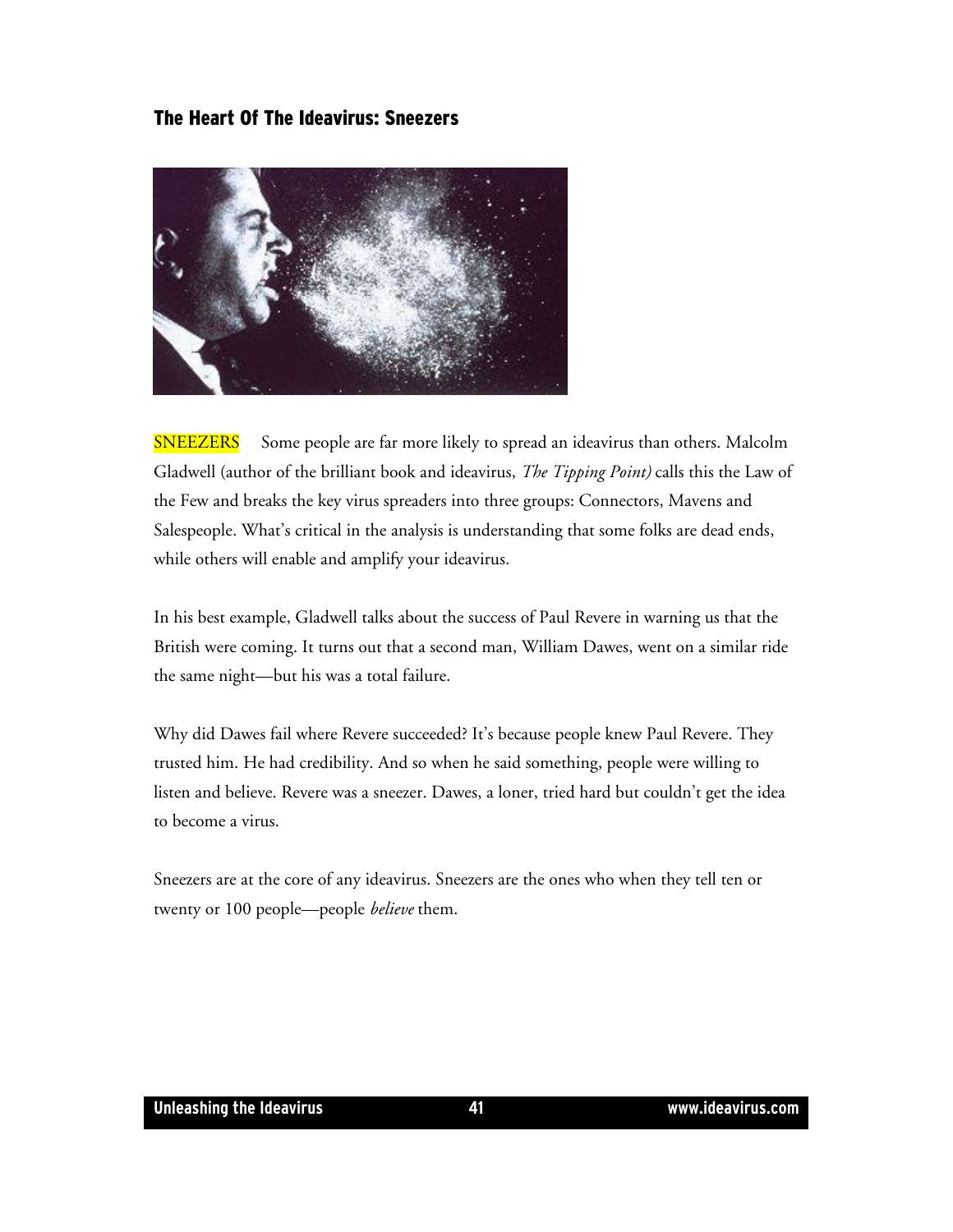## The Heart Of The Ideavirus: Sneezers

SNEEZERS Some people are far more likely to spread an ideavirus than others. Malcolm Gladwell (author of the brilliant book and ideavirus, *The Tipping Point)* calls this the Law of the Few and breaks the key virus spreaders into three groups: Connectors, Mavens and Salespeople. What's critical in the analysis is understanding that some folks are dead ends, while others will enable and amplify your ideavirus.

In his best example, Gladwell talks about the success of Paul Revere in warning us that the British were coming. It turns out that a second man, William Dawes, went on a similar ride the same night—but his was a total failure.

Why did Dawes fail where Revere succeeded? It's because people knew Paul Revere. They trusted him. He had credibility. And so when he said something, people were willing to listen and believe. Revere was a sneezer. Dawes, a loner, tried hard but couldn't get the idea to become a virus.

Sneezers are at the core of any ideavirus. Sneezers are the ones who when they tell ten or twenty or 100 people—people *believe* them.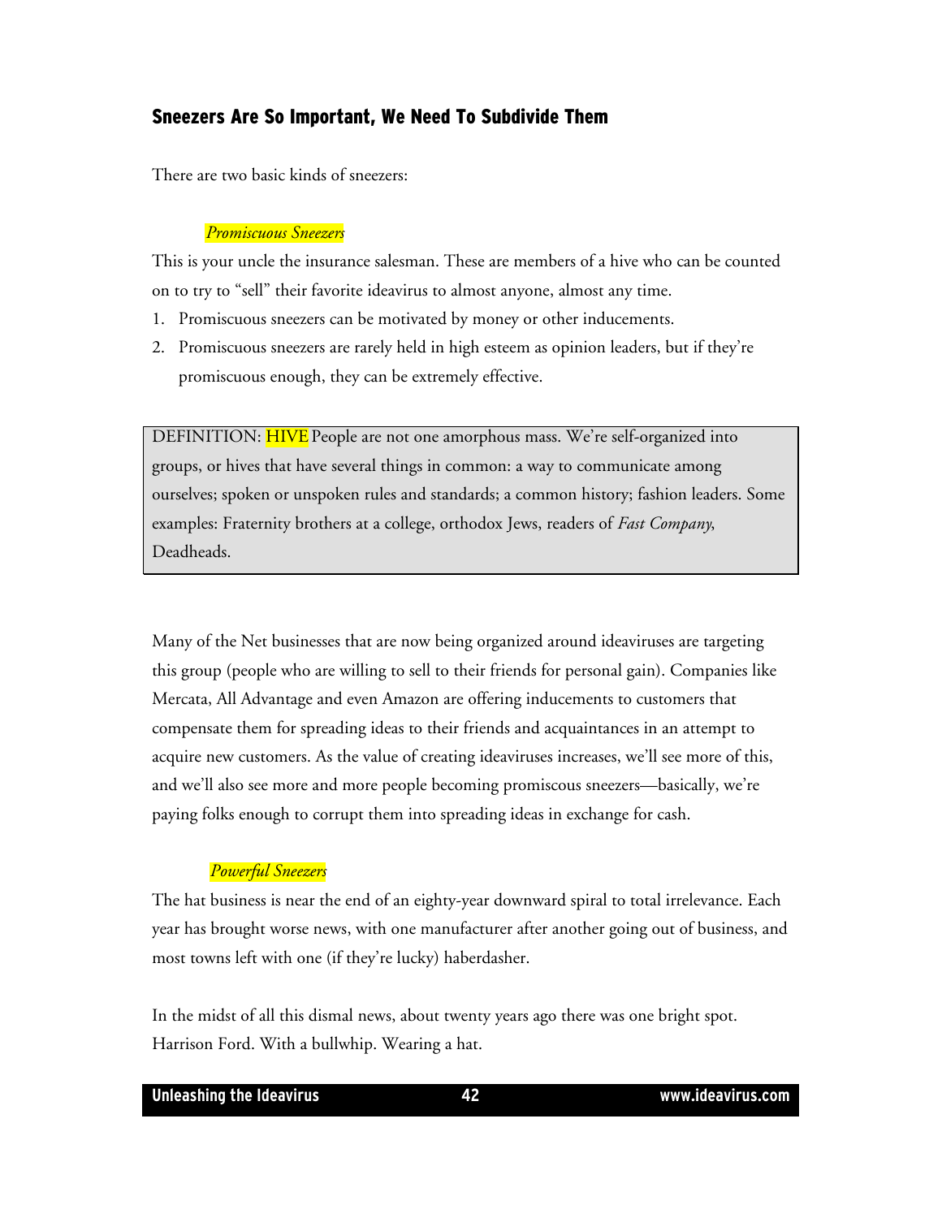## Sneezers Are So Important, We Need To Subdivide Them

There are two basic kinds of sneezers:

*Promiscuous Sneezers*

This is your uncle the insurance salesman. These are members of a hive who can be counted on to try to "sell" their favorite ideavirus to almost anyone, almost any time.

1. Promiscuous sneezers can be motivated by money or other inducements.
2. Promiscuous sneezers are rarely held in high esteem as opinion leaders, but if they're promiscuous enough, they can be extremely effective.

> DEFINITION: HIVE People are not one amorphous mass. We're self-organized into groups, or hives that have several things in common: a way to communicate among ourselves; spoken or unspoken rules and standards; a common history; fashion leaders. Some examples: Fraternity brothers at a college, orthodox Jews, readers of *Fast Company*, Deadheads.

Many of the Net businesses that are now being organized around ideaviruses are targeting this group (people who are willing to sell to their friends for personal gain). Companies like Mercata, All Advantage and even Amazon are offering inducements to customers that compensate them for spreading ideas to their friends and acquaintances in an attempt to acquire new customers. As the value of creating ideaviruses increases, we'll see more of this, and we'll also see more and more people becoming promiscous sneezers—basically, we're paying folks enough to corrupt them into spreading ideas in exchange for cash.

*Powerful Sneezers*

The hat business is near the end of an eighty-year downward spiral to total irrelevance. Each year has brought worse news, with one manufacturer after another going out of business, and most towns left with one (if they're lucky) haberdasher.

In the midst of all this dismal news, about twenty years ago there was one bright spot. Harrison Ford. With a bullwhip. Wearing a hat.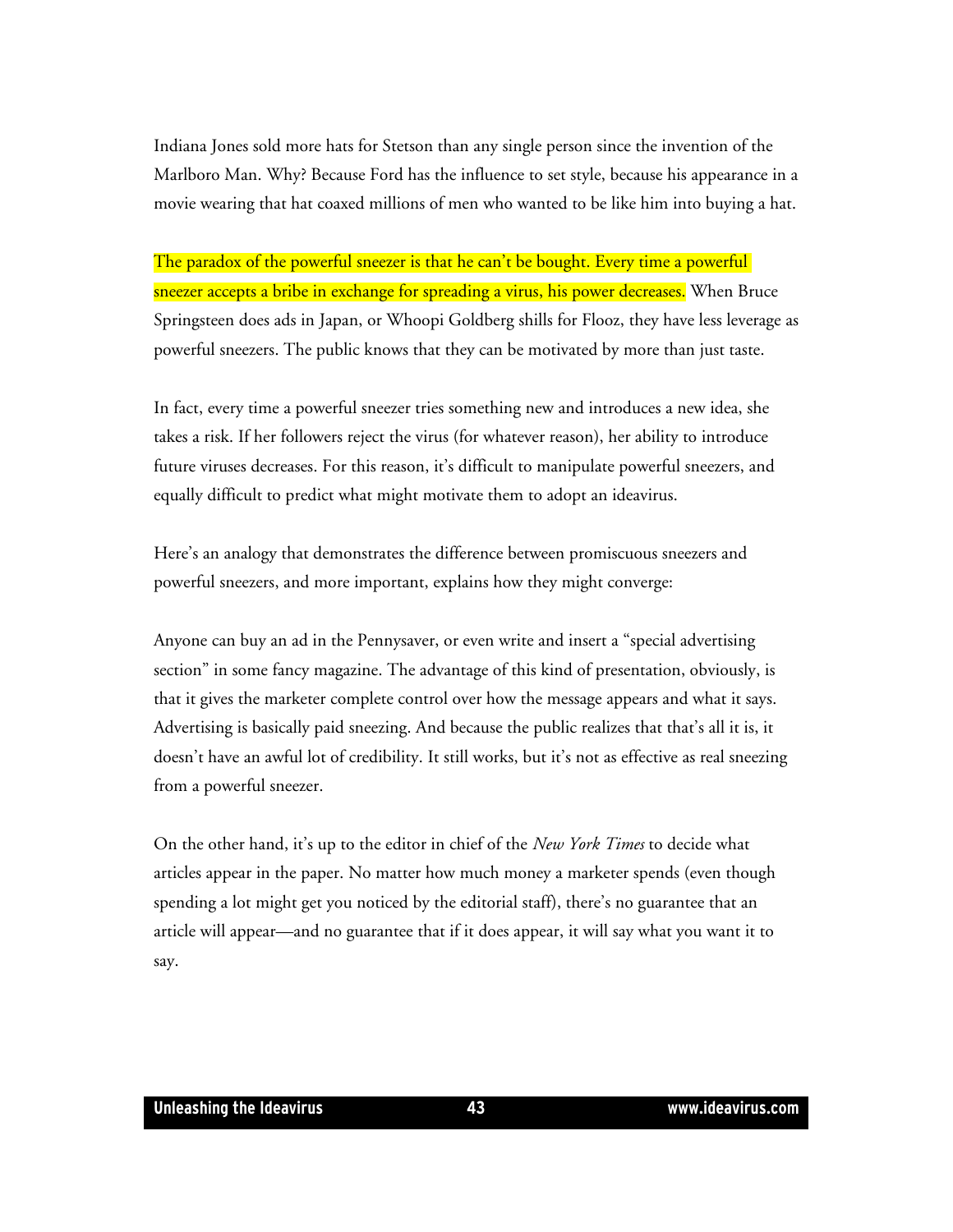Indiana Jones sold more hats for Stetson than any single person since the invention of the Marlboro Man. Why? Because Ford has the influence to set style, because his appearance in a movie wearing that hat coaxed millions of men who wanted to be like him into buying a hat.

The paradox of the powerful sneezer is that he can't be bought. Every time a powerful sneezer accepts a bribe in exchange for spreading a virus, his power decreases. When Bruce Springsteen does ads in Japan, or Whoopi Goldberg shills for Flooz, they have less leverage as powerful sneezers. The public knows that they can be motivated by more than just taste.

In fact, every time a powerful sneezer tries something new and introduces a new idea, she takes a risk. If her followers reject the virus (for whatever reason), her ability to introduce future viruses decreases. For this reason, it's difficult to manipulate powerful sneezers, and equally difficult to predict what might motivate them to adopt an ideavirus.

Here's an analogy that demonstrates the difference between promiscuous sneezers and powerful sneezers, and more important, explains how they might converge:

Anyone can buy an ad in the Pennysaver, or even write and insert a "special advertising section" in some fancy magazine. The advantage of this kind of presentation, obviously, is that it gives the marketer complete control over how the message appears and what it says. Advertising is basically paid sneezing. And because the public realizes that that's all it is, it doesn't have an awful lot of credibility. It still works, but it's not as effective as real sneezing from a powerful sneezer.

On the other hand, it's up to the editor in chief of the *New York Times* to decide what articles appear in the paper. No matter how much money a marketer spends (even though spending a lot might get you noticed by the editorial staff), there's no guarantee that an article will appear—and no guarantee that if it does appear, it will say what you want it to say.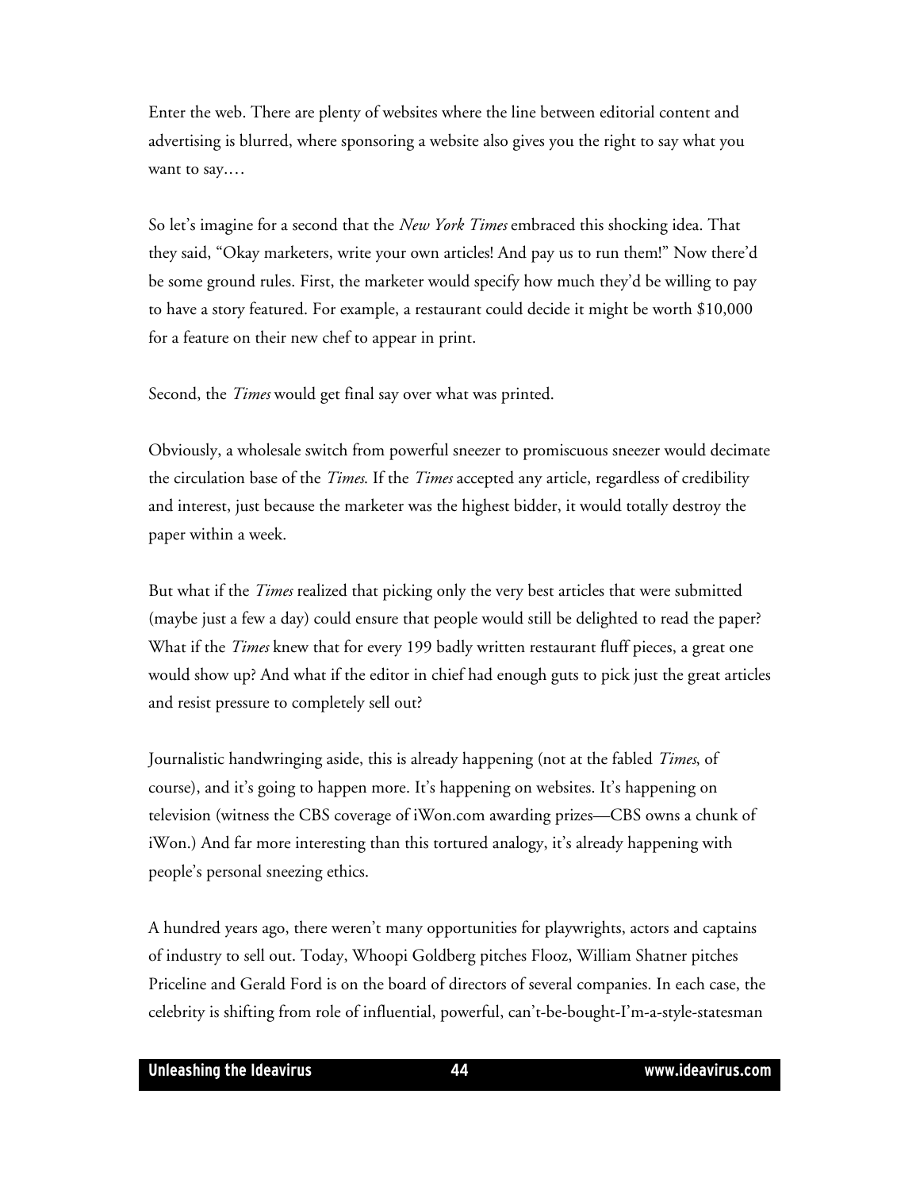Enter the web. There are plenty of websites where the line between editorial content and advertising is blurred, where sponsoring a website also gives you the right to say what you want to say.…

So let's imagine for a second that the *New York Times* embraced this shocking idea. That they said, "Okay marketers, write your own articles! And pay us to run them!" Now there'd be some ground rules. First, the marketer would specify how much they'd be willing to pay to have a story featured. For example, a restaurant could decide it might be worth $10,000 for a feature on their new chef to appear in print.

Second, the *Times* would get final say over what was printed.

Obviously, a wholesale switch from powerful sneezer to promiscuous sneezer would decimate the circulation base of the *Times*. If the *Times* accepted any article, regardless of credibility and interest, just because the marketer was the highest bidder, it would totally destroy the paper within a week.

But what if the *Times* realized that picking only the very best articles that were submitted (maybe just a few a day) could ensure that people would still be delighted to read the paper? What if the *Times* knew that for every 199 badly written restaurant fluff pieces, a great one would show up? And what if the editor in chief had enough guts to pick just the great articles and resist pressure to completely sell out?

Journalistic handwringing aside, this is already happening (not at the fabled *Times*, of course), and it's going to happen more. It's happening on websites. It's happening on television (witness the CBS coverage of iWon.com awarding prizes—CBS owns a chunk of iWon.) And far more interesting than this tortured analogy, it's already happening with people's personal sneezing ethics.

A hundred years ago, there weren't many opportunities for playwrights, actors and captains of industry to sell out. Today, Whoopi Goldberg pitches Flooz, William Shatner pitches Priceline and Gerald Ford is on the board of directors of several companies. In each case, the celebrity is shifting from role of influential, powerful, can't-be-bought-I'm-a-style-statesman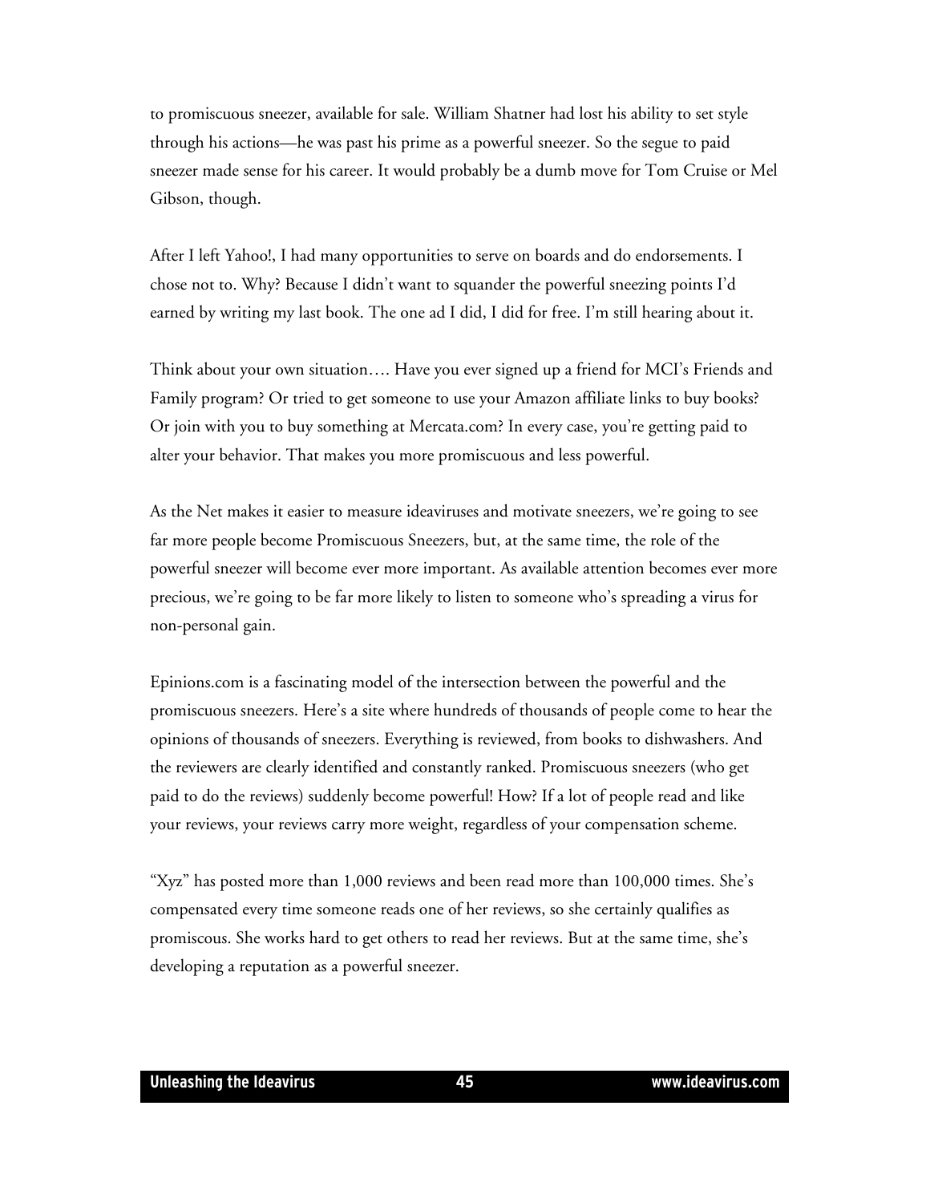to promiscuous sneezer, available for sale. William Shatner had lost his ability to set style through his actions—he was past his prime as a powerful sneezer. So the segue to paid sneezer made sense for his career. It would probably be a dumb move for Tom Cruise or Mel Gibson, though.

After I left Yahoo!, I had many opportunities to serve on boards and do endorsements. I chose not to. Why? Because I didn't want to squander the powerful sneezing points I'd earned by writing my last book. The one ad I did, I did for free. I'm still hearing about it.

Think about your own situation…. Have you ever signed up a friend for MCI's Friends and Family program? Or tried to get someone to use your Amazon affiliate links to buy books? Or join with you to buy something at Mercata.com? In every case, you're getting paid to alter your behavior. That makes you more promiscuous and less powerful.

As the Net makes it easier to measure ideaviruses and motivate sneezers, we're going to see far more people become Promiscuous Sneezers, but, at the same time, the role of the powerful sneezer will become ever more important. As available attention becomes ever more precious, we're going to be far more likely to listen to someone who's spreading a virus for non-personal gain.

Epinions.com is a fascinating model of the intersection between the powerful and the promiscuous sneezers. Here's a site where hundreds of thousands of people come to hear the opinions of thousands of sneezers. Everything is reviewed, from books to dishwashers. And the reviewers are clearly identified and constantly ranked. Promiscuous sneezers (who get paid to do the reviews) suddenly become powerful! How? If a lot of people read and like your reviews, your reviews carry more weight, regardless of your compensation scheme.

"Xyz" has posted more than 1,000 reviews and been read more than 100,000 times. She's compensated every time someone reads one of her reviews, so she certainly qualifies as promiscous. She works hard to get others to read her reviews. But at the same time, she's developing a reputation as a powerful sneezer.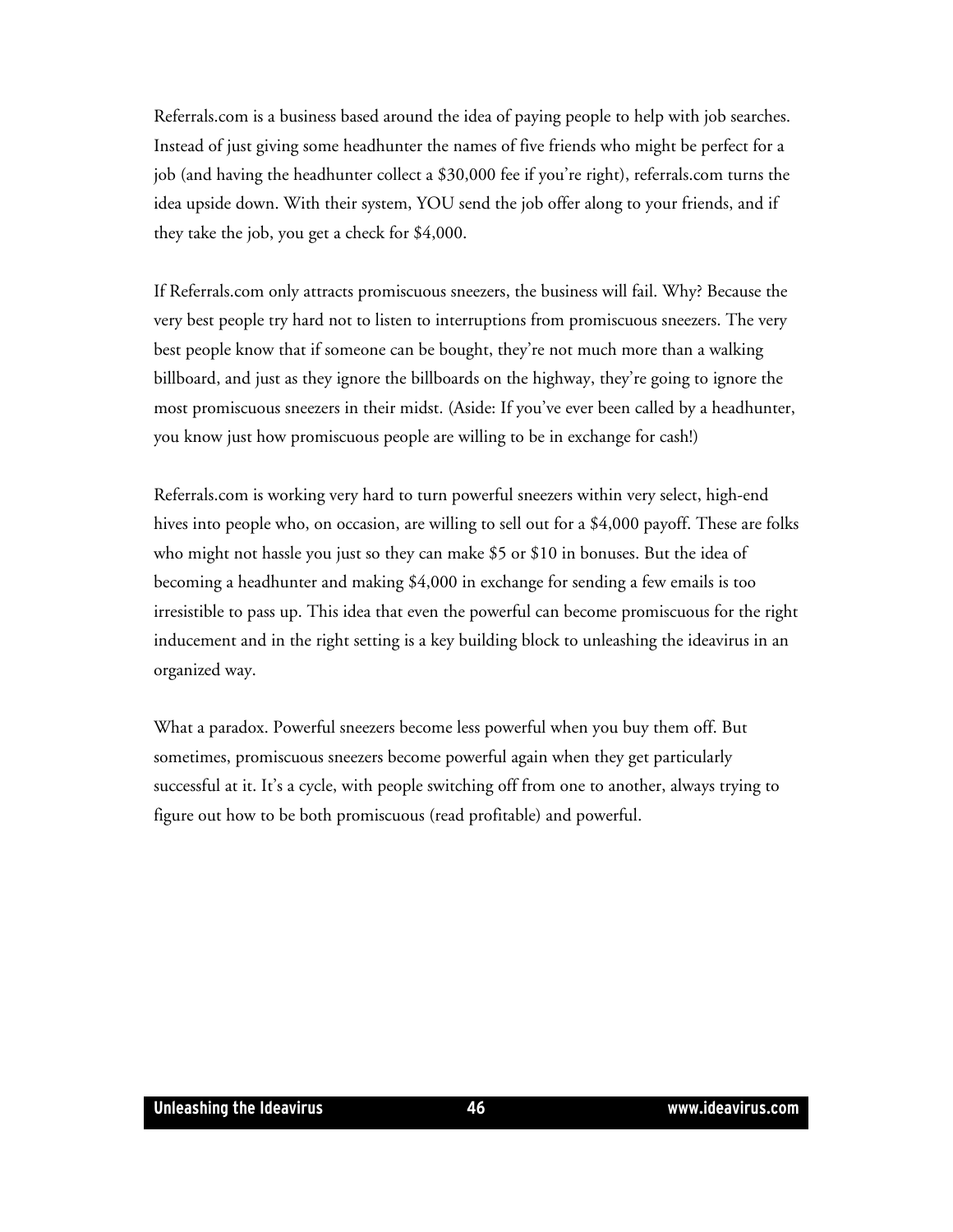Referrals.com is a business based around the idea of paying people to help with job searches. Instead of just giving some headhunter the names of five friends who might be perfect for a job (and having the headhunter collect a $30,000 fee if you're right), referrals.com turns the idea upside down. With their system, YOU send the job offer along to your friends, and if they take the job, you get a check for $4,000.

If Referrals.com only attracts promiscuous sneezers, the business will fail. Why? Because the very best people try hard not to listen to interruptions from promiscuous sneezers. The very best people know that if someone can be bought, they're not much more than a walking billboard, and just as they ignore the billboards on the highway, they're going to ignore the most promiscuous sneezers in their midst. (Aside: If you've ever been called by a headhunter, you know just how promiscuous people are willing to be in exchange for cash!)

Referrals.com is working very hard to turn powerful sneezers within very select, high-end hives into people who, on occasion, are willing to sell out for a $4,000 payoff. These are folks who might not hassle you just so they can make $5 or $10 in bonuses. But the idea of becoming a headhunter and making $4,000 in exchange for sending a few emails is too irresistible to pass up. This idea that even the powerful can become promiscuous for the right inducement and in the right setting is a key building block to unleashing the ideavirus in an organized way.

What a paradox. Powerful sneezers become less powerful when you buy them off. But sometimes, promiscuous sneezers become powerful again when they get particularly successful at it. It's a cycle, with people switching off from one to another, always trying to figure out how to be both promiscuous (read profitable) and powerful.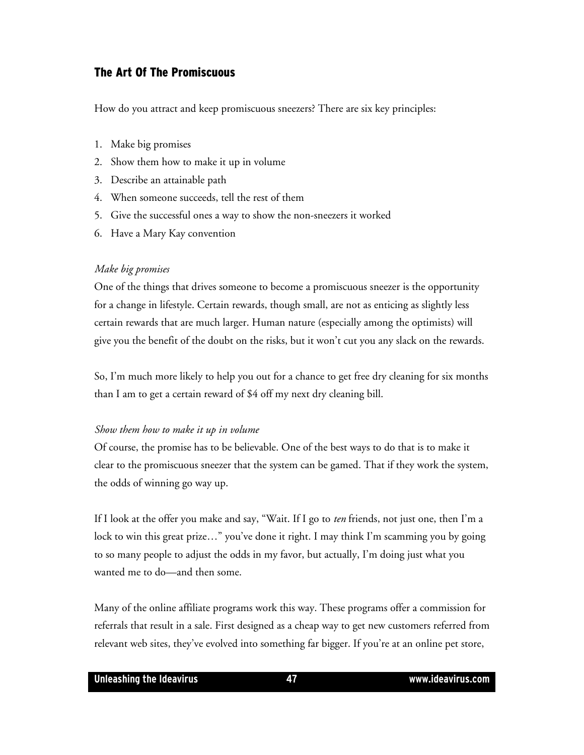## The Art Of The Promiscuous

How do you attract and keep promiscuous sneezers? There are six key principles:

1. Make big promises
2. Show them how to make it up in volume
3. Describe an attainable path
4. When someone succeeds, tell the rest of them
5. Give the successful ones a way to show the non-sneezers it worked
6. Have a Mary Kay convention

*Make big promises*
One of the things that drives someone to become a promiscuous sneezer is the opportunity for a change in lifestyle. Certain rewards, though small, are not as enticing as slightly less certain rewards that are much larger. Human nature (especially among the optimists) will give you the benefit of the doubt on the risks, but it won't cut you any slack on the rewards.

So, I'm much more likely to help you out for a chance to get free dry cleaning for six months than I am to get a certain reward of $4 off my next dry cleaning bill.

*Show them how to make it up in volume*
Of course, the promise has to be believable. One of the best ways to do that is to make it clear to the promiscuous sneezer that the system can be gamed. That if they work the system, the odds of winning go way up.

If I look at the offer you make and say, "Wait. If I go to *ten* friends, not just one, then I'm a lock to win this great prize…" you've done it right. I may think I'm scamming you by going to so many people to adjust the odds in my favor, but actually, I'm doing just what you wanted me to do—and then some.

Many of the online affiliate programs work this way. These programs offer a commission for referrals that result in a sale. First designed as a cheap way to get new customers referred from relevant web sites, they've evolved into something far bigger. If you're at an online pet store,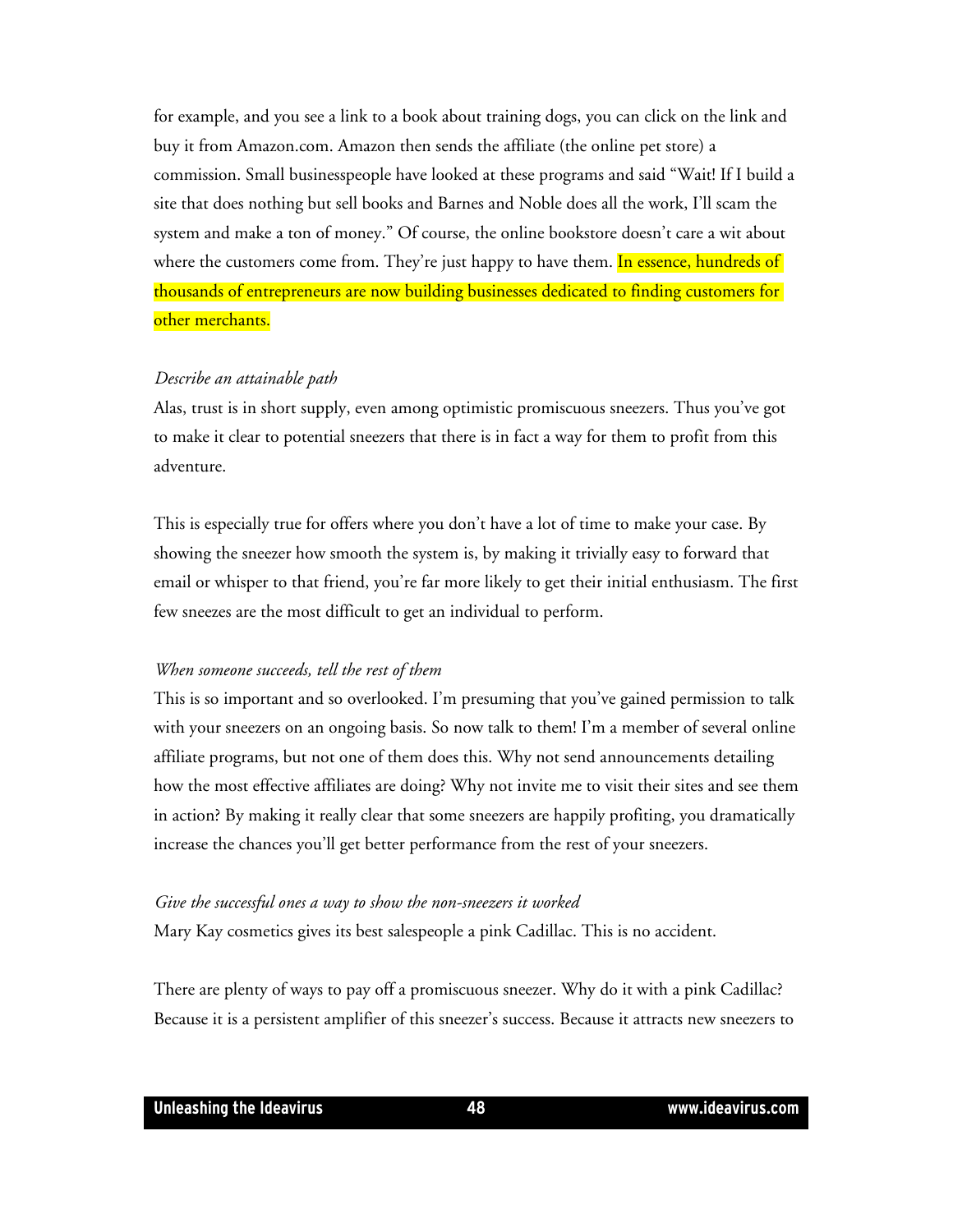for example, and you see a link to a book about training dogs, you can click on the link and buy it from Amazon.com. Amazon then sends the affiliate (the online pet store) a commission. Small businesspeople have looked at these programs and said "Wait! If I build a site that does nothing but sell books and Barnes and Noble does all the work, I'll scam the system and make a ton of money." Of course, the online bookstore doesn't care a wit about where the customers come from. They're just happy to have them. In essence, hundreds of thousands of entrepreneurs are now building businesses dedicated to finding customers for other merchants.

*Describe an attainable path*

Alas, trust is in short supply, even among optimistic promiscuous sneezers. Thus you've got to make it clear to potential sneezers that there is in fact a way for them to profit from this adventure.

This is especially true for offers where you don't have a lot of time to make your case. By showing the sneezer how smooth the system is, by making it trivially easy to forward that email or whisper to that friend, you're far more likely to get their initial enthusiasm. The first few sneezes are the most difficult to get an individual to perform.

*When someone succeeds, tell the rest of them*

This is so important and so overlooked. I'm presuming that you've gained permission to talk with your sneezers on an ongoing basis. So now talk to them! I'm a member of several online affiliate programs, but not one of them does this. Why not send announcements detailing how the most effective affiliates are doing? Why not invite me to visit their sites and see them in action? By making it really clear that some sneezers are happily profiting, you dramatically increase the chances you'll get better performance from the rest of your sneezers.

*Give the successful ones a way to show the non-sneezers it worked*

Mary Kay cosmetics gives its best salespeople a pink Cadillac. This is no accident.

There are plenty of ways to pay off a promiscuous sneezer. Why do it with a pink Cadillac? Because it is a persistent amplifier of this sneezer's success. Because it attracts new sneezers to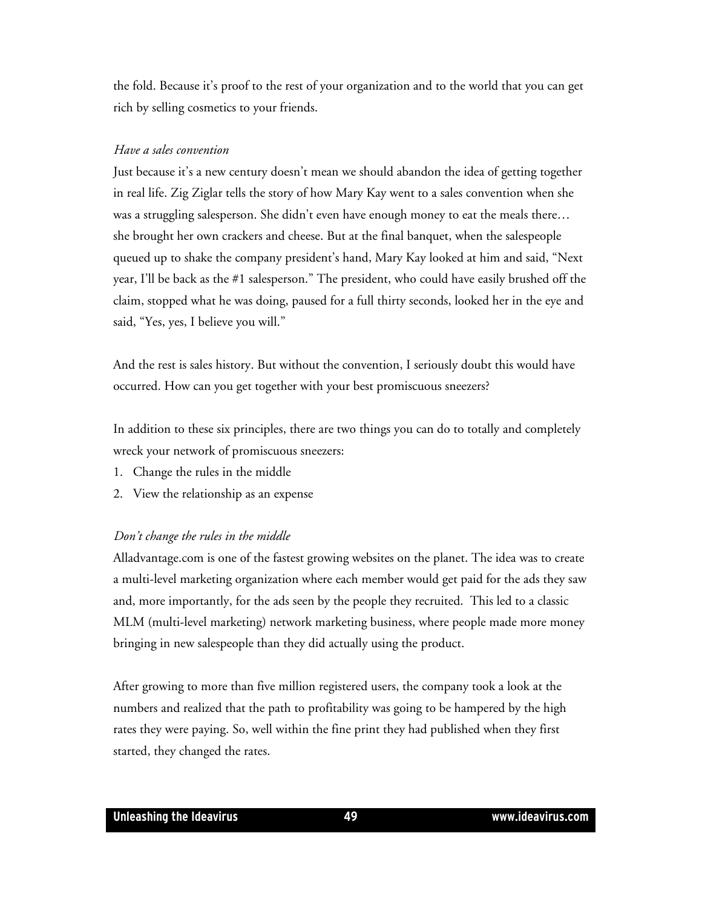the fold. Because it's proof to the rest of your organization and to the world that you can get rich by selling cosmetics to your friends.

*Have a sales convention*

Just because it's a new century doesn't mean we should abandon the idea of getting together in real life. Zig Ziglar tells the story of how Mary Kay went to a sales convention when she was a struggling salesperson. She didn't even have enough money to eat the meals there… she brought her own crackers and cheese. But at the final banquet, when the salespeople queued up to shake the company president's hand, Mary Kay looked at him and said, "Next year, I'll be back as the #1 salesperson." The president, who could have easily brushed off the claim, stopped what he was doing, paused for a full thirty seconds, looked her in the eye and said, "Yes, yes, I believe you will."

And the rest is sales history. But without the convention, I seriously doubt this would have occurred. How can you get together with your best promiscuous sneezers?

In addition to these six principles, there are two things you can do to totally and completely wreck your network of promiscuous sneezers:

1. Change the rules in the middle
2. View the relationship as an expense

*Don't change the rules in the middle*

Alladvantage.com is one of the fastest growing websites on the planet. The idea was to create a multi-level marketing organization where each member would get paid for the ads they saw and, more importantly, for the ads seen by the people they recruited. This led to a classic MLM (multi-level marketing) network marketing business, where people made more money bringing in new salespeople than they did actually using the product.

After growing to more than five million registered users, the company took a look at the numbers and realized that the path to profitability was going to be hampered by the high rates they were paying. So, well within the fine print they had published when they first started, they changed the rates.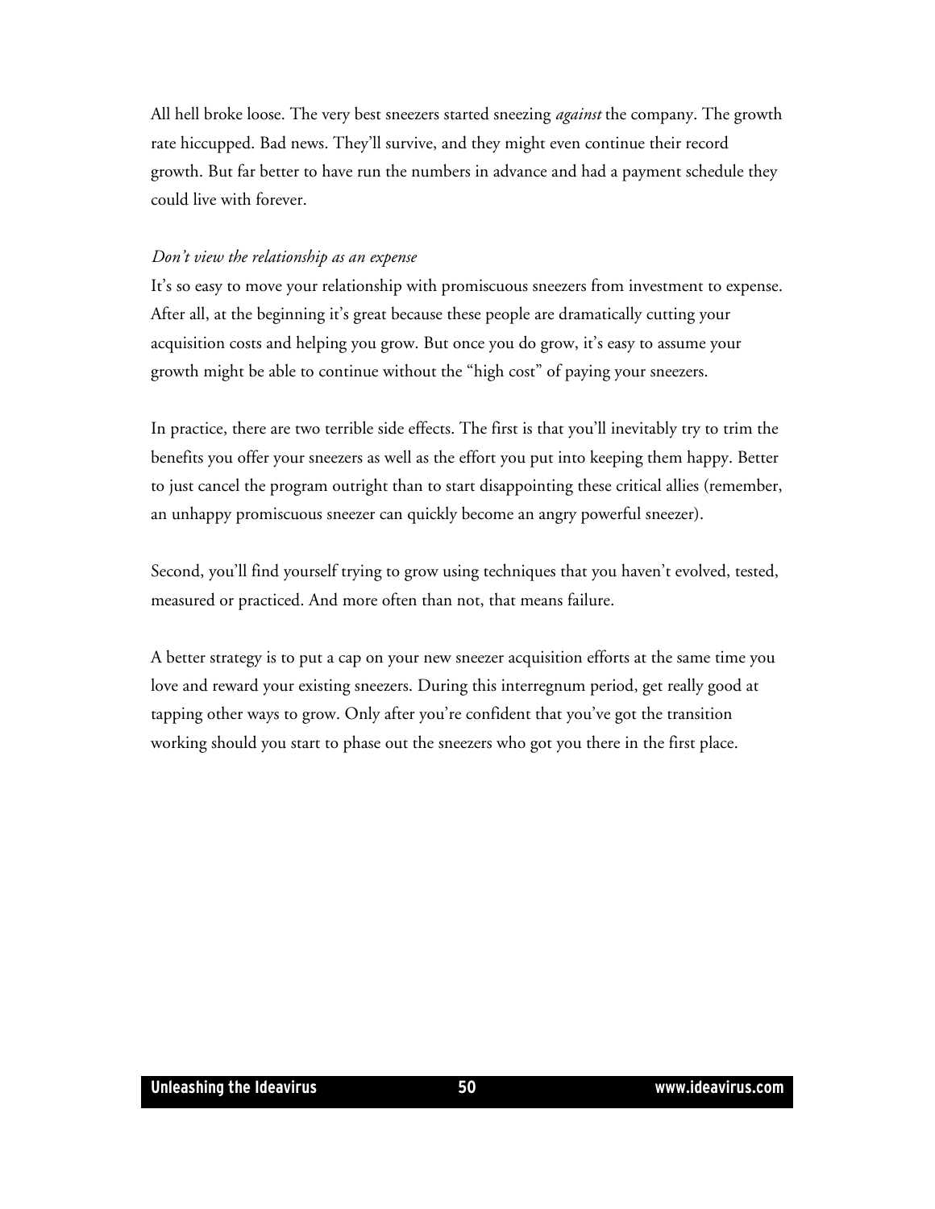All hell broke loose. The very best sneezers started sneezing *against* the company. The growth rate hiccupped. Bad news. They'll survive, and they might even continue their record growth. But far better to have run the numbers in advance and had a payment schedule they could live with forever.

*Don't view the relationship as an expense*

It's so easy to move your relationship with promiscuous sneezers from investment to expense. After all, at the beginning it's great because these people are dramatically cutting your acquisition costs and helping you grow. But once you do grow, it's easy to assume your growth might be able to continue without the "high cost" of paying your sneezers.

In practice, there are two terrible side effects. The first is that you'll inevitably try to trim the benefits you offer your sneezers as well as the effort you put into keeping them happy. Better to just cancel the program outright than to start disappointing these critical allies (remember, an unhappy promiscuous sneezer can quickly become an angry powerful sneezer).

Second, you'll find yourself trying to grow using techniques that you haven't evolved, tested, measured or practiced. And more often than not, that means failure.

A better strategy is to put a cap on your new sneezer acquisition efforts at the same time you love and reward your existing sneezers. During this interregnum period, get really good at tapping other ways to grow. Only after you're confident that you've got the transition working should you start to phase out the sneezers who got you there in the first place.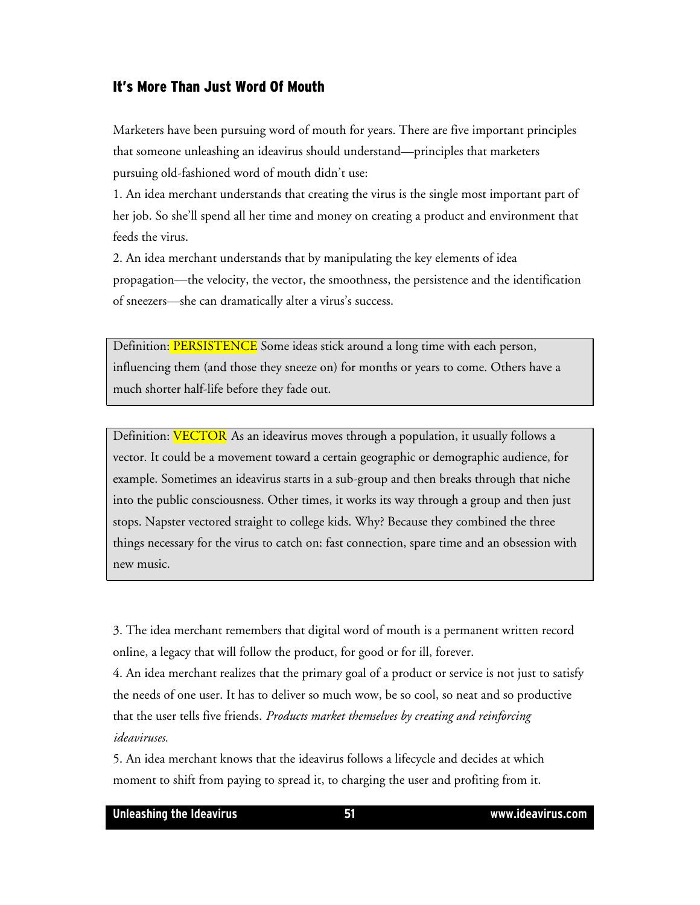## It's More Than Just Word Of Mouth

Marketers have been pursuing word of mouth for years. There are five important principles that someone unleashing an ideavirus should understand—principles that marketers pursuing old-fashioned word of mouth didn't use:

1. An idea merchant understands that creating the virus is the single most important part of her job. So she'll spend all her time and money on creating a product and environment that feeds the virus.

2. An idea merchant understands that by manipulating the key elements of idea propagation—the velocity, the vector, the smoothness, the persistence and the identification of sneezers—she can dramatically alter a virus's success.

> Definition: PERSISTENCE Some ideas stick around a long time with each person, influencing them (and those they sneeze on) for months or years to come. Others have a much shorter half-life before they fade out.

> Definition: VECTOR As an ideavirus moves through a population, it usually follows a vector. It could be a movement toward a certain geographic or demographic audience, for example. Sometimes an ideavirus starts in a sub-group and then breaks through that niche into the public consciousness. Other times, it works its way through a group and then just stops. Napster vectored straight to college kids. Why? Because they combined the three things necessary for the virus to catch on: fast connection, spare time and an obsession with new music.

3. The idea merchant remembers that digital word of mouth is a permanent written record online, a legacy that will follow the product, for good or for ill, forever.

4. An idea merchant realizes that the primary goal of a product or service is not just to satisfy the needs of one user. It has to deliver so much wow, be so cool, so neat and so productive that the user tells five friends. *Products market themselves by creating and reinforcing ideaviruses.*

5. An idea merchant knows that the ideavirus follows a lifecycle and decides at which moment to shift from paying to spread it, to charging the user and profiting from it.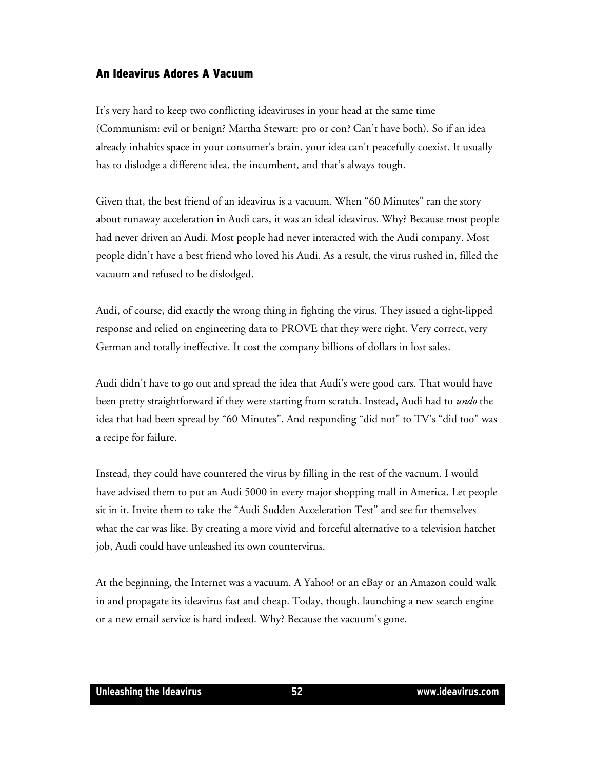## An Ideavirus Adores A Vacuum

It's very hard to keep two conflicting ideaviruses in your head at the same time (Communism: evil or benign? Martha Stewart: pro or con? Can't have both). So if an idea already inhabits space in your consumer's brain, your idea can't peacefully coexist. It usually has to dislodge a different idea, the incumbent, and that's always tough.

Given that, the best friend of an ideavirus is a vacuum. When "60 Minutes" ran the story about runaway acceleration in Audi cars, it was an ideal ideavirus. Why? Because most people had never driven an Audi. Most people had never interacted with the Audi company. Most people didn't have a best friend who loved his Audi. As a result, the virus rushed in, filled the vacuum and refused to be dislodged.

Audi, of course, did exactly the wrong thing in fighting the virus. They issued a tight-lipped response and relied on engineering data to PROVE that they were right. Very correct, very German and totally ineffective. It cost the company billions of dollars in lost sales.

Audi didn't have to go out and spread the idea that Audi's were good cars. That would have been pretty straightforward if they were starting from scratch. Instead, Audi had to *undo* the idea that had been spread by "60 Minutes". And responding "did not" to TV's "did too" was a recipe for failure.

Instead, they could have countered the virus by filling in the rest of the vacuum. I would have advised them to put an Audi 5000 in every major shopping mall in America. Let people sit in it. Invite them to take the "Audi Sudden Acceleration Test" and see for themselves what the car was like. By creating a more vivid and forceful alternative to a television hatchet job, Audi could have unleashed its own countervirus.

At the beginning, the Internet was a vacuum. A Yahoo! or an eBay or an Amazon could walk in and propagate its ideavirus fast and cheap. Today, though, launching a new search engine or a new email service is hard indeed. Why? Because the vacuum's gone.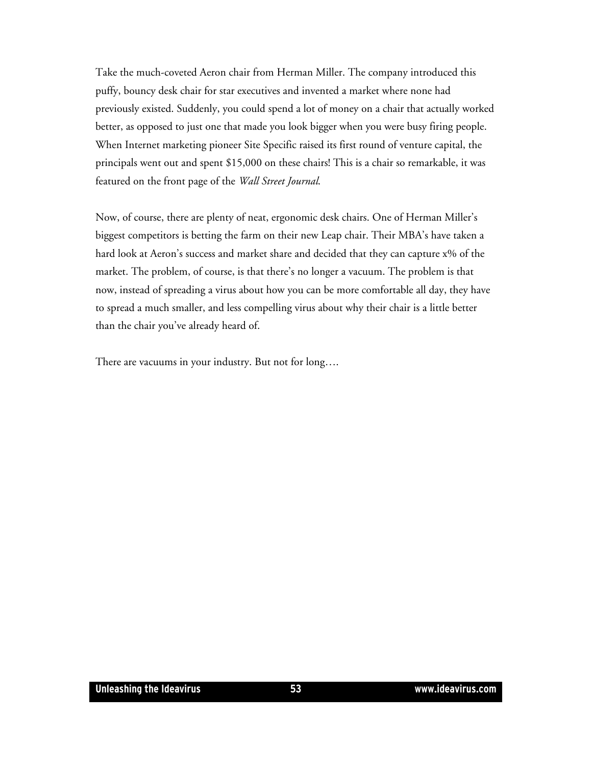Take the much-coveted Aeron chair from Herman Miller. The company introduced this puffy, bouncy desk chair for star executives and invented a market where none had previously existed. Suddenly, you could spend a lot of money on a chair that actually worked better, as opposed to just one that made you look bigger when you were busy firing people. When Internet marketing pioneer Site Specific raised its first round of venture capital, the principals went out and spent $15,000 on these chairs! This is a chair so remarkable, it was featured on the front page of the *Wall Street Journal*.

Now, of course, there are plenty of neat, ergonomic desk chairs. One of Herman Miller's biggest competitors is betting the farm on their new Leap chair. Their MBA's have taken a hard look at Aeron's success and market share and decided that they can capture x% of the market. The problem, of course, is that there's no longer a vacuum. The problem is that now, instead of spreading a virus about how you can be more comfortable all day, they have to spread a much smaller, and less compelling virus about why their chair is a little better than the chair you've already heard of.

There are vacuums in your industry. But not for long….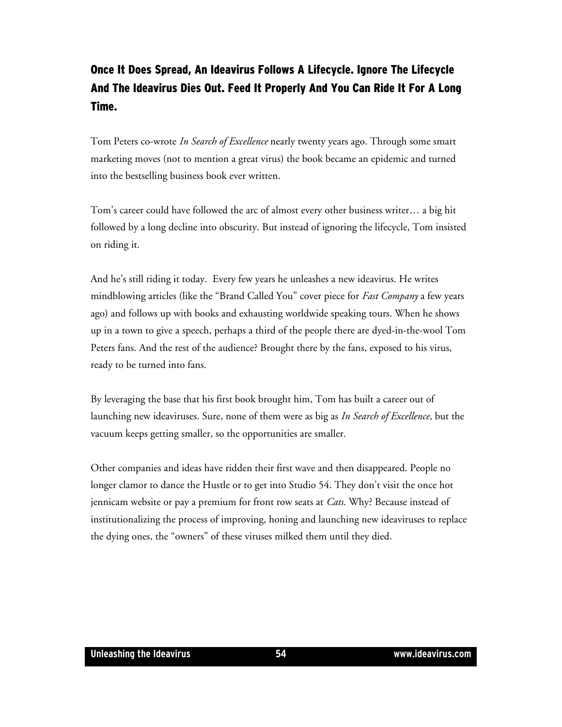## Once It Does Spread, An Ideavirus Follows A Lifecycle. Ignore The Lifecycle And The Ideavirus Dies Out. Feed It Properly And You Can Ride It For A Long Time.

Tom Peters co-wrote *In Search of Excellence* nearly twenty years ago. Through some smart marketing moves (not to mention a great virus) the book became an epidemic and turned into the bestselling business book ever written.

Tom's career could have followed the arc of almost every other business writer… a big hit followed by a long decline into obscurity. But instead of ignoring the lifecycle, Tom insisted on riding it.

And he's still riding it today. Every few years he unleashes a new ideavirus. He writes mindblowing articles (like the "Brand Called You" cover piece for *Fast Company* a few years ago) and follows up with books and exhausting worldwide speaking tours. When he shows up in a town to give a speech, perhaps a third of the people there are dyed-in-the-wool Tom Peters fans. And the rest of the audience? Brought there by the fans, exposed to his virus, ready to be turned into fans.

By leveraging the base that his first book brought him, Tom has built a career out of launching new ideaviruses. Sure, none of them were as big as *In Search of Excellence*, but the vacuum keeps getting smaller, so the opportunities are smaller.

Other companies and ideas have ridden their first wave and then disappeared. People no longer clamor to dance the Hustle or to get into Studio 54. They don't visit the once hot jennicam website or pay a premium for front row seats at *Cats*. Why? Because instead of institutionalizing the process of improving, honing and launching new ideaviruses to replace the dying ones, the "owners" of these viruses milked them until they died.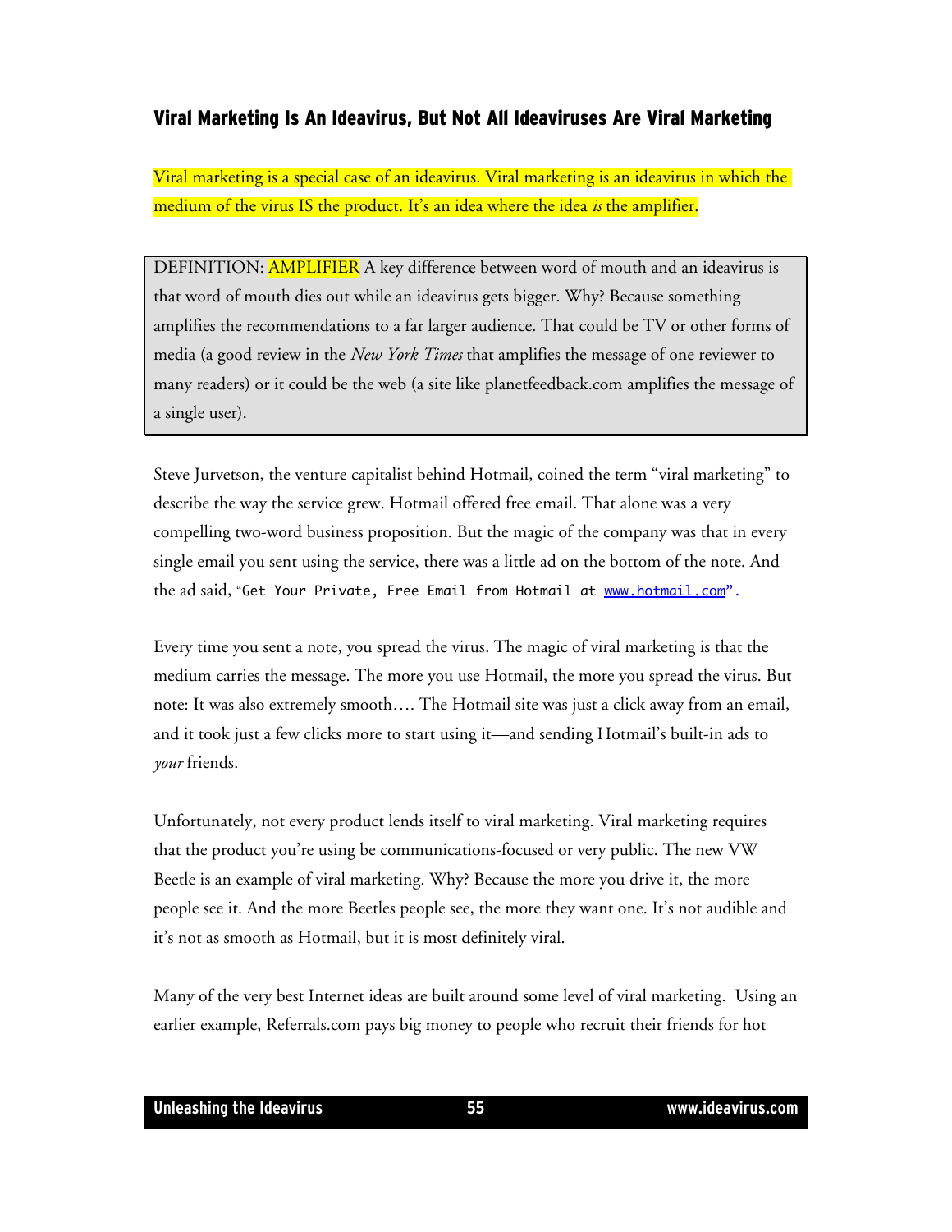### Viral Marketing Is An Ideavirus, But Not All Ideaviruses Are Viral Marketing

Viral marketing is a special case of an ideavirus. Viral marketing is an ideavirus in which the medium of the virus IS the product. It's an idea where the idea *is* the amplifier.

> DEFINITION: AMPLIFIER A key difference between word of mouth and an ideavirus is that word of mouth dies out while an ideavirus gets bigger. Why? Because something amplifies the recommendations to a far larger audience. That could be TV or other forms of media (a good review in the *New York Times* that amplifies the message of one reviewer to many readers) or it could be the web (a site like planetfeedback.com amplifies the message of a single user).

Steve Jurvetson, the venture capitalist behind Hotmail, coined the term "viral marketing" to describe the way the service grew. Hotmail offered free email. That alone was a very compelling two-word business proposition. But the magic of the company was that in every single email you sent using the service, there was a little ad on the bottom of the note. And the ad said, "Get Your Private, Free Email from Hotmail at www.hotmail.com".

Every time you sent a note, you spread the virus. The magic of viral marketing is that the medium carries the message. The more you use Hotmail, the more you spread the virus. But note: It was also extremely smooth…. The Hotmail site was just a click away from an email, and it took just a few clicks more to start using it—and sending Hotmail's built-in ads to *your* friends.

Unfortunately, not every product lends itself to viral marketing. Viral marketing requires that the product you're using be communications-focused or very public. The new VW Beetle is an example of viral marketing. Why? Because the more you drive it, the more people see it. And the more Beetles people see, the more they want one. It's not audible and it's not as smooth as Hotmail, but it is most definitely viral.

Many of the very best Internet ideas are built around some level of viral marketing. Using an earlier example, Referrals.com pays big money to people who recruit their friends for hot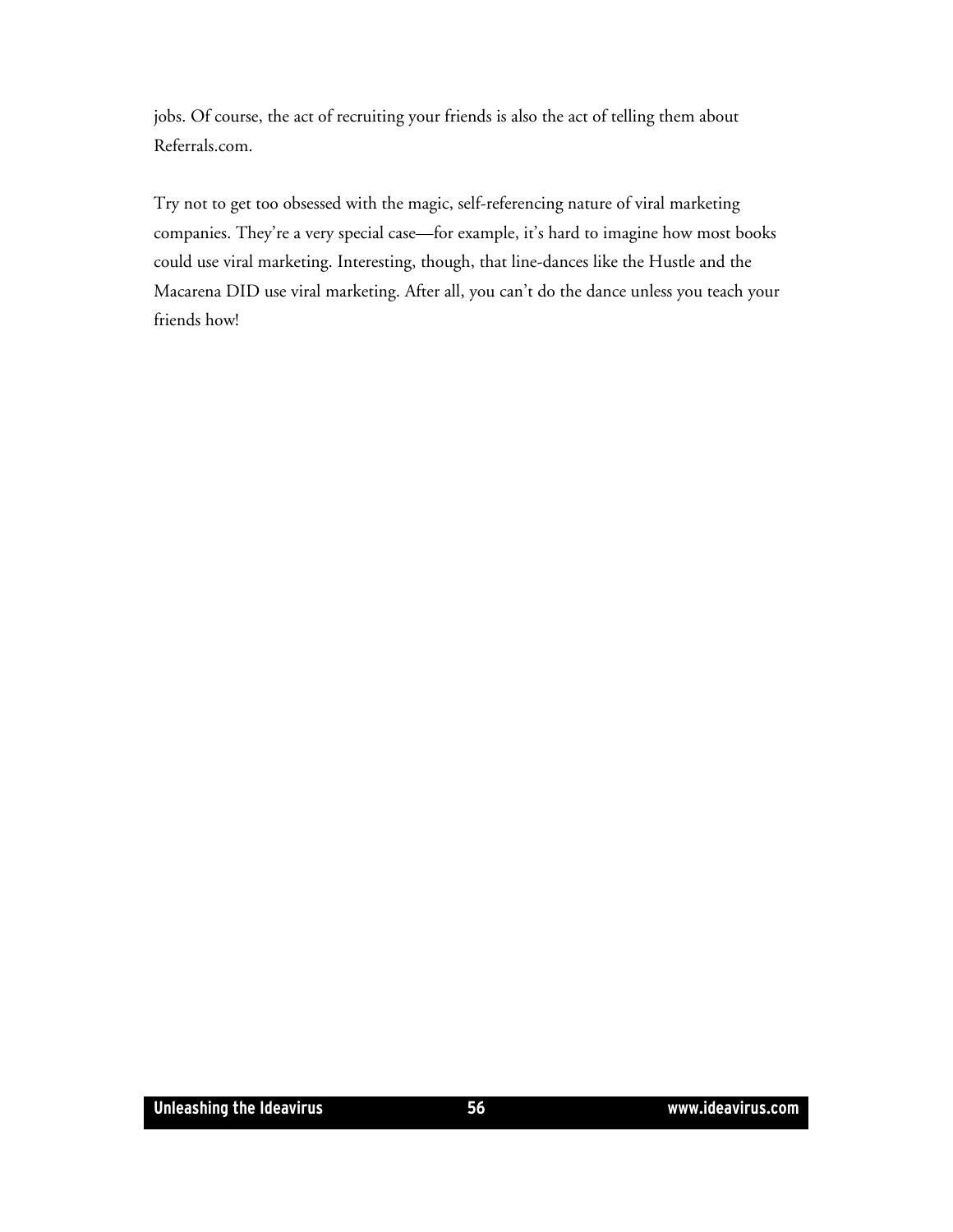jobs. Of course, the act of recruiting your friends is also the act of telling them about Referrals.com.

Try not to get too obsessed with the magic, self-referencing nature of viral marketing companies. They're a very special case—for example, it's hard to imagine how most books could use viral marketing. Interesting, though, that line-dances like the Hustle and the Macarena DID use viral marketing. After all, you can't do the dance unless you teach your friends how!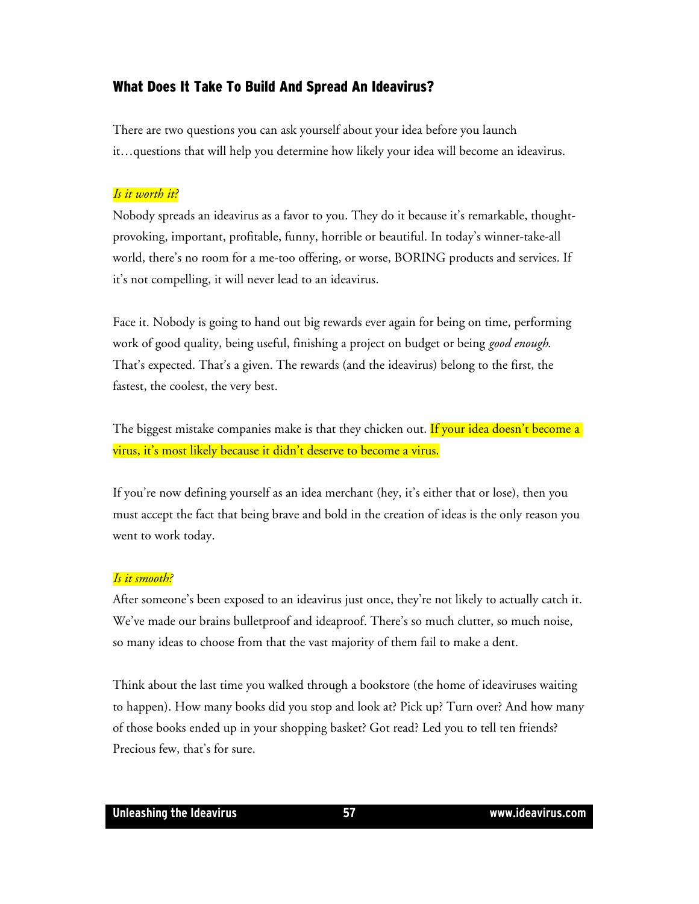## What Does It Take To Build And Spread An Ideavirus?

There are two questions you can ask yourself about your idea before you launch it…questions that will help you determine how likely your idea will become an ideavirus.

*Is it worth it?*

Nobody spreads an ideavirus as a favor to you. They do it because it's remarkable, thought-provoking, important, profitable, funny, horrible or beautiful. In today's winner-take-all world, there's no room for a me-too offering, or worse, BORING products and services. If it's not compelling, it will never lead to an ideavirus.

Face it. Nobody is going to hand out big rewards ever again for being on time, performing work of good quality, being useful, finishing a project on budget or being *good enough.* That's expected. That's a given. The rewards (and the ideavirus) belong to the first, the fastest, the coolest, the very best.

The biggest mistake companies make is that they chicken out. If your idea doesn't become a virus, it's most likely because it didn't deserve to become a virus.

If you're now defining yourself as an idea merchant (hey, it's either that or lose), then you must accept the fact that being brave and bold in the creation of ideas is the only reason you went to work today.

*Is it smooth?*

After someone's been exposed to an ideavirus just once, they're not likely to actually catch it. We've made our brains bulletproof and ideaproof. There's so much clutter, so much noise, so many ideas to choose from that the vast majority of them fail to make a dent.

Think about the last time you walked through a bookstore (the home of ideaviruses waiting to happen). How many books did you stop and look at? Pick up? Turn over? And how many of those books ended up in your shopping basket? Got read? Led you to tell ten friends? Precious few, that's for sure.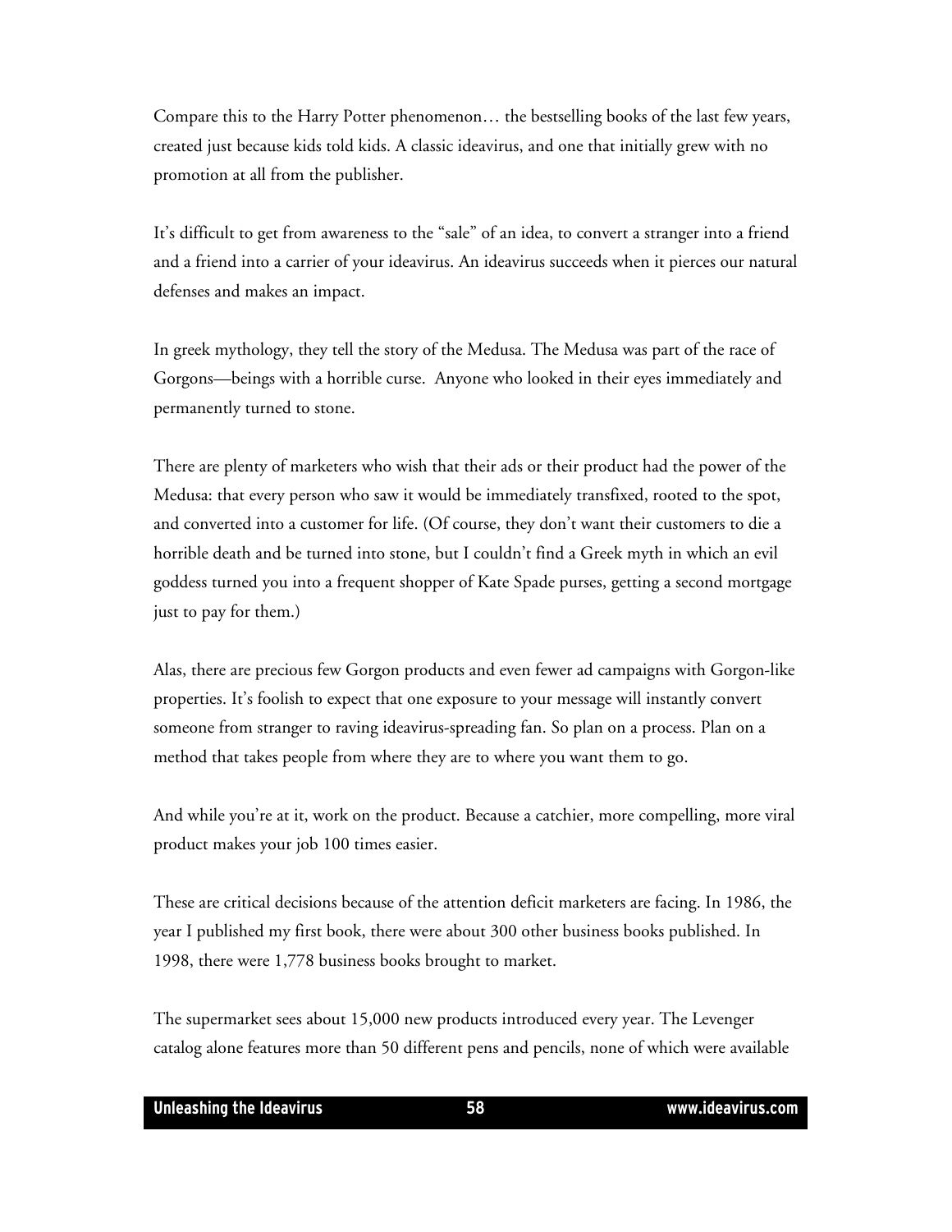Compare this to the Harry Potter phenomenon… the bestselling books of the last few years, created just because kids told kids. A classic ideavirus, and one that initially grew with no promotion at all from the publisher.

It's difficult to get from awareness to the "sale" of an idea, to convert a stranger into a friend and a friend into a carrier of your ideavirus. An ideavirus succeeds when it pierces our natural defenses and makes an impact.

In greek mythology, they tell the story of the Medusa. The Medusa was part of the race of Gorgons—beings with a horrible curse. Anyone who looked in their eyes immediately and permanently turned to stone.

There are plenty of marketers who wish that their ads or their product had the power of the Medusa: that every person who saw it would be immediately transfixed, rooted to the spot, and converted into a customer for life. (Of course, they don't want their customers to die a horrible death and be turned into stone, but I couldn't find a Greek myth in which an evil goddess turned you into a frequent shopper of Kate Spade purses, getting a second mortgage just to pay for them.)

Alas, there are precious few Gorgon products and even fewer ad campaigns with Gorgon-like properties. It's foolish to expect that one exposure to your message will instantly convert someone from stranger to raving ideavirus-spreading fan. So plan on a process. Plan on a method that takes people from where they are to where you want them to go.

And while you're at it, work on the product. Because a catchier, more compelling, more viral product makes your job 100 times easier.

These are critical decisions because of the attention deficit marketers are facing. In 1986, the year I published my first book, there were about 300 other business books published. In 1998, there were 1,778 business books brought to market.

The supermarket sees about 15,000 new products introduced every year. The Levenger catalog alone features more than 50 different pens and pencils, none of which were available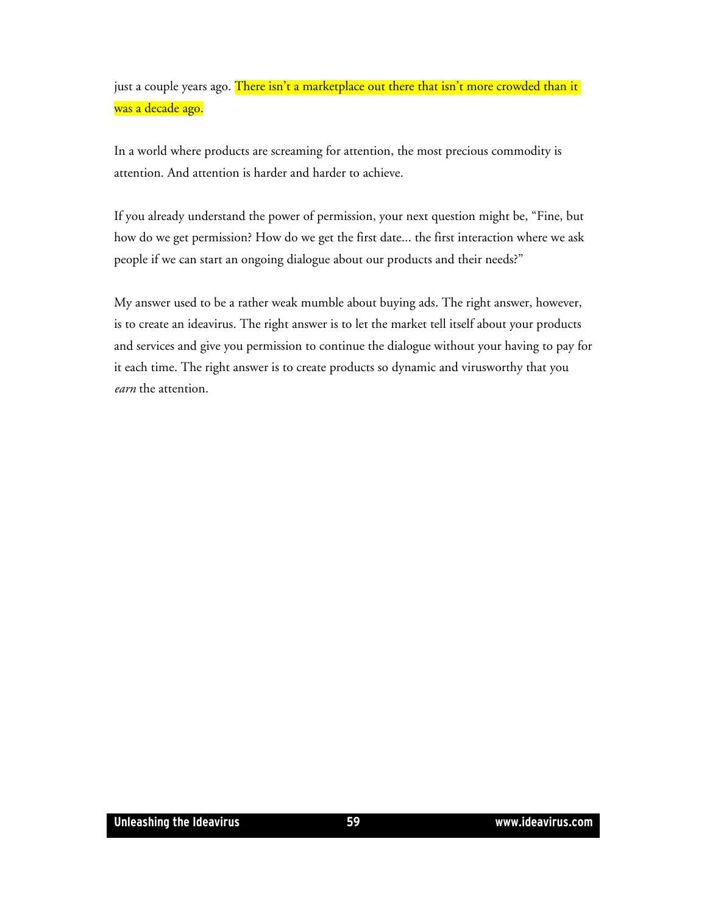just a couple years ago. There isn't a marketplace out there that isn't more crowded than it was a decade ago.

In a world where products are screaming for attention, the most precious commodity is attention. And attention is harder and harder to achieve.

If you already understand the power of permission, your next question might be, "Fine, but how do we get permission? How do we get the first date… the first interaction where we ask people if we can start an ongoing dialogue about our products and their needs?"

My answer used to be a rather weak mumble about buying ads. The right answer, however, is to create an ideavirus. The right answer is to let the market tell itself about your products and services and give you permission to continue the dialogue without your having to pay for it each time. The right answer is to create products so dynamic and virusworthy that you *earn* the attention.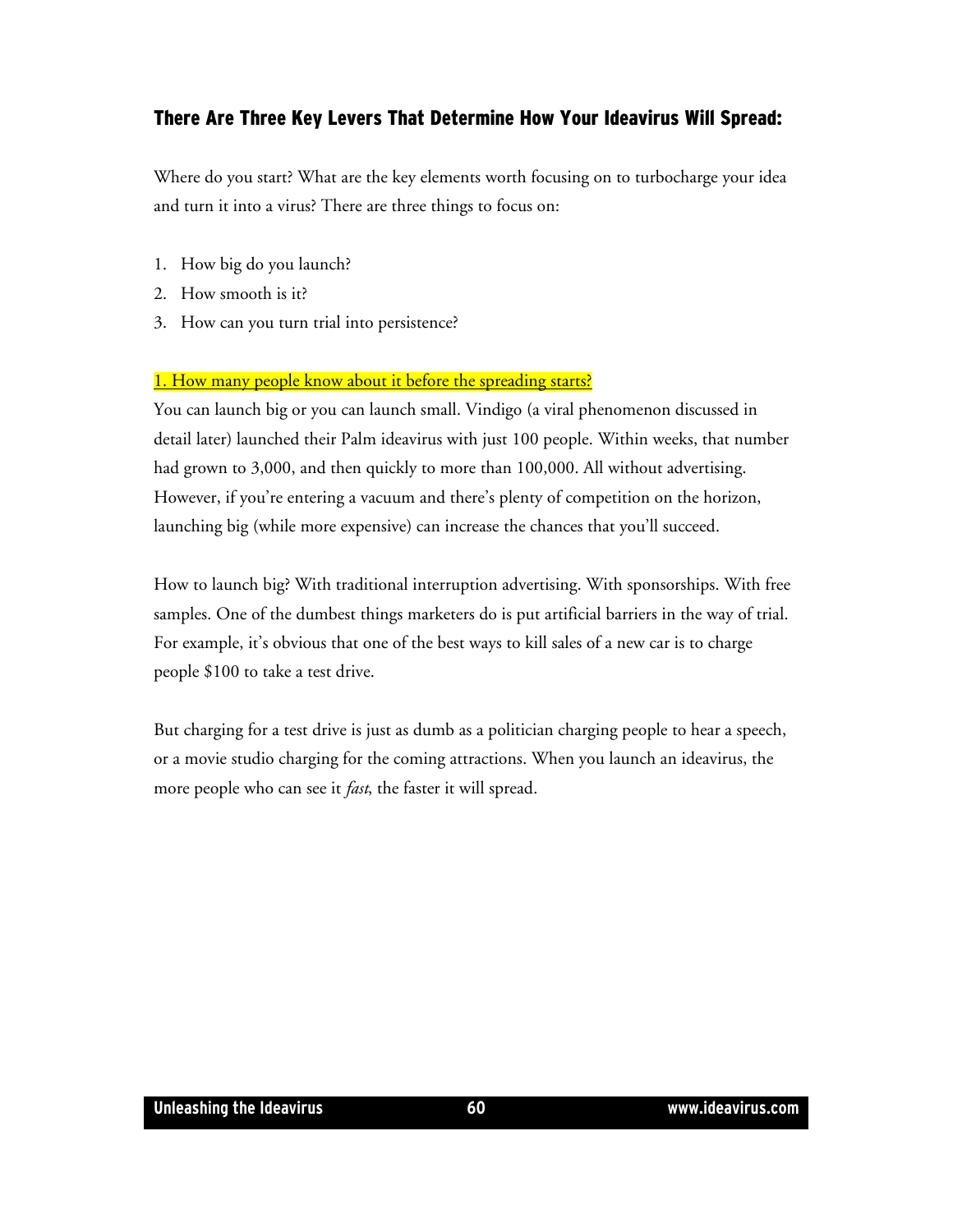## There Are Three Key Levers That Determine How Your Ideavirus Will Spread:

Where do you start? What are the key elements worth focusing on to turbocharge your idea and turn it into a virus? There are three things to focus on:

1. How big do you launch?
2. How smooth is it?
3. How can you turn trial into persistence?

<u>1. How many people know about it before the spreading starts?</u>

You can launch big or you can launch small. Vindigo (a viral phenomenon discussed in detail later) launched their Palm ideavirus with just 100 people. Within weeks, that number had grown to 3,000, and then quickly to more than 100,000. All without advertising. However, if you're entering a vacuum and there's plenty of competition on the horizon, launching big (while more expensive) can increase the chances that you'll succeed.

How to launch big? With traditional interruption advertising. With sponsorships. With free samples. One of the dumbest things marketers do is put artificial barriers in the way of trial. For example, it's obvious that one of the best ways to kill sales of a new car is to charge people $100 to take a test drive.

But charging for a test drive is just as dumb as a politician charging people to hear a speech, or a movie studio charging for the coming attractions. When you launch an ideavirus, the more people who can see it *fast*, the faster it will spread.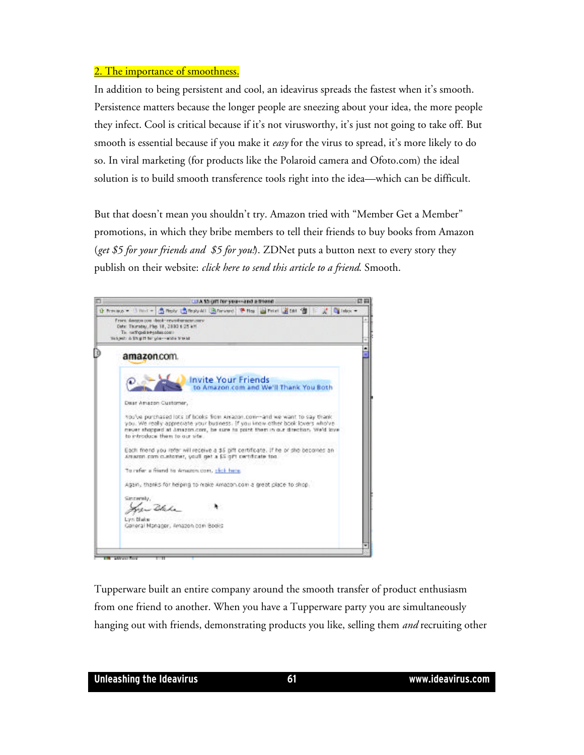## 2. The importance of smoothness.

In addition to being persistent and cool, an ideavirus spreads the fastest when it's smooth. Persistence matters because the longer people are sneezing about your idea, the more people they infect. Cool is critical because if it's not viruswothy, it's just not going to take off. But smooth is essential because if you make it *easy* for the virus to spread, it's more likely to do so. In viral marketing (for products like the Polaroid camera and Ofoto.com) the ideal solution is to build smooth transference tools right into the idea—which can be difficult.

But that doesn't mean you shouldn't try. Amazon tried with "Member Get a Member" promotions, in which they bribe members to tell their friends to buy books from Amazon (*get $5 for your friends and  $5 for you!*). ZDNet puts a button next to every story they publish on their website: *click here to send this article to a friend.* Smooth.

Tupperware built an entire company around the smooth transfer of product enthusiasm from one friend to another. When you have a Tupperware party you are simultaneously hanging out with friends, demonstrating products you like, selling them *and* recruiting other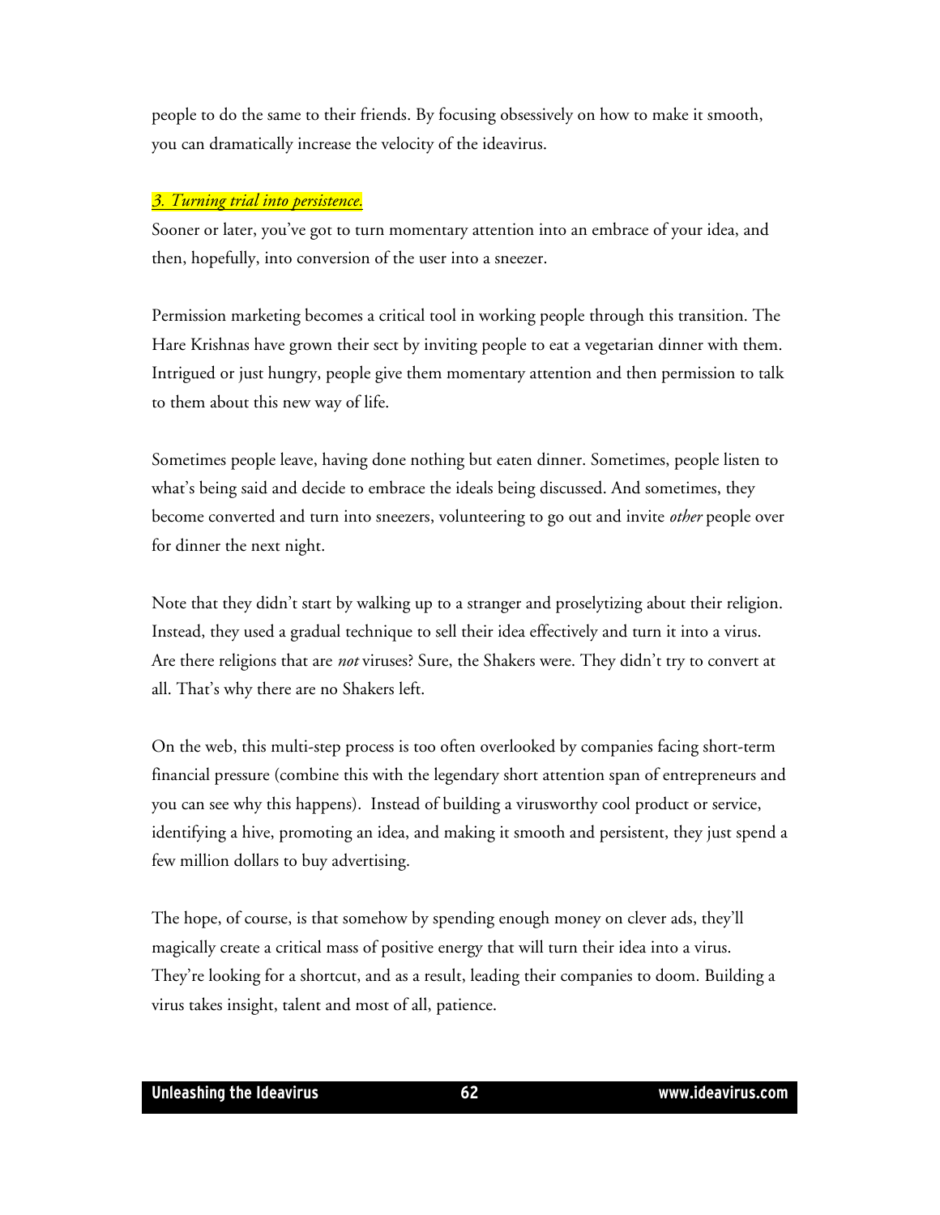people to do the same to their friends. By focusing obsessively on how to make it smooth, you can dramatically increase the velocity of the ideavirus.

*3. Turning trial into persistence.*

Sooner or later, you've got to turn momentary attention into an embrace of your idea, and then, hopefully, into conversion of the user into a sneezer.

Permission marketing becomes a critical tool in working people through this transition. The Hare Krishnas have grown their sect by inviting people to eat a vegetarian dinner with them. Intrigued or just hungry, people give them momentary attention and then permission to talk to them about this new way of life.

Sometimes people leave, having done nothing but eaten dinner. Sometimes, people listen to what's being said and decide to embrace the ideals being discussed. And sometimes, they become converted and turn into sneezers, volunteering to go out and invite *other* people over for dinner the next night.

Note that they didn't start by walking up to a stranger and proselytizing about their religion. Instead, they used a gradual technique to sell their idea effectively and turn it into a virus. Are there religions that are *not* viruses? Sure, the Shakers were. They didn't try to convert at all. That's why there are no Shakers left.

On the web, this multi-step process is too often overlooked by companies facing short-term financial pressure (combine this with the legendary short attention span of entrepreneurs and you can see why this happens). Instead of building a virusworthy cool product or service, identifying a hive, promoting an idea, and making it smooth and persistent, they just spend a few million dollars to buy advertising.

The hope, of course, is that somehow by spending enough money on clever ads, they'll magically create a critical mass of positive energy that will turn their idea into a virus. They're looking for a shortcut, and as a result, leading their companies to doom. Building a virus takes insight, talent and most of all, patience.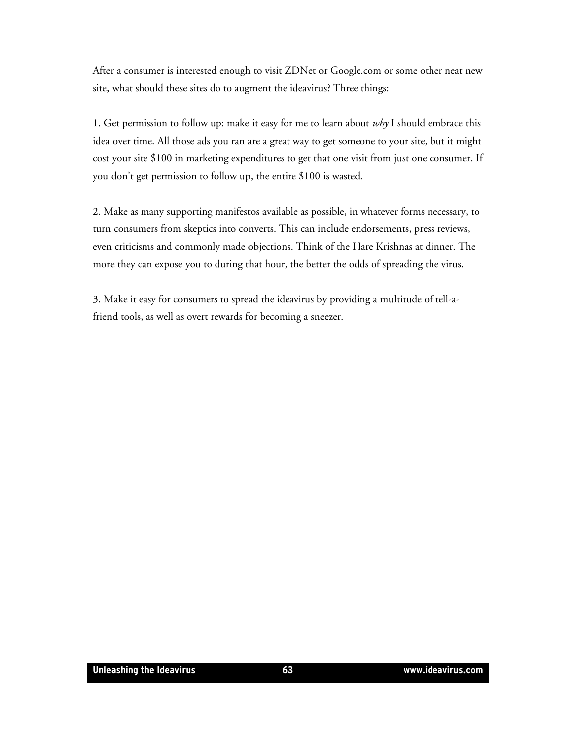After a consumer is interested enough to visit ZDNet or Google.com or some other neat new site, what should these sites do to augment the ideavirus? Three things:

1. Get permission to follow up: make it easy for me to learn about *why* I should embrace this idea over time. All those ads you ran are a great way to get someone to your site, but it might cost your site $100 in marketing expenditures to get that one visit from just one consumer. If you don't get permission to follow up, the entire $100 is wasted.

2. Make as many supporting manifestos available as possible, in whatever forms necessary, to turn consumers from skeptics into converts. This can include endorsements, press reviews, even criticisms and commonly made objections. Think of the Hare Krishnas at dinner. The more they can expose you to during that hour, the better the odds of spreading the virus.

3. Make it easy for consumers to spread the ideavirus by providing a multitude of tell-a-friend tools, as well as overt rewards for becoming a sneezer.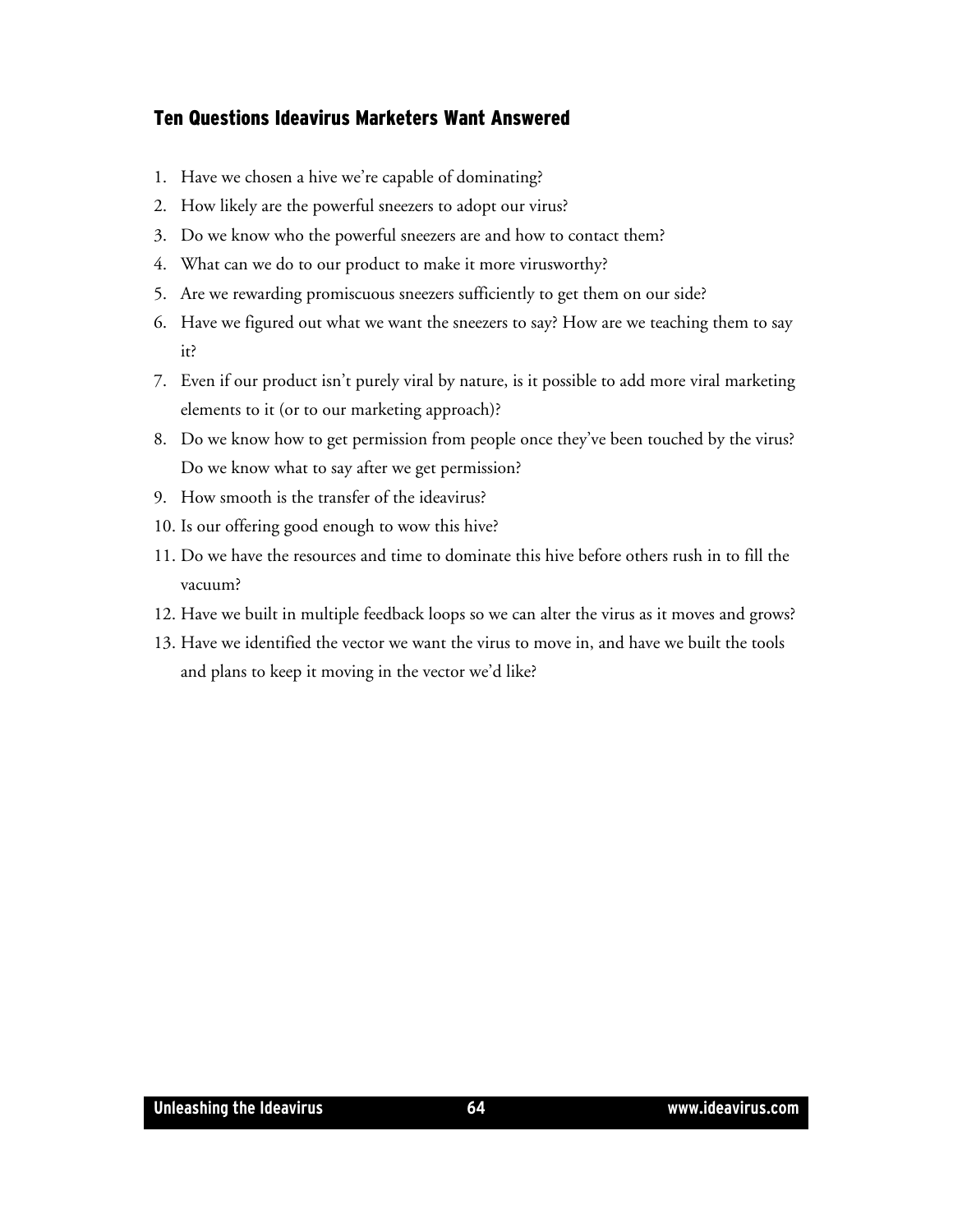### Ten Questions Ideavirus Marketers Want Answered

1. Have we chosen a hive we're capable of dominating?
2. How likely are the powerful sneezers to adopt our virus?
3. Do we know who the powerful sneezers are and how to contact them?
4. What can we do to our product to make it more virusworthy?
5. Are we rewarding promiscuous sneezers sufficiently to get them on our side?
6. Have we figured out what we want the sneezers to say? How are we teaching them to say it?
7. Even if our product isn't purely viral by nature, is it possible to add more viral marketing elements to it (or to our marketing approach)?
8. Do we know how to get permission from people once they've been touched by the virus? Do we know what to say after we get permission?
9. How smooth is the transfer of the ideavirus?
10. Is our offering good enough to wow this hive?
11. Do we have the resources and time to dominate this hive before others rush in to fill the vacuum?
12. Have we built in multiple feedback loops so we can alter the virus as it moves and grows?
13. Have we identified the vector we want the virus to move in, and have we built the tools and plans to keep it moving in the vector we'd like?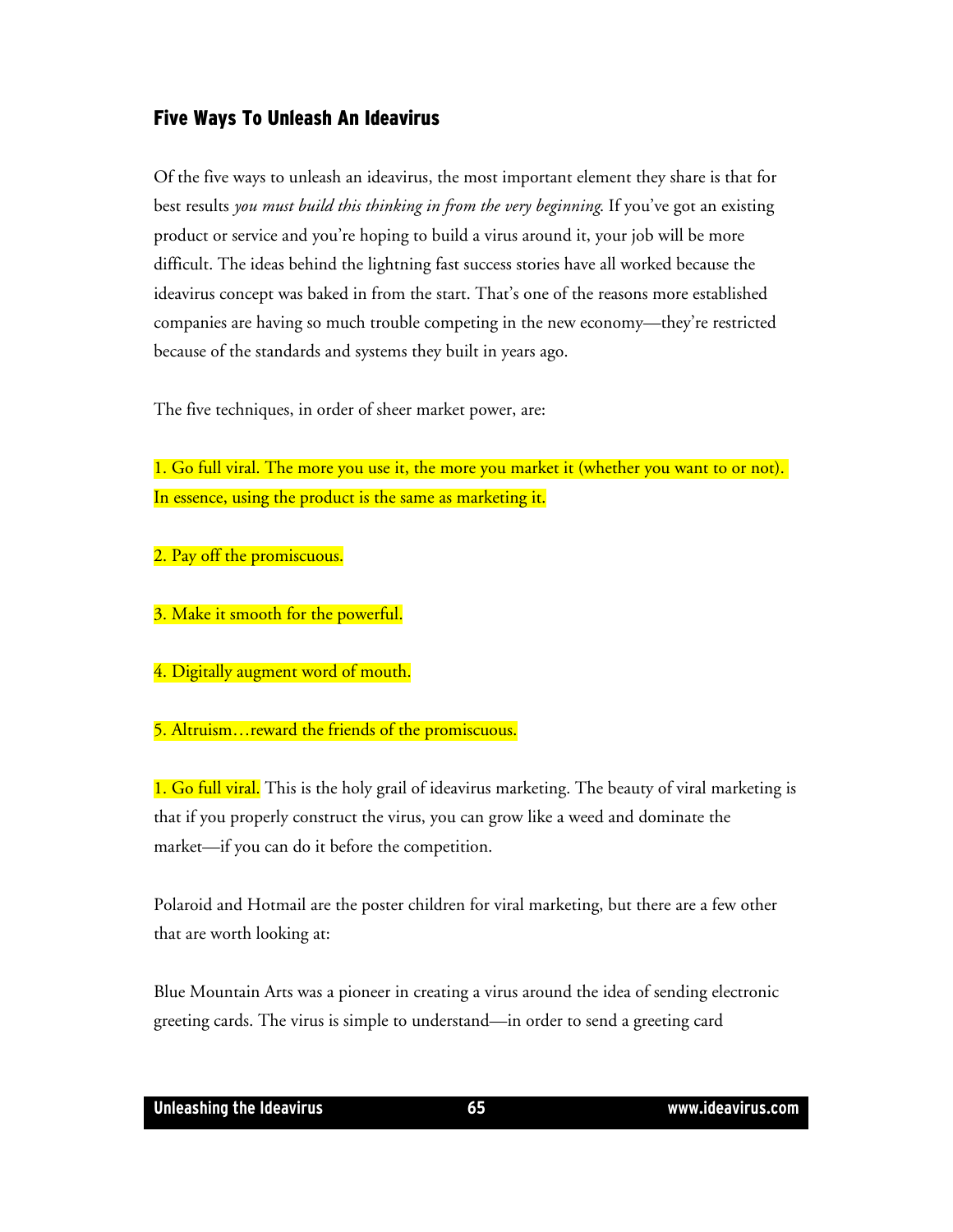## Five Ways To Unleash An Ideavirus

Of the five ways to unleash an ideavirus, the most important element they share is that for best results *you must build this thinking in from the very beginning*. If you've got an existing product or service and you're hoping to build a virus around it, your job will be more difficult. The ideas behind the lightning fast success stories have all worked because the ideavirus concept was baked in from the start. That's one of the reasons more established companies are having so much trouble competing in the new economy—they're restricted because of the standards and systems they built in years ago.

The five techniques, in order of sheer market power, are:

1. Go full viral. The more you use it, the more you market it (whether you want to or not). In essence, using the product is the same as marketing it.

2. Pay off the promiscuous.

3. Make it smooth for the powerful.

4. Digitally augment word of mouth.

5. Altruism…reward the friends of the promiscuous.

1. Go full viral. This is the holy grail of ideavirus marketing. The beauty of viral marketing is that if you properly construct the virus, you can grow like a weed and dominate the market—if you can do it before the competition.

Polaroid and Hotmail are the poster children for viral marketing, but there are a few other that are worth looking at:

Blue Mountain Arts was a pioneer in creating a virus around the idea of sending electronic greeting cards. The virus is simple to understand—in order to send a greeting card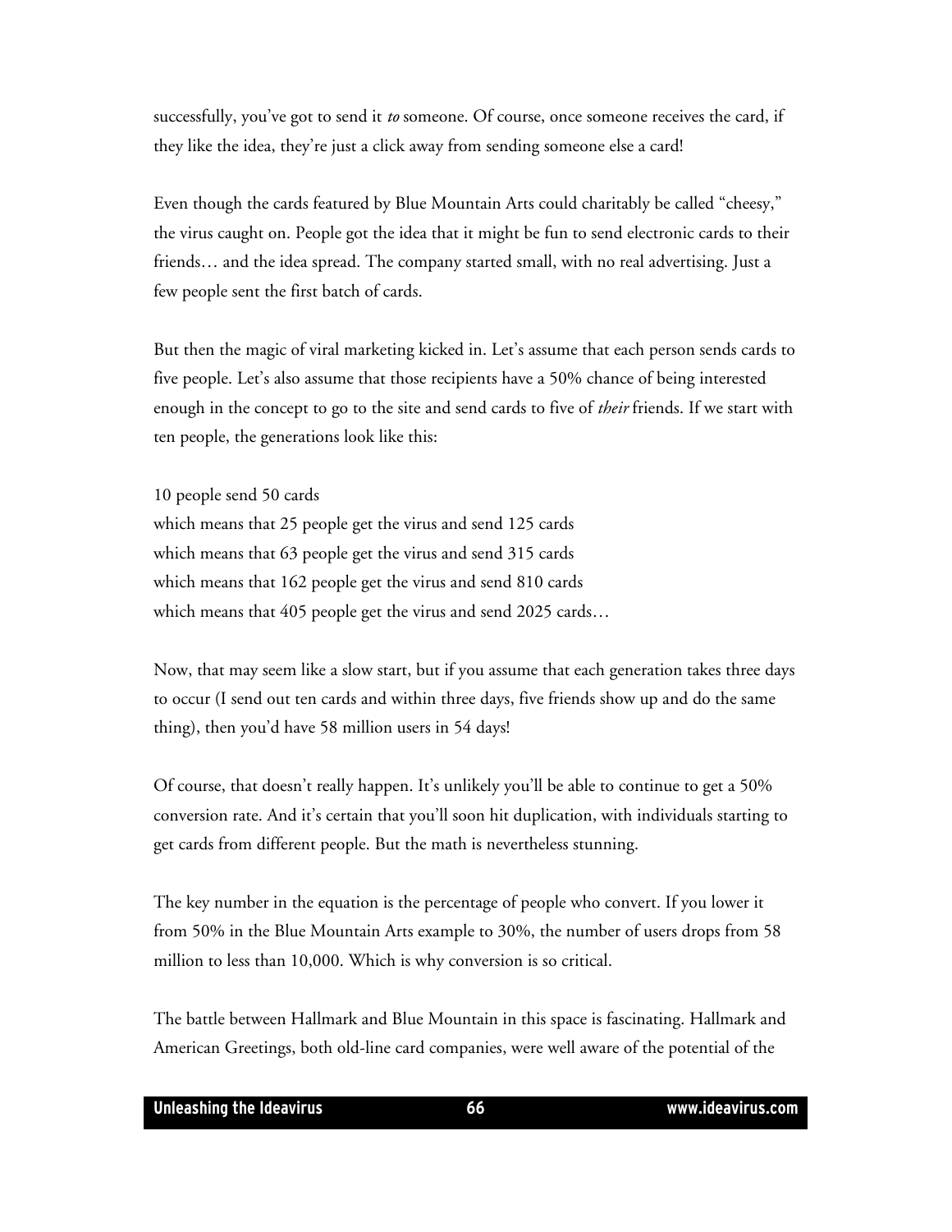successfully, you've got to send it *to* someone. Of course, once someone receives the card, if they like the idea, they're just a click away from sending someone else a card!

Even though the cards featured by Blue Mountain Arts could charitably be called "cheesy," the virus caught on. People got the idea that it might be fun to send electronic cards to their friends… and the idea spread. The company started small, with no real advertising. Just a few people sent the first batch of cards.

But then the magic of viral marketing kicked in. Let's assume that each person sends cards to five people. Let's also assume that those recipients have a 50% chance of being interested enough in the concept to go to the site and send cards to five of *their* friends. If we start with ten people, the generations look like this:

10 people send 50 cards  
which means that 25 people get the virus and send 125 cards  
which means that 63 people get the virus and send 315 cards  
which means that 162 people get the virus and send 810 cards  
which means that 405 people get the virus and send 2025 cards…

Now, that may seem like a slow start, but if you assume that each generation takes three days to occur (I send out ten cards and within three days, five friends show up and do the same thing), then you'd have 58 million users in 54 days!

Of course, that doesn't really happen. It's unlikely you'll be able to continue to get a 50% conversion rate. And it's certain that you'll soon hit duplication, with individuals starting to get cards from different people. But the math is nevertheless stunning.

The key number in the equation is the percentage of people who convert. If you lower it from 50% in the Blue Mountain Arts example to 30%, the number of users drops from 58 million to less than 10,000. Which is why conversion is so critical.

The battle between Hallmark and Blue Mountain in this space is fascinating. Hallmark and American Greetings, both old-line card companies, were well aware of the potential of the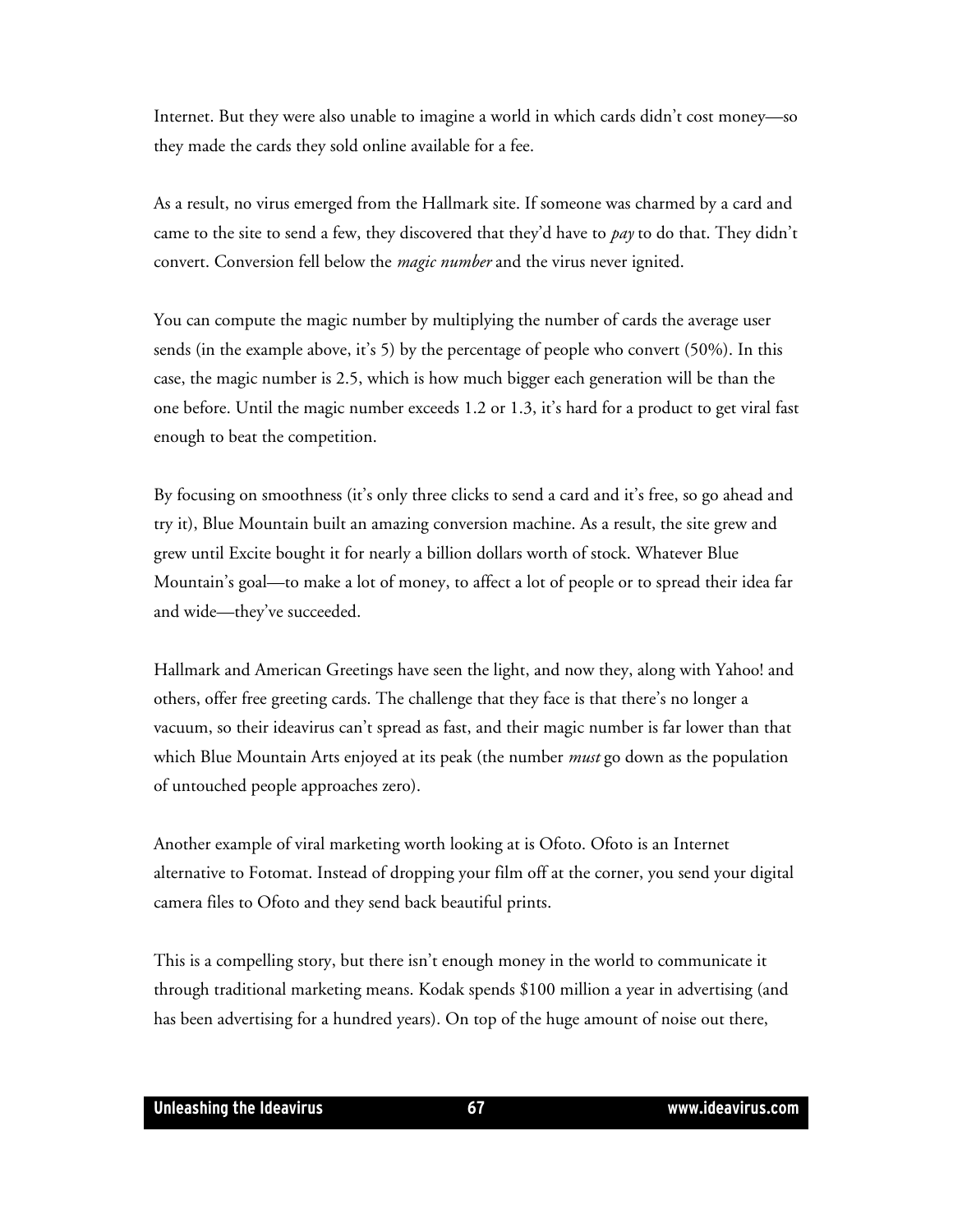Internet. But they were also unable to imagine a world in which cards didn't cost money—so they made the cards they sold online available for a fee.

As a result, no virus emerged from the Hallmark site. If someone was charmed by a card and came to the site to send a few, they discovered that they'd have to *pay* to do that. They didn't convert. Conversion fell below the *magic number* and the virus never ignited.

You can compute the magic number by multiplying the number of cards the average user sends (in the example above, it's 5) by the percentage of people who convert (50%). In this case, the magic number is 2.5, which is how much bigger each generation will be than the one before. Until the magic number exceeds 1.2 or 1.3, it's hard for a product to get viral fast enough to beat the competition.

By focusing on smoothness (it's only three clicks to send a card and it's free, so go ahead and try it), Blue Mountain built an amazing conversion machine. As a result, the site grew and grew until Excite bought it for nearly a billion dollars worth of stock. Whatever Blue Mountain's goal—to make a lot of money, to affect a lot of people or to spread their idea far and wide—they've succeeded.

Hallmark and American Greetings have seen the light, and now they, along with Yahoo! and others, offer free greeting cards. The challenge that they face is that there's no longer a vacuum, so their ideavirus can't spread as fast, and their magic number is far lower than that which Blue Mountain Arts enjoyed at its peak (the number *must* go down as the population of untouched people approaches zero).

Another example of viral marketing worth looking at is Ofoto. Ofoto is an Internet alternative to Fotomat. Instead of dropping your film off at the corner, you send your digital camera files to Ofoto and they send back beautiful prints.

This is a compelling story, but there isn't enough money in the world to communicate it through traditional marketing means. Kodak spends $100 million a year in advertising (and has been advertising for a hundred years). On top of the huge amount of noise out there,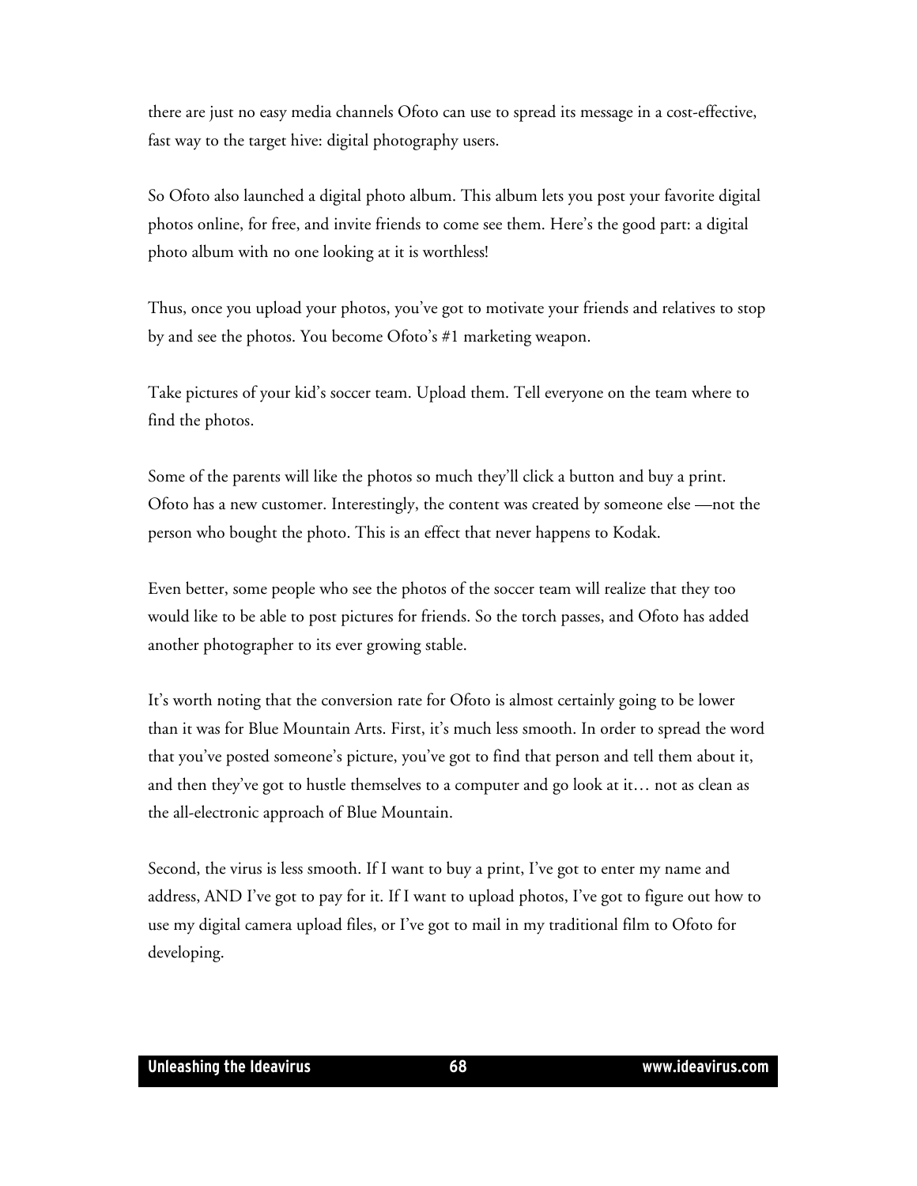there are just no easy media channels Ofoto can use to spread its message in a cost-effective, fast way to the target hive: digital photography users.

So Ofoto also launched a digital photo album. This album lets you post your favorite digital photos online, for free, and invite friends to come see them. Here's the good part: a digital photo album with no one looking at it is worthless!

Thus, once you upload your photos, you've got to motivate your friends and relatives to stop by and see the photos. You become Ofoto's #1 marketing weapon.

Take pictures of your kid's soccer team. Upload them. Tell everyone on the team where to find the photos.

Some of the parents will like the photos so much they'll click a button and buy a print. Ofoto has a new customer. Interestingly, the content was created by someone else —not the person who bought the photo. This is an effect that never happens to Kodak.

Even better, some people who see the photos of the soccer team will realize that they too would like to be able to post pictures for friends. So the torch passes, and Ofoto has added another photographer to its ever growing stable.

It's worth noting that the conversion rate for Ofoto is almost certainly going to be lower than it was for Blue Mountain Arts. First, it's much less smooth. In order to spread the word that you've posted someone's picture, you've got to find that person and tell them about it, and then they've got to hustle themselves to a computer and go look at it… not as clean as the all-electronic approach of Blue Mountain.

Second, the virus is less smooth. If I want to buy a print, I've got to enter my name and address, AND I've got to pay for it. If I want to upload photos, I've got to figure out how to use my digital camera upload files, or I've got to mail in my traditional film to Ofoto for developing.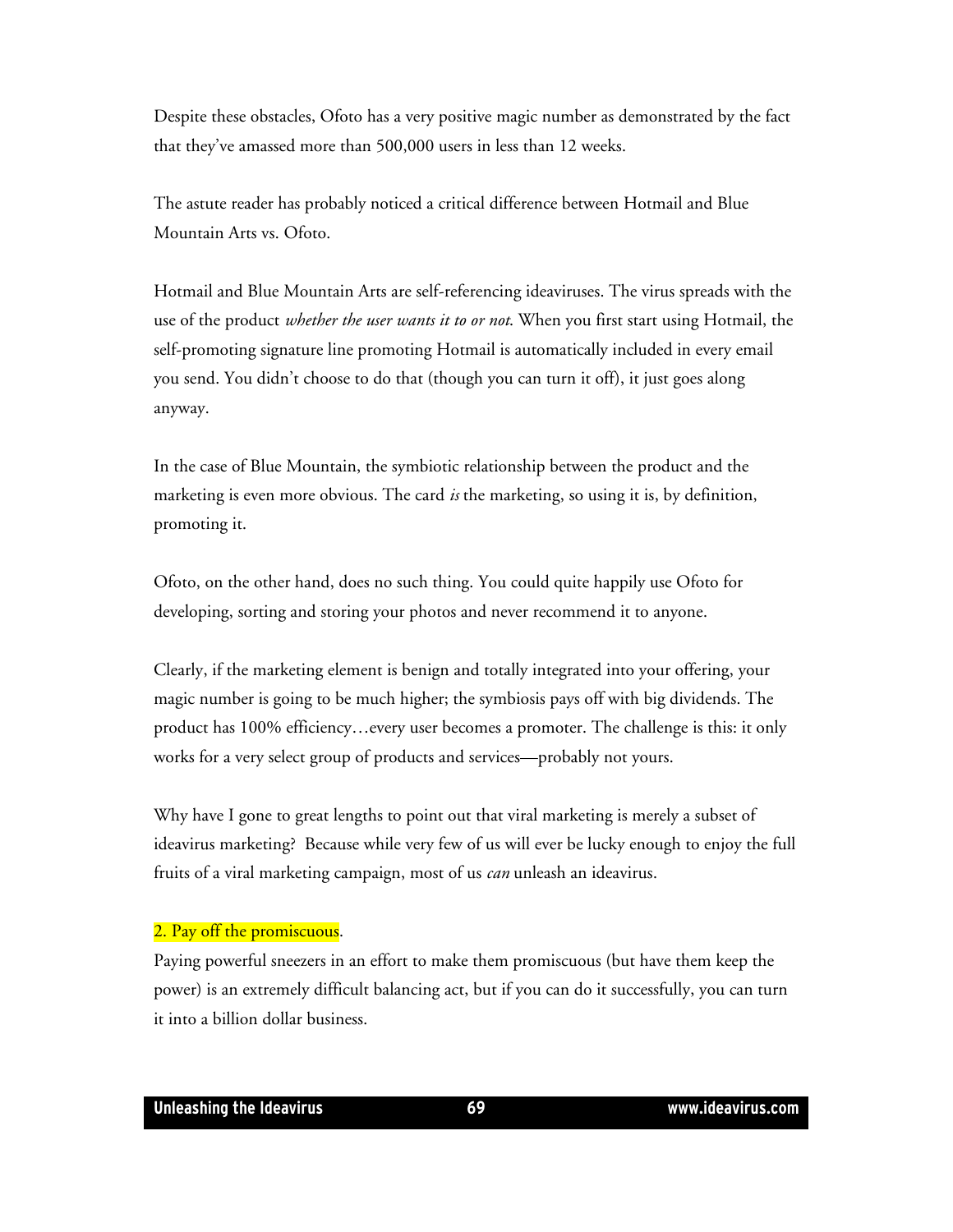Despite these obstacles, Ofoto has a very positive magic number as demonstrated by the fact that they've amassed more than 500,000 users in less than 12 weeks.

The astute reader has probably noticed a critical difference between Hotmail and Blue Mountain Arts vs. Ofoto.

Hotmail and Blue Mountain Arts are self-referencing ideaviruses. The virus spreads with the use of the product *whether the user wants it to or not.* When you first start using Hotmail, the self-promoting signature line promoting Hotmail is automatically included in every email you send. You didn't choose to do that (though you can turn it off), it just goes along anyway.

In the case of Blue Mountain, the symbiotic relationship between the product and the marketing is even more obvious. The card *is* the marketing, so using it is, by definition, promoting it.

Ofoto, on the other hand, does no such thing. You could quite happily use Ofoto for developing, sorting and storing your photos and never recommend it to anyone.

Clearly, if the marketing element is benign and totally integrated into your offering, your magic number is going to be much higher; the symbiosis pays off with big dividends. The product has 100% efficiency…every user becomes a promoter. The challenge is this: it only works for a very select group of products and services—probably not yours.

Why have I gone to great lengths to point out that viral marketing is merely a subset of ideavirus marketing? Because while very few of us will ever be lucky enough to enjoy the full fruits of a viral marketing campaign, most of us *can* unleash an ideavirus.

2. Pay off the promiscuous.

Paying powerful sneezers in an effort to make them promiscuous (but have them keep the power) is an extremely difficult balancing act, but if you can do it successfully, you can turn it into a billion dollar business.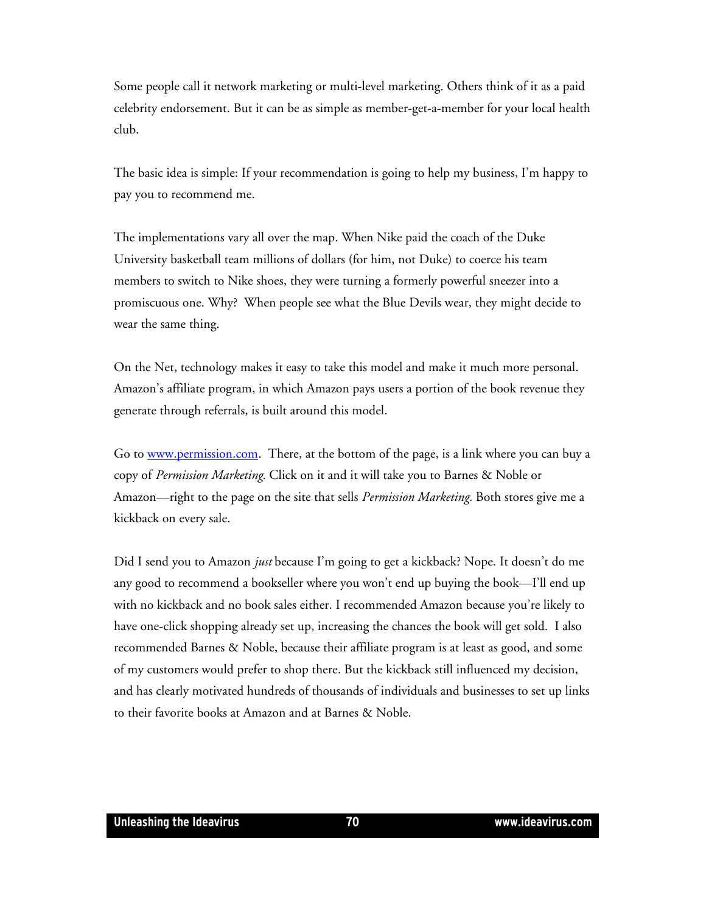Some people call it network marketing or multi-level marketing. Others think of it as a paid celebrity endorsement. But it can be as simple as member-get-a-member for your local health club.

The basic idea is simple: If your recommendation is going to help my business, I'm happy to pay you to recommend me.

The implementations vary all over the map. When Nike paid the coach of the Duke University basketball team millions of dollars (for him, not Duke) to coerce his team members to switch to Nike shoes, they were turning a formerly powerful sneezer into a promiscuous one. Why? When people see what the Blue Devils wear, they might decide to wear the same thing.

On the Net, technology makes it easy to take this model and make it much more personal. Amazon's affiliate program, in which Amazon pays users a portion of the book revenue they generate through referrals, is built around this model.

Go to [www.permission.com](http://www.permission.com). There, at the bottom of the page, is a link where you can buy a copy of *Permission Marketing.* Click on it and it will take you to Barnes & Noble or Amazon—right to the page on the site that sells *Permission Marketing.* Both stores give me a kickback on every sale.

Did I send you to Amazon *just* because I'm going to get a kickback? Nope. It doesn't do me any good to recommend a bookseller where you won't end up buying the book—I'll end up with no kickback and no book sales either. I recommended Amazon because you're likely to have one-click shopping already set up, increasing the chances the book will get sold. I also recommended Barnes & Noble, because their affiliate program is at least as good, and some of my customers would prefer to shop there. But the kickback still influenced my decision, and has clearly motivated hundreds of thousands of individuals and businesses to set up links to their favorite books at Amazon and at Barnes & Noble.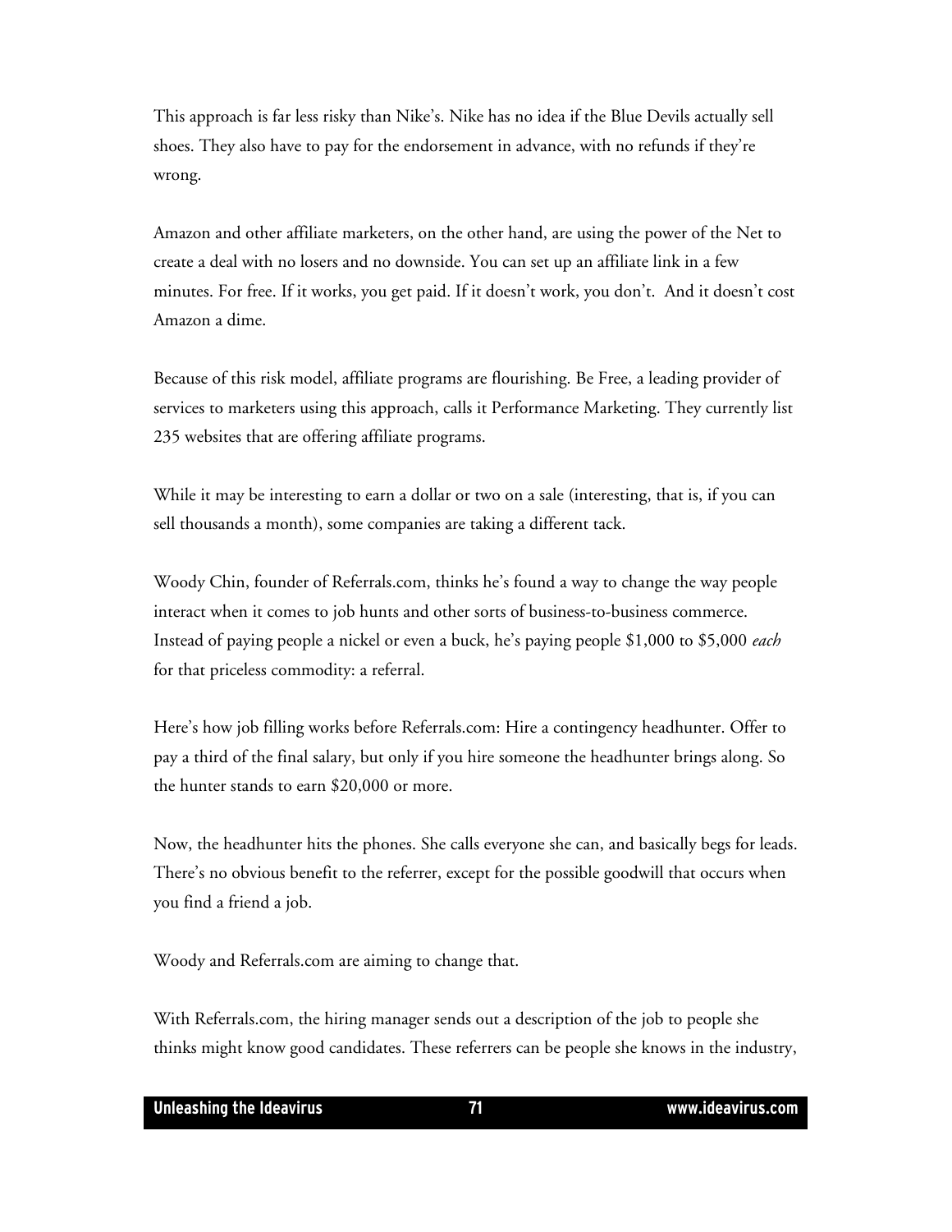This approach is far less risky than Nike's. Nike has no idea if the Blue Devils actually sell shoes. They also have to pay for the endorsement in advance, with no refunds if they're wrong.

Amazon and other affiliate marketers, on the other hand, are using the power of the Net to create a deal with no losers and no downside. You can set up an affiliate link in a few minutes. For free. If it works, you get paid. If it doesn't work, you don't. And it doesn't cost Amazon a dime.

Because of this risk model, affiliate programs are flourishing. Be Free, a leading provider of services to marketers using this approach, calls it Performance Marketing. They currently list 235 websites that are offering affiliate programs.

While it may be interesting to earn a dollar or two on a sale (interesting, that is, if you can sell thousands a month), some companies are taking a different tack.

Woody Chin, founder of Referrals.com, thinks he's found a way to change the way people interact when it comes to job hunts and other sorts of business-to-business commerce. Instead of paying people a nickel or even a buck, he's paying people $1,000 to $5,000 *each* for that priceless commodity: a referral.

Here's how job filling works before Referrals.com: Hire a contingency headhunter. Offer to pay a third of the final salary, but only if you hire someone the headhunter brings along. So the hunter stands to earn $20,000 or more.

Now, the headhunter hits the phones. She calls everyone she can, and basically begs for leads. There's no obvious benefit to the referrer, except for the possible goodwill that occurs when you find a friend a job.

Woody and Referrals.com are aiming to change that.

With Referrals.com, the hiring manager sends out a description of the job to people she thinks might know good candidates. These referrers can be people she knows in the industry,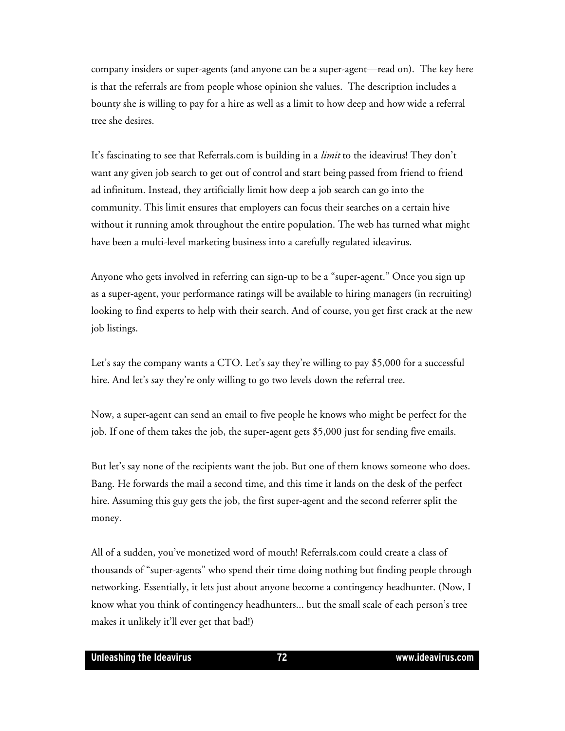company insiders or super-agents (and anyone can be a super-agent—read on). The key here is that the referrals are from people whose opinion she values. The description includes a bounty she is willing to pay for a hire as well as a limit to how deep and how wide a referral tree she desires.

It's fascinating to see that Referrals.com is building in a *limit* to the ideavirus! They don't want any given job search to get out of control and start being passed from friend to friend ad infinitum. Instead, they artificially limit how deep a job search can go into the community. This limit ensures that employers can focus their searches on a certain hive without it running amok throughout the entire population. The web has turned what might have been a multi-level marketing business into a carefully regulated ideavirus.

Anyone who gets involved in referring can sign-up to be a "super-agent." Once you sign up as a super-agent, your performance ratings will be available to hiring managers (in recruiting) looking to find experts to help with their search. And of course, you get first crack at the new job listings.

Let's say the company wants a CTO. Let's say they're willing to pay $5,000 for a successful hire. And let's say they're only willing to go two levels down the referral tree.

Now, a super-agent can send an email to five people he knows who might be perfect for the job. If one of them takes the job, the super-agent gets $5,000 just for sending five emails.

But let's say none of the recipients want the job. But one of them knows someone who does. Bang. He forwards the mail a second time, and this time it lands on the desk of the perfect hire. Assuming this guy gets the job, the first super-agent and the second referrer split the money.

All of a sudden, you've monetized word of mouth! Referrals.com could create a class of thousands of "super-agents" who spend their time doing nothing but finding people through networking. Essentially, it lets just about anyone become a contingency headhunter. (Now, I know what you think of contingency headhunters... but the small scale of each person's tree makes it unlikely it'll ever get that bad!)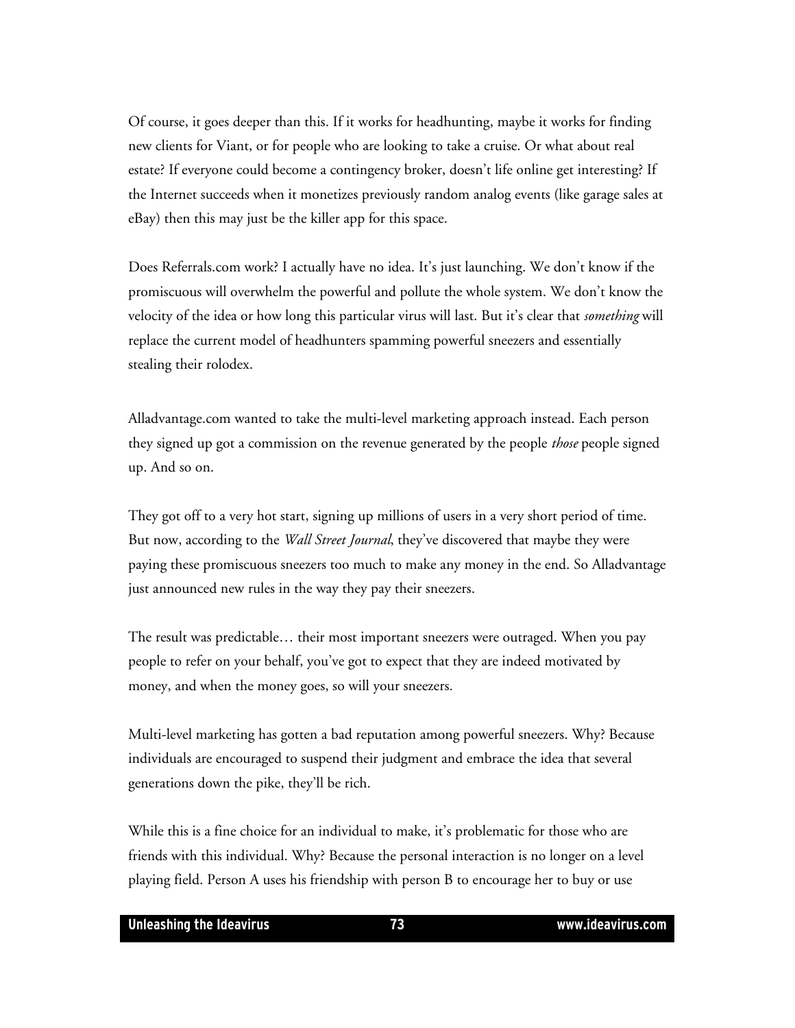Of course, it goes deeper than this. If it works for headhunting, maybe it works for finding new clients for Viant, or for people who are looking to take a cruise. Or what about real estate? If everyone could become a contingency broker, doesn't life online get interesting? If the Internet succeeds when it monetizes previously random analog events (like garage sales at eBay) then this may just be the killer app for this space.

Does Referrals.com work? I actually have no idea. It's just launching. We don't know if the promiscuous will overwhelm the powerful and pollute the whole system. We don't know the velocity of the idea or how long this particular virus will last. But it's clear that *something* will replace the current model of headhunters spamming powerful sneezers and essentially stealing their rolodex.

Alladvantage.com wanted to take the multi-level marketing approach instead. Each person they signed up got a commission on the revenue generated by the people *those* people signed up. And so on.

They got off to a very hot start, signing up millions of users in a very short period of time. But now, according to the *Wall Street Journal*, they've discovered that maybe they were paying these promiscuous sneezers too much to make any money in the end. So Alladvantage just announced new rules in the way they pay their sneezers.

The result was predictable… their most important sneezers were outraged. When you pay people to refer on your behalf, you've got to expect that they are indeed motivated by money, and when the money goes, so will your sneezers.

Multi-level marketing has gotten a bad reputation among powerful sneezers. Why? Because individuals are encouraged to suspend their judgment and embrace the idea that several generations down the pike, they'll be rich.

While this is a fine choice for an individual to make, it's problematic for those who are friends with this individual. Why? Because the personal interaction is no longer on a level playing field. Person A uses his friendship with person B to encourage her to buy or use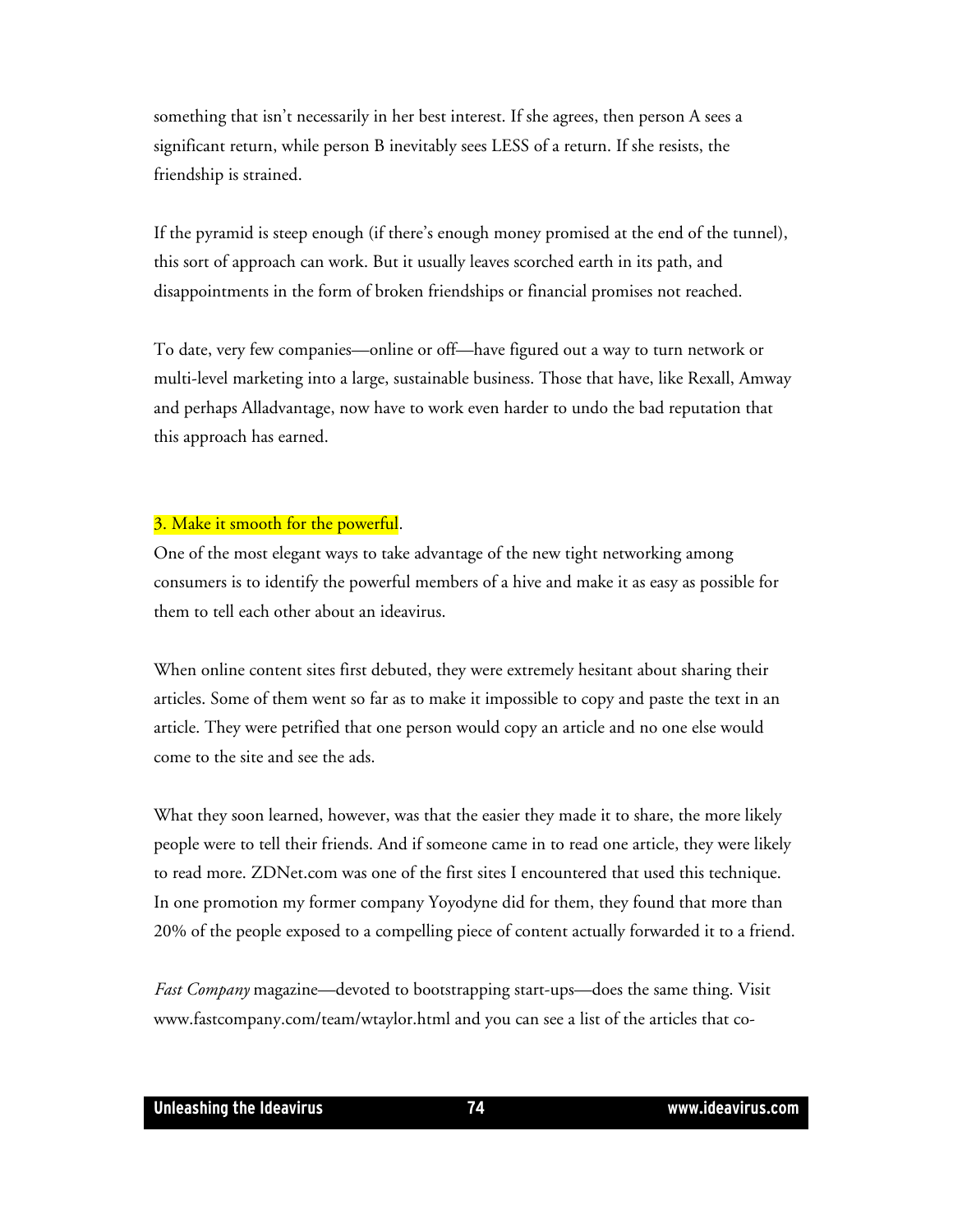something that isn't necessarily in her best interest. If she agrees, then person A sees a significant return, while person B inevitably sees LESS of a return. If she resists, the friendship is strained.

If the pyramid is steep enough (if there's enough money promised at the end of the tunnel), this sort of approach can work. But it usually leaves scorched earth in its path, and disappointments in the form of broken friendships or financial promises not reached.

To date, very few companies—online or off—have figured out a way to turn network or multi-level marketing into a large, sustainable business. Those that have, like Rexall, Amway and perhaps Alladvantage, now have to work even harder to undo the bad reputation that this approach has earned.

### 3. Make it smooth for the powerful.

One of the most elegant ways to take advantage of the new tight networking among consumers is to identify the powerful members of a hive and make it as easy as possible for them to tell each other about an ideavirus.

When online content sites first debuted, they were extremely hesitant about sharing their articles. Some of them went so far as to make it impossible to copy and paste the text in an article. They were petrified that one person would copy an article and no one else would come to the site and see the ads.

What they soon learned, however, was that the easier they made it to share, the more likely people were to tell their friends. And if someone came in to read one article, they were likely to read more. ZDNet.com was one of the first sites I encountered that used this technique. In one promotion my former company Yoyodyne did for them, they found that more than 20% of the people exposed to a compelling piece of content actually forwarded it to a friend.

*Fast Company* magazine—devoted to bootstrapping start-ups—does the same thing. Visit www.fastcompany.com/team/wtaylor.html and you can see a list of the articles that co-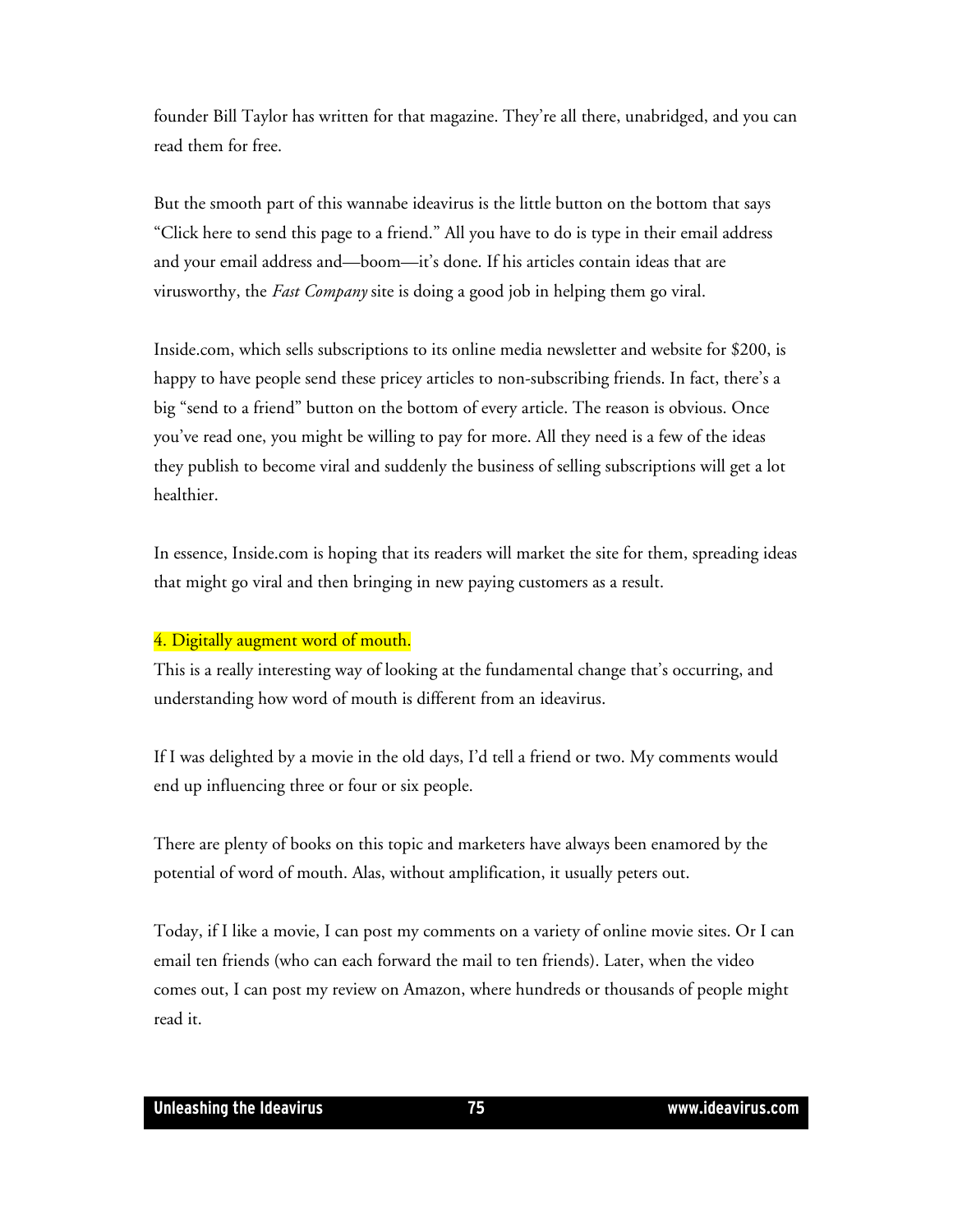founder Bill Taylor has written for that magazine. They're all there, unabridged, and you can read them for free.

But the smooth part of this wannabe ideavirus is the little button on the bottom that says "Click here to send this page to a friend." All you have to do is type in their email address and your email address and—boom—it's done. If his articles contain ideas that are virusworthy, the *Fast Company* site is doing a good job in helping them go viral.

Inside.com, which sells subscriptions to its online media newsletter and website for $200, is happy to have people send these pricey articles to non-subscribing friends. In fact, there's a big "send to a friend" button on the bottom of every article. The reason is obvious. Once you've read one, you might be willing to pay for more. All they need is a few of the ideas they publish to become viral and suddenly the business of selling subscriptions will get a lot healthier.

In essence, Inside.com is hoping that its readers will market the site for them, spreading ideas that might go viral and then bringing in new paying customers as a result.

### 4. Digitally augment word of mouth.

This is a really interesting way of looking at the fundamental change that's occurring, and understanding how word of mouth is different from an ideavirus.

If I was delighted by a movie in the old days, I'd tell a friend or two. My comments would end up influencing three or four or six people.

There are plenty of books on this topic and marketers have always been enamored by the potential of word of mouth. Alas, without amplification, it usually peters out.

Today, if I like a movie, I can post my comments on a variety of online movie sites. Or I can email ten friends (who can each forward the mail to ten friends). Later, when the video comes out, I can post my review on Amazon, where hundreds or thousands of people might read it.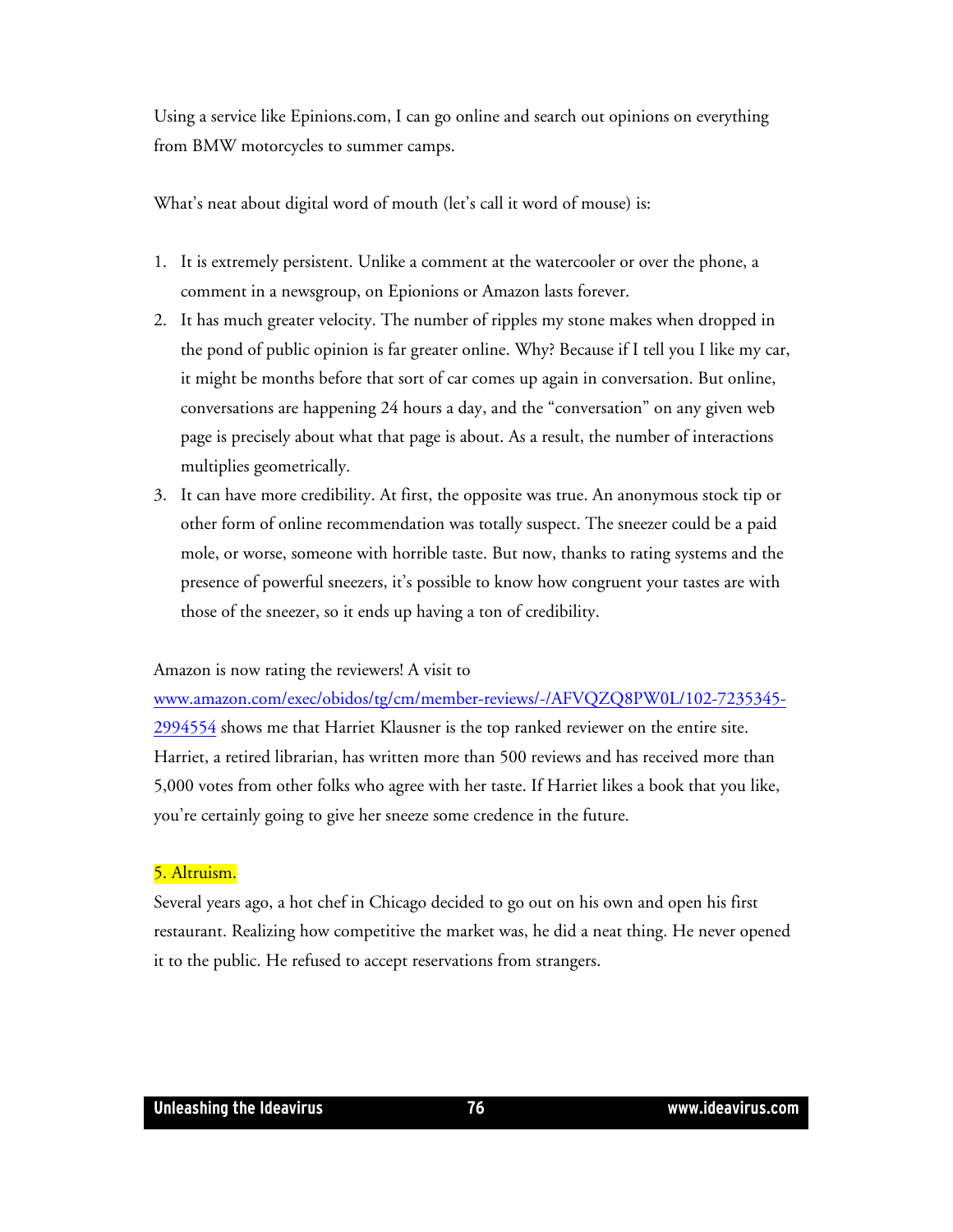Using a service like Epinions.com, I can go online and search out opinions on everything from BMW motorcycles to summer camps.

What's neat about digital word of mouth (let's call it word of mouse) is:

1. It is extremely persistent. Unlike a comment at the watercooler or over the phone, a comment in a newsgroup, on Epionions or Amazon lasts forever.
2. It has much greater velocity. The number of ripples my stone makes when dropped in the pond of public opinion is far greater online. Why? Because if I tell you I like my car, it might be months before that sort of car comes up again in conversation. But online, conversations are happening 24 hours a day, and the "conversation" on any given web page is precisely about what that page is about. As a result, the number of interactions multiplies geometrically.
3. It can have more credibility. At first, the opposite was true. An anonymous stock tip or other form of online recommendation was totally suspect. The sneezer could be a paid mole, or worse, someone with horrible taste. But now, thanks to rating systems and the presence of powerful sneezers, it's possible to know how congruent your tastes are with those of the sneezer, so it ends up having a ton of credibility.

Amazon is now rating the reviewers! A visit to [www.amazon.com/exec/obidos/tg/cm/member-reviews/-/AFVQZQ8PW0L/102-7235345-2994554](www.amazon.com/exec/obidos/tg/cm/member-reviews/-/AFVQZQ8PW0L/102-7235345-2994554) shows me that Harriet Klausner is the top ranked reviewer on the entire site. Harriet, a retired librarian, has written more than 500 reviews and has received more than 5,000 votes from other folks who agree with her taste. If Harriet likes a book that you like, you're certainly going to give her sneeze some credence in the future.

5. Altruism.

Several years ago, a hot chef in Chicago decided to go out on his own and open his first restaurant. Realizing how competitive the market was, he did a neat thing. He never opened it to the public. He refused to accept reservations from strangers.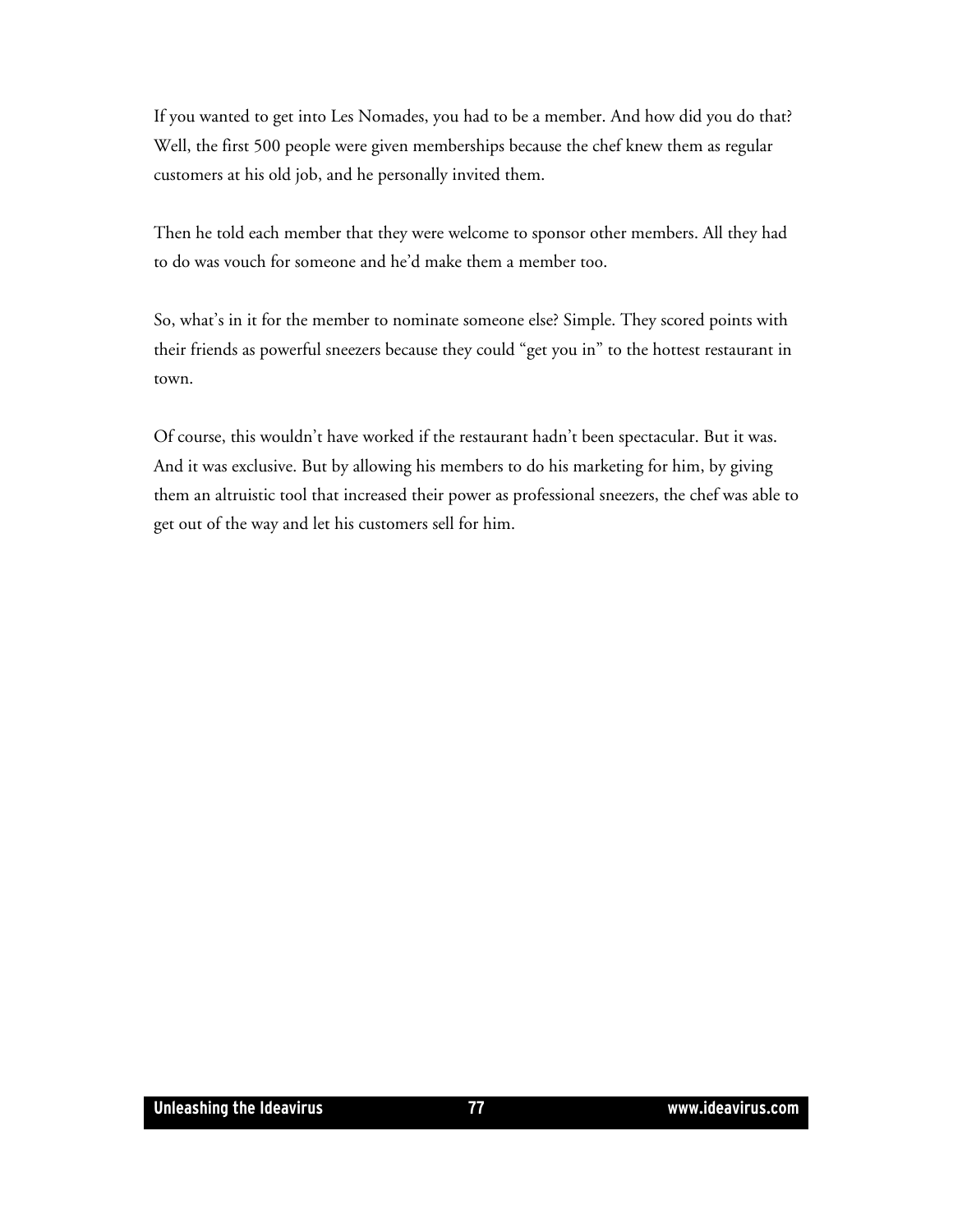If you wanted to get into Les Nomades, you had to be a member. And how did you do that? Well, the first 500 people were given memberships because the chef knew them as regular customers at his old job, and he personally invited them.

Then he told each member that they were welcome to sponsor other members. All they had to do was vouch for someone and he'd make them a member too.

So, what's in it for the member to nominate someone else? Simple. They scored points with their friends as powerful sneezers because they could "get you in" to the hottest restaurant in town.

Of course, this wouldn't have worked if the restaurant hadn't been spectacular. But it was. And it was exclusive. But by allowing his members to do his marketing for him, by giving them an altruistic tool that increased their power as professional sneezers, the chef was able to get out of the way and let his customers sell for him.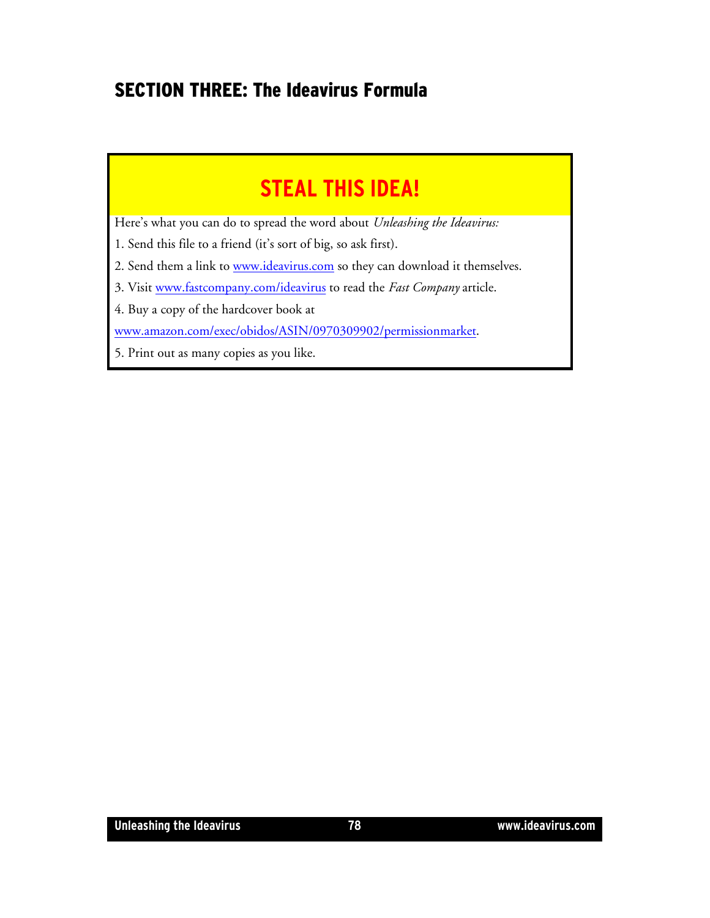## SECTION THREE: The Ideavirus Formula

### STEAL THIS IDEA!

Here's what you can do to spread the word about *Unleashing the Ideavirus:*

1. Send this file to a friend (it's sort of big, so ask first).
2. Send them a link to www.ideavirus.com so they can download it themselves.
3. Visit www.fastcompany.com/ideavirus to read the *Fast Company* article.
4. Buy a copy of the hardcover book at www.amazon.com/exec/obidos/ASIN/0970309902/permissionmarket.
5. Print out as many copies as you like.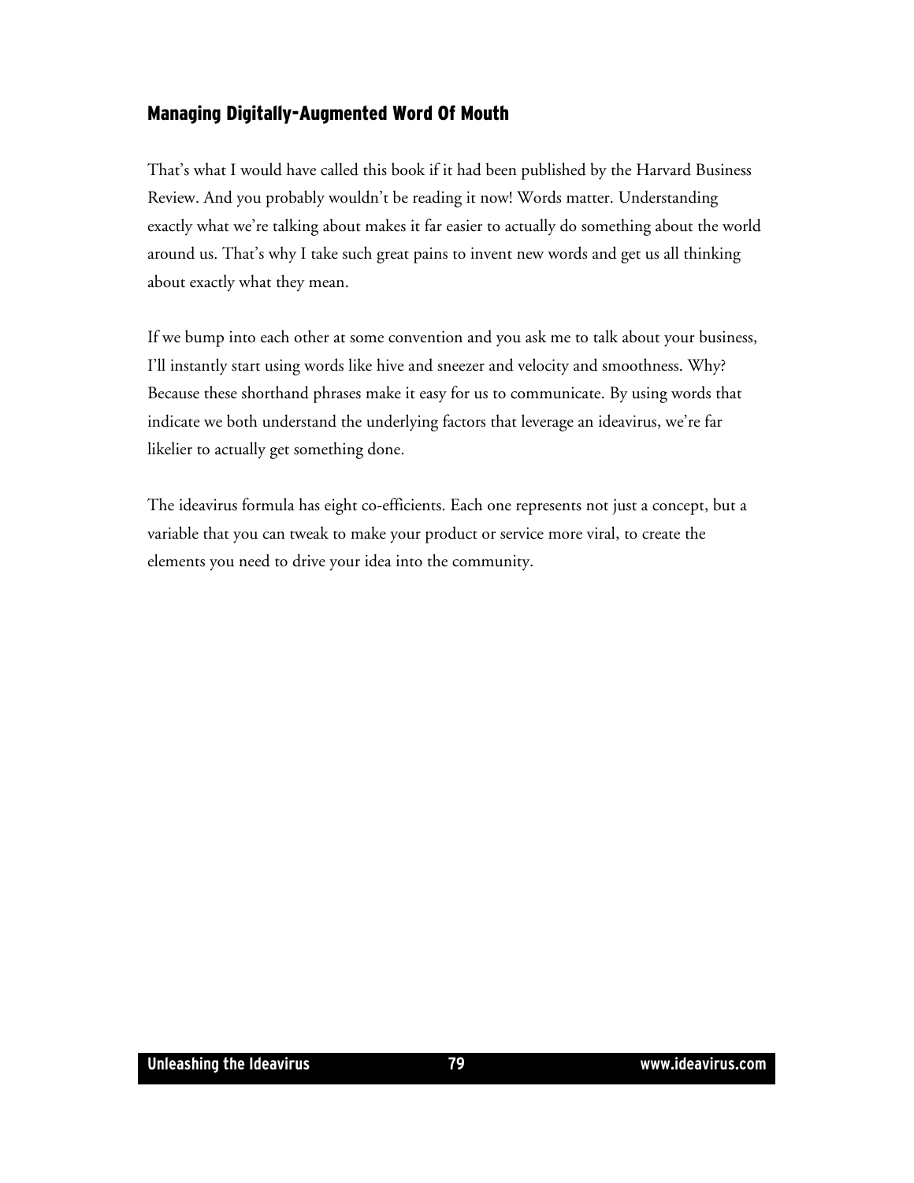## Managing Digitally-Augmented Word Of Mouth

That's what I would have called this book if it had been published by the Harvard Business Review. And you probably wouldn't be reading it now! Words matter. Understanding exactly what we're talking about makes it far easier to actually do something about the world around us. That's why I take such great pains to invent new words and get us all thinking about exactly what they mean.

If we bump into each other at some convention and you ask me to talk about your business, I'll instantly start using words like hive and sneezer and velocity and smoothness. Why? Because these shorthand phrases make it easy for us to communicate. By using words that indicate we both understand the underlying factors that leverage an ideavirus, we're far likelier to actually get something done.

The ideavirus formula has eight co-efficients. Each one represents not just a concept, but a variable that you can tweak to make your product or service more viral, to create the elements you need to drive your idea into the community.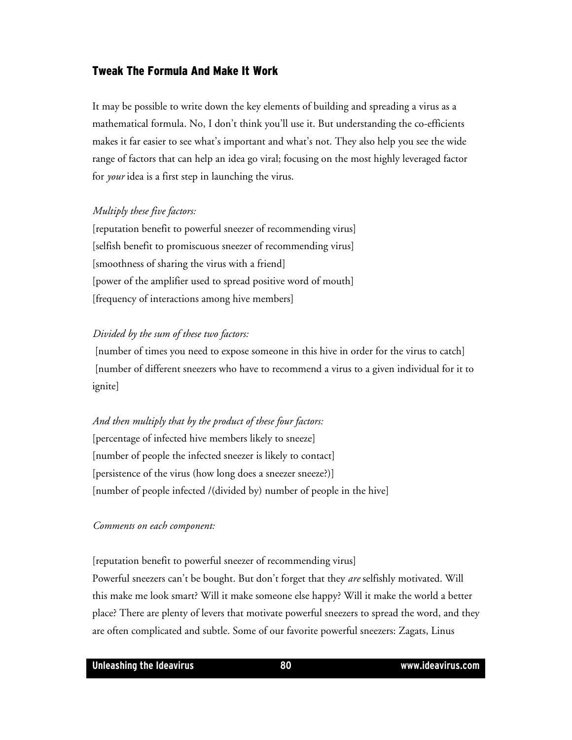## Tweak The Formula And Make It Work

It may be possible to write down the key elements of building and spreading a virus as a mathematical formula. No, I don't think you'll use it. But understanding the co-efficients makes it far easier to see what's important and what's not. They also help you see the wide range of factors that can help an idea go viral; focusing on the most highly leveraged factor for *your* idea is a first step in launching the virus.

*Multiply these five factors:*

[reputation benefit to powerful sneezer of recommending virus]
[selfish benefit to promiscuous sneezer of recommending virus]
[smoothness of sharing the virus with a friend]
[power of the amplifier used to spread positive word of mouth]
[frequency of interactions among hive members]

*Divided by the sum of these two factors:*

[number of times you need to expose someone in this hive in order for the virus to catch]
[number of different sneezers who have to recommend a virus to a given individual for it to ignite]

*And then multiply that by the product of these four factors:*

[percentage of infected hive members likely to sneeze]
[number of people the infected sneezer is likely to contact]
[persistence of the virus (how long does a sneezer sneeze?)]
[number of people infected /(divided by) number of people in the hive]

*Comments on each component:*

[reputation benefit to powerful sneezer of recommending virus]
Powerful sneezers can't be bought. But don't forget that they *are* selfishly motivated. Will this make me look smart? Will it make someone else happy? Will it make the world a better place? There are plenty of levers that motivate powerful sneezers to spread the word, and they are often complicated and subtle. Some of our favorite powerful sneezers: Zagats, Linus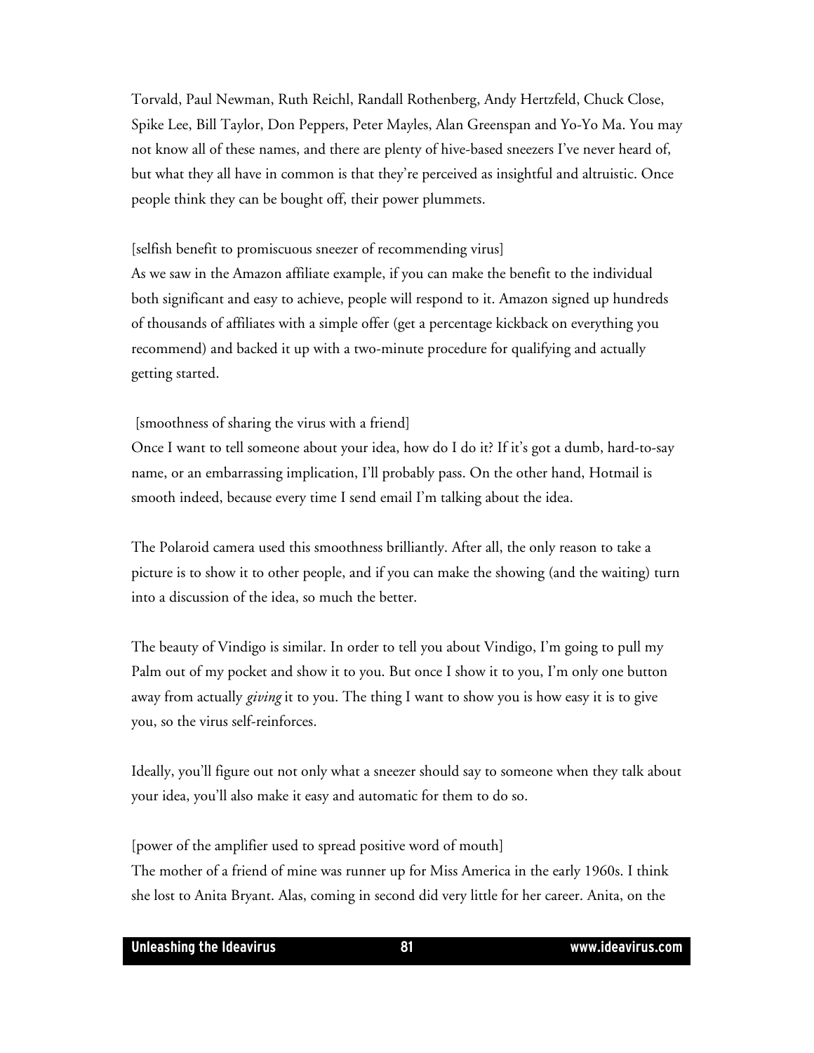Torvald, Paul Newman, Ruth Reichl, Randall Rothenberg, Andy Hertzfeld, Chuck Close, Spike Lee, Bill Taylor, Don Peppers, Peter Mayles, Alan Greenspan and Yo-Yo Ma. You may not know all of these names, and there are plenty of hive-based sneezers I've never heard of, but what they all have in common is that they're perceived as insightful and altruistic. Once people think they can be bought off, their power plummets.

[selfish benefit to promiscuous sneezer of recommending virus]
As we saw in the Amazon affiliate example, if you can make the benefit to the individual both significant and easy to achieve, people will respond to it. Amazon signed up hundreds of thousands of affiliates with a simple offer (get a percentage kickback on everything you recommend) and backed it up with a two-minute procedure for qualifying and actually getting started.

[smoothness of sharing the virus with a friend]
Once I want to tell someone about your idea, how do I do it? If it's got a dumb, hard-to-say name, or an embarrassing implication, I'll probably pass. On the other hand, Hotmail is smooth indeed, because every time I send email I'm talking about the idea.

The Polaroid camera used this smoothness brilliantly. After all, the only reason to take a picture is to show it to other people, and if you can make the showing (and the waiting) turn into a discussion of the idea, so much the better.

The beauty of Vindigo is similar. In order to tell you about Vindigo, I'm going to pull my Palm out of my pocket and show it to you. But once I show it to you, I'm only one button away from actually *giving* it to you. The thing I want to show you is how easy it is to give you, so the virus self-reinforces.

Ideally, you'll figure out not only what a sneezer should say to someone when they talk about your idea, you'll also make it easy and automatic for them to do so.

[power of the amplifier used to spread positive word of mouth]
The mother of a friend of mine was runner up for Miss America in the early 1960s. I think she lost to Anita Bryant. Alas, coming in second did very little for her career. Anita, on the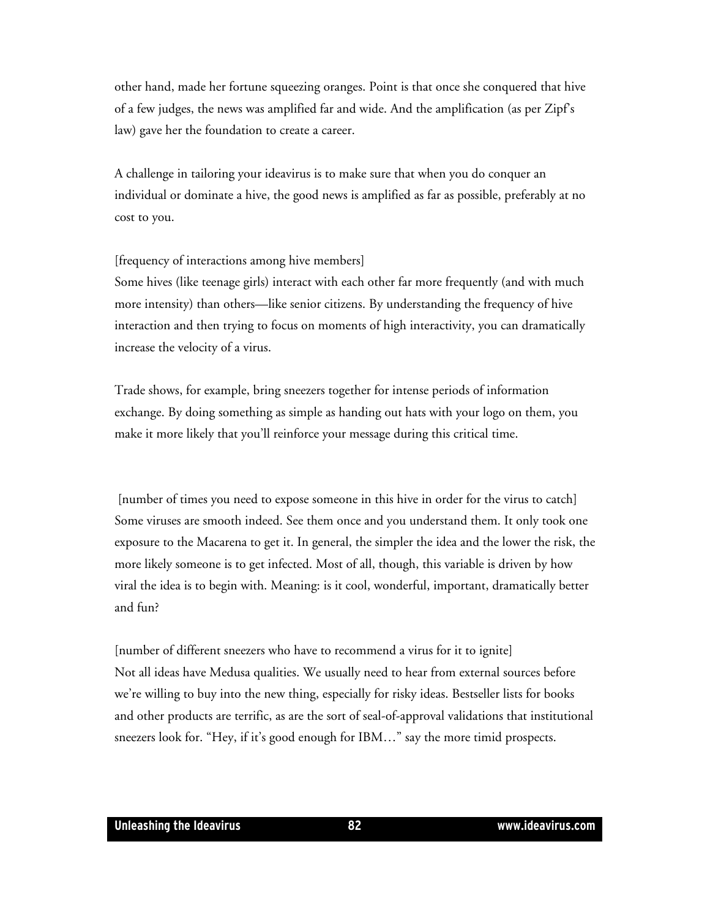other hand, made her fortune squeezing oranges. Point is that once she conquered that hive of a few judges, the news was amplified far and wide. And the amplification (as per Zipf's law) gave her the foundation to create a career.

A challenge in tailoring your ideavirus is to make sure that when you do conquer an individual or dominate a hive, the good news is amplified as far as possible, preferably at no cost to you.

[frequency of interactions among hive members]
Some hives (like teenage girls) interact with each other far more frequently (and with much more intensity) than others—like senior citizens. By understanding the frequency of hive interaction and then trying to focus on moments of high interactivity, you can dramatically increase the velocity of a virus.

Trade shows, for example, bring sneezers together for intense periods of information exchange. By doing something as simple as handing out hats with your logo on them, you make it more likely that you'll reinforce your message during this critical time.

[number of times you need to expose someone in this hive in order for the virus to catch]
Some viruses are smooth indeed. See them once and you understand them. It only took one exposure to the Macarena to get it. In general, the simpler the idea and the lower the risk, the more likely someone is to get infected. Most of all, though, this variable is driven by how viral the idea is to begin with. Meaning: is it cool, wonderful, important, dramatically better and fun?

[number of different sneezers who have to recommend a virus for it to ignite]
Not all ideas have Medusa qualities. We usually need to hear from external sources before we're willing to buy into the new thing, especially for risky ideas. Bestseller lists for books and other products are terrific, as are the sort of seal-of-approval validations that institutional sneezers look for. "Hey, if it's good enough for IBM…" say the more timid prospects.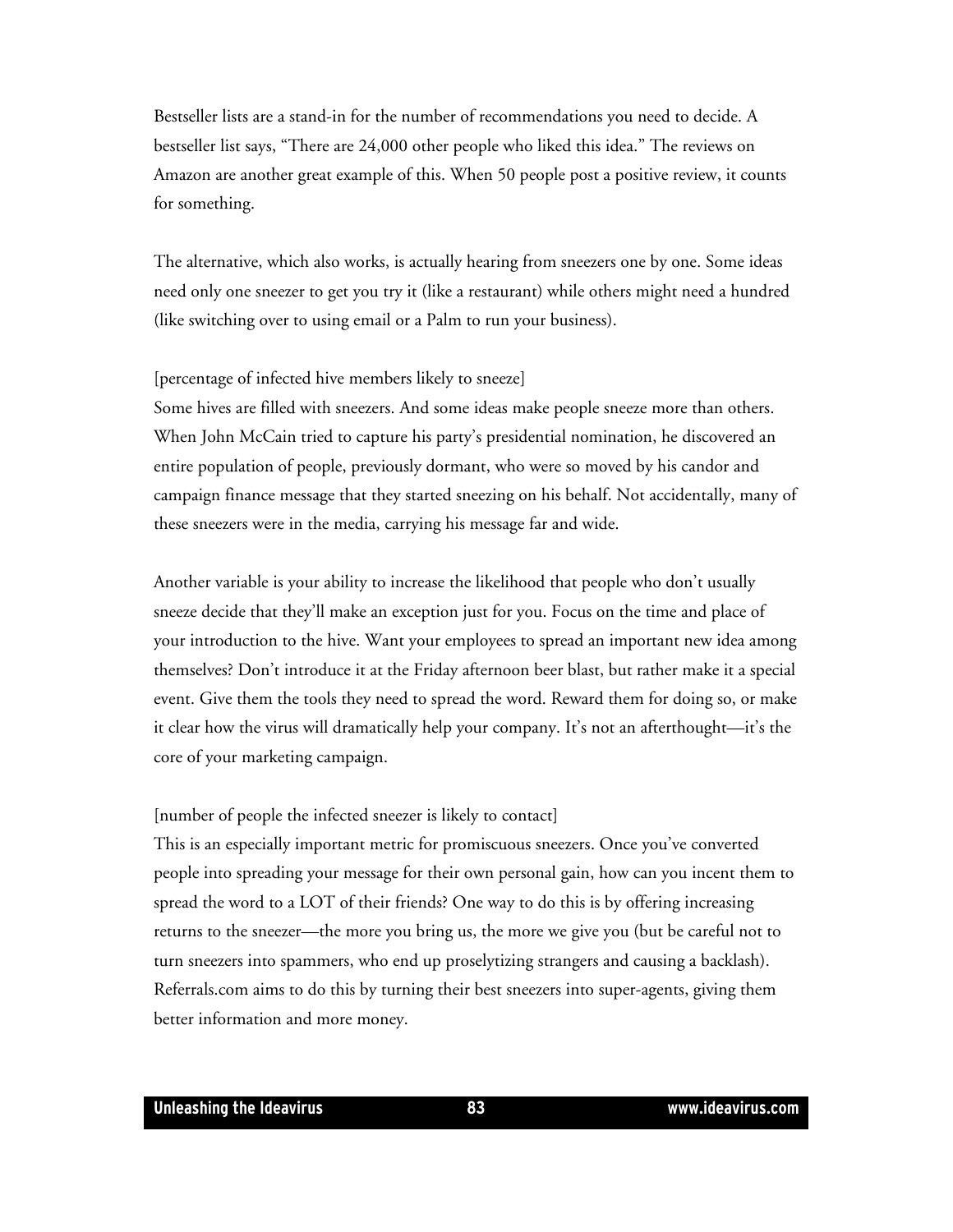Bestseller lists are a stand-in for the number of recommendations you need to decide. A bestseller list says, "There are 24,000 other people who liked this idea." The reviews on Amazon are another great example of this. When 50 people post a positive review, it counts for something.

The alternative, which also works, is actually hearing from sneezers one by one. Some ideas need only one sneezer to get you try it (like a restaurant) while others might need a hundred (like switching over to using email or a Palm to run your business).

[percentage of infected hive members likely to sneeze]
Some hives are filled with sneezers. And some ideas make people sneeze more than others. When John McCain tried to capture his party's presidential nomination, he discovered an entire population of people, previously dormant, who were so moved by his candor and campaign finance message that they started sneezing on his behalf. Not accidentally, many of these sneezers were in the media, carrying his message far and wide.

Another variable is your ability to increase the likelihood that people who don't usually sneeze decide that they'll make an exception just for you. Focus on the time and place of your introduction to the hive. Want your employees to spread an important new idea among themselves? Don't introduce it at the Friday afternoon beer blast, but rather make it a special event. Give them the tools they need to spread the word. Reward them for doing so, or make it clear how the virus will dramatically help your company. It's not an afterthought—it's the core of your marketing campaign.

[number of people the infected sneezer is likely to contact]
This is an especially important metric for promiscuous sneezers. Once you've converted people into spreading your message for their own personal gain, how can you incent them to spread the word to a LOT of their friends? One way to do this is by offering increasing returns to the sneezer—the more you bring us, the more we give you (but be careful not to turn sneezers into spammers, who end up proselytizing strangers and causing a backlash). Referrals.com aims to do this by turning their best sneezers into super-agents, giving them better information and more money.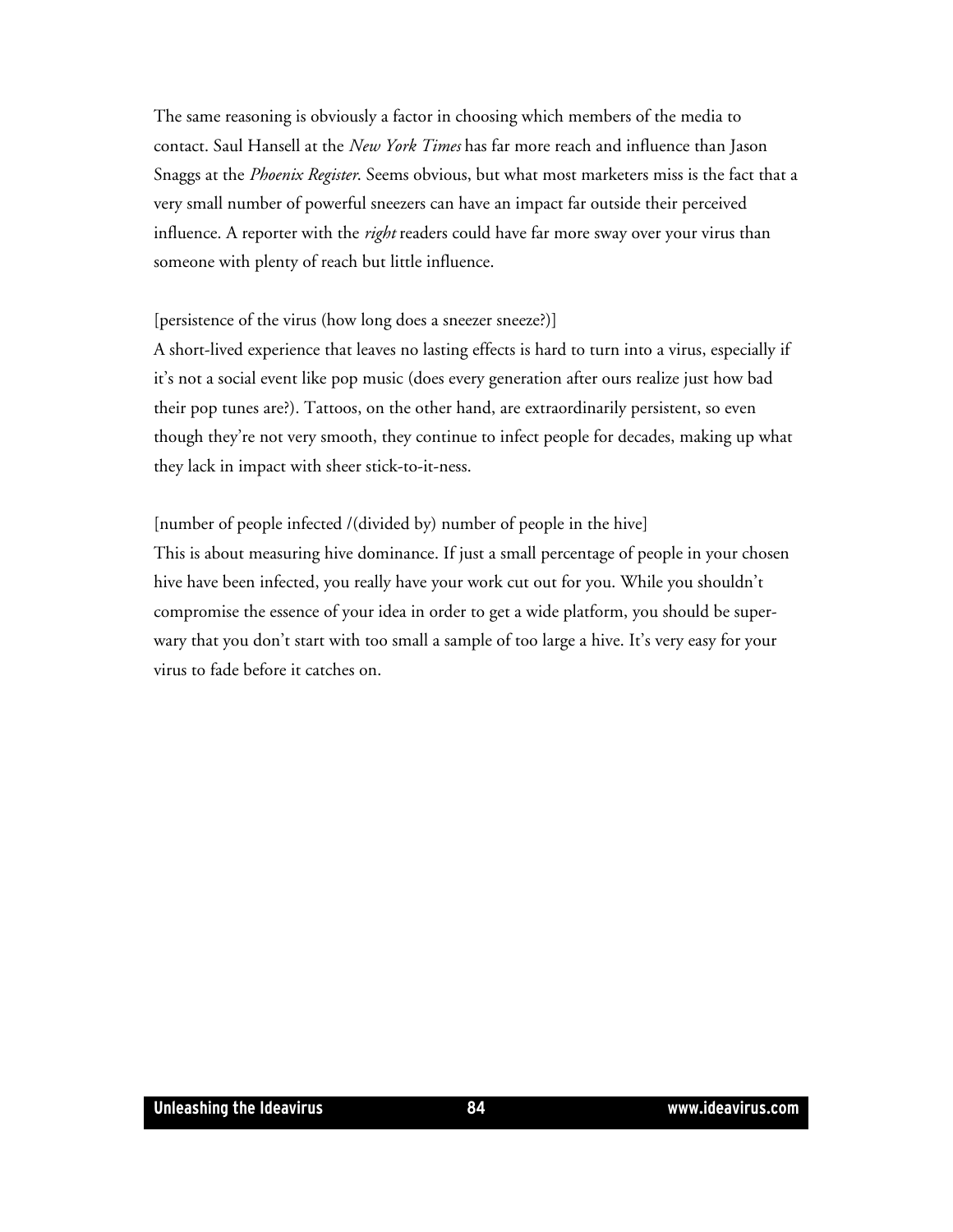The same reasoning is obviously a factor in choosing which members of the media to contact. Saul Hansell at the *New York Times* has far more reach and influence than Jason Snaggs at the *Phoenix Register*. Seems obvious, but what most marketers miss is the fact that a very small number of powerful sneezers can have an impact far outside their perceived influence. A reporter with the *right* readers could have far more sway over your virus than someone with plenty of reach but little influence.

[persistence of the virus (how long does a sneezer sneeze?)]
A short-lived experience that leaves no lasting effects is hard to turn into a virus, especially if it's not a social event like pop music (does every generation after ours realize just how bad their pop tunes are?). Tattoos, on the other hand, are extraordinarily persistent, so even though they're not very smooth, they continue to infect people for decades, making up what they lack in impact with sheer stick-to-it-ness.

[number of people infected /(divided by) number of people in the hive]
This is about measuring hive dominance. If just a small percentage of people in your chosen hive have been infected, you really have your work cut out for you. While you shouldn't compromise the essence of your idea in order to get a wide platform, you should be super-wary that you don't start with too small a sample of too large a hive. It's very easy for your virus to fade before it catches on.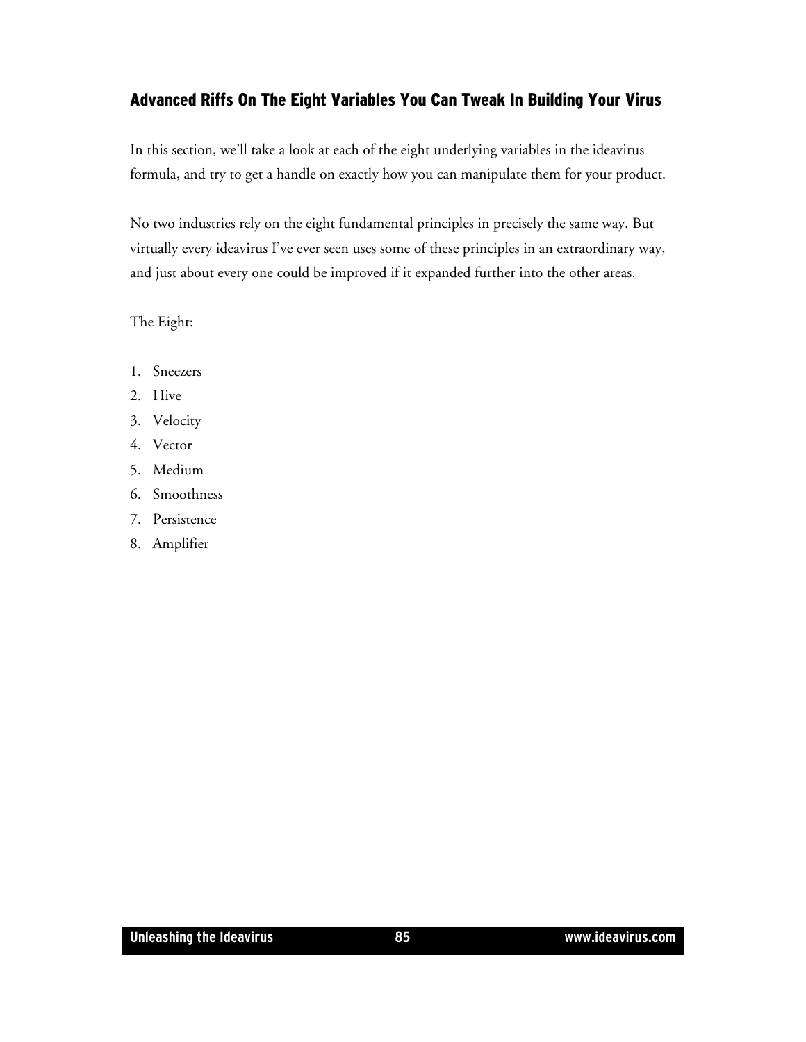## Advanced Riffs On The Eight Variables You Can Tweak In Building Your Virus

In this section, we'll take a look at each of the eight underlying variables in the ideavirus formula, and try to get a handle on exactly how you can manipulate them for your product.

No two industries rely on the eight fundamental principles in precisely the same way. But virtually every ideavirus I've ever seen uses some of these principles in an extraordinary way, and just about every one could be improved if it expanded further into the other areas.

The Eight:

1. Sneezers
2. Hive
3. Velocity
4. Vector
5. Medium
6. Smoothness
7. Persistence
8. Amplifier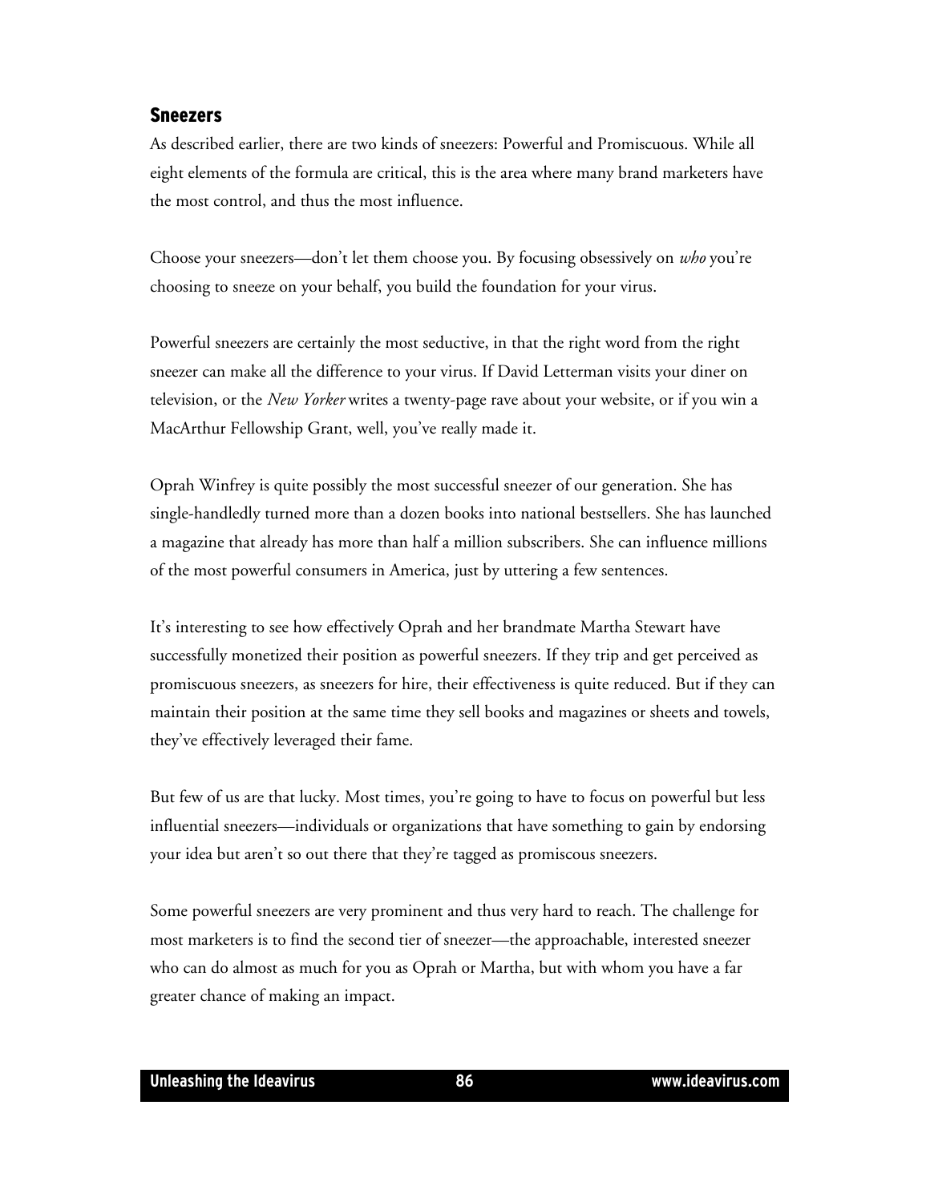## Sneezers

As described earlier, there are two kinds of sneezers: Powerful and Promiscuous. While all eight elements of the formula are critical, this is the area where many brand marketers have the most control, and thus the most influence.

Choose your sneezers—don't let them choose you. By focusing obsessively on *who* you're choosing to sneeze on your behalf, you build the foundation for your virus.

Powerful sneezers are certainly the most seductive, in that the right word from the right sneezer can make all the difference to your virus. If David Letterman visits your diner on television, or the *New Yorker* writes a twenty-page rave about your website, or if you win a MacArthur Fellowship Grant, well, you've really made it.

Oprah Winfrey is quite possibly the most successful sneezer of our generation. She has single-handledly turned more than a dozen books into national bestsellers. She has launched a magazine that already has more than half a million subscribers. She can influence millions of the most powerful consumers in America, just by uttering a few sentences.

It's interesting to see how effectively Oprah and her brandmate Martha Stewart have successfully monetized their position as powerful sneezers. If they trip and get perceived as promiscuous sneezers, as sneezers for hire, their effectiveness is quite reduced. But if they can maintain their position at the same time they sell books and magazines or sheets and towels, they've effectively leveraged their fame.

But few of us are that lucky. Most times, you're going to have to focus on powerful but less influential sneezers—individuals or organizations that have something to gain by endorsing your idea but aren't so out there that they're tagged as promiscous sneezers.

Some powerful sneezers are very prominent and thus very hard to reach. The challenge for most marketers is to find the second tier of sneezer—the approachable, interested sneezer who can do almost as much for you as Oprah or Martha, but with whom you have a far greater chance of making an impact.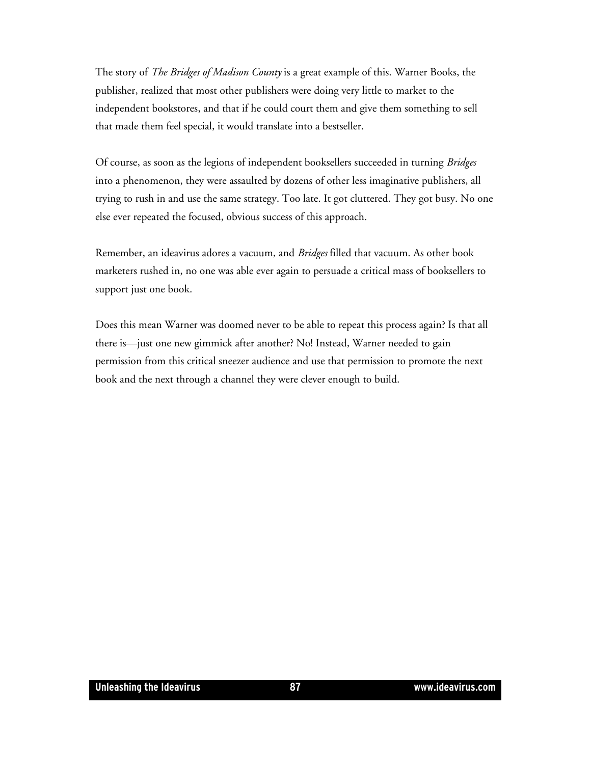The story of *The Bridges of Madison County* is a great example of this. Warner Books, the publisher, realized that most other publishers were doing very little to market to the independent bookstores, and that if he could court them and give them something to sell that made them feel special, it would translate into a bestseller.

Of course, as soon as the legions of independent booksellers succeeded in turning *Bridges* into a phenomenon, they were assaulted by dozens of other less imaginative publishers, all trying to rush in and use the same strategy. Too late. It got cluttered. They got busy. No one else ever repeated the focused, obvious success of this approach.

Remember, an ideavirus adores a vacuum, and *Bridges* filled that vacuum. As other book marketers rushed in, no one was able ever again to persuade a critical mass of booksellers to support just one book.

Does this mean Warner was doomed never to be able to repeat this process again? Is that all there is—just one new gimmick after another? No! Instead, Warner needed to gain permission from this critical sneezer audience and use that permission to promote the next book and the next through a channel they were clever enough to build.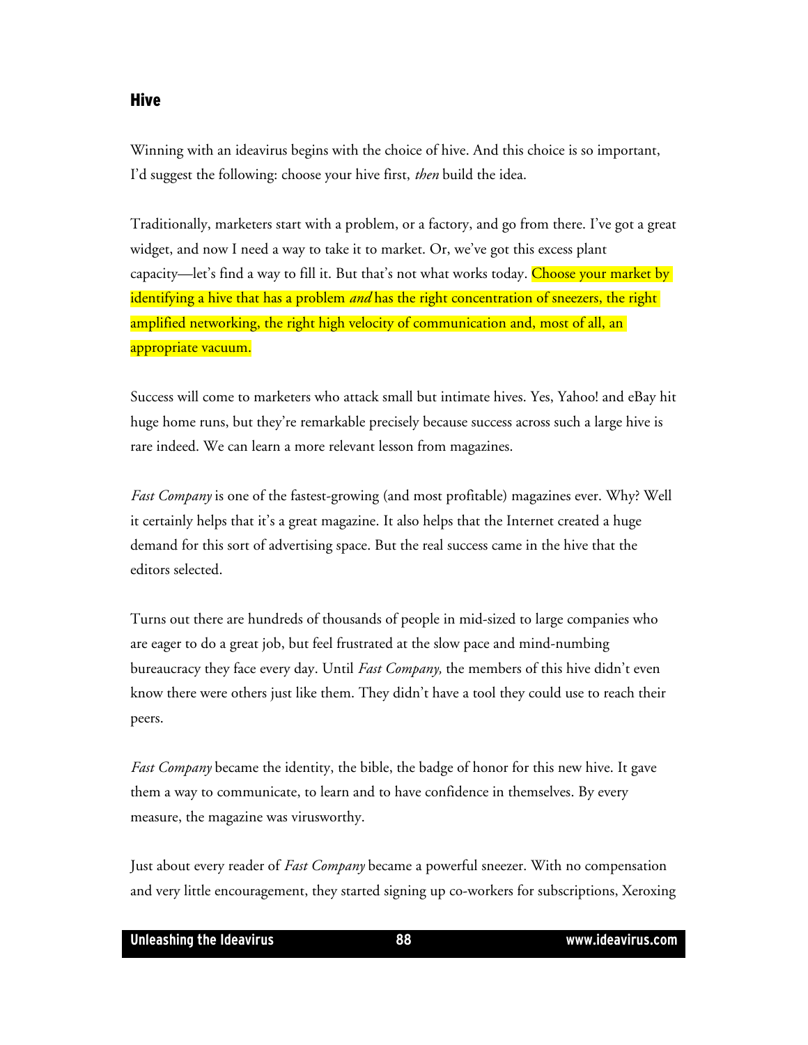## Hive

Winning with an ideavirus begins with the choice of hive. And this choice is so important, I'd suggest the following: choose your hive first, *then* build the idea.

Traditionally, marketers start with a problem, or a factory, and go from there. I've got a great widget, and now I need a way to take it to market. Or, we've got this excess plant capacity—let's find a way to fill it. But that's not what works today. Choose your market by identifying a hive that has a problem *and* has the right concentration of sneezers, the right amplified networking, the right high velocity of communication and, most of all, an appropriate vacuum.

Success will come to marketers who attack small but intimate hives. Yes, Yahoo! and eBay hit huge home runs, but they're remarkable precisely because success across such a large hive is rare indeed. We can learn a more relevant lesson from magazines.

*Fast Company* is one of the fastest-growing (and most profitable) magazines ever. Why? Well it certainly helps that it's a great magazine. It also helps that the Internet created a huge demand for this sort of advertising space. But the real success came in the hive that the editors selected.

Turns out there are hundreds of thousands of people in mid-sized to large companies who are eager to do a great job, but feel frustrated at the slow pace and mind-numbing bureaucracy they face every day. Until *Fast Company,* the members of this hive didn't even know there were others just like them. They didn't have a tool they could use to reach their peers.

*Fast Company* became the identity, the bible, the badge of honor for this new hive. It gave them a way to communicate, to learn and to have confidence in themselves. By every measure, the magazine was virusworthy.

Just about every reader of *Fast Company* became a powerful sneezer. With no compensation and very little encouragement, they started signing up co-workers for subscriptions, Xeroxing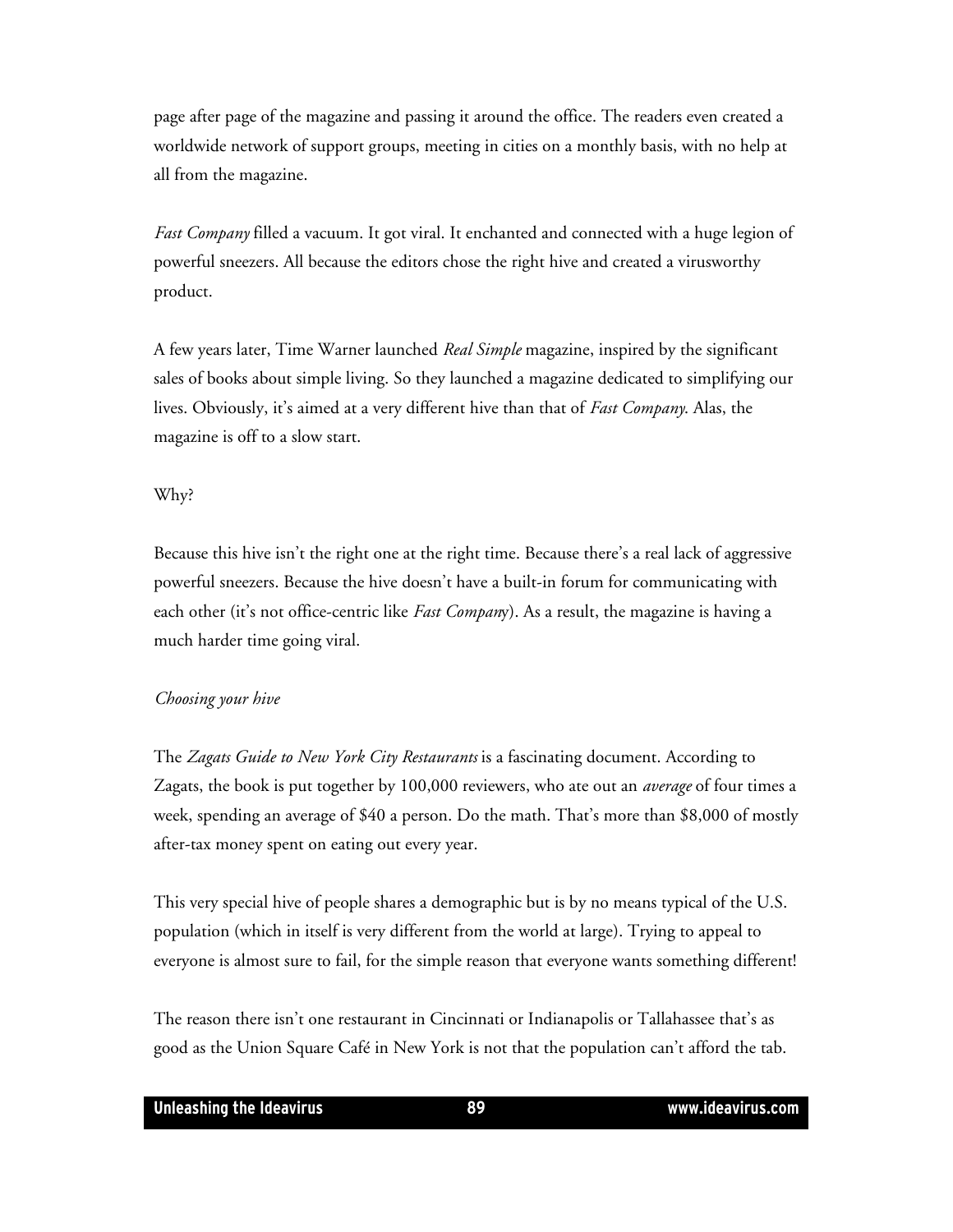page after page of the magazine and passing it around the office. The readers even created a worldwide network of support groups, meeting in cities on a monthly basis, with no help at all from the magazine.

*Fast Company* filled a vacuum. It got viral. It enchanted and connected with a huge legion of powerful sneezers. All because the editors chose the right hive and created a virusworthy product.

A few years later, Time Warner launched *Real Simple* magazine, inspired by the significant sales of books about simple living. So they launched a magazine dedicated to simplifying our lives. Obviously, it's aimed at a very different hive than that of *Fast Company*. Alas, the magazine is off to a slow start.

Why?

Because this hive isn't the right one at the right time. Because there's a real lack of aggressive powerful sneezers. Because the hive doesn't have a built-in forum for communicating with each other (it's not office-centric like *Fast Company*). As a result, the magazine is having a much harder time going viral.

*Choosing your hive*

The *Zagats Guide to New York City Restaurants* is a fascinating document. According to Zagats, the book is put together by 100,000 reviewers, who ate out an *average* of four times a week, spending an average of $40 a person. Do the math. That's more than $8,000 of mostly after-tax money spent on eating out every year.

This very special hive of people shares a demographic but is by no means typical of the U.S. population (which in itself is very different from the world at large). Trying to appeal to everyone is almost sure to fail, for the simple reason that everyone wants something different!

The reason there isn't one restaurant in Cincinnati or Indianapolis or Tallahassee that's as good as the Union Square Café in New York is not that the population can't afford the tab.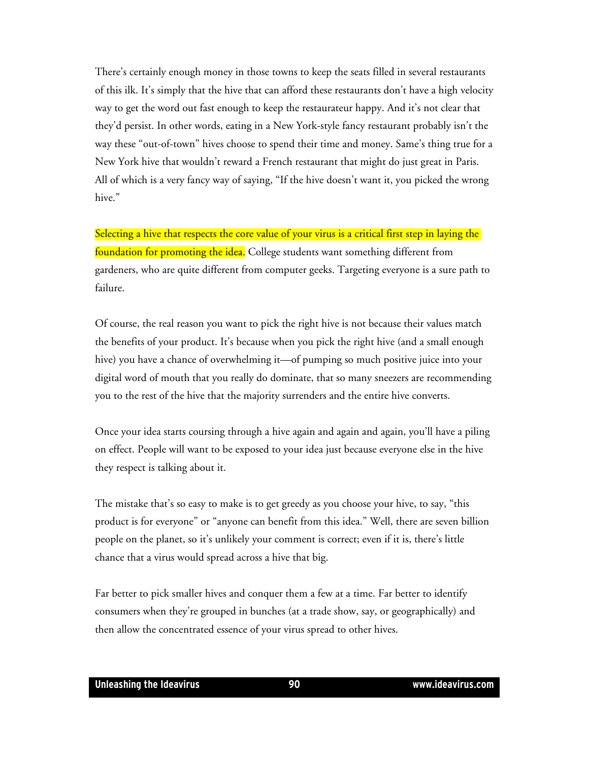There's certainly enough money in those towns to keep the seats filled in several restaurants of this ilk. It's simply that the hive that can afford these restaurants don't have a high velocity way to get the word out fast enough to keep the restaurateur happy. And it's not clear that they'd persist. In other words, eating in a New York-style fancy restaurant probably isn't the way these "out-of-town" hives choose to spend their time and money. Same's thing true for a New York hive that wouldn't reward a French restaurant that might do just great in Paris. All of which is a very fancy way of saying, "If the hive doesn't want it, you picked the wrong hive."

Selecting a hive that respects the core value of your virus is a critical first step in laying the foundation for promoting the idea. College students want something different from gardeners, who are quite different from computer geeks. Targeting everyone is a sure path to failure.

Of course, the real reason you want to pick the right hive is not because their values match the benefits of your product. It's because when you pick the right hive (and a small enough hive) you have a chance of overwhelming it—of pumping so much positive juice into your digital word of mouth that you really do dominate, that so many sneezers are recommending you to the rest of the hive that the majority surrenders and the entire hive converts.

Once your idea starts coursing through a hive again and again and again, you'll have a piling on effect. People will want to be exposed to your idea just because everyone else in the hive they respect is talking about it.

The mistake that's so easy to make is to get greedy as you choose your hive, to say, "this product is for everyone" or "anyone can benefit from this idea." Well, there are seven billion people on the planet, so it's unlikely your comment is correct; even if it is, there's little chance that a virus would spread across a hive that big.

Far better to pick smaller hives and conquer them a few at a time. Far better to identify consumers when they're grouped in bunches (at a trade show, say, or geographically) and then allow the concentrated essence of your virus spread to other hives.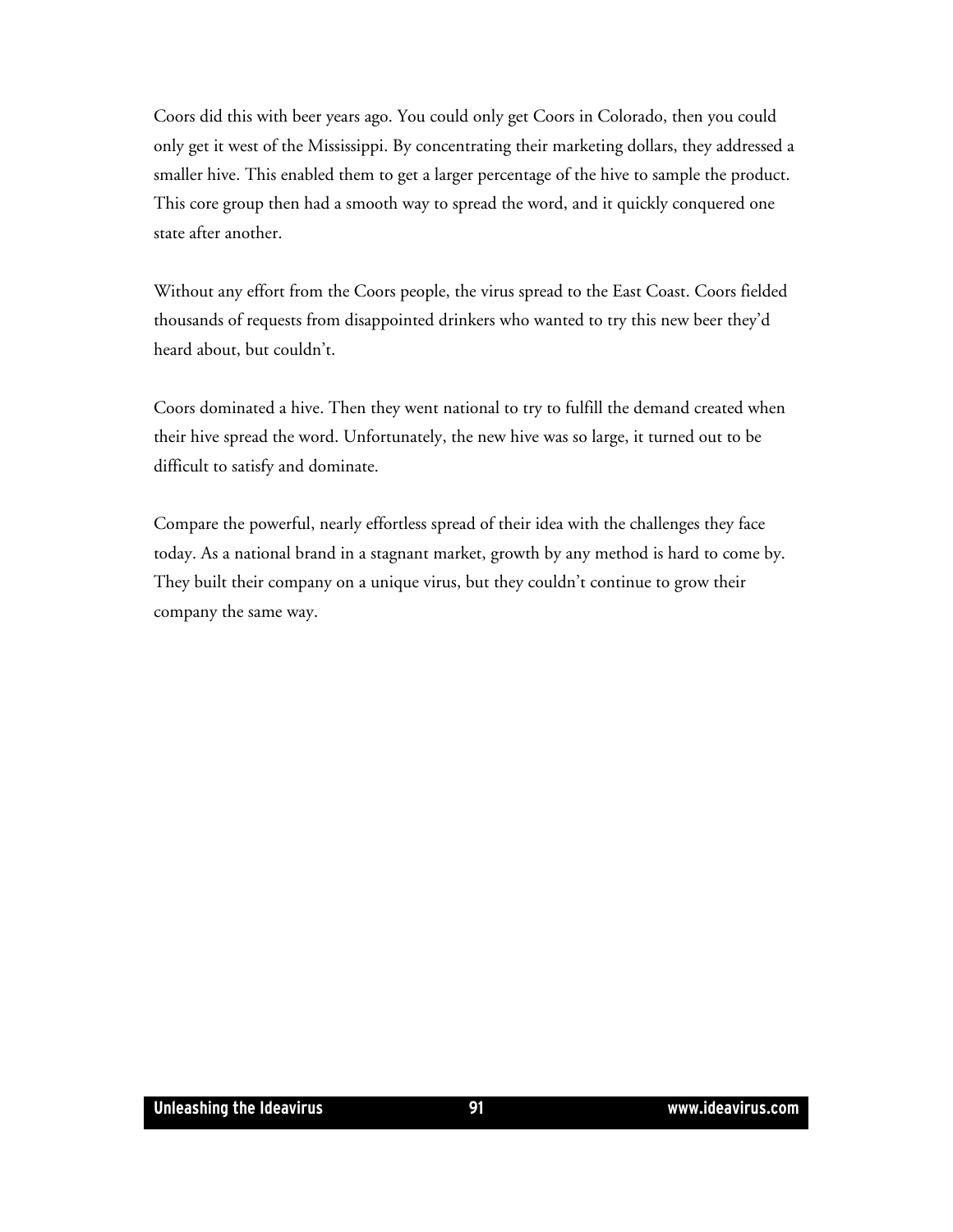Coors did this with beer years ago. You could only get Coors in Colorado, then you could only get it west of the Mississippi. By concentrating their marketing dollars, they addressed a smaller hive. This enabled them to get a larger percentage of the hive to sample the product. This core group then had a smooth way to spread the word, and it quickly conquered one state after another.

Without any effort from the Coors people, the virus spread to the East Coast. Coors fielded thousands of requests from disappointed drinkers who wanted to try this new beer they'd heard about, but couldn't.

Coors dominated a hive. Then they went national to try to fulfill the demand created when their hive spread the word. Unfortunately, the new hive was so large, it turned out to be difficult to satisfy and dominate.

Compare the powerful, nearly effortless spread of their idea with the challenges they face today. As a national brand in a stagnant market, growth by any method is hard to come by. They built their company on a unique virus, but they couldn't continue to grow their company the same way.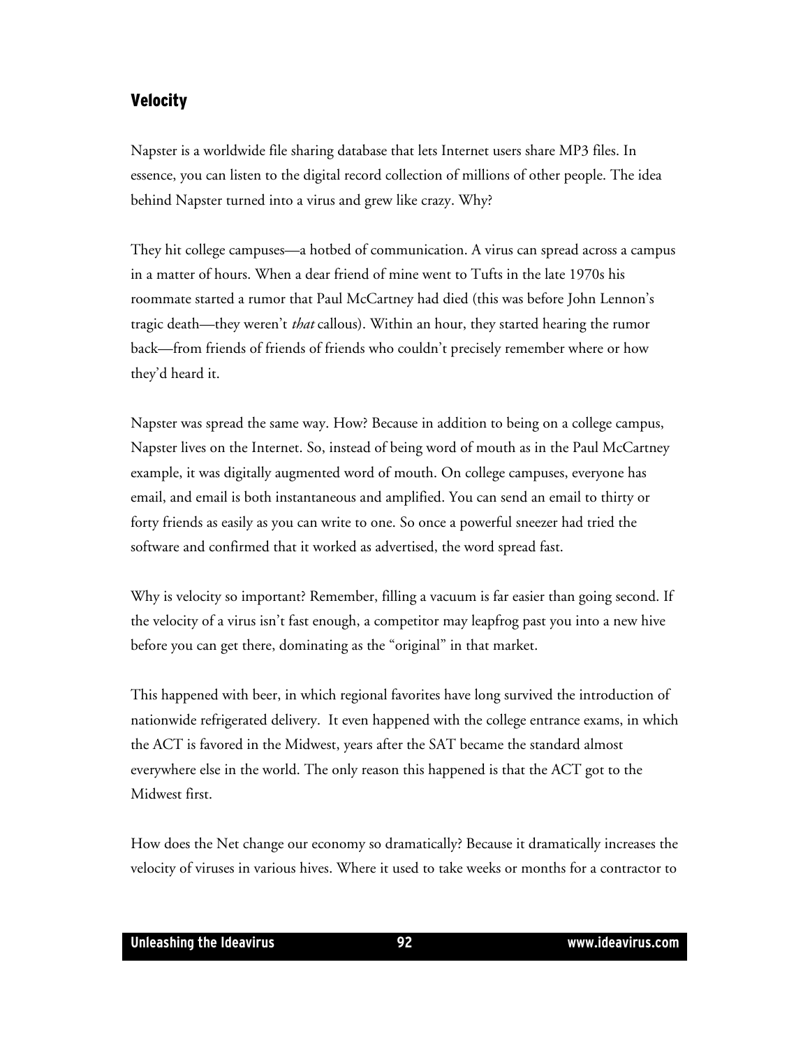## Velocity

Napster is a worldwide file sharing database that lets Internet users share MP3 files. In essence, you can listen to the digital record collection of millions of other people. The idea behind Napster turned into a virus and grew like crazy. Why?

They hit college campuses—a hotbed of communication. A virus can spread across a campus in a matter of hours. When a dear friend of mine went to Tufts in the late 1970s his roommate started a rumor that Paul McCartney had died (this was before John Lennon's tragic death—they weren't *that* callous). Within an hour, they started hearing the rumor back—from friends of friends of friends who couldn't precisely remember where or how they'd heard it.

Napster was spread the same way. How? Because in addition to being on a college campus, Napster lives on the Internet. So, instead of being word of mouth as in the Paul McCartney example, it was digitally augmented word of mouth. On college campuses, everyone has email, and email is both instantaneous and amplified. You can send an email to thirty or forty friends as easily as you can write to one. So once a powerful sneezer had tried the software and confirmed that it worked as advertised, the word spread fast.

Why is velocity so important? Remember, filling a vacuum is far easier than going second. If the velocity of a virus isn't fast enough, a competitor may leapfrog past you into a new hive before you can get there, dominating as the "original" in that market.

This happened with beer, in which regional favorites have long survived the introduction of nationwide refrigerated delivery. It even happened with the college entrance exams, in which the ACT is favored in the Midwest, years after the SAT became the standard almost everywhere else in the world. The only reason this happened is that the ACT got to the Midwest first.

How does the Net change our economy so dramatically? Because it dramatically increases the velocity of viruses in various hives. Where it used to take weeks or months for a contractor to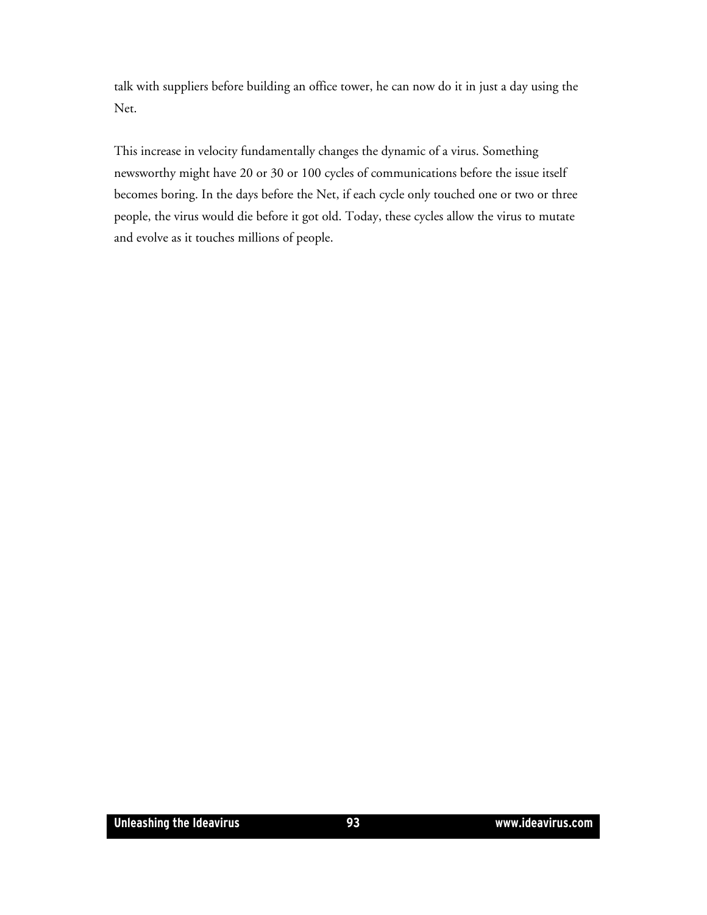talk with suppliers before building an office tower, he can now do it in just a day using the Net.

This increase in velocity fundamentally changes the dynamic of a virus. Something newsworthy might have 20 or 30 or 100 cycles of communications before the issue itself becomes boring. In the days before the Net, if each cycle only touched one or two or three people, the virus would die before it got old. Today, these cycles allow the virus to mutate and evolve as it touches millions of people.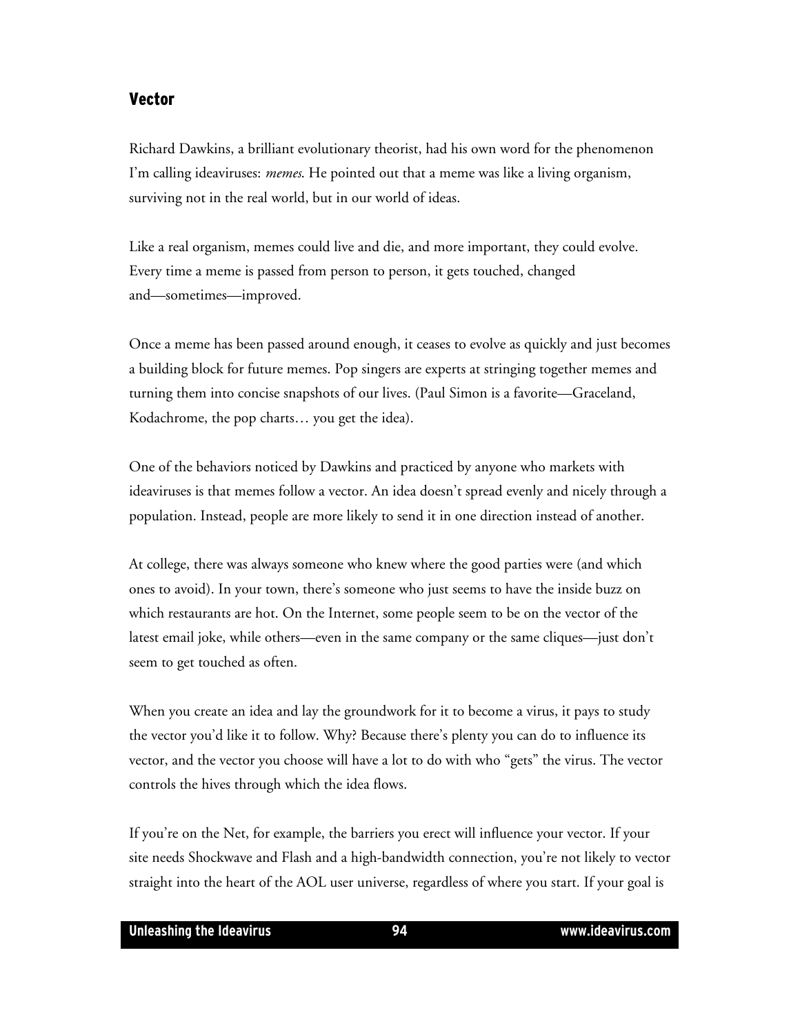## Vector

Richard Dawkins, a brilliant evolutionary theorist, had his own word for the phenomenon I'm calling ideaviruses: *memes*. He pointed out that a meme was like a living organism, surviving not in the real world, but in our world of ideas.

Like a real organism, memes could live and die, and more important, they could evolve. Every time a meme is passed from person to person, it gets touched, changed and—sometimes—improved.

Once a meme has been passed around enough, it ceases to evolve as quickly and just becomes a building block for future memes. Pop singers are experts at stringing together memes and turning them into concise snapshots of our lives. (Paul Simon is a favorite—Graceland, Kodachrome, the pop charts… you get the idea).

One of the behaviors noticed by Dawkins and practiced by anyone who markets with ideaviruses is that memes follow a vector. An idea doesn't spread evenly and nicely through a population. Instead, people are more likely to send it in one direction instead of another.

At college, there was always someone who knew where the good parties were (and which ones to avoid). In your town, there's someone who just seems to have the inside buzz on which restaurants are hot. On the Internet, some people seem to be on the vector of the latest email joke, while others—even in the same company or the same cliques—just don't seem to get touched as often.

When you create an idea and lay the groundwork for it to become a virus, it pays to study the vector you'd like it to follow. Why? Because there's plenty you can do to influence its vector, and the vector you choose will have a lot to do with who "gets" the virus. The vector controls the hives through which the idea flows.

If you're on the Net, for example, the barriers you erect will influence your vector. If your site needs Shockwave and Flash and a high-bandwidth connection, you're not likely to vector straight into the heart of the AOL user universe, regardless of where you start. If your goal is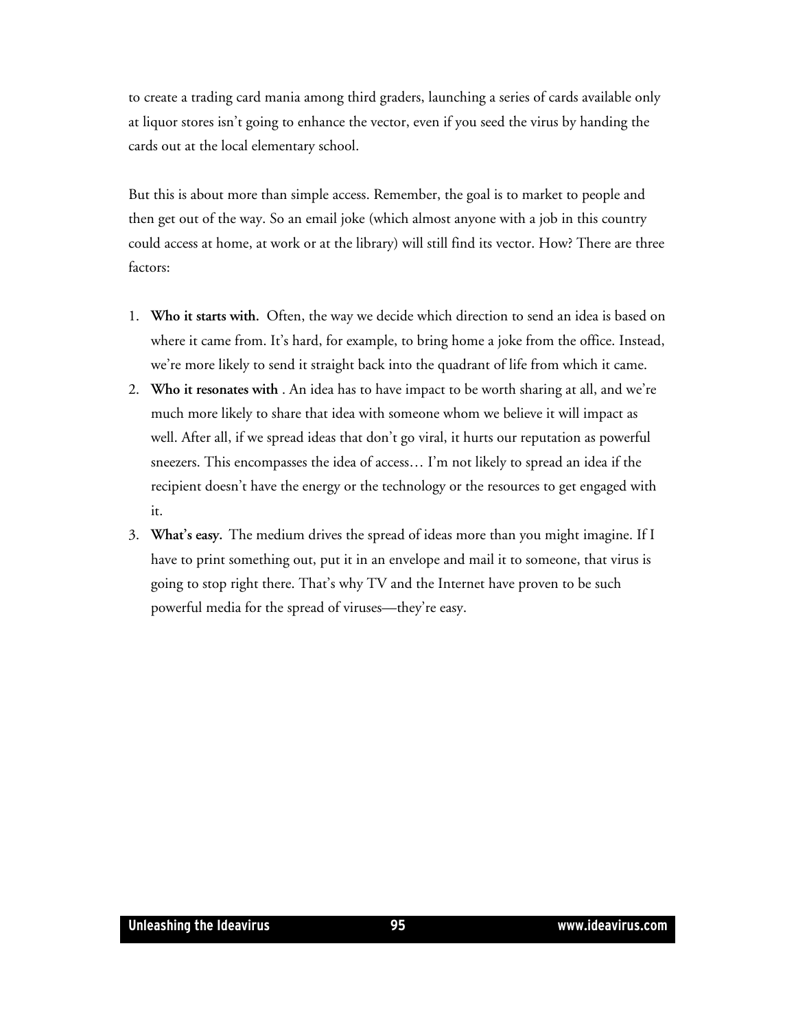to create a trading card mania among third graders, launching a series of cards available only at liquor stores isn't going to enhance the vector, even if you seed the virus by handing the cards out at the local elementary school.

But this is about more than simple access. Remember, the goal is to market to people and then get out of the way. So an email joke (which almost anyone with a job in this country could access at home, at work or at the library) will still find its vector. How? There are three factors:

1. **Who it starts with.** Often, the way we decide which direction to send an idea is based on where it came from. It's hard, for example, to bring home a joke from the office. Instead, we're more likely to send it straight back into the quadrant of life from which it came.
2. **Who it resonates with** . An idea has to have impact to be worth sharing at all, and we're much more likely to share that idea with someone whom we believe it will impact as well. After all, if we spread ideas that don't go viral, it hurts our reputation as powerful sneezers. This encompasses the idea of access… I'm not likely to spread an idea if the recipient doesn't have the energy or the technology or the resources to get engaged with it.
3. **What's easy.** The medium drives the spread of ideas more than you might imagine. If I have to print something out, put it in an envelope and mail it to someone, that virus is going to stop right there. That's why TV and the Internet have proven to be such powerful media for the spread of viruses—they're easy.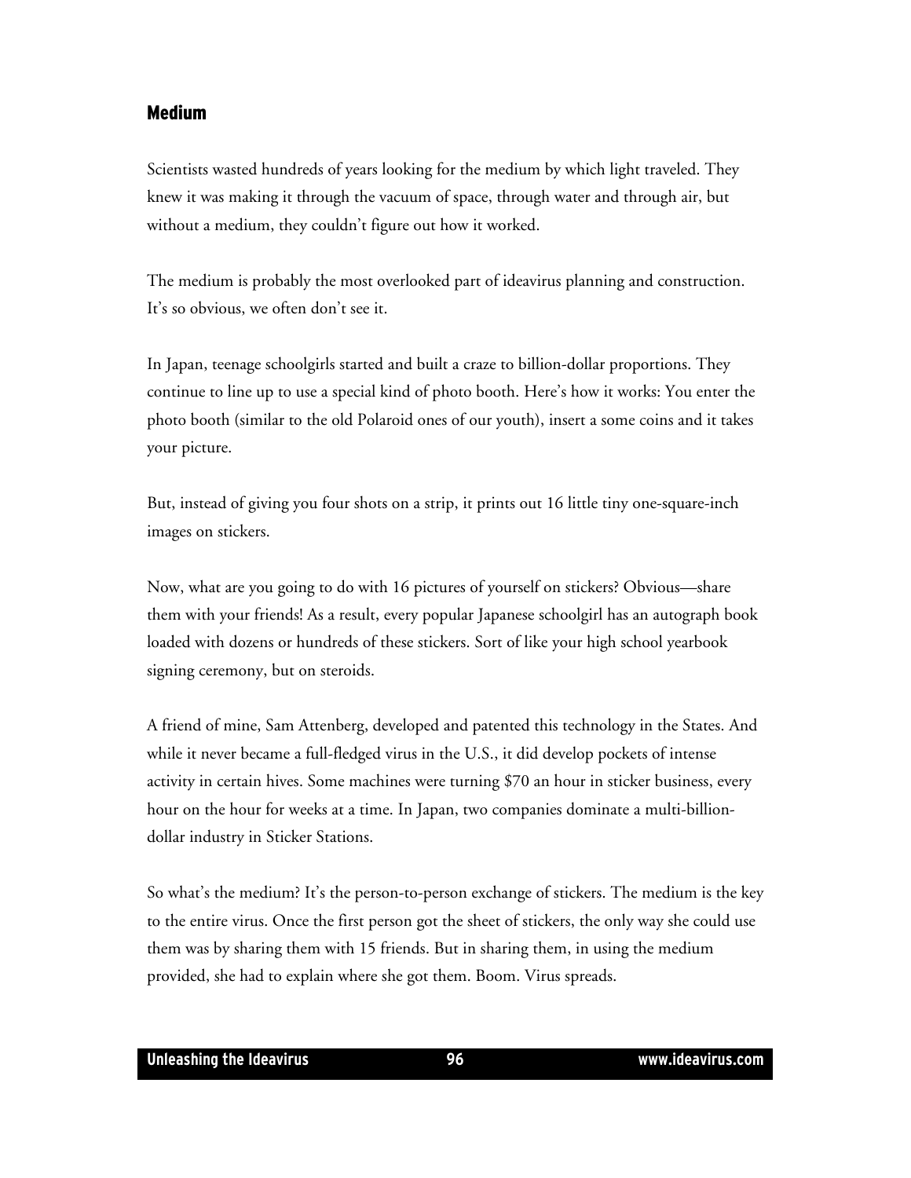## Medium

Scientists wasted hundreds of years looking for the medium by which light traveled. They knew it was making it through the vacuum of space, through water and through air, but without a medium, they couldn't figure out how it worked.

The medium is probably the most overlooked part of ideavirus planning and construction. It's so obvious, we often don't see it.

In Japan, teenage schoolgirls started and built a craze to billion-dollar proportions. They continue to line up to use a special kind of photo booth. Here's how it works: You enter the photo booth (similar to the old Polaroid ones of our youth), insert a some coins and it takes your picture.

But, instead of giving you four shots on a strip, it prints out 16 little tiny one-square-inch images on stickers.

Now, what are you going to do with 16 pictures of yourself on stickers? Obvious—share them with your friends! As a result, every popular Japanese schoolgirl has an autograph book loaded with dozens or hundreds of these stickers. Sort of like your high school yearbook signing ceremony, but on steroids.

A friend of mine, Sam Attenberg, developed and patented this technology in the States. And while it never became a full-fledged virus in the U.S., it did develop pockets of intense activity in certain hives. Some machines were turning $70 an hour in sticker business, every hour on the hour for weeks at a time. In Japan, two companies dominate a multi-billion-dollar industry in Sticker Stations.

So what's the medium? It's the person-to-person exchange of stickers. The medium is the key to the entire virus. Once the first person got the sheet of stickers, the only way she could use them was by sharing them with 15 friends. But in sharing them, in using the medium provided, she had to explain where she got them. Boom. Virus spreads.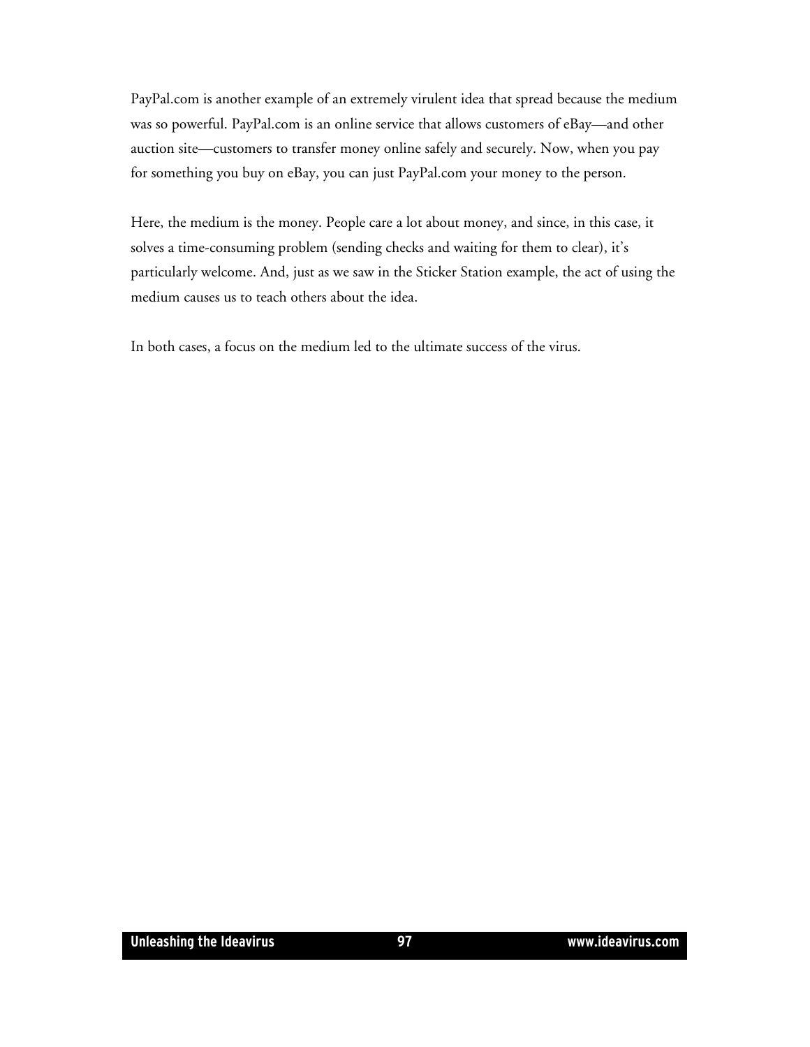PayPal.com is another example of an extremely virulent idea that spread because the medium was so powerful. PayPal.com is an online service that allows customers of eBay—and other auction site—customers to transfer money online safely and securely. Now, when you pay for something you buy on eBay, you can just PayPal.com your money to the person.

Here, the medium is the money. People care a lot about money, and since, in this case, it solves a time-consuming problem (sending checks and waiting for them to clear), it's particularly welcome. And, just as we saw in the Sticker Station example, the act of using the medium causes us to teach others about the idea.

In both cases, a focus on the medium led to the ultimate success of the virus.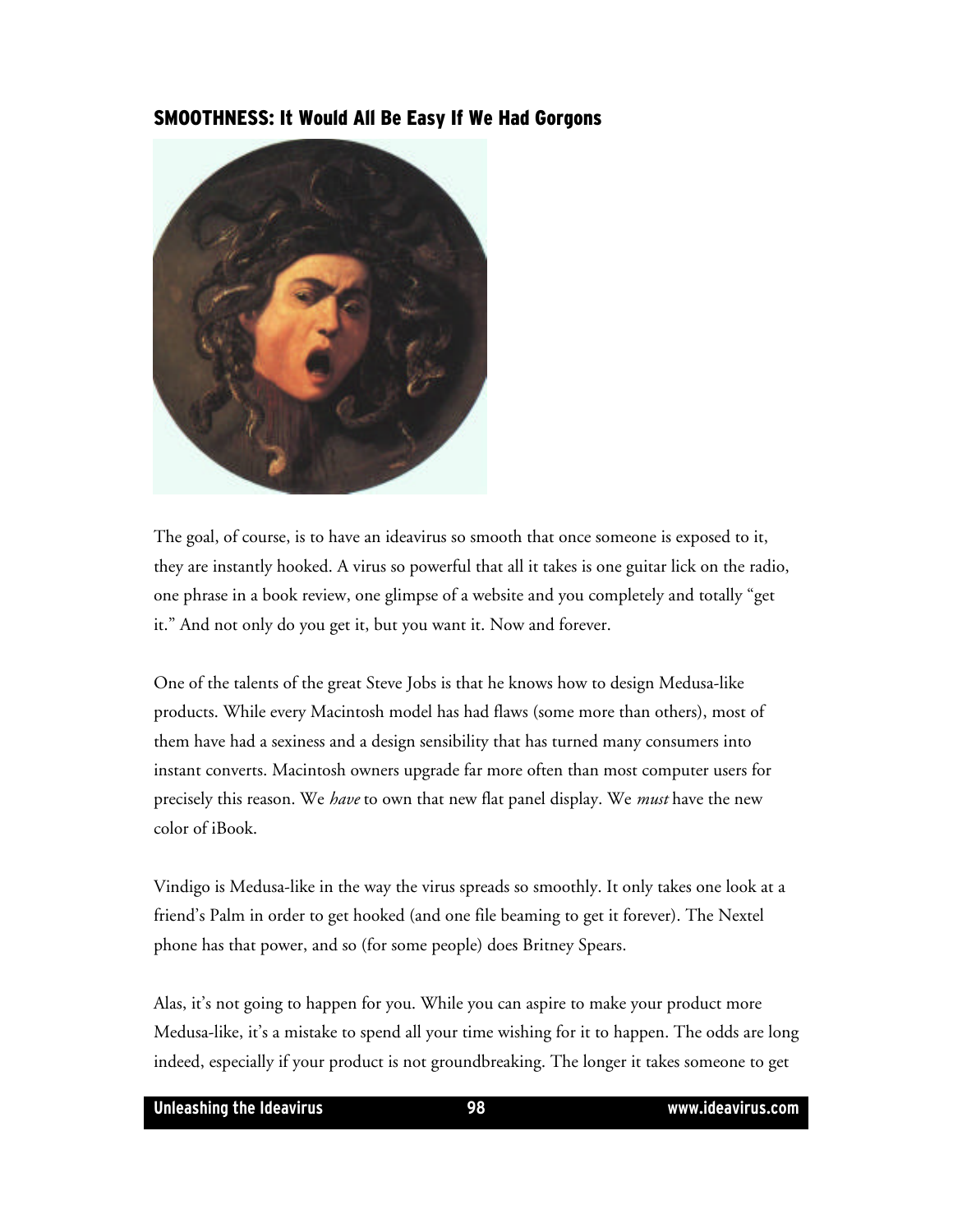## SMOOTHNESS: It Would All Be Easy If We Had Gorgons

The goal, of course, is to have an ideavirus so smooth that once someone is exposed to it, they are instantly hooked. A virus so powerful that all it takes is one guitar lick on the radio, one phrase in a book review, one glimpse of a website and you completely and totally "get it." And not only do you get it, but you want it. Now and forever.

One of the talents of the great Steve Jobs is that he knows how to design Medusa-like products. While every Macintosh model has had flaws (some more than others), most of them have had a sexiness and a design sensibility that has turned many consumers into instant converts. Macintosh owners upgrade far more often than most computer users for precisely this reason. We *have* to own that new flat panel display. We *must* have the new color of iBook.

Vindigo is Medusa-like in the way the virus spreads so smoothly. It only takes one look at a friend's Palm in order to get hooked (and one file beaming to get it forever). The Nextel phone has that power, and so (for some people) does Britney Spears.

Alas, it's not going to happen for you. While you can aspire to make your product more Medusa-like, it's a mistake to spend all your time wishing for it to happen. The odds are long indeed, especially if your product is not groundbreaking. The longer it takes someone to get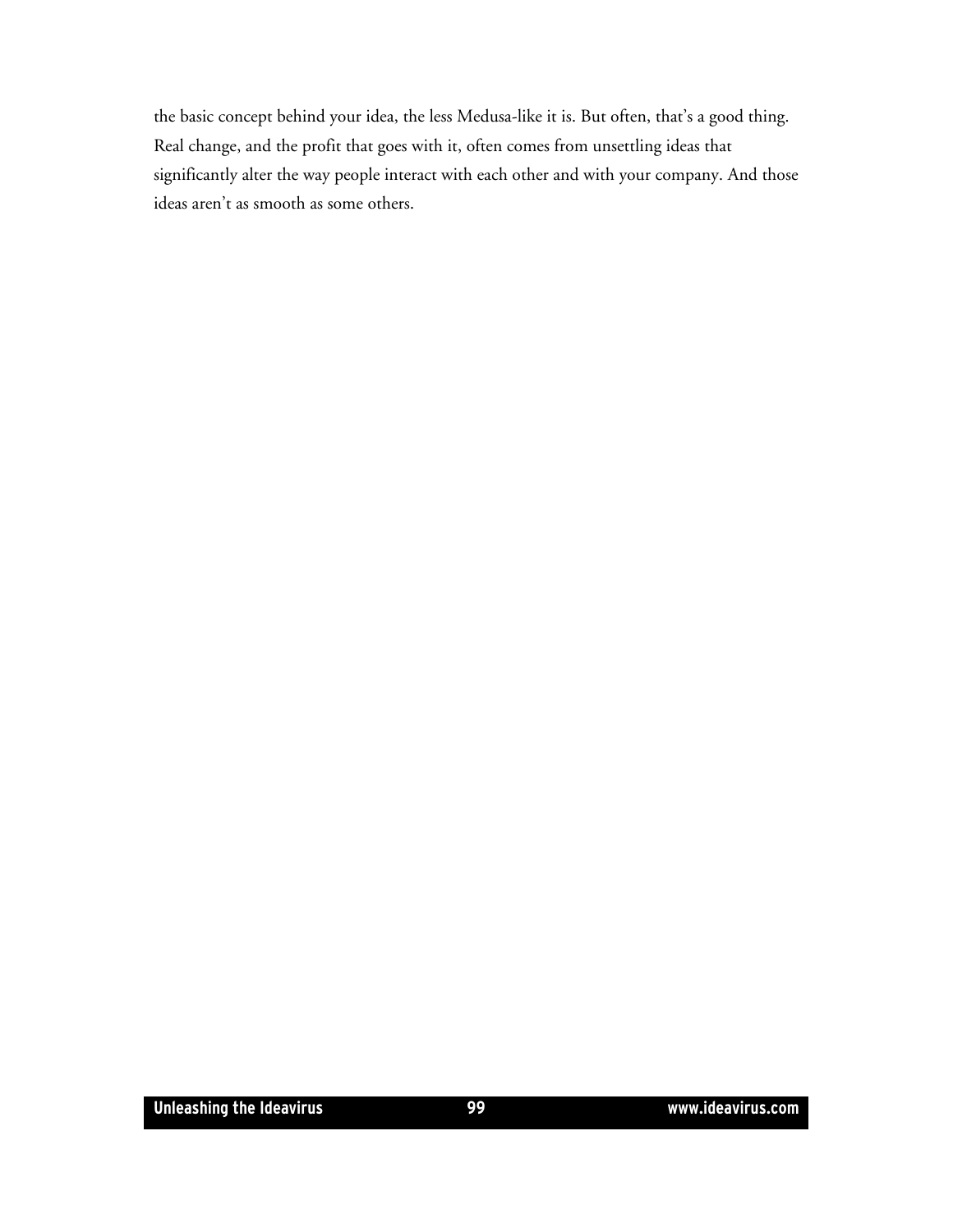the basic concept behind your idea, the less Medusa-like it is. But often, that's a good thing. Real change, and the profit that goes with it, often comes from unsettling ideas that significantly alter the way people interact with each other and with your company. And those ideas aren't as smooth as some others.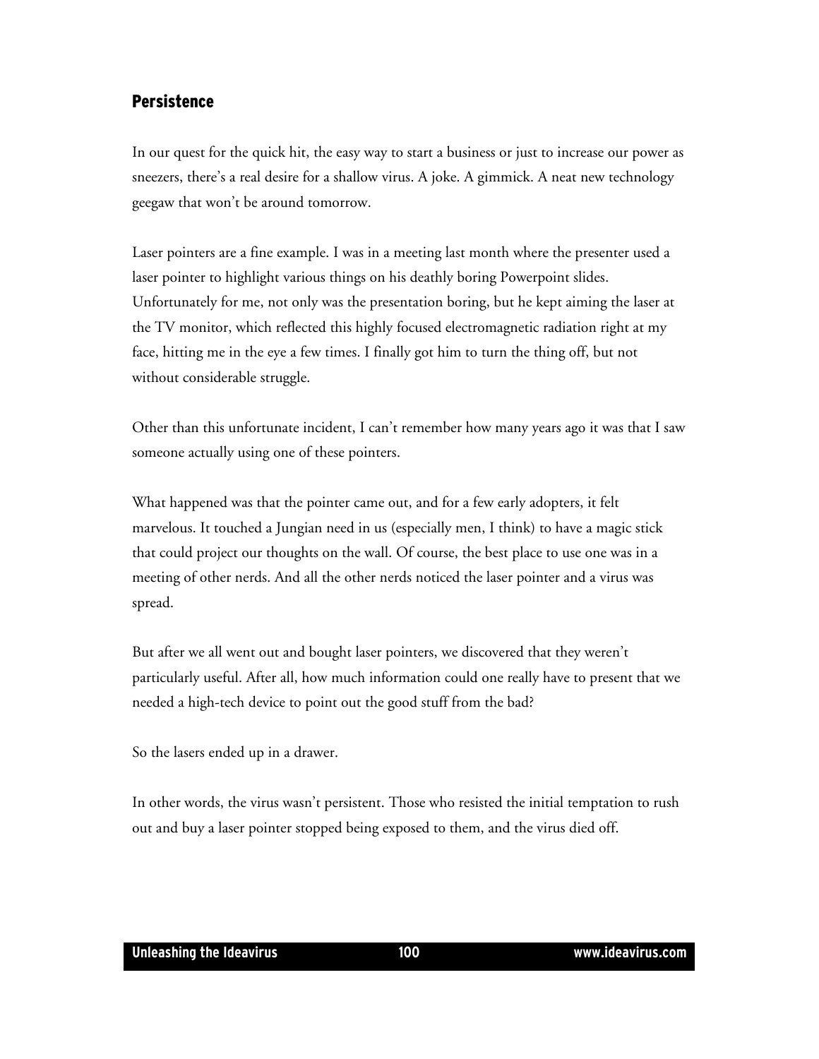## Persistence

In our quest for the quick hit, the easy way to start a business or just to increase our power as sneezers, there's a real desire for a shallow virus. A joke. A gimmick. A neat new technology geegaw that won't be around tomorrow.

Laser pointers are a fine example. I was in a meeting last month where the presenter used a laser pointer to highlight various things on his deathly boring Powerpoint slides. Unfortunately for me, not only was the presentation boring, but he kept aiming the laser at the TV monitor, which reflected this highly focused electromagnetic radiation right at my face, hitting me in the eye a few times. I finally got him to turn the thing off, but not without considerable struggle.

Other than this unfortunate incident, I can't remember how many years ago it was that I saw someone actually using one of these pointers.

What happened was that the pointer came out, and for a few early adopters, it felt marvelous. It touched a Jungian need in us (especially men, I think) to have a magic stick that could project our thoughts on the wall. Of course, the best place to use one was in a meeting of other nerds. And all the other nerds noticed the laser pointer and a virus was spread.

But after we all went out and bought laser pointers, we discovered that they weren't particularly useful. After all, how much information could one really have to present that we needed a high-tech device to point out the good stuff from the bad?

So the lasers ended up in a drawer.

In other words, the virus wasn't persistent. Those who resisted the initial temptation to rush out and buy a laser pointer stopped being exposed to them, and the virus died off.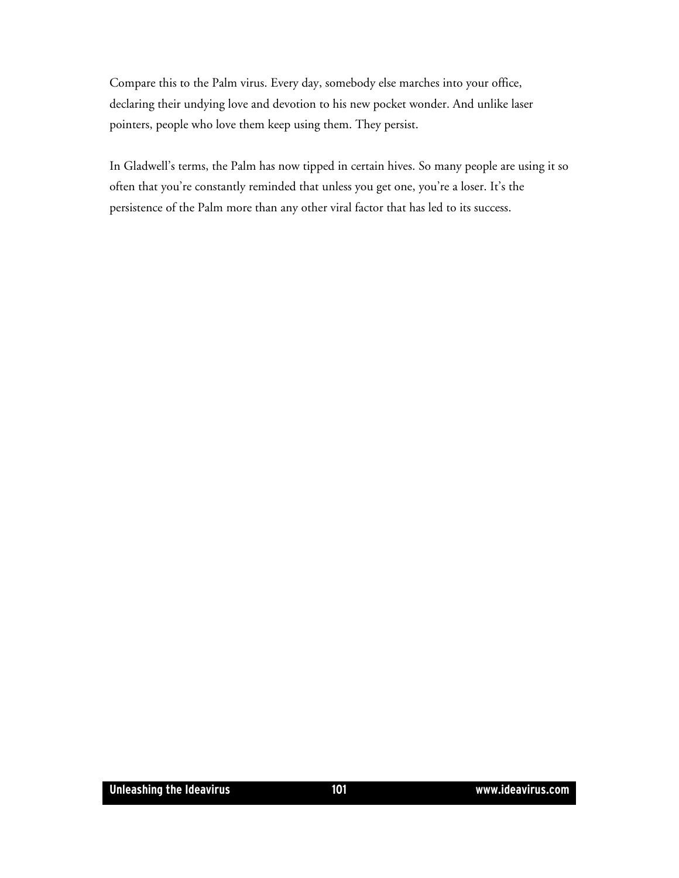Compare this to the Palm virus. Every day, somebody else marches into your office, declaring their undying love and devotion to his new pocket wonder. And unlike laser pointers, people who love them keep using them. They persist.

In Gladwell's terms, the Palm has now tipped in certain hives. So many people are using it so often that you're constantly reminded that unless you get one, you're a loser. It's the persistence of the Palm more than any other viral factor that has led to its success.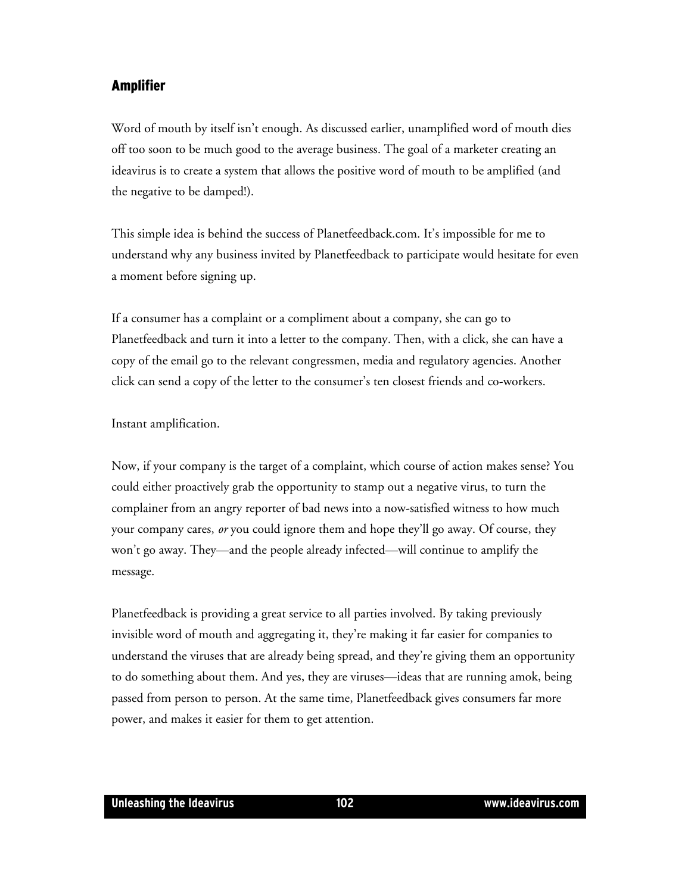## Amplifier

Word of mouth by itself isn't enough. As discussed earlier, unamplified word of mouth dies off too soon to be much good to the average business. The goal of a marketer creating an ideavirus is to create a system that allows the positive word of mouth to be amplified (and the negative to be damped!).

This simple idea is behind the success of Planetfeedback.com. It's impossible for me to understand why any business invited by Planetfeedback to participate would hesitate for even a moment before signing up.

If a consumer has a complaint or a compliment about a company, she can go to Planetfeedback and turn it into a letter to the company. Then, with a click, she can have a copy of the email go to the relevant congressmen, media and regulatory agencies. Another click can send a copy of the letter to the consumer's ten closest friends and co-workers.

Instant amplification.

Now, if your company is the target of a complaint, which course of action makes sense? You could either proactively grab the opportunity to stamp out a negative virus, to turn the complainer from an angry reporter of bad news into a now-satisfied witness to how much your company cares, *or* you could ignore them and hope they'll go away. Of course, they won't go away. They—and the people already infected—will continue to amplify the message.

Planetfeedback is providing a great service to all parties involved. By taking previously invisible word of mouth and aggregating it, they're making it far easier for companies to understand the viruses that are already being spread, and they're giving them an opportunity to do something about them. And yes, they are viruses—ideas that are running amok, being passed from person to person. At the same time, Planetfeedback gives consumers far more power, and makes it easier for them to get attention.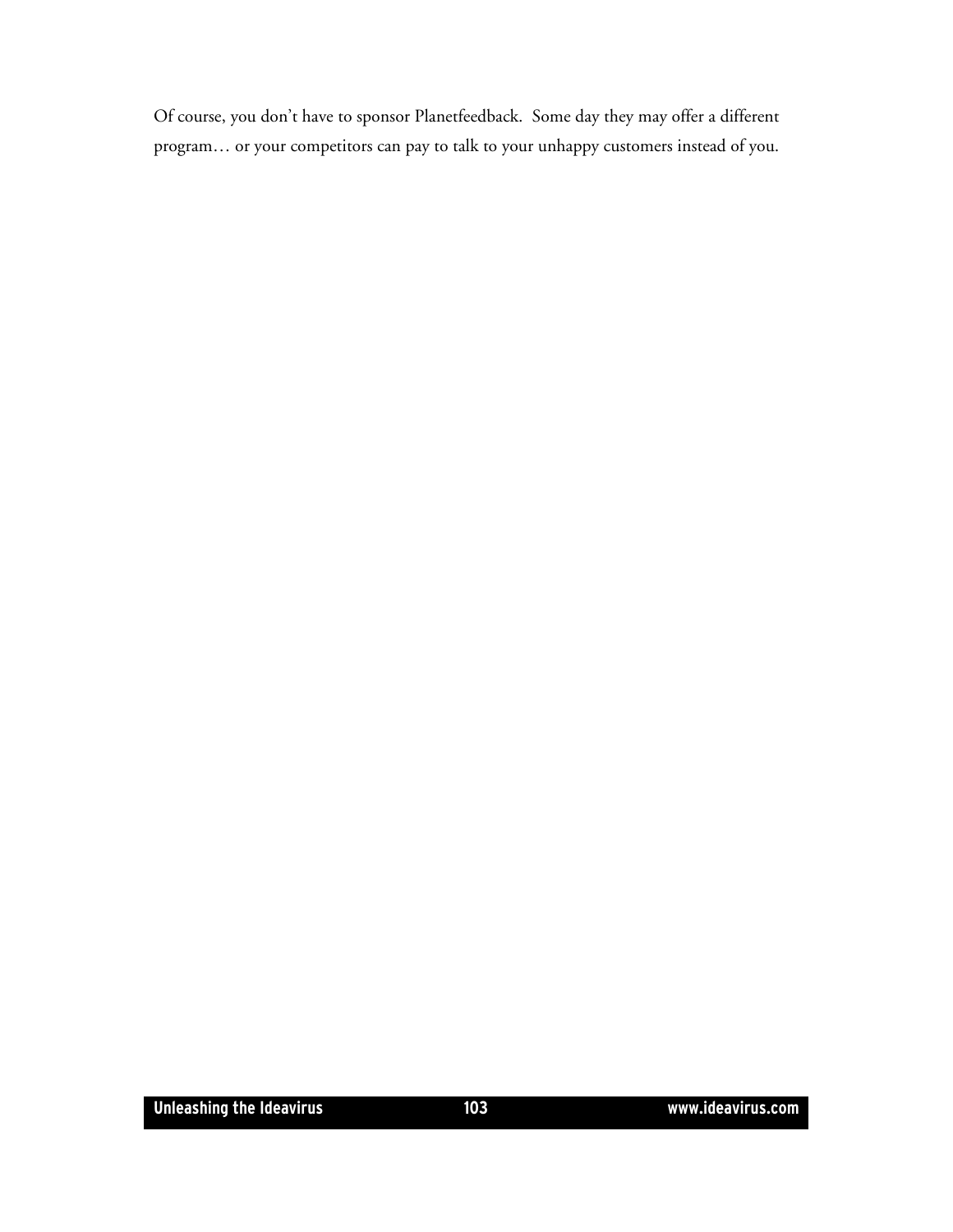Of course, you don't have to sponsor Planetfeedback. Some day they may offer a different program… or your competitors can pay to talk to your unhappy customers instead of you.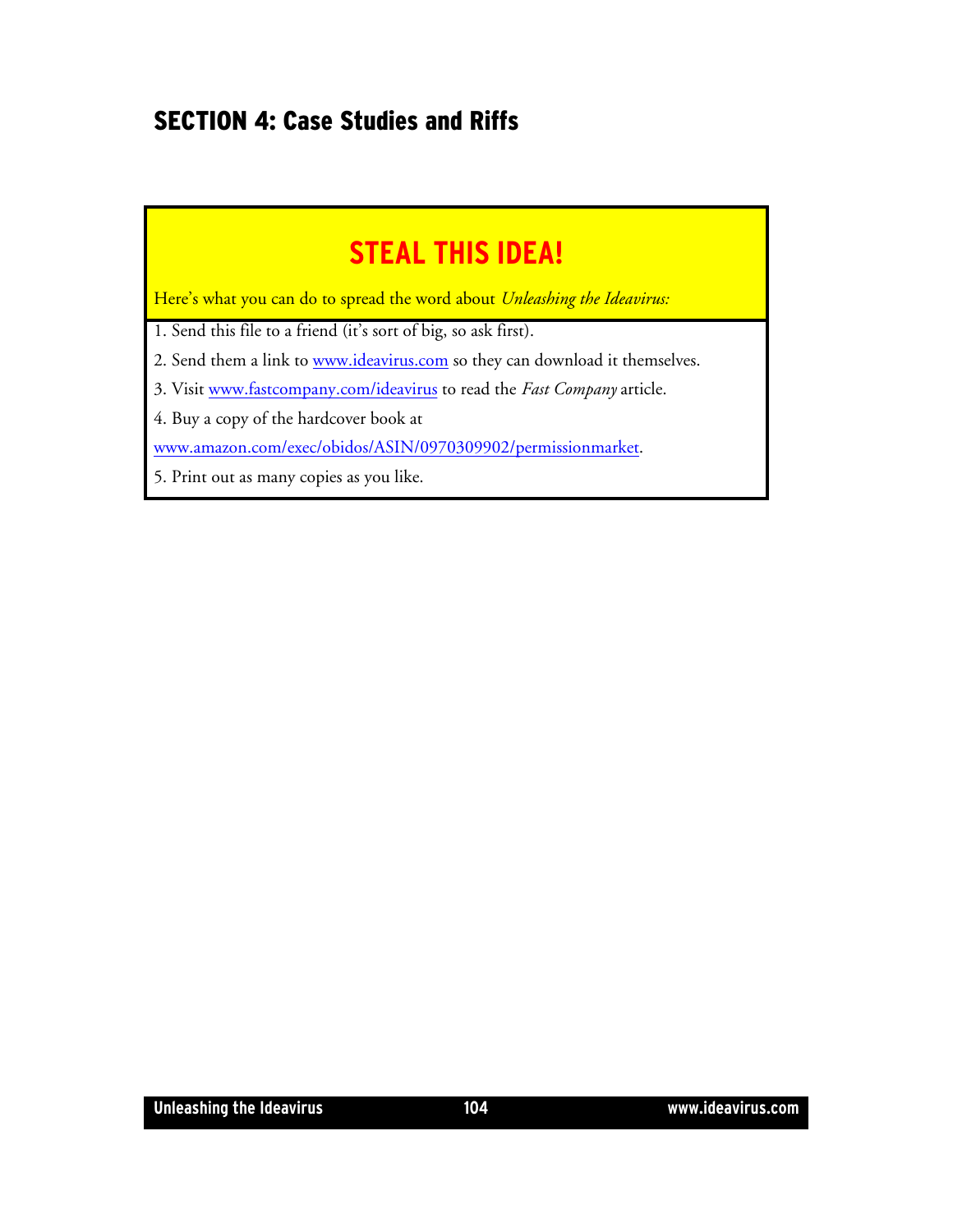## SECTION 4: Case Studies and Riffs

### STEAL THIS IDEA!

Here's what you can do to spread the word about *Unleashing the Ideavirus:*

1. Send this file to a friend (it's sort of big, so ask first).
2. Send them a link to www.ideavirus.com so they can download it themselves.
3. Visit www.fastcompany.com/ideavirus to read the *Fast Company* article.
4. Buy a copy of the hardcover book at www.amazon.com/exec/obidos/ASIN/0970309902/permissionmarket.
5. Print out as many copies as you like.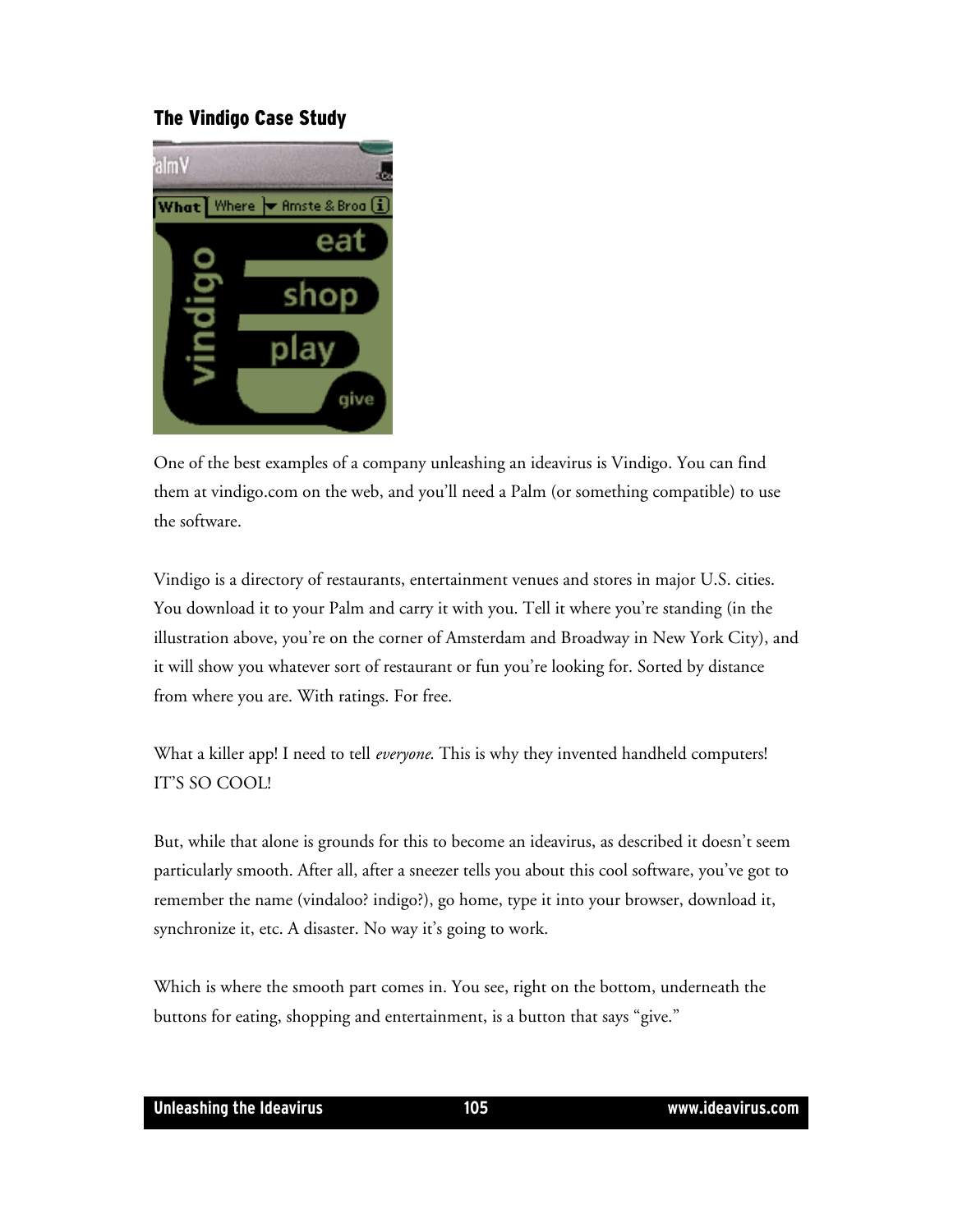## The Vindigo Case Study

One of the best examples of a company unleashing an ideavirus is Vindigo. You can find them at vindigo.com on the web, and you'll need a Palm (or something compatible) to use the software.

Vindigo is a directory of restaurants, entertainment venues and stores in major U.S. cities. You download it to your Palm and carry it with you. Tell it where you're standing (in the illustration above, you're on the corner of Amsterdam and Broadway in New York City), and it will show you whatever sort of restaurant or fun you're looking for. Sorted by distance from where you are. With ratings. For free.

What a killer app! I need to tell *everyone*. This is why they invented handheld computers! IT'S SO COOL!

But, while that alone is grounds for this to become an ideavirus, as described it doesn't seem particularly smooth. After all, after a sneezer tells you about this cool software, you've got to remember the name (vindaloo? indigo?), go home, type it into your browser, download it, synchronize it, etc. A disaster. No way it's going to work.

Which is where the smooth part comes in. You see, right on the bottom, underneath the buttons for eating, shopping and entertainment, is a button that says "give."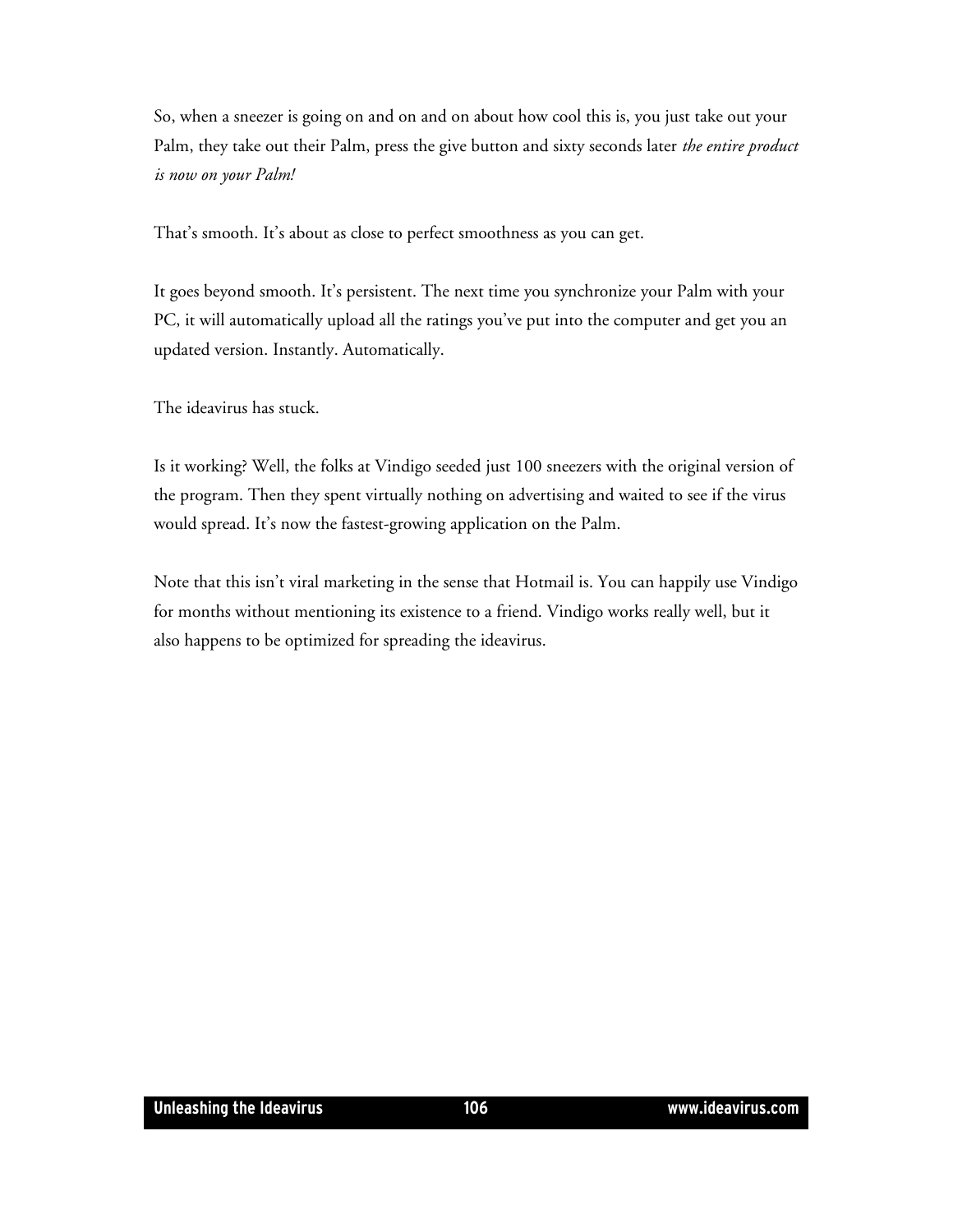So, when a sneezer is going on and on and on about how cool this is, you just take out your Palm, they take out their Palm, press the give button and sixty seconds later *the entire product is now on your Palm!*

That's smooth. It's about as close to perfect smoothness as you can get.

It goes beyond smooth. It's persistent. The next time you synchronize your Palm with your PC, it will automatically upload all the ratings you've put into the computer and get you an updated version. Instantly. Automatically.

The ideavirus has stuck.

Is it working? Well, the folks at Vindigo seeded just 100 sneezers with the original version of the program. Then they spent virtually nothing on advertising and waited to see if the virus would spread. It's now the fastest-growing application on the Palm.

Note that this isn't viral marketing in the sense that Hotmail is. You can happily use Vindigo for months without mentioning its existence to a friend. Vindigo works really well, but it also happens to be optimized for spreading the ideavirus.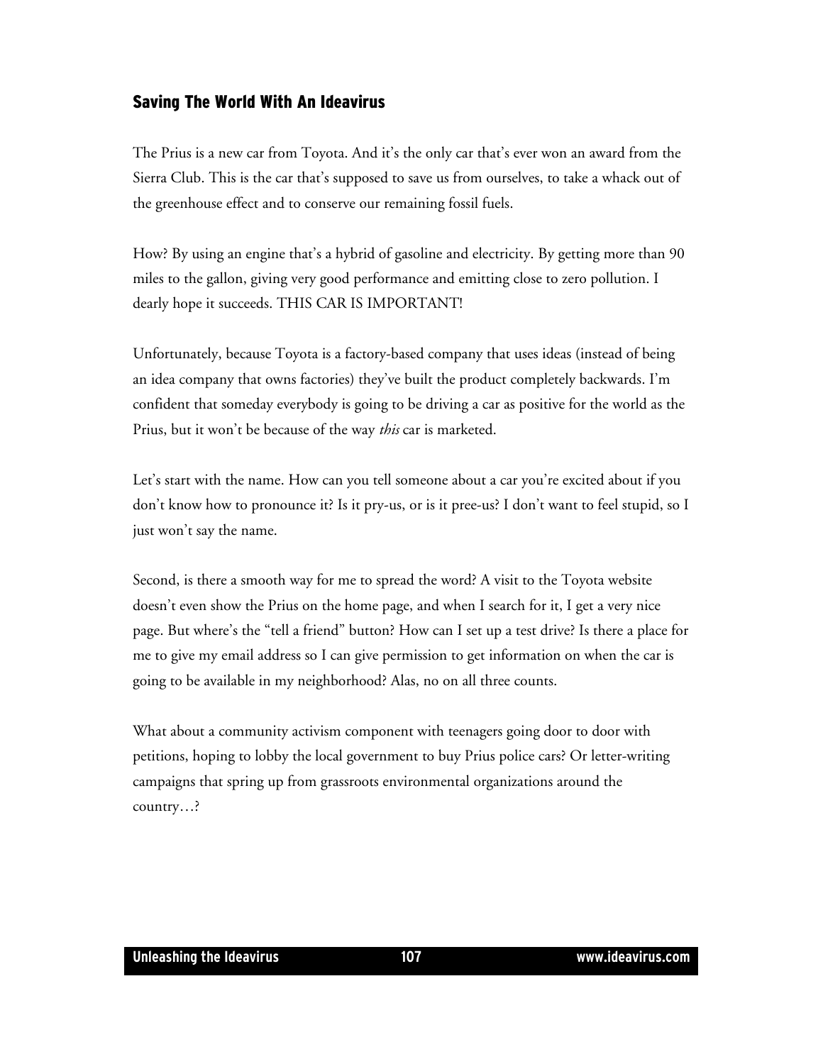## Saving The World With An Ideavirus

The Prius is a new car from Toyota. And it's the only car that's ever won an award from the Sierra Club. This is the car that's supposed to save us from ourselves, to take a whack out of the greenhouse effect and to conserve our remaining fossil fuels.

How? By using an engine that's a hybrid of gasoline and electricity. By getting more than 90 miles to the gallon, giving very good performance and emitting close to zero pollution. I dearly hope it succeeds. THIS CAR IS IMPORTANT!

Unfortunately, because Toyota is a factory-based company that uses ideas (instead of being an idea company that owns factories) they've built the product completely backwards. I'm confident that someday everybody is going to be driving a car as positive for the world as the Prius, but it won't be because of the way *this* car is marketed.

Let's start with the name. How can you tell someone about a car you're excited about if you don't know how to pronounce it? Is it pry-us, or is it pree-us? I don't want to feel stupid, so I just won't say the name.

Second, is there a smooth way for me to spread the word? A visit to the Toyota website doesn't even show the Prius on the home page, and when I search for it, I get a very nice page. But where's the "tell a friend" button? How can I set up a test drive? Is there a place for me to give my email address so I can give permission to get information on when the car is going to be available in my neighborhood? Alas, no on all three counts.

What about a community activism component with teenagers going door to door with petitions, hoping to lobby the local government to buy Prius police cars? Or letter-writing campaigns that spring up from grassroots environmental organizations around the country…?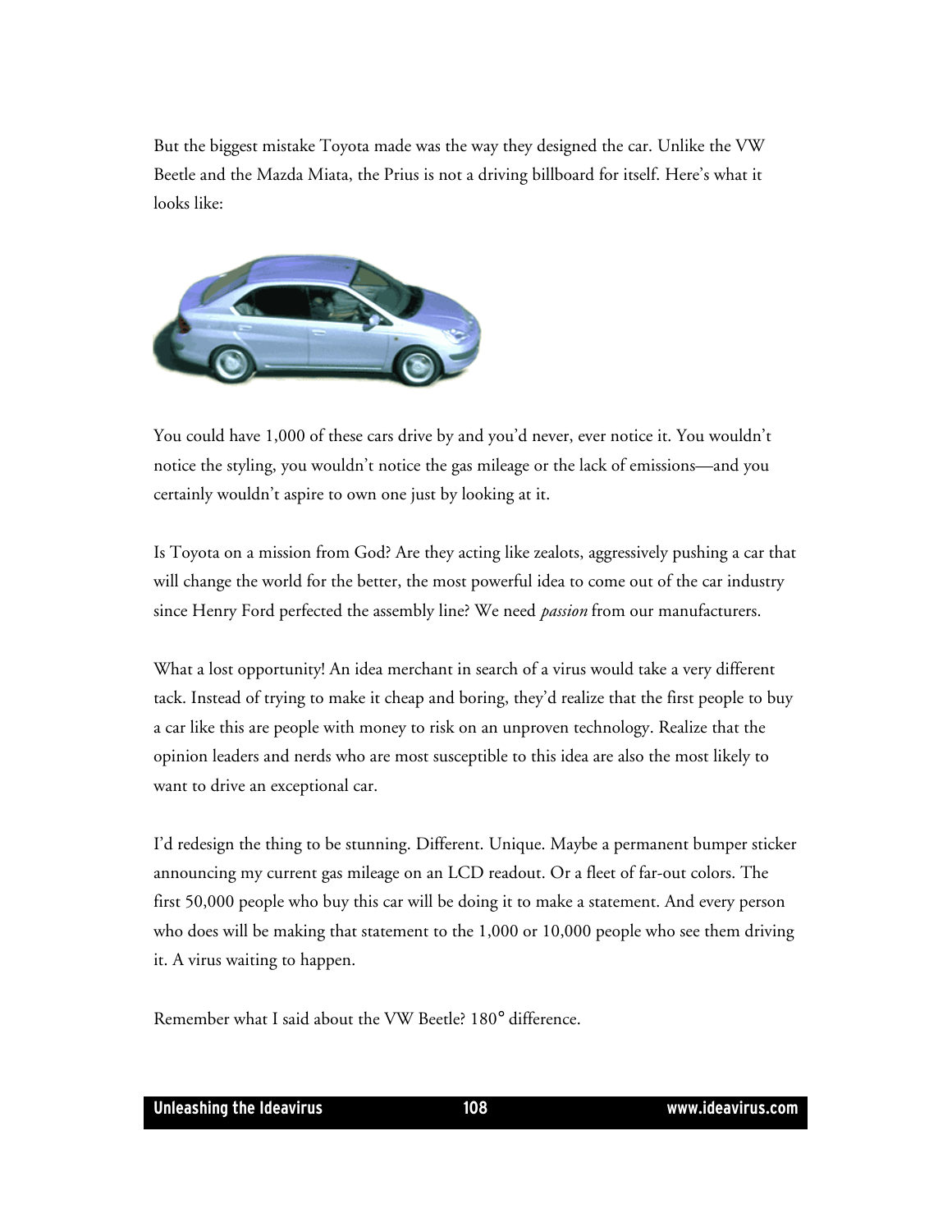But the biggest mistake Toyota made was the way they designed the car. Unlike the VW Beetle and the Mazda Miata, the Prius is not a driving billboard for itself. Here's what it looks like:

You could have 1,000 of these cars drive by and you'd never, ever notice it. You wouldn't notice the styling, you wouldn't notice the gas mileage or the lack of emissions—and you certainly wouldn't aspire to own one just by looking at it.

Is Toyota on a mission from God? Are they acting like zealots, aggressively pushing a car that will change the world for the better, the most powerful idea to come out of the car industry since Henry Ford perfected the assembly line? We need *passion* from our manufacturers.

What a lost opportunity! An idea merchant in search of a virus would take a very different tack. Instead of trying to make it cheap and boring, they'd realize that the first people to buy a car like this are people with money to risk on an unproven technology. Realize that the opinion leaders and nerds who are most susceptible to this idea are also the most likely to want to drive an exceptional car.

I'd redesign the thing to be stunning. Different. Unique. Maybe a permanent bumper sticker announcing my current gas mileage on an LCD readout. Or a fleet of far-out colors. The first 50,000 people who buy this car will be doing it to make a statement. And every person who does will be making that statement to the 1,000 or 10,000 people who see them driving it. A virus waiting to happen.

Remember what I said about the VW Beetle? 180° difference.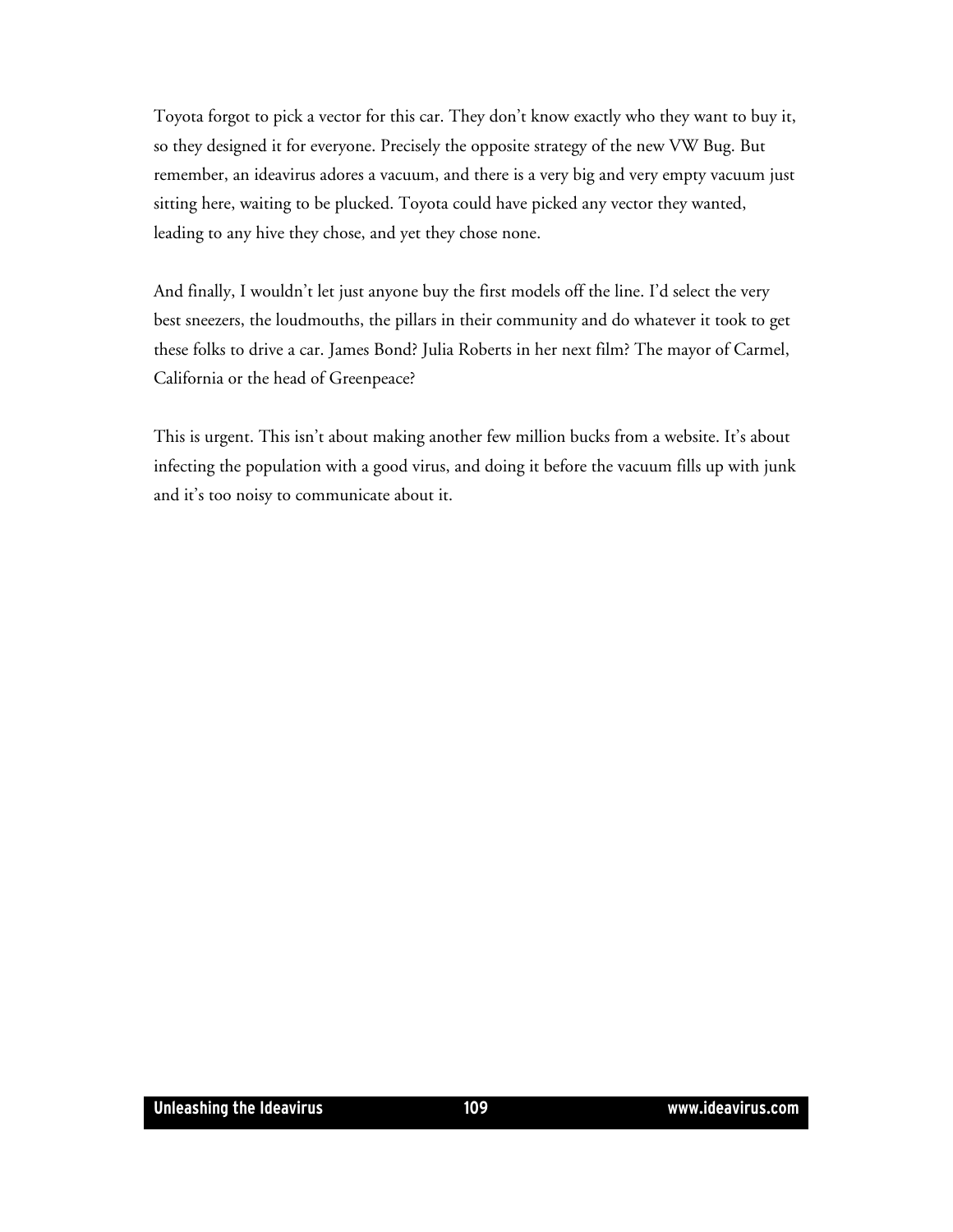Toyota forgot to pick a vector for this car. They don't know exactly who they want to buy it, so they designed it for everyone. Precisely the opposite strategy of the new VW Bug. But remember, an ideavirus adores a vacuum, and there is a very big and very empty vacuum just sitting here, waiting to be plucked. Toyota could have picked any vector they wanted, leading to any hive they chose, and yet they chose none.

And finally, I wouldn't let just anyone buy the first models off the line. I'd select the very best sneezers, the loudmouths, the pillars in their community and do whatever it took to get these folks to drive a car. James Bond? Julia Roberts in her next film? The mayor of Carmel, California or the head of Greenpeace?

This is urgent. This isn't about making another few million bucks from a website. It's about infecting the population with a good virus, and doing it before the vacuum fills up with junk and it's too noisy to communicate about it.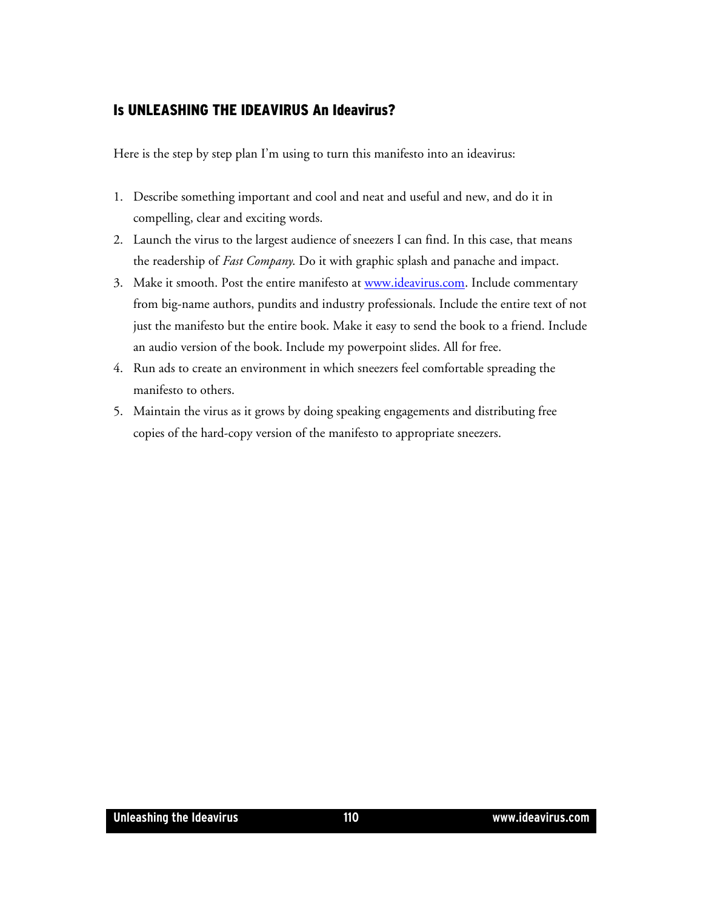## Is UNLEASHING THE IDEAVIRUS An Ideavirus?

Here is the step by step plan I'm using to turn this manifesto into an ideavirus:

1. Describe something important and cool and neat and useful and new, and do it in compelling, clear and exciting words.
2. Launch the virus to the largest audience of sneezers I can find. In this case, that means the readership of *Fast Company*. Do it with graphic splash and panache and impact.
3. Make it smooth. Post the entire manifesto at [www.ideavirus.com](http://www.ideavirus.com). Include commentary from big-name authors, pundits and industry professionals. Include the entire text of not just the manifesto but the entire book. Make it easy to send the book to a friend. Include an audio version of the book. Include my powerpoint slides. All for free.
4. Run ads to create an environment in which sneezers feel comfortable spreading the manifesto to others.
5. Maintain the virus as it grows by doing speaking engagements and distributing free copies of the hard-copy version of the manifesto to appropriate sneezers.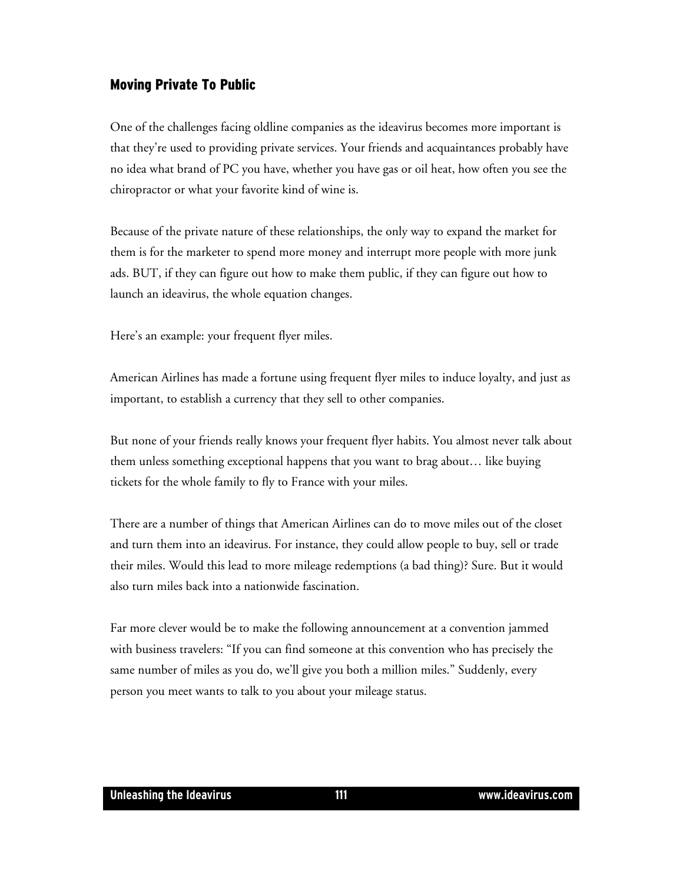## Moving Private To Public

One of the challenges facing oldline companies as the ideavirus becomes more important is that they're used to providing private services. Your friends and acquaintances probably have no idea what brand of PC you have, whether you have gas or oil heat, how often you see the chiropractor or what your favorite kind of wine is.

Because of the private nature of these relationships, the only way to expand the market for them is for the marketer to spend more money and interrupt more people with more junk ads. BUT, if they can figure out how to make them public, if they can figure out how to launch an ideavirus, the whole equation changes.

Here's an example: your frequent flyer miles.

American Airlines has made a fortune using frequent flyer miles to induce loyalty, and just as important, to establish a currency that they sell to other companies.

But none of your friends really knows your frequent flyer habits. You almost never talk about them unless something exceptional happens that you want to brag about… like buying tickets for the whole family to fly to France with your miles.

There are a number of things that American Airlines can do to move miles out of the closet and turn them into an ideavirus. For instance, they could allow people to buy, sell or trade their miles. Would this lead to more mileage redemptions (a bad thing)? Sure. But it would also turn miles back into a nationwide fascination.

Far more clever would be to make the following announcement at a convention jammed with business travelers: "If you can find someone at this convention who has precisely the same number of miles as you do, we'll give you both a million miles." Suddenly, every person you meet wants to talk to you about your mileage status.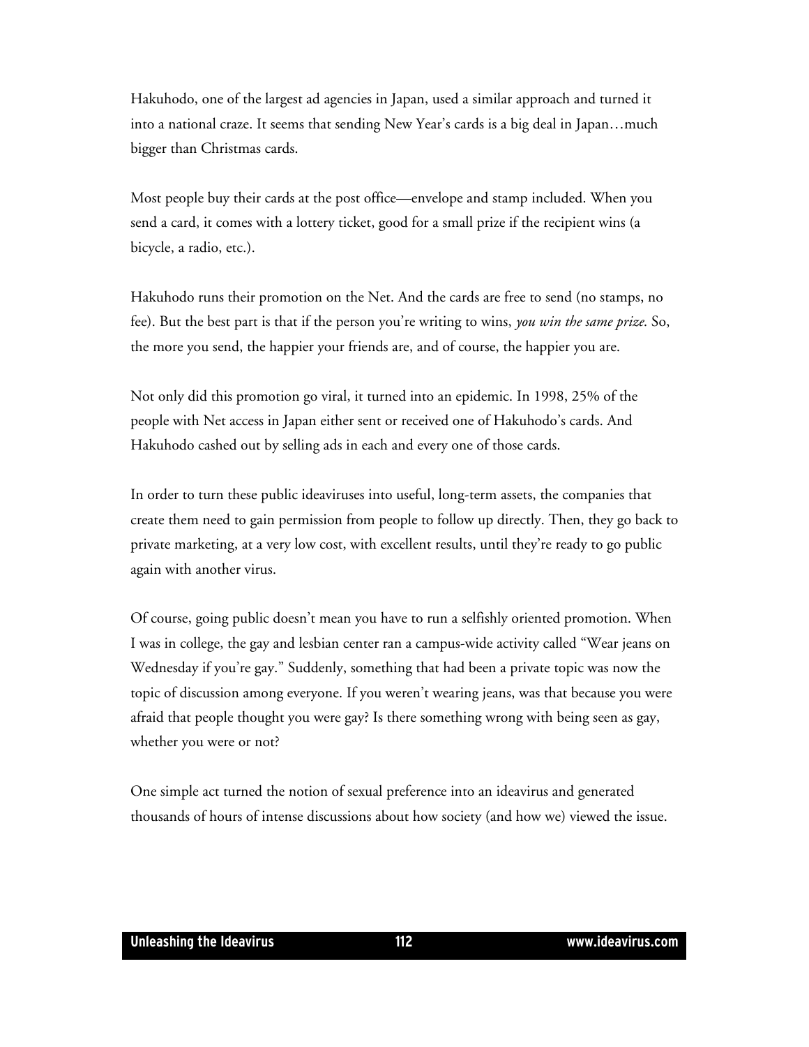Hakuhodo, one of the largest ad agencies in Japan, used a similar approach and turned it into a national craze. It seems that sending New Year's cards is a big deal in Japan…much bigger than Christmas cards.

Most people buy their cards at the post office—envelope and stamp included. When you send a card, it comes with a lottery ticket, good for a small prize if the recipient wins (a bicycle, a radio, etc.).

Hakuhodo runs their promotion on the Net. And the cards are free to send (no stamps, no fee). But the best part is that if the person you're writing to wins, *you win the same prize*. So, the more you send, the happier your friends are, and of course, the happier you are.

Not only did this promotion go viral, it turned into an epidemic. In 1998, 25% of the people with Net access in Japan either sent or received one of Hakuhodo's cards. And Hakuhodo cashed out by selling ads in each and every one of those cards.

In order to turn these public ideaviruses into useful, long-term assets, the companies that create them need to gain permission from people to follow up directly. Then, they go back to private marketing, at a very low cost, with excellent results, until they're ready to go public again with another virus.

Of course, going public doesn't mean you have to run a selfishly oriented promotion. When I was in college, the gay and lesbian center ran a campus-wide activity called "Wear jeans on Wednesday if you're gay." Suddenly, something that had been a private topic was now the topic of discussion among everyone. If you weren't wearing jeans, was that because you were afraid that people thought you were gay? Is there something wrong with being seen as gay, whether you were or not?

One simple act turned the notion of sexual preference into an ideavirus and generated thousands of hours of intense discussions about how society (and how we) viewed the issue.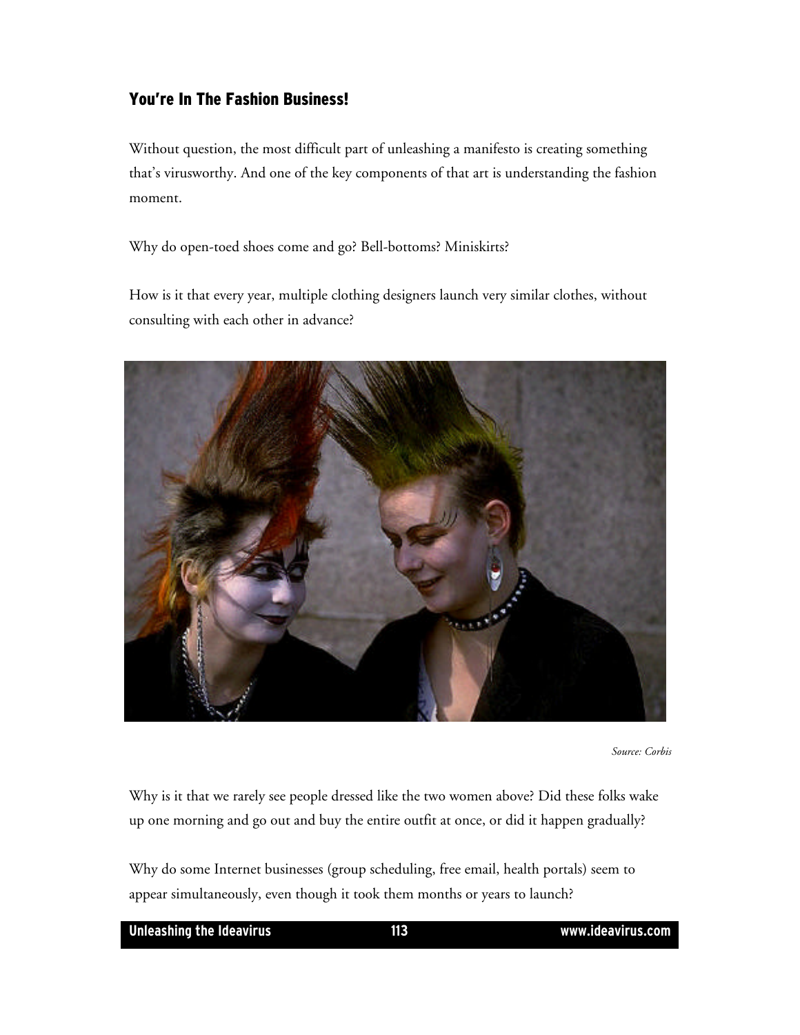## You're In The Fashion Business!

Without question, the most difficult part of unleashing a manifesto is creating something that's virusworthy. And one of the key components of that art is understanding the fashion moment.

Why do open-toed shoes come and go? Bell-bottoms? Miniskirts?

How is it that every year, multiple clothing designers launch very similar clothes, without consulting with each other in advance?

*Source: Corbis*

Why is it that we rarely see people dressed like the two women above? Did these folks wake up one morning and go out and buy the entire outfit at once, or did it happen gradually?

Why do some Internet businesses (group scheduling, free email, health portals) seem to appear simultaneously, even though it took them months or years to launch?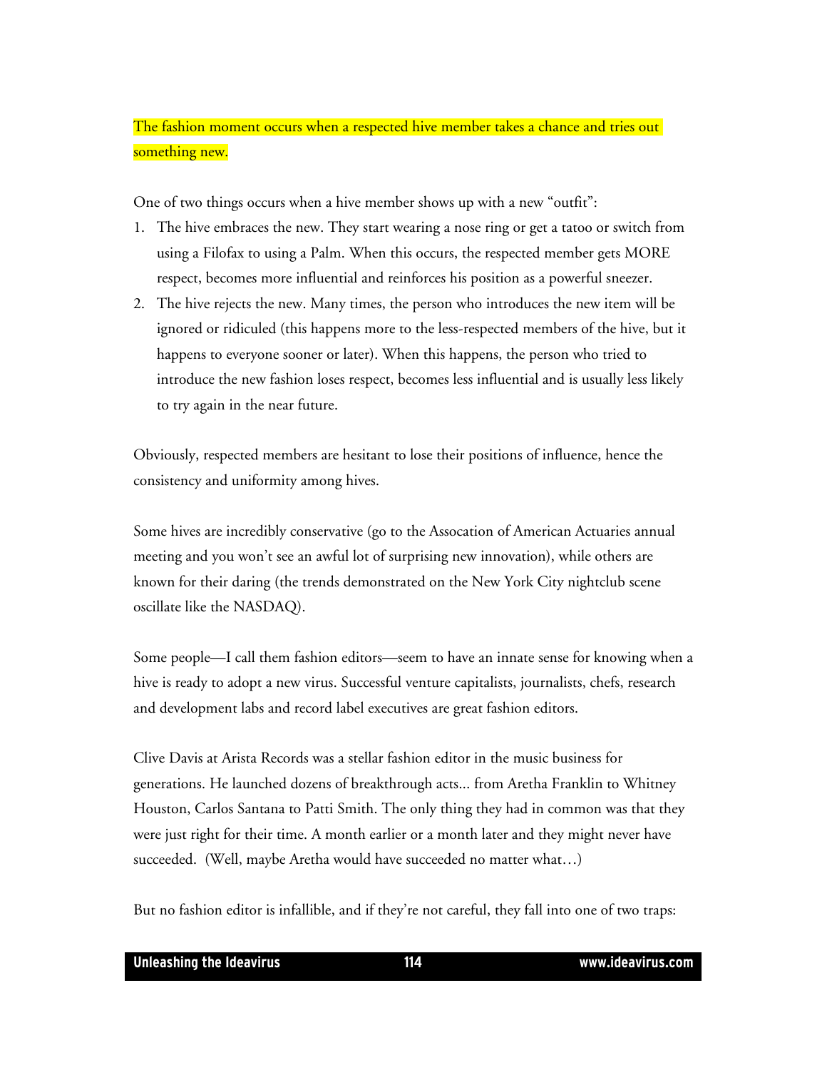The fashion moment occurs when a respected hive member takes a chance and tries out something new.

One of two things occurs when a hive member shows up with a new "outfit":

1. The hive embraces the new. They start wearing a nose ring or get a tatoo or switch from using a Filofax to using a Palm. When this occurs, the respected member gets MORE respect, becomes more influential and reinforces his position as a powerful sneezer.
2. The hive rejects the new. Many times, the person who introduces the new item will be ignored or ridiculed (this happens more to the less-respected members of the hive, but it happens to everyone sooner or later). When this happens, the person who tried to introduce the new fashion loses respect, becomes less influential and is usually less likely to try again in the near future.

Obviously, respected members are hesitant to lose their positions of influence, hence the consistency and uniformity among hives.

Some hives are incredibly conservative (go to the Assocation of American Actuaries annual meeting and you won't see an awful lot of surprising new innovation), while others are known for their daring (the trends demonstrated on the New York City nightclub scene oscillate like the NASDAQ).

Some people—I call them fashion editors—seem to have an innate sense for knowing when a hive is ready to adopt a new virus. Successful venture capitalists, journalists, chefs, research and development labs and record label executives are great fashion editors.

Clive Davis at Arista Records was a stellar fashion editor in the music business for generations. He launched dozens of breakthrough acts... from Aretha Franklin to Whitney Houston, Carlos Santana to Patti Smith. The only thing they had in common was that they were just right for their time. A month earlier or a month later and they might never have succeeded. (Well, maybe Aretha would have succeeded no matter what…)

But no fashion editor is infallible, and if they're not careful, they fall into one of two traps: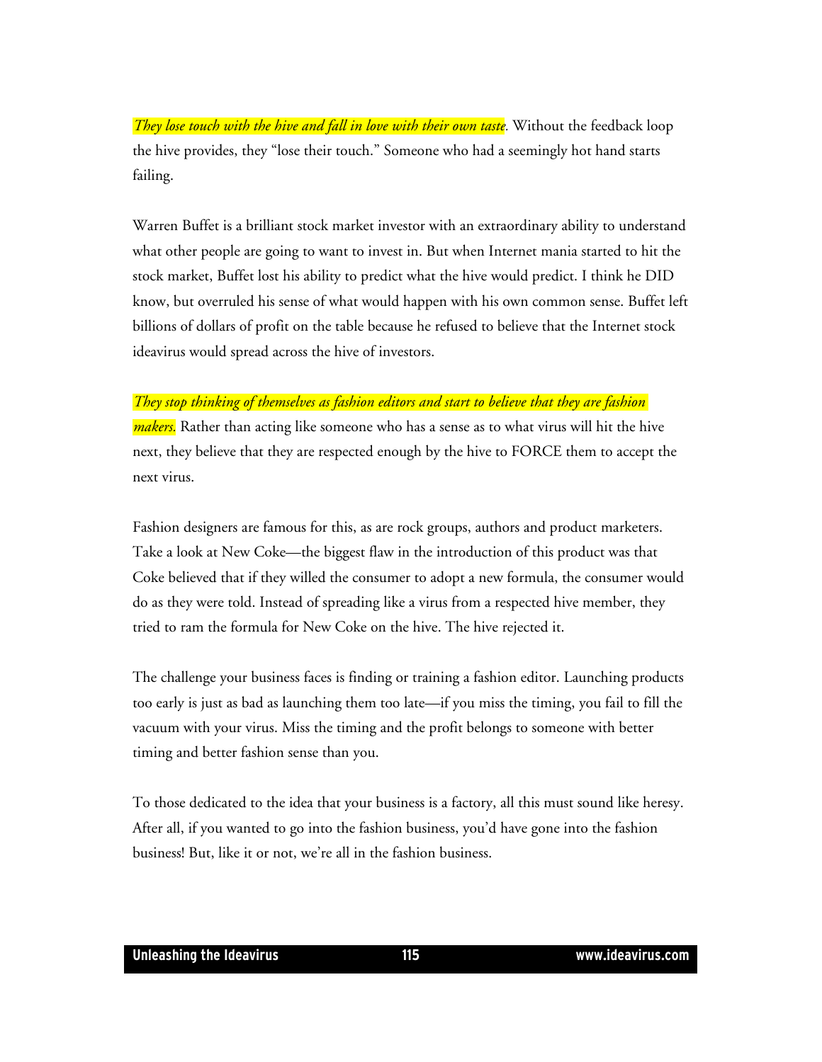*They lose touch with the hive and fall in love with their own taste.* Without the feedback loop the hive provides, they "lose their touch." Someone who had a seemingly hot hand starts failing.

Warren Buffet is a brilliant stock market investor with an extraordinary ability to understand what other people are going to want to invest in. But when Internet mania started to hit the stock market, Buffet lost his ability to predict what the hive would predict. I think he DID know, but overruled his sense of what would happen with his own common sense. Buffet left billions of dollars of profit on the table because he refused to believe that the Internet stock ideavirus would spread across the hive of investors.

*They stop thinking of themselves as fashion editors and start to believe that they are fashion makers.* Rather than acting like someone who has a sense as to what virus will hit the hive next, they believe that they are respected enough by the hive to FORCE them to accept the next virus.

Fashion designers are famous for this, as are rock groups, authors and product marketers. Take a look at New Coke—the biggest flaw in the introduction of this product was that Coke believed that if they willed the consumer to adopt a new formula, the consumer would do as they were told. Instead of spreading like a virus from a respected hive member, they tried to ram the formula for New Coke on the hive. The hive rejected it.

The challenge your business faces is finding or training a fashion editor. Launching products too early is just as bad as launching them too late—if you miss the timing, you fail to fill the vacuum with your virus. Miss the timing and the profit belongs to someone with better timing and better fashion sense than you.

To those dedicated to the idea that your business is a factory, all this must sound like heresy. After all, if you wanted to go into the fashion business, you'd have gone into the fashion business! But, like it or not, we're all in the fashion business.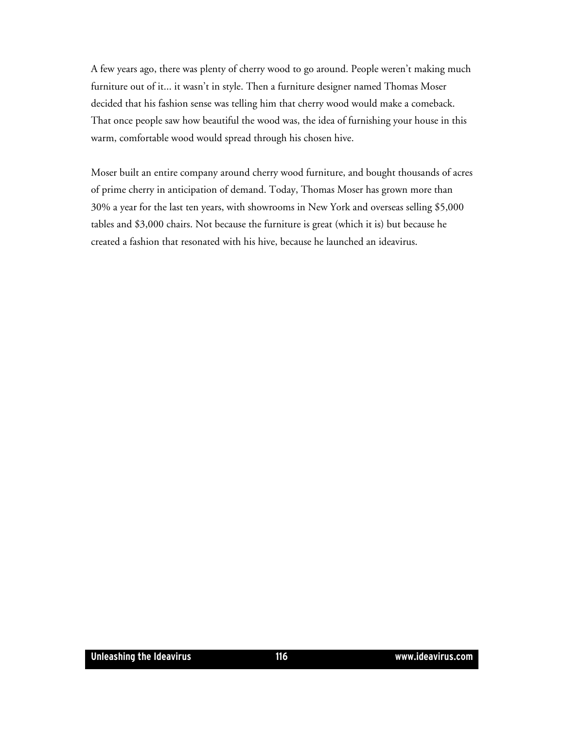A few years ago, there was plenty of cherry wood to go around. People weren't making much furniture out of it... it wasn't in style. Then a furniture designer named Thomas Moser decided that his fashion sense was telling him that cherry wood would make a comeback. That once people saw how beautiful the wood was, the idea of furnishing your house in this warm, comfortable wood would spread through his chosen hive.

Moser built an entire company around cherry wood furniture, and bought thousands of acres of prime cherry in anticipation of demand. Today, Thomas Moser has grown more than 30% a year for the last ten years, with showrooms in New York and overseas selling $5,000 tables and $3,000 chairs. Not because the furniture is great (which it is) but because he created a fashion that resonated with his hive, because he launched an ideavirus.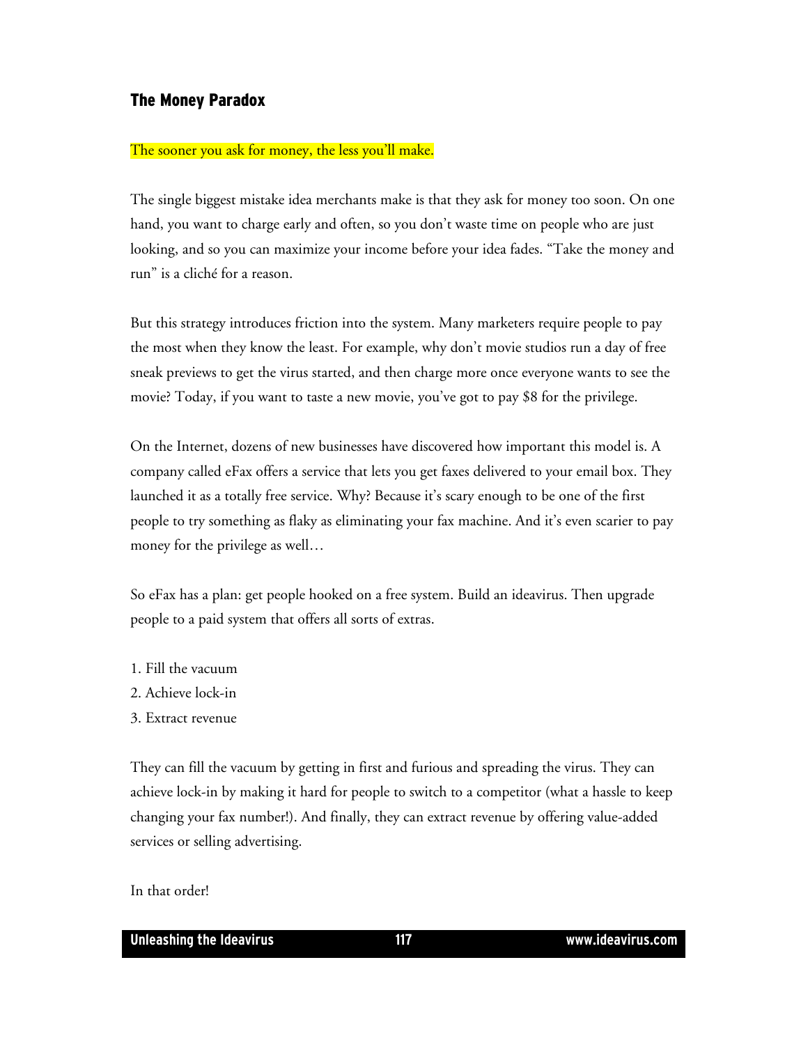## The Money Paradox

The sooner you ask for money, the less you'll make.

The single biggest mistake idea merchants make is that they ask for money too soon. On one hand, you want to charge early and often, so you don't waste time on people who are just looking, and so you can maximize your income before your idea fades. "Take the money and run" is a cliché for a reason.

But this strategy introduces friction into the system. Many marketers require people to pay the most when they know the least. For example, why don't movie studios run a day of free sneak previews to get the virus started, and then charge more once everyone wants to see the movie? Today, if you want to taste a new movie, you've got to pay $8 for the privilege.

On the Internet, dozens of new businesses have discovered how important this model is. A company called eFax offers a service that lets you get faxes delivered to your email box. They launched it as a totally free service. Why? Because it's scary enough to be one of the first people to try something as flaky as eliminating your fax machine. And it's even scarier to pay money for the privilege as well…

So eFax has a plan: get people hooked on a free system. Build an ideavirus. Then upgrade people to a paid system that offers all sorts of extras.

1. Fill the vacuum
2. Achieve lock-in
3. Extract revenue

They can fill the vacuum by getting in first and furious and spreading the virus. They can achieve lock-in by making it hard for people to switch to a competitor (what a hassle to keep changing your fax number!). And finally, they can extract revenue by offering value-added services or selling advertising.

In that order!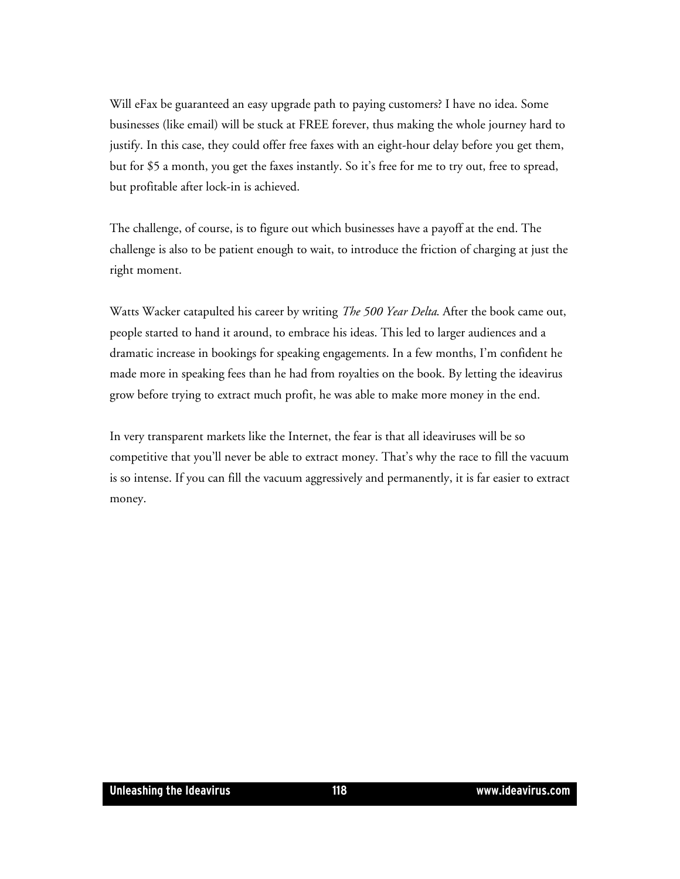Will eFax be guaranteed an easy upgrade path to paying customers? I have no idea. Some businesses (like email) will be stuck at FREE forever, thus making the whole journey hard to justify. In this case, they could offer free faxes with an eight-hour delay before you get them, but for $5 a month, you get the faxes instantly. So it's free for me to try out, free to spread, but profitable after lock-in is achieved.

The challenge, of course, is to figure out which businesses have a payoff at the end. The challenge is also to be patient enough to wait, to introduce the friction of charging at just the right moment.

Watts Wacker catapulted his career by writing *The 500 Year Delta*. After the book came out, people started to hand it around, to embrace his ideas. This led to larger audiences and a dramatic increase in bookings for speaking engagements. In a few months, I'm confident he made more in speaking fees than he had from royalties on the book. By letting the ideavirus grow before trying to extract much profit, he was able to make more money in the end.

In very transparent markets like the Internet, the fear is that all ideaviruses will be so competitive that you'll never be able to extract money. That's why the race to fill the vacuum is so intense. If you can fill the vacuum aggressively and permanently, it is far easier to extract money.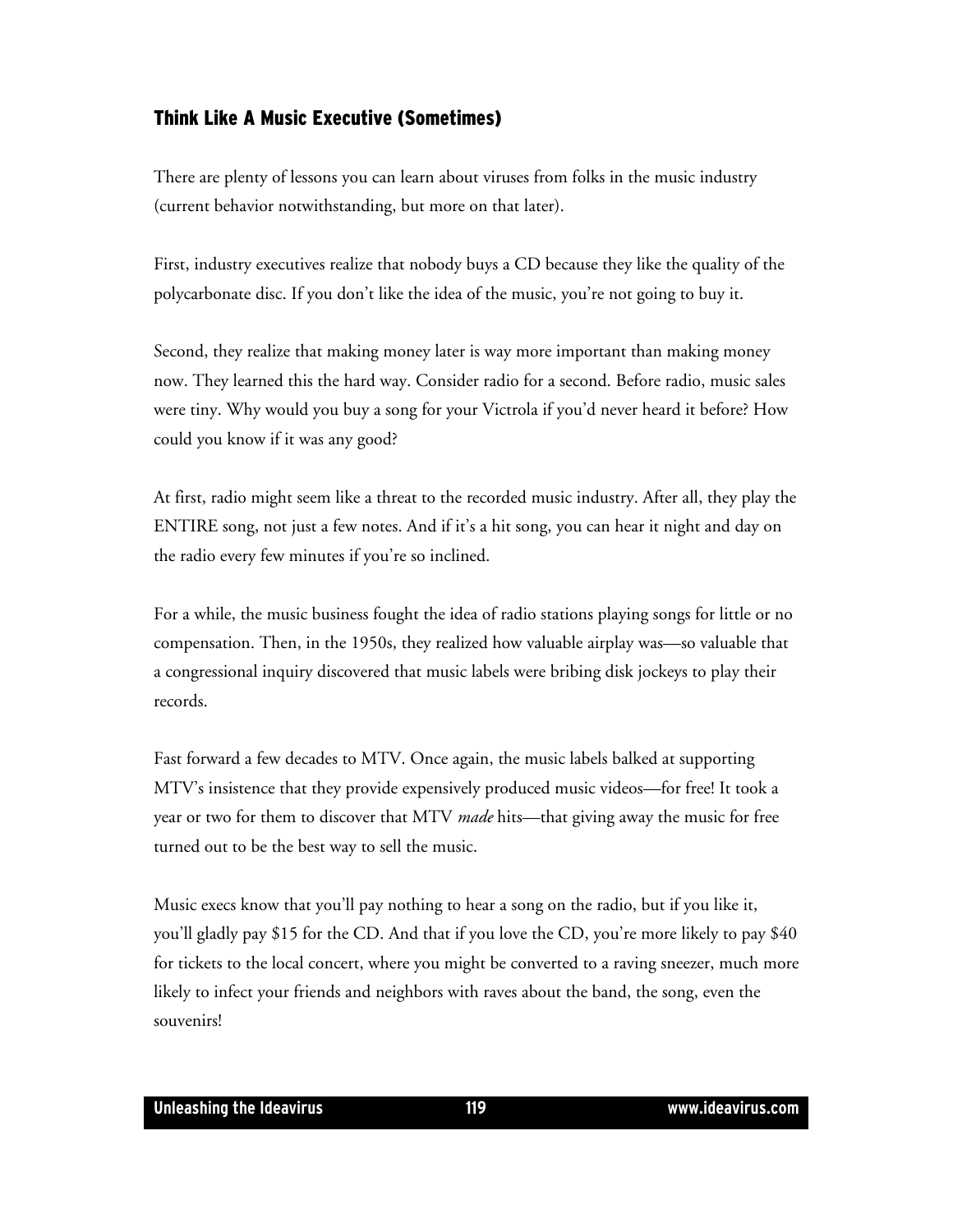## Think Like A Music Executive (Sometimes)

There are plenty of lessons you can learn about viruses from folks in the music industry (current behavior notwithstanding, but more on that later).

First, industry executives realize that nobody buys a CD because they like the quality of the polycarbonate disc. If you don't like the idea of the music, you're not going to buy it.

Second, they realize that making money later is way more important than making money now. They learned this the hard way. Consider radio for a second. Before radio, music sales were tiny. Why would you buy a song for your Victrola if you'd never heard it before? How could you know if it was any good?

At first, radio might seem like a threat to the recorded music industry. After all, they play the ENTIRE song, not just a few notes. And if it's a hit song, you can hear it night and day on the radio every few minutes if you're so inclined.

For a while, the music business fought the idea of radio stations playing songs for little or no compensation. Then, in the 1950s, they realized how valuable airplay was—so valuable that a congressional inquiry discovered that music labels were bribing disk jockeys to play their records.

Fast forward a few decades to MTV. Once again, the music labels balked at supporting MTV's insistence that they provide expensively produced music videos—for free! It took a year or two for them to discover that MTV *made* hits—that giving away the music for free turned out to be the best way to sell the music.

Music execs know that you'll pay nothing to hear a song on the radio, but if you like it, you'll gladly pay $15 for the CD. And that if you love the CD, you're more likely to pay $40 for tickets to the local concert, where you might be converted to a raving sneezer, much more likely to infect your friends and neighbors with raves about the band, the song, even the souvenirs!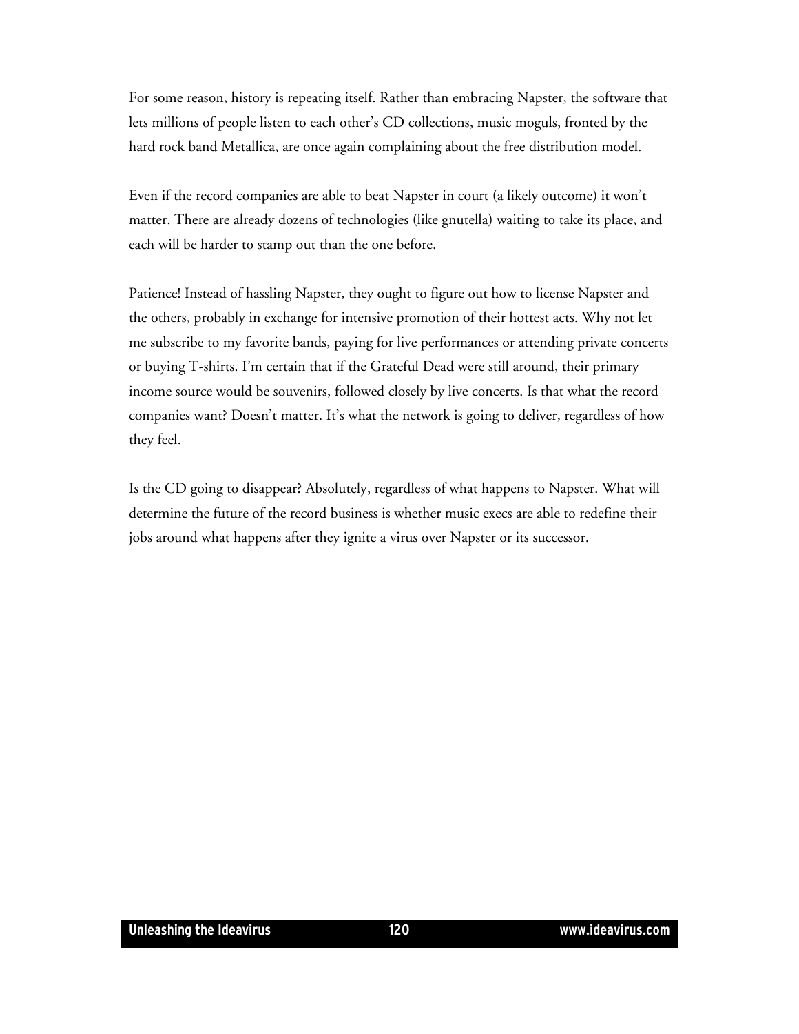For some reason, history is repeating itself. Rather than embracing Napster, the software that lets millions of people listen to each other's CD collections, music moguls, fronted by the hard rock band Metallica, are once again complaining about the free distribution model.

Even if the record companies are able to beat Napster in court (a likely outcome) it won't matter. There are already dozens of technologies (like gnutella) waiting to take its place, and each will be harder to stamp out than the one before.

Patience! Instead of hassling Napster, they ought to figure out how to license Napster and the others, probably in exchange for intensive promotion of their hottest acts. Why not let me subscribe to my favorite bands, paying for live performances or attending private concerts or buying T-shirts. I'm certain that if the Grateful Dead were still around, their primary income source would be souvenirs, followed closely by live concerts. Is that what the record companies want? Doesn't matter. It's what the network is going to deliver, regardless of how they feel.

Is the CD going to disappear? Absolutely, regardless of what happens to Napster. What will determine the future of the record business is whether music execs are able to redefine their jobs around what happens after they ignite a virus over Napster or its successor.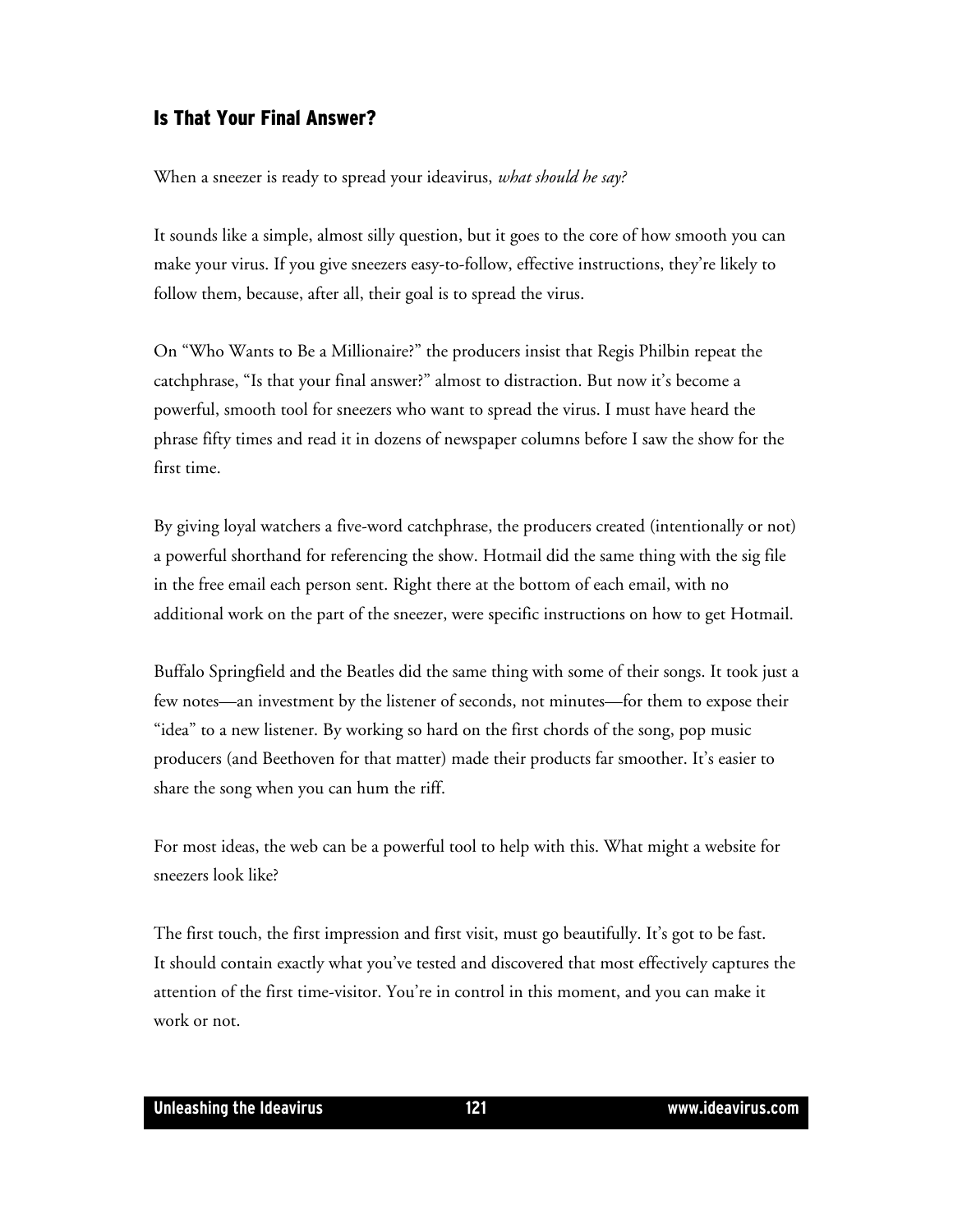## Is That Your Final Answer?

When a sneezer is ready to spread your ideavirus, *what should he say?*

It sounds like a simple, almost silly question, but it goes to the core of how smooth you can make your virus. If you give sneezers easy-to-follow, effective instructions, they're likely to follow them, because, after all, their goal is to spread the virus.

On "Who Wants to Be a Millionaire?" the producers insist that Regis Philbin repeat the catchphrase, "Is that your final answer?" almost to distraction. But now it's become a powerful, smooth tool for sneezers who want to spread the virus. I must have heard the phrase fifty times and read it in dozens of newspaper columns before I saw the show for the first time.

By giving loyal watchers a five-word catchphrase, the producers created (intentionally or not) a powerful shorthand for referencing the show. Hotmail did the same thing with the sig file in the free email each person sent. Right there at the bottom of each email, with no additional work on the part of the sneezer, were specific instructions on how to get Hotmail.

Buffalo Springfield and the Beatles did the same thing with some of their songs. It took just a few notes—an investment by the listener of seconds, not minutes—for them to expose their "idea" to a new listener. By working so hard on the first chords of the song, pop music producers (and Beethoven for that matter) made their products far smoother. It's easier to share the song when you can hum the riff.

For most ideas, the web can be a powerful tool to help with this. What might a website for sneezers look like?

The first touch, the first impression and first visit, must go beautifully. It's got to be fast. It should contain exactly what you've tested and discovered that most effectively captures the attention of the first time-visitor. You're in control in this moment, and you can make it work or not.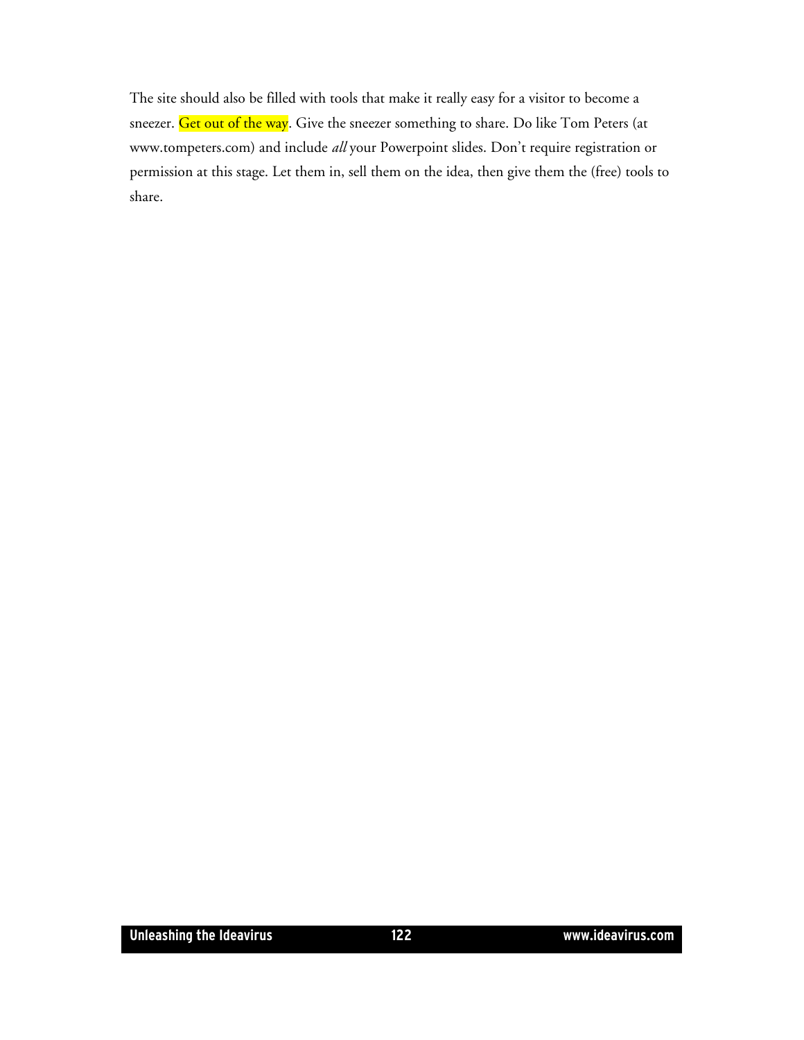The site should also be filled with tools that make it really easy for a visitor to become a sneezer. Get out of the way. Give the sneezer something to share. Do like Tom Peters (at www.tompeters.com) and include *all* your Powerpoint slides. Don't require registration or permission at this stage. Let them in, sell them on the idea, then give them the (free) tools to share.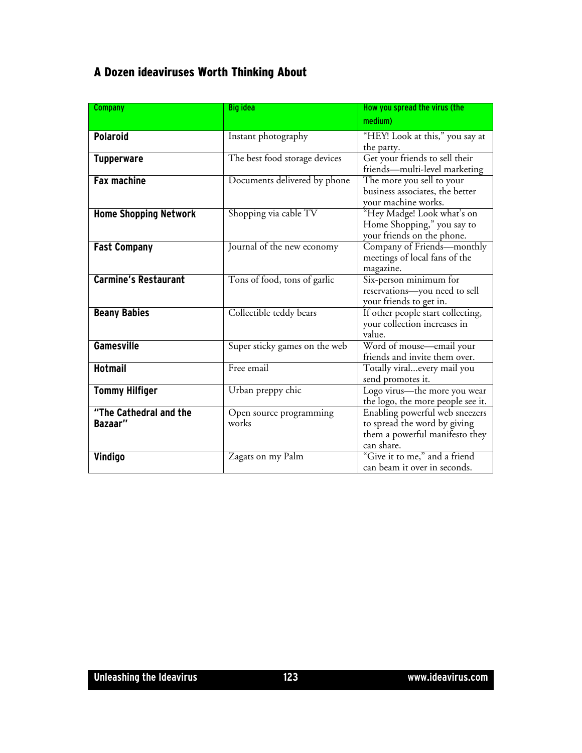## A Dozen ideaviruses Worth Thinking About

| Company | Big idea | How you spread the virus (the medium) |
| --- | --- | --- |
| **Polaroid** | Instant photography | "HEY! Look at this," you say at the party. |
| **Tupperware** | The best food storage devices | Get your friends to sell their friends—multi-level marketing |
| **Fax machine** | Documents delivered by phone | The more you sell to your business associates, the better your machine works. |
| **Home Shopping Network** | Shopping via cable TV | "Hey Madge! Look what's on Home Shopping," you say to your friends on the phone. |
| **Fast Company** | Journal of the new economy | Company of Friends—monthly meetings of local fans of the magazine. |
| **Carmine's Restaurant** | Tons of food, tons of garlic | Six-person minimum for reservations—you need to sell your friends to get in. |
| **Beany Babies** | Collectible teddy bears | If other people start collecting, your collection increases in value. |
| **Gamesville** | Super sticky games on the web | Word of mouse—email your friends and invite them over. |
| **Hotmail** | Free email | Totally viral...every mail you send promotes it. |
| **Tommy Hilfiger** | Urban preppy chic | Logo virus—the more you wear the logo, the more people see it. |
| **"The Cathedral and the Bazaar"** | Open source programming works | Enabling powerful web sneezers to spread the word by giving them a powerful manifesto they can share. |
| **Vindigo** | Zagats on my Palm | "Give it to me," and a friend can beam it over in seconds. |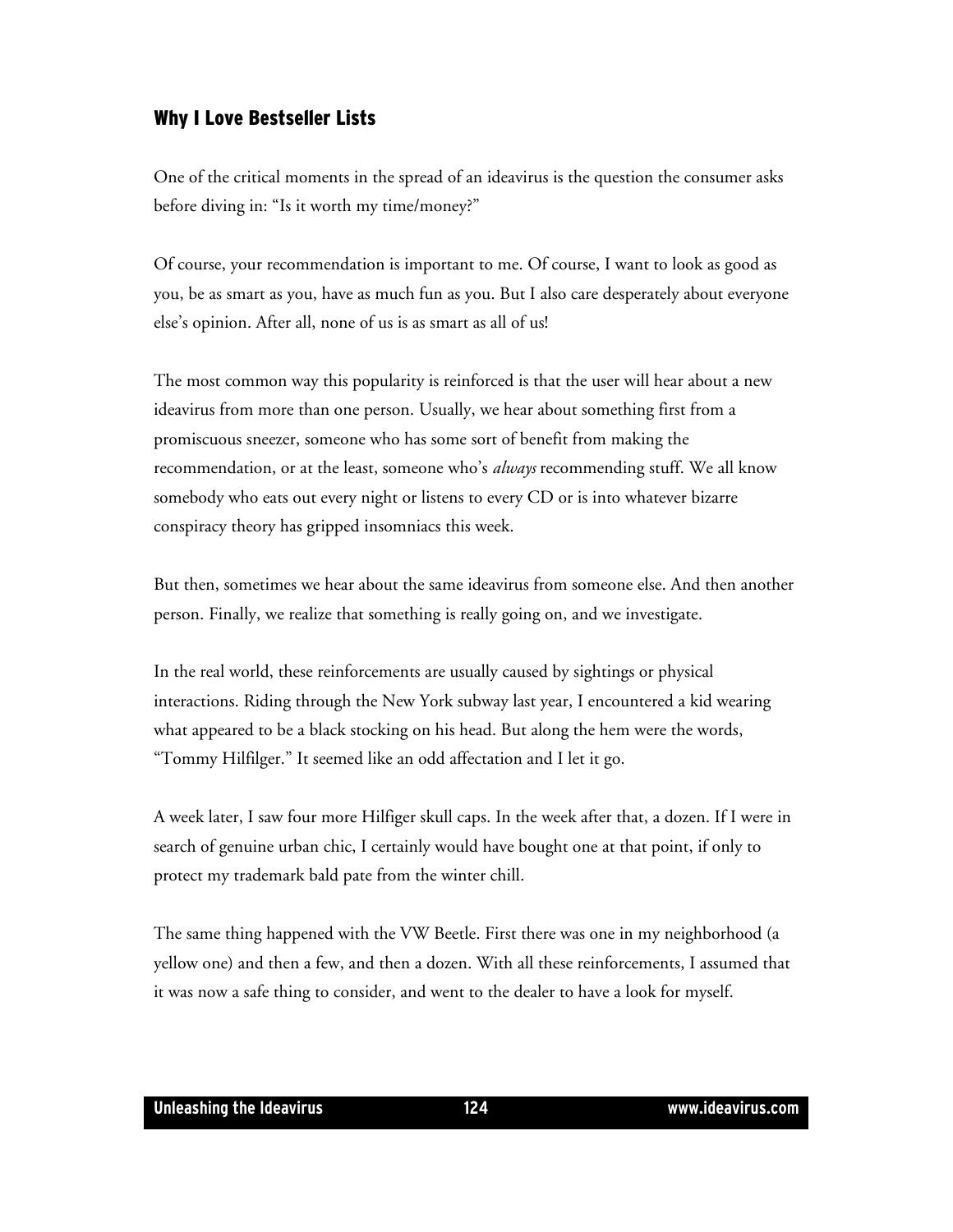## Why I Love Bestseller Lists

One of the critical moments in the spread of an ideavirus is the question the consumer asks before diving in: "Is it worth my time/money?"

Of course, your recommendation is important to me. Of course, I want to look as good as you, be as smart as you, have as much fun as you. But I also care desperately about everyone else's opinion. After all, none of us is as smart as all of us!

The most common way this popularity is reinforced is that the user will hear about a new ideavirus from more than one person. Usually, we hear about something first from a promiscuous sneezer, someone who has some sort of benefit from making the recommendation, or at the least, someone who's *always* recommending stuff. We all know somebody who eats out every night or listens to every CD or is into whatever bizarre conspiracy theory has gripped insomniacs this week.

But then, sometimes we hear about the same ideavirus from someone else. And then another person. Finally, we realize that something is really going on, and we investigate.

In the real world, these reinforcements are usually caused by sightings or physical interactions. Riding through the New York subway last year, I encountered a kid wearing what appeared to be a black stocking on his head. But along the hem were the words, "Tommy Hilfilger." It seemed like an odd affectation and I let it go.

A week later, I saw four more Hilfiger skull caps. In the week after that, a dozen. If I were in search of genuine urban chic, I certainly would have bought one at that point, if only to protect my trademark bald pate from the winter chill.

The same thing happened with the VW Beetle. First there was one in my neighborhood (a yellow one) and then a few, and then a dozen. With all these reinforcements, I assumed that it was now a safe thing to consider, and went to the dealer to have a look for myself.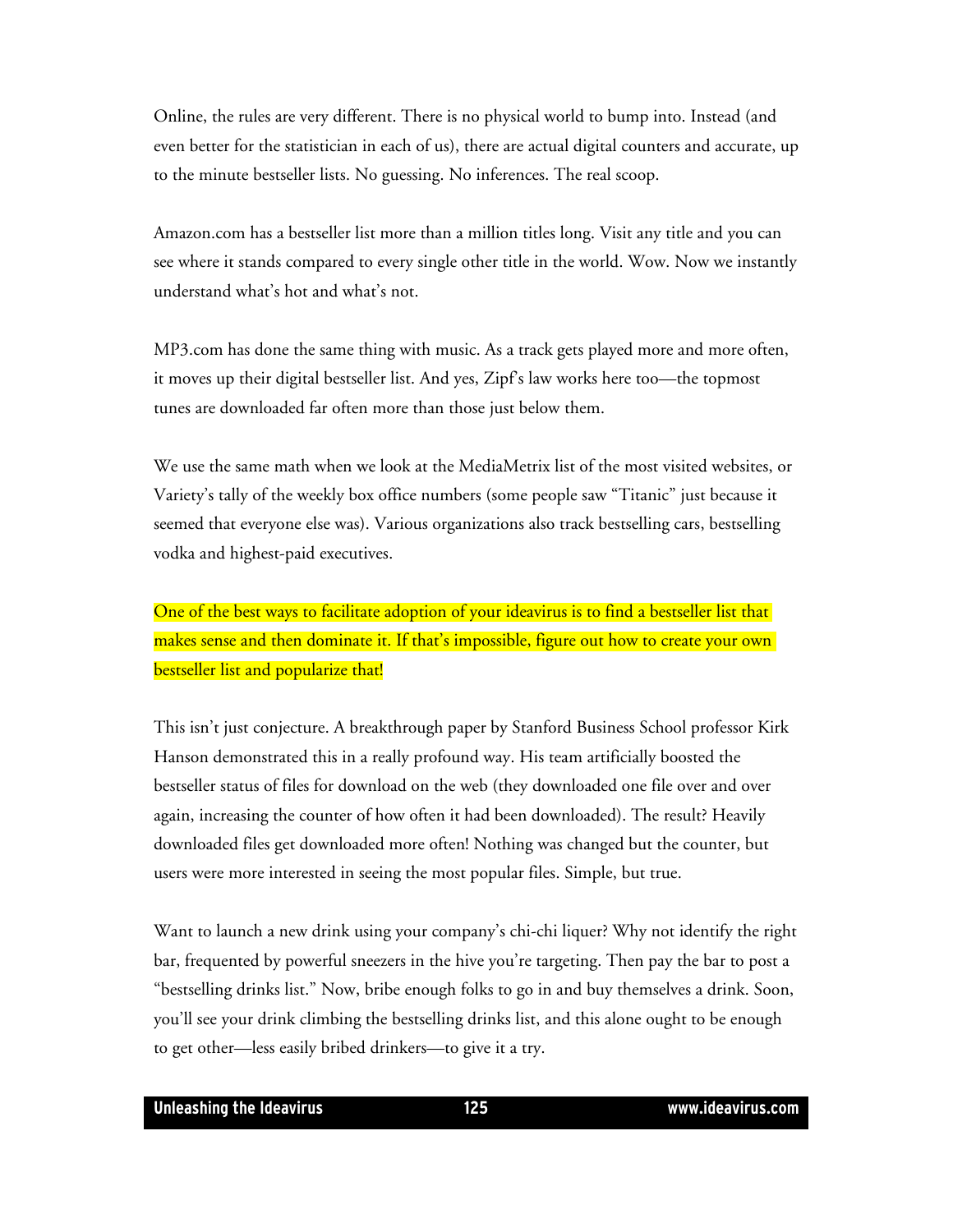Online, the rules are very different. There is no physical world to bump into. Instead (and even better for the statistician in each of us), there are actual digital counters and accurate, up to the minute bestseller lists. No guessing. No inferences. The real scoop.

Amazon.com has a bestseller list more than a million titles long. Visit any title and you can see where it stands compared to every single other title in the world. Wow. Now we instantly understand what's hot and what's not.

MP3.com has done the same thing with music. As a track gets played more and more often, it moves up their digital bestseller list. And yes, Zipf's law works here too—the topmost tunes are downloaded far often more than those just below them.

We use the same math when we look at the MediaMetrix list of the most visited websites, or Variety's tally of the weekly box office numbers (some people saw "Titanic" just because it seemed that everyone else was). Various organizations also track bestselling cars, bestselling vodka and highest-paid executives.

One of the best ways to facilitate adoption of your ideavirus is to find a bestseller list that makes sense and then dominate it. If that's impossible, figure out how to create your own bestseller list and popularize that!

This isn't just conjecture. A breakthrough paper by Stanford Business School professor Kirk Hanson demonstrated this in a really profound way. His team artificially boosted the bestseller status of files for download on the web (they downloaded one file over and over again, increasing the counter of how often it had been downloaded). The result? Heavily downloaded files get downloaded more often! Nothing was changed but the counter, but users were more interested in seeing the most popular files. Simple, but true.

Want to launch a new drink using your company's chi-chi liquer? Why not identify the right bar, frequented by powerful sneezers in the hive you're targeting. Then pay the bar to post a "bestselling drinks list." Now, bribe enough folks to go in and buy themselves a drink. Soon, you'll see your drink climbing the bestselling drinks list, and this alone ought to be enough to get other—less easily bribed drinkers—to give it a try.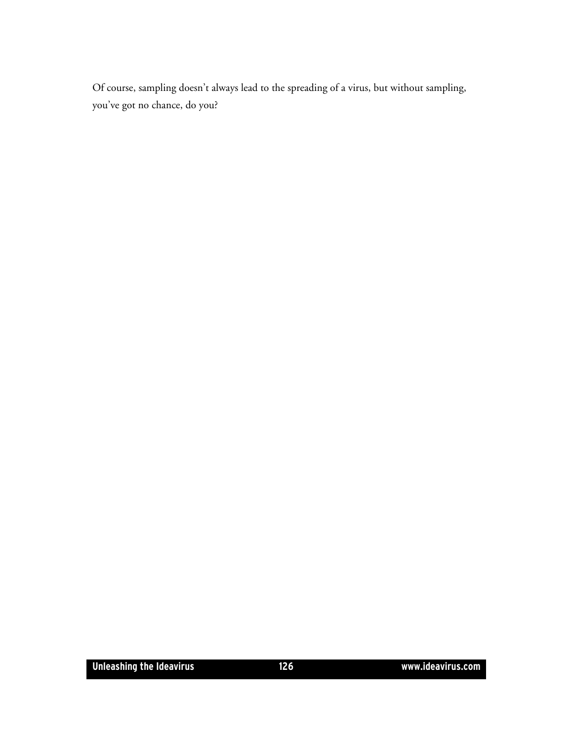Of course, sampling doesn't always lead to the spreading of a virus, but without sampling, you've got no chance, do you?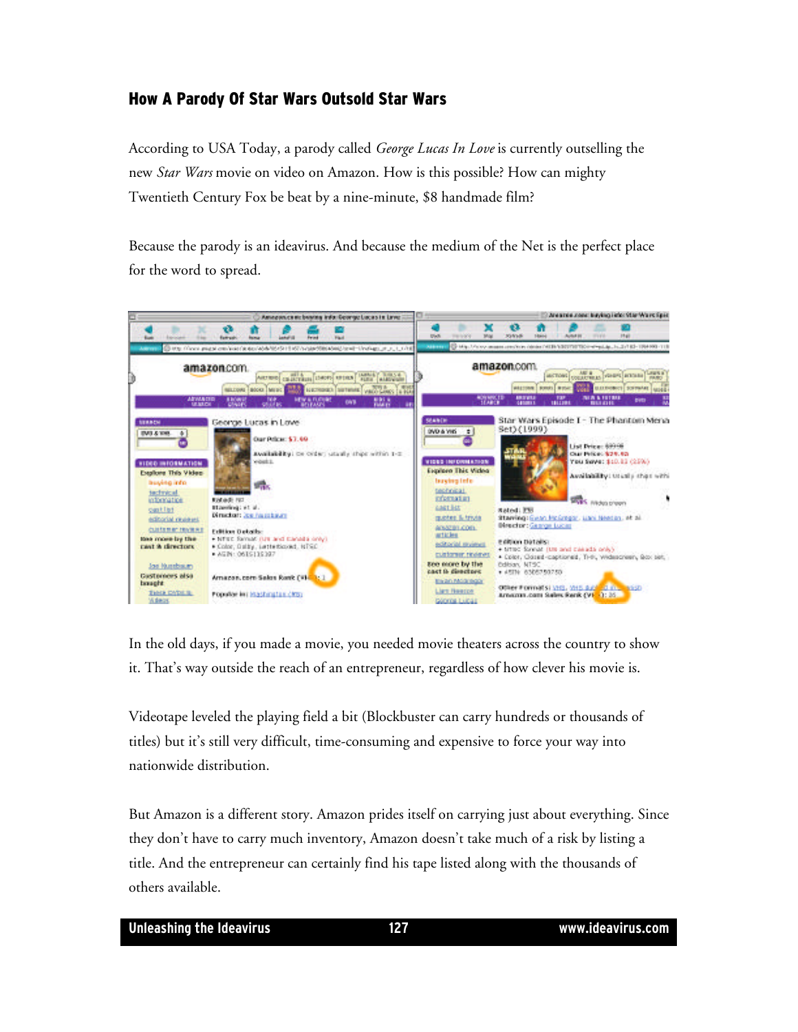## How A Parody Of Star Wars Outsold Star Wars

According to USA Today, a parody called *George Lucas In Love* is currently outselling the new *Star Wars* movie on video on Amazon. How is this possible? How can mighty Twentieth Century Fox be beat by a nine-minute, $8 handmade film?

Because the parody is an ideavirus. And because the medium of the Net is the perfect place for the word to spread.

In the old days, if you made a movie, you needed movie theaters across the country to show it. That's way outside the reach of an entrepreneur, regardless of how clever his movie is.

Videotape leveled the playing field a bit (Blockbuster can carry hundreds or thousands of titles) but it's still very difficult, time-consuming and expensive to force your way into nationwide distribution.

But Amazon is a different story. Amazon prides itself on carrying just about everything. Since they don't have to carry much inventory, Amazon doesn't take much of a risk by listing a title. And the entrepreneur can certainly find his tape listed along with the thousands of others available.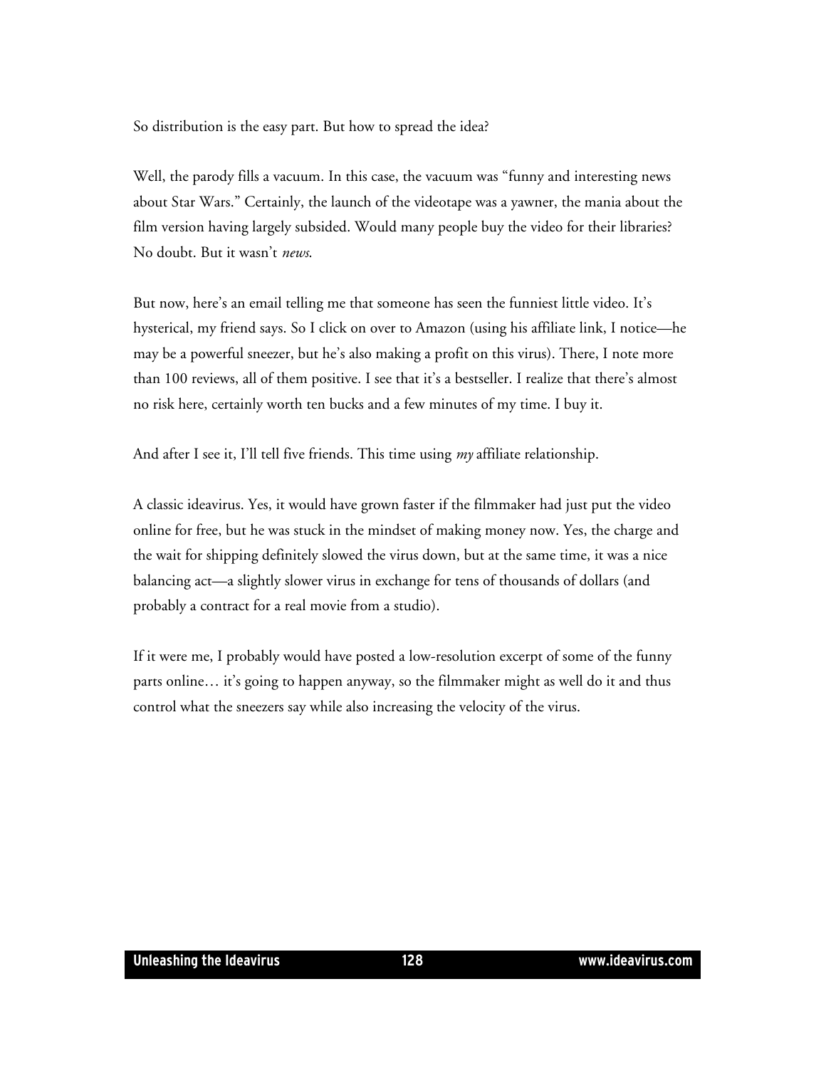So distribution is the easy part. But how to spread the idea?

Well, the parody fills a vacuum. In this case, the vacuum was "funny and interesting news about Star Wars." Certainly, the launch of the videotape was a yawner, the mania about the film version having largely subsided. Would many people buy the video for their libraries? No doubt. But it wasn't *news.*

But now, here's an email telling me that someone has seen the funniest little video. It's hysterical, my friend says. So I click on over to Amazon (using his affiliate link, I notice—he may be a powerful sneezer, but he's also making a profit on this virus). There, I note more than 100 reviews, all of them positive. I see that it's a bestseller. I realize that there's almost no risk here, certainly worth ten bucks and a few minutes of my time. I buy it.

And after I see it, I'll tell five friends. This time using *my* affiliate relationship.

A classic ideavirus. Yes, it would have grown faster if the filmmaker had just put the video online for free, but he was stuck in the mindset of making money now. Yes, the charge and the wait for shipping definitely slowed the virus down, but at the same time, it was a nice balancing act—a slightly slower virus in exchange for tens of thousands of dollars (and probably a contract for a real movie from a studio).

If it were me, I probably would have posted a low-resolution excerpt of some of the funny parts online… it's going to happen anyway, so the filmmaker might as well do it and thus control what the sneezers say while also increasing the velocity of the virus.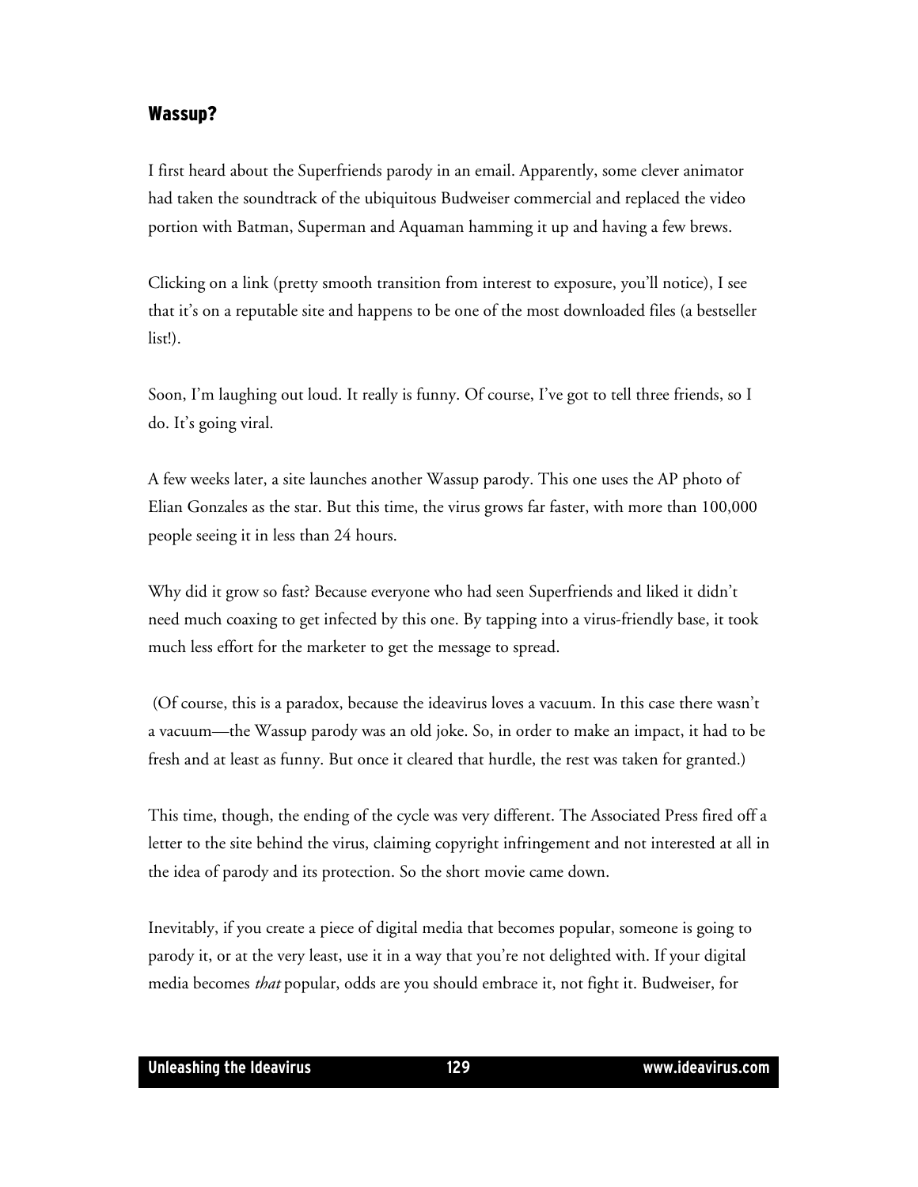## Wassup?

I first heard about the Superfriends parody in an email. Apparently, some clever animator had taken the soundtrack of the ubiquitous Budweiser commercial and replaced the video portion with Batman, Superman and Aquaman hamming it up and having a few brews.

Clicking on a link (pretty smooth transition from interest to exposure, you'll notice), I see that it's on a reputable site and happens to be one of the most downloaded files (a bestseller list!).

Soon, I'm laughing out loud. It really is funny. Of course, I've got to tell three friends, so I do. It's going viral.

A few weeks later, a site launches another Wassup parody. This one uses the AP photo of Elian Gonzales as the star. But this time, the virus grows far faster, with more than 100,000 people seeing it in less than 24 hours.

Why did it grow so fast? Because everyone who had seen Superfriends and liked it didn't need much coaxing to get infected by this one. By tapping into a virus-friendly base, it took much less effort for the marketer to get the message to spread.

(Of course, this is a paradox, because the ideavirus loves a vacuum. In this case there wasn't a vacuum—the Wassup parody was an old joke. So, in order to make an impact, it had to be fresh and at least as funny. But once it cleared that hurdle, the rest was taken for granted.)

This time, though, the ending of the cycle was very different. The Associated Press fired off a letter to the site behind the virus, claiming copyright infringement and not interested at all in the idea of parody and its protection. So the short movie came down.

Inevitably, if you create a piece of digital media that becomes popular, someone is going to parody it, or at the very least, use it in a way that you're not delighted with. If your digital media becomes *that* popular, odds are you should embrace it, not fight it. Budweiser, for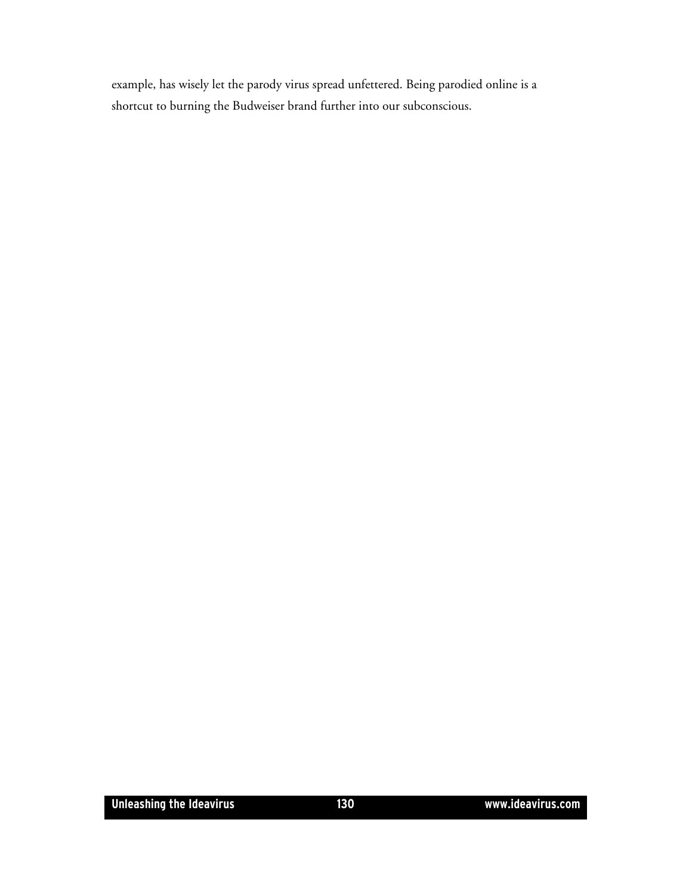example, has wisely let the parody virus spread unfettered. Being parodied online is a shortcut to burning the Budweiser brand further into our subconscious.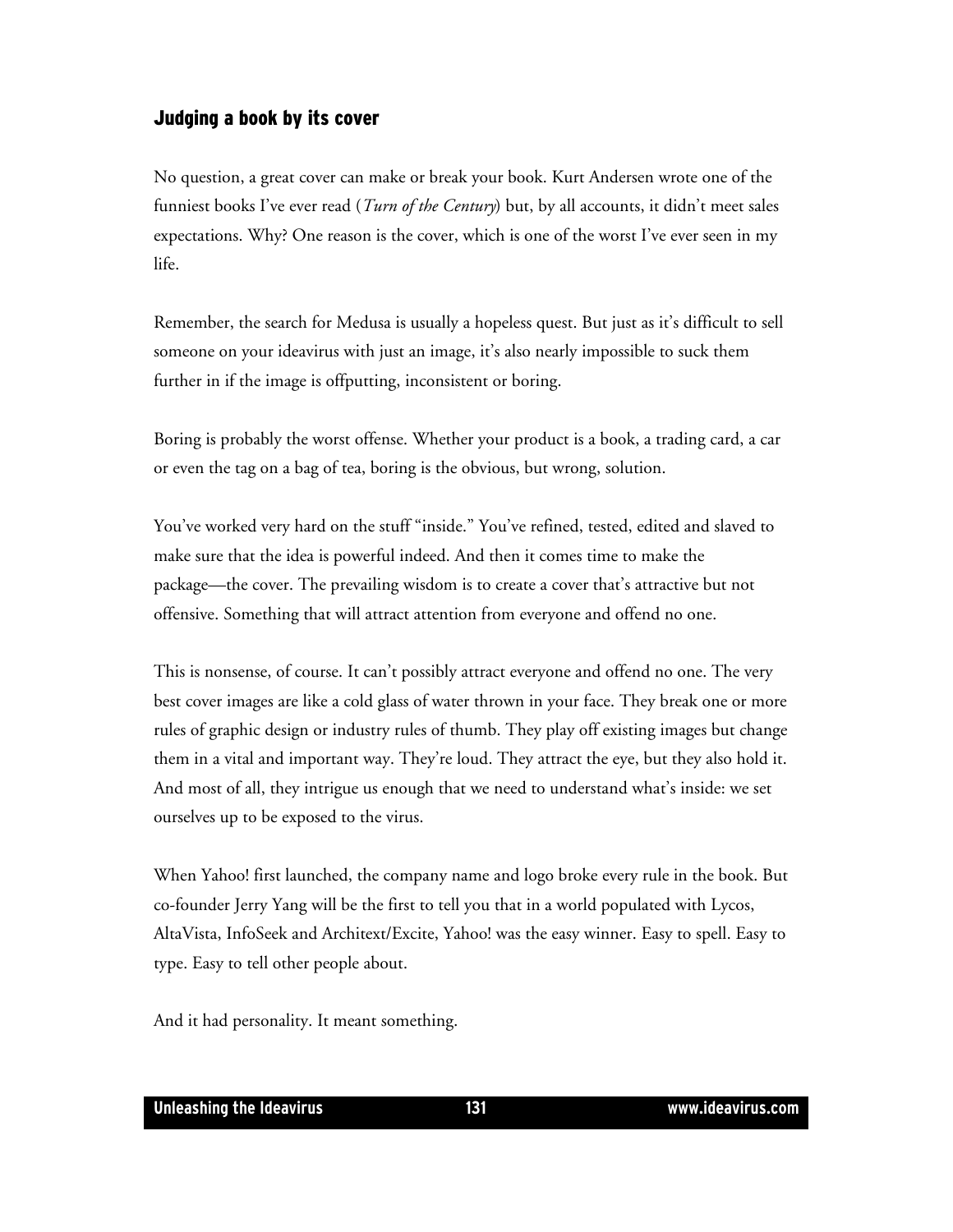## Judging a book by its cover

No question, a great cover can make or break your book. Kurt Andersen wrote one of the funniest books I've ever read (*Turn of the Century*) but, by all accounts, it didn't meet sales expectations. Why? One reason is the cover, which is one of the worst I've ever seen in my life.

Remember, the search for Medusa is usually a hopeless quest. But just as it's difficult to sell someone on your ideavirus with just an image, it's also nearly impossible to suck them further in if the image is offputting, inconsistent or boring.

Boring is probably the worst offense. Whether your product is a book, a trading card, a car or even the tag on a bag of tea, boring is the obvious, but wrong, solution.

You've worked very hard on the stuff "inside." You've refined, tested, edited and slaved to make sure that the idea is powerful indeed. And then it comes time to make the package—the cover. The prevailing wisdom is to create a cover that's attractive but not offensive. Something that will attract attention from everyone and offend no one.

This is nonsense, of course. It can't possibly attract everyone and offend no one. The very best cover images are like a cold glass of water thrown in your face. They break one or more rules of graphic design or industry rules of thumb. They play off existing images but change them in a vital and important way. They're loud. They attract the eye, but they also hold it. And most of all, they intrigue us enough that we need to understand what's inside: we set ourselves up to be exposed to the virus.

When Yahoo! first launched, the company name and logo broke every rule in the book. But co-founder Jerry Yang will be the first to tell you that in a world populated with Lycos, AltaVista, InfoSeek and Architext/Excite, Yahoo! was the easy winner. Easy to spell. Easy to type. Easy to tell other people about.

And it had personality. It meant something.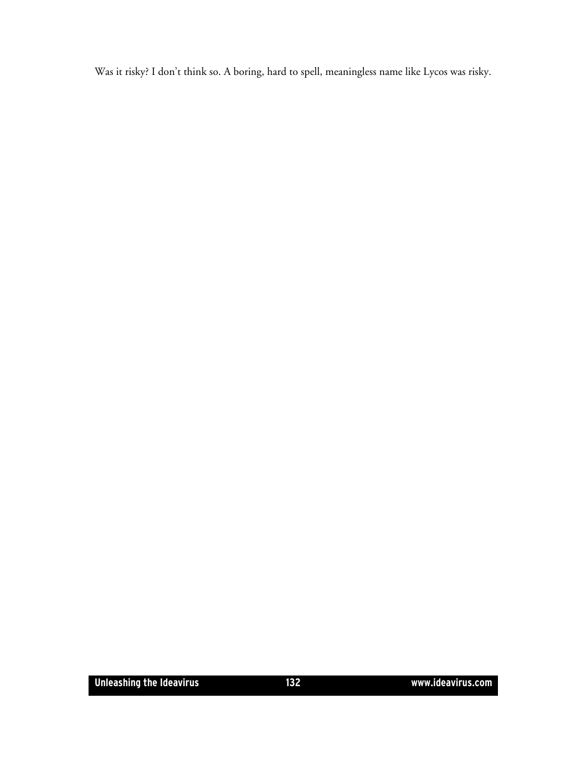Was it risky? I don't think so. A boring, hard to spell, meaningless name like Lycos was risky.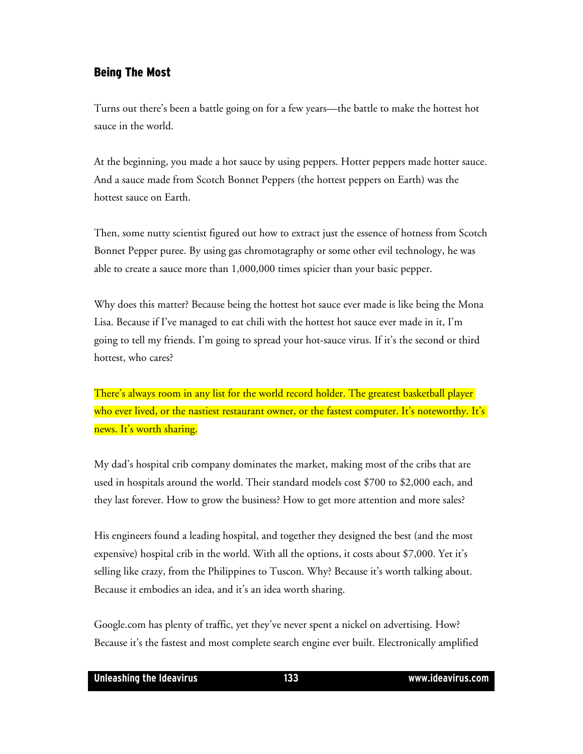## Being The Most

Turns out there's been a battle going on for a few years—the battle to make the hottest hot sauce in the world.

At the beginning, you made a hot sauce by using peppers. Hotter peppers made hotter sauce. And a sauce made from Scotch Bonnet Peppers (the hottest peppers on Earth) was the hottest sauce on Earth.

Then, some nutty scientist figured out how to extract just the essence of hotness from Scotch Bonnet Pepper puree. By using gas chromotagraphy or some other evil technology, he was able to create a sauce more than 1,000,000 times spicier than your basic pepper.

Why does this matter? Because being the hottest hot sauce ever made is like being the Mona Lisa. Because if I've managed to eat chili with the hottest hot sauce ever made in it, I'm going to tell my friends. I'm going to spread your hot-sauce virus. If it's the second or third hottest, who cares?

There's always room in any list for the world record holder. The greatest basketball player who ever lived, or the nastiest restaurant owner, or the fastest computer. It's noteworthy. It's news. It's worth sharing.

My dad's hospital crib company dominates the market, making most of the cribs that are used in hospitals around the world. Their standard models cost $700 to $2,000 each, and they last forever. How to grow the business? How to get more attention and more sales?

His engineers found a leading hospital, and together they designed the best (and the most expensive) hospital crib in the world. With all the options, it costs about $7,000. Yet it's selling like crazy, from the Philippines to Tuscon. Why? Because it's worth talking about. Because it embodies an idea, and it's an idea worth sharing.

Google.com has plenty of traffic, yet they've never spent a nickel on advertising. How? Because it's the fastest and most complete search engine ever built. Electronically amplified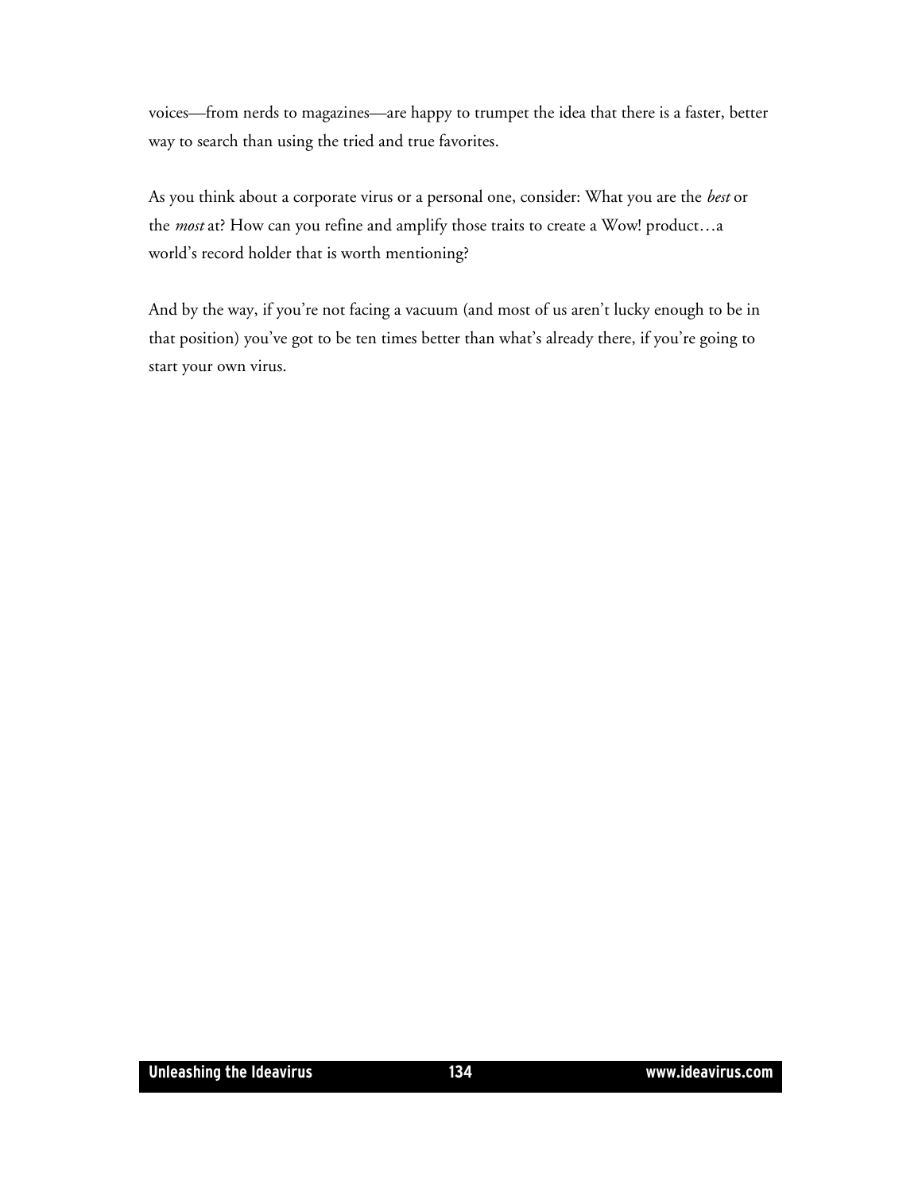voices—from nerds to magazines—are happy to trumpet the idea that there is a faster, better way to search than using the tried and true favorites.

As you think about a corporate virus or a personal one, consider: What you are the *best* or the *most* at? How can you refine and amplify those traits to create a Wow! product…a world's record holder that is worth mentioning?

And by the way, if you're not facing a vacuum (and most of us aren't lucky enough to be in that position) you've got to be ten times better than what's already there, if you're going to start your own virus.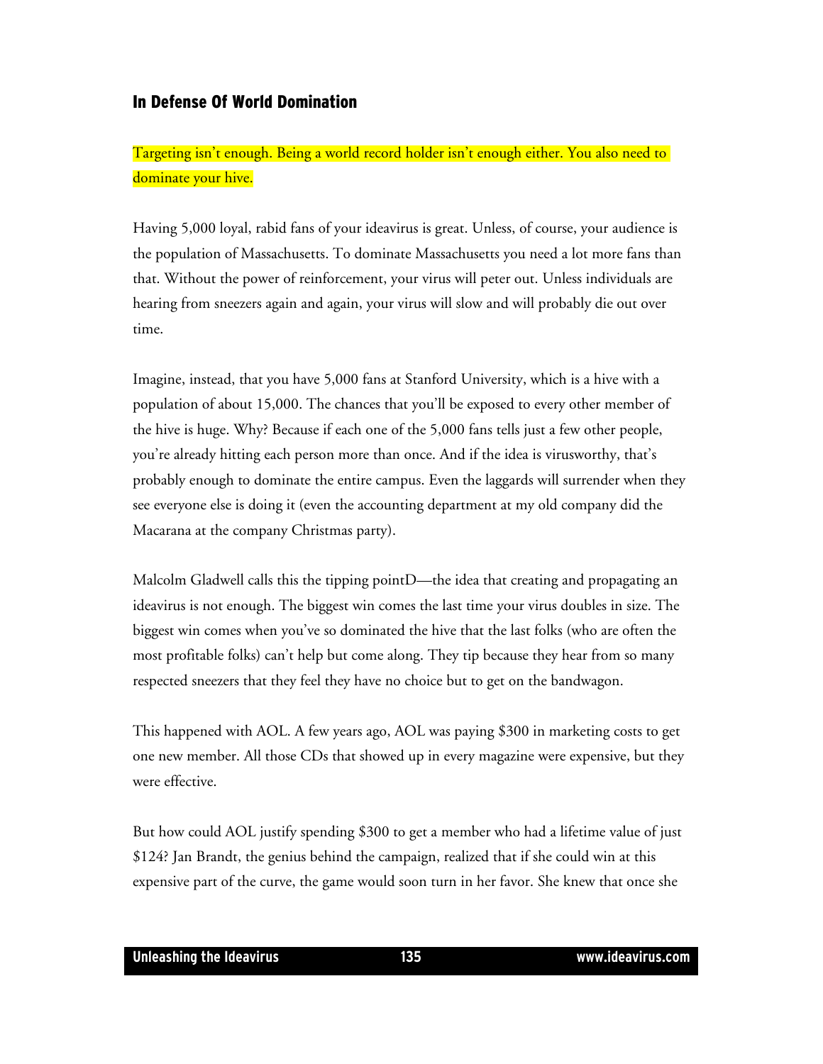## In Defense Of World Domination

Targeting isn't enough. Being a world record holder isn't enough either. You also need to dominate your hive.

Having 5,000 loyal, rabid fans of your ideavirus is great. Unless, of course, your audience is the population of Massachusetts. To dominate Massachusetts you need a lot more fans than that. Without the power of reinforcement, your virus will peter out. Unless individuals are hearing from sneezers again and again, your virus will slow and will probably die out over time.

Imagine, instead, that you have 5,000 fans at Stanford University, which is a hive with a population of about 15,000. The chances that you'll be exposed to every other member of the hive is huge. Why? Because if each one of the 5,000 fans tells just a few other people, you're already hitting each person more than once. And if the idea is virusworthy, that's probably enough to dominate the entire campus. Even the laggards will surrender when they see everyone else is doing it (even the accounting department at my old company did the Macarana at the company Christmas party).

Malcolm Gladwell calls this the tipping pointD—the idea that creating and propagating an ideavirus is not enough. The biggest win comes the last time your virus doubles in size. The biggest win comes when you've so dominated the hive that the last folks (who are often the most profitable folks) can't help but come along. They tip because they hear from so many respected sneezers that they feel they have no choice but to get on the bandwagon.

This happened with AOL. A few years ago, AOL was paying $300 in marketing costs to get one new member. All those CDs that showed up in every magazine were expensive, but they were effective.

But how could AOL justify spending $300 to get a member who had a lifetime value of just $124? Jan Brandt, the genius behind the campaign, realized that if she could win at this expensive part of the curve, the game would soon turn in her favor. She knew that once she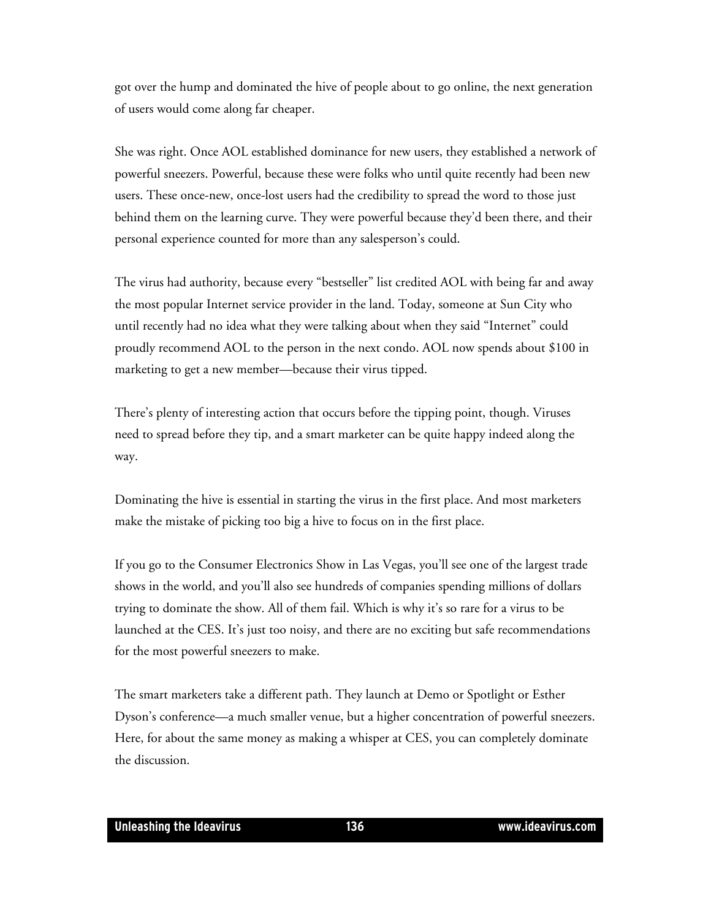got over the hump and dominated the hive of people about to go online, the next generation of users would come along far cheaper.

She was right. Once AOL established dominance for new users, they established a network of powerful sneezers. Powerful, because these were folks who until quite recently had been new users. These once-new, once-lost users had the credibility to spread the word to those just behind them on the learning curve. They were powerful because they'd been there, and their personal experience counted for more than any salesperson's could.

The virus had authority, because every "bestseller" list credited AOL with being far and away the most popular Internet service provider in the land. Today, someone at Sun City who until recently had no idea what they were talking about when they said "Internet" could proudly recommend AOL to the person in the next condo. AOL now spends about $100 in marketing to get a new member—because their virus tipped.

There's plenty of interesting action that occurs before the tipping point, though. Viruses need to spread before they tip, and a smart marketer can be quite happy indeed along the way.

Dominating the hive is essential in starting the virus in the first place. And most marketers make the mistake of picking too big a hive to focus on in the first place.

If you go to the Consumer Electronics Show in Las Vegas, you'll see one of the largest trade shows in the world, and you'll also see hundreds of companies spending millions of dollars trying to dominate the show. All of them fail. Which is why it's so rare for a virus to be launched at the CES. It's just too noisy, and there are no exciting but safe recommendations for the most powerful sneezers to make.

The smart marketers take a different path. They launch at Demo or Spotlight or Esther Dyson's conference—a much smaller venue, but a higher concentration of powerful sneezers. Here, for about the same money as making a whisper at CES, you can completely dominate the discussion.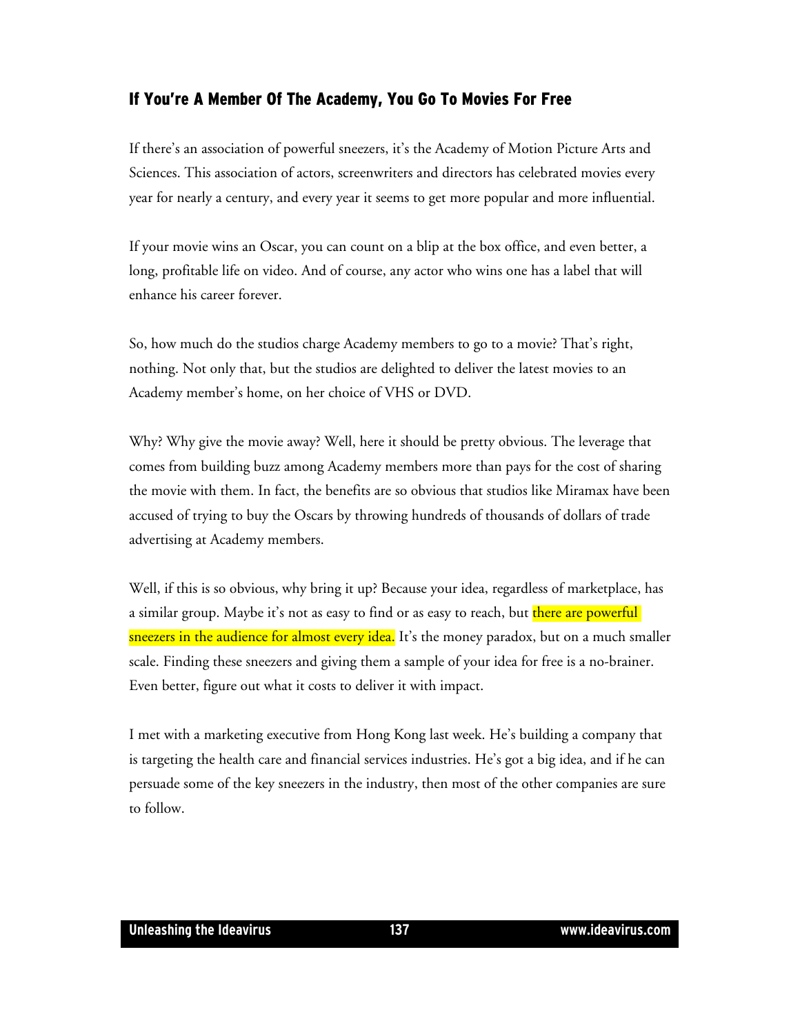## If You're A Member Of The Academy, You Go To Movies For Free

If there's an association of powerful sneezers, it's the Academy of Motion Picture Arts and Sciences. This association of actors, screenwriters and directors has celebrated movies every year for nearly a century, and every year it seems to get more popular and more influential.

If your movie wins an Oscar, you can count on a blip at the box office, and even better, a long, profitable life on video. And of course, any actor who wins one has a label that will enhance his career forever.

So, how much do the studios charge Academy members to go to a movie? That's right, nothing. Not only that, but the studios are delighted to deliver the latest movies to an Academy member's home, on her choice of VHS or DVD.

Why? Why give the movie away? Well, here it should be pretty obvious. The leverage that comes from building buzz among Academy members more than pays for the cost of sharing the movie with them. In fact, the benefits are so obvious that studios like Miramax have been accused of trying to buy the Oscars by throwing hundreds of thousands of dollars of trade advertising at Academy members.

Well, if this is so obvious, why bring it up? Because your idea, regardless of marketplace, has a similar group. Maybe it's not as easy to find or as easy to reach, but there are powerful sneezers in the audience for almost every idea. It's the money paradox, but on a much smaller scale. Finding these sneezers and giving them a sample of your idea for free is a no-brainer. Even better, figure out what it costs to deliver it with impact.

I met with a marketing executive from Hong Kong last week. He's building a company that is targeting the health care and financial services industries. He's got a big idea, and if he can persuade some of the key sneezers in the industry, then most of the other companies are sure to follow.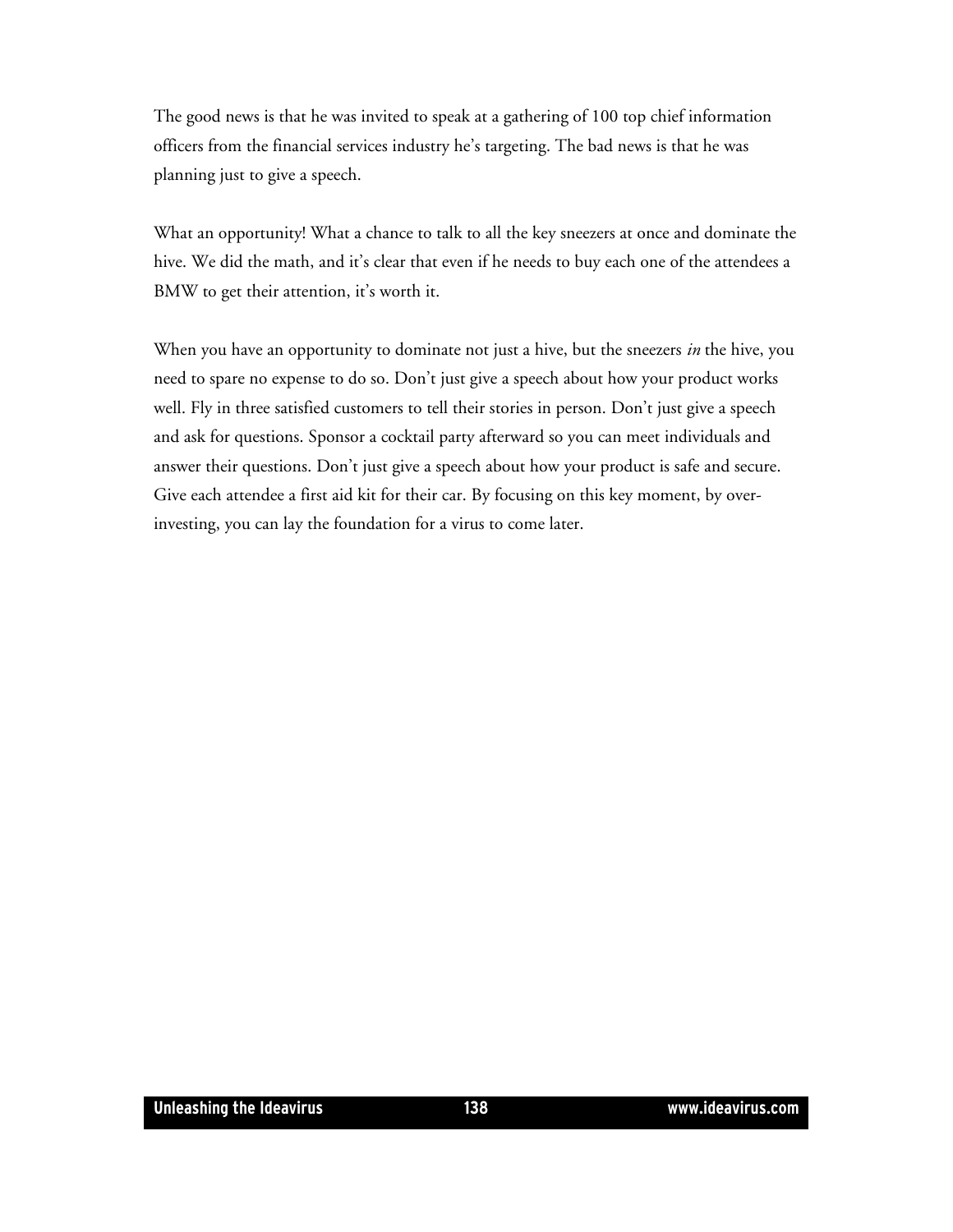The good news is that he was invited to speak at a gathering of 100 top chief information officers from the financial services industry he's targeting. The bad news is that he was planning just to give a speech.

What an opportunity! What a chance to talk to all the key sneezers at once and dominate the hive. We did the math, and it's clear that even if he needs to buy each one of the attendees a BMW to get their attention, it's worth it.

When you have an opportunity to dominate not just a hive, but the sneezers *in* the hive, you need to spare no expense to do so. Don't just give a speech about how your product works well. Fly in three satisfied customers to tell their stories in person. Don't just give a speech and ask for questions. Sponsor a cocktail party afterward so you can meet individuals and answer their questions. Don't just give a speech about how your product is safe and secure. Give each attendee a first aid kit for their car. By focusing on this key moment, by over-investing, you can lay the foundation for a virus to come later.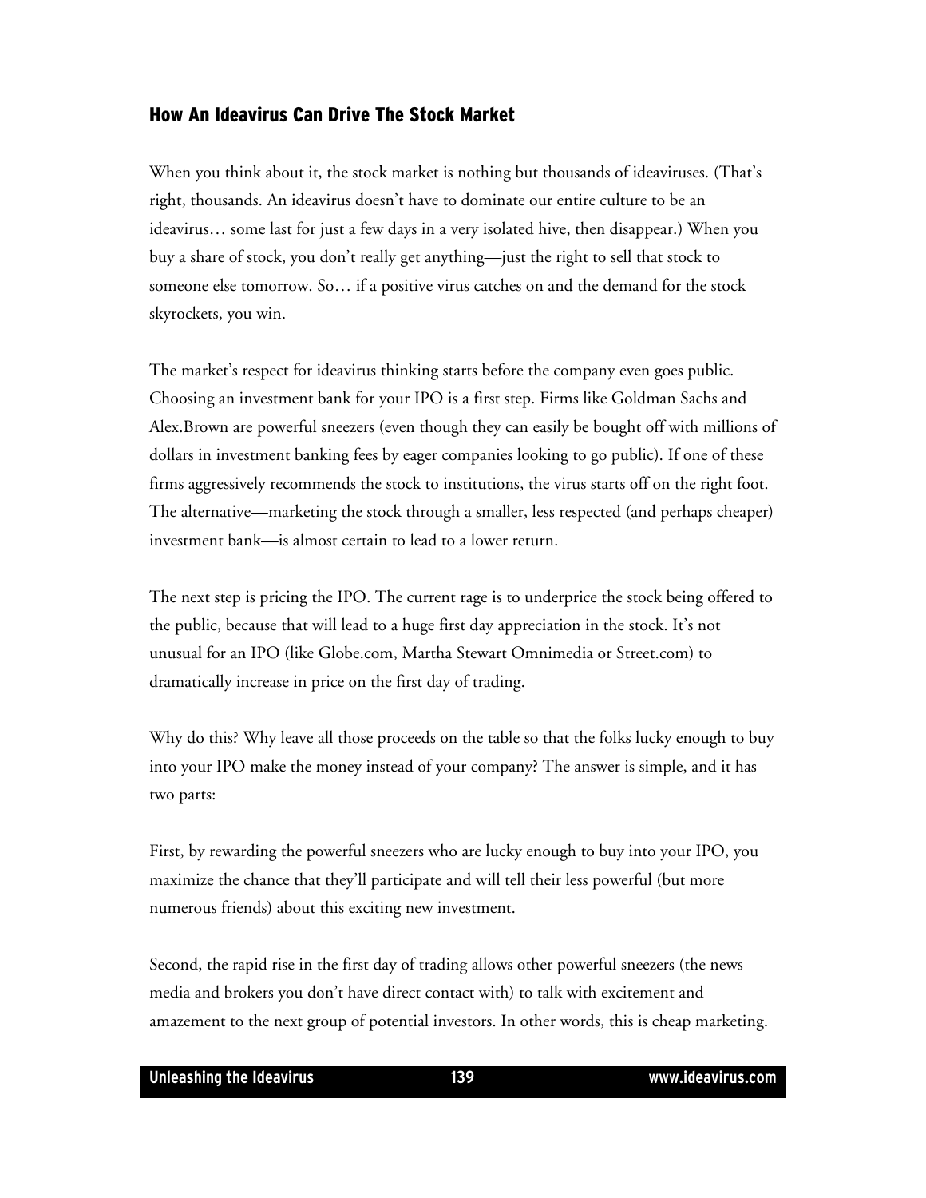## How An Ideavirus Can Drive The Stock Market

When you think about it, the stock market is nothing but thousands of ideaviruses. (That's right, thousands. An ideavirus doesn't have to dominate our entire culture to be an ideavirus… some last for just a few days in a very isolated hive, then disappear.) When you buy a share of stock, you don't really get anything—just the right to sell that stock to someone else tomorrow. So… if a positive virus catches on and the demand for the stock skyrockets, you win.

The market's respect for ideavirus thinking starts before the company even goes public. Choosing an investment bank for your IPO is a first step. Firms like Goldman Sachs and Alex.Brown are powerful sneezers (even though they can easily be bought off with millions of dollars in investment banking fees by eager companies looking to go public). If one of these firms aggressively recommends the stock to institutions, the virus starts off on the right foot. The alternative—marketing the stock through a smaller, less respected (and perhaps cheaper) investment bank—is almost certain to lead to a lower return.

The next step is pricing the IPO. The current rage is to underprice the stock being offered to the public, because that will lead to a huge first day appreciation in the stock. It's not unusual for an IPO (like Globe.com, Martha Stewart Omnimedia or Street.com) to dramatically increase in price on the first day of trading.

Why do this? Why leave all those proceeds on the table so that the folks lucky enough to buy into your IPO make the money instead of your company? The answer is simple, and it has two parts:

First, by rewarding the powerful sneezers who are lucky enough to buy into your IPO, you maximize the chance that they'll participate and will tell their less powerful (but more numerous friends) about this exciting new investment.

Second, the rapid rise in the first day of trading allows other powerful sneezers (the news media and brokers you don't have direct contact with) to talk with excitement and amazement to the next group of potential investors. In other words, this is cheap marketing.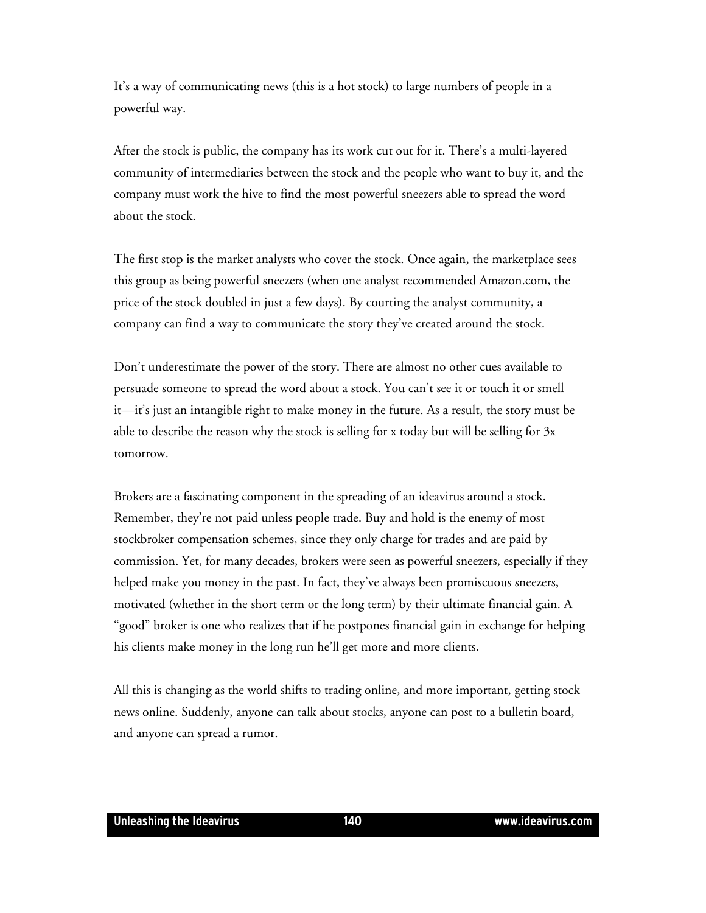It's a way of communicating news (this is a hot stock) to large numbers of people in a powerful way.

After the stock is public, the company has its work cut out for it. There's a multi-layered community of intermediaries between the stock and the people who want to buy it, and the company must work the hive to find the most powerful sneezers able to spread the word about the stock.

The first stop is the market analysts who cover the stock. Once again, the marketplace sees this group as being powerful sneezers (when one analyst recommended Amazon.com, the price of the stock doubled in just a few days). By courting the analyst community, a company can find a way to communicate the story they've created around the stock.

Don't underestimate the power of the story. There are almost no other cues available to persuade someone to spread the word about a stock. You can't see it or touch it or smell it—it's just an intangible right to make money in the future. As a result, the story must be able to describe the reason why the stock is selling for x today but will be selling for 3x tomorrow.

Brokers are a fascinating component in the spreading of an ideavirus around a stock. Remember, they're not paid unless people trade. Buy and hold is the enemy of most stockbroker compensation schemes, since they only charge for trades and are paid by commission. Yet, for many decades, brokers were seen as powerful sneezers, especially if they helped make you money in the past. In fact, they've always been promiscuous sneezers, motivated (whether in the short term or the long term) by their ultimate financial gain. A "good" broker is one who realizes that if he postpones financial gain in exchange for helping his clients make money in the long run he'll get more and more clients.

All this is changing as the world shifts to trading online, and more important, getting stock news online. Suddenly, anyone can talk about stocks, anyone can post to a bulletin board, and anyone can spread a rumor.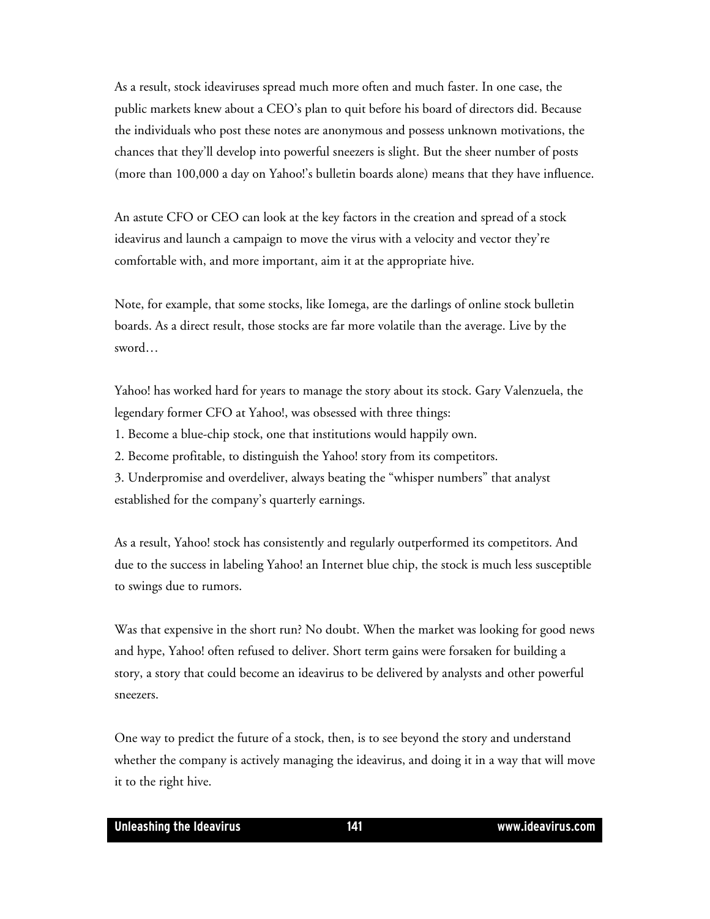As a result, stock ideaviruses spread much more often and much faster. In one case, the public markets knew about a CEO's plan to quit before his board of directors did. Because the individuals who post these notes are anonymous and possess unknown motivations, the chances that they'll develop into powerful sneezers is slight. But the sheer number of posts (more than 100,000 a day on Yahoo!'s bulletin boards alone) means that they have influence.

An astute CFO or CEO can look at the key factors in the creation and spread of a stock ideavirus and launch a campaign to move the virus with a velocity and vector they're comfortable with, and more important, aim it at the appropriate hive.

Note, for example, that some stocks, like Iomega, are the darlings of online stock bulletin boards. As a direct result, those stocks are far more volatile than the average. Live by the sword…

Yahoo! has worked hard for years to manage the story about its stock. Gary Valenzuela, the legendary former CFO at Yahoo!, was obsessed with three things:

1. Become a blue-chip stock, one that institutions would happily own.
2. Become profitable, to distinguish the Yahoo! story from its competitors.
3. Underpromise and overdeliver, always beating the "whisper numbers" that analyst established for the company's quarterly earnings.

As a result, Yahoo! stock has consistently and regularly outperformed its competitors. And due to the success in labeling Yahoo! an Internet blue chip, the stock is much less susceptible to swings due to rumors.

Was that expensive in the short run? No doubt. When the market was looking for good news and hype, Yahoo! often refused to deliver. Short term gains were forsaken for building a story, a story that could become an ideavirus to be delivered by analysts and other powerful sneezers.

One way to predict the future of a stock, then, is to see beyond the story and understand whether the company is actively managing the ideavirus, and doing it in a way that will move it to the right hive.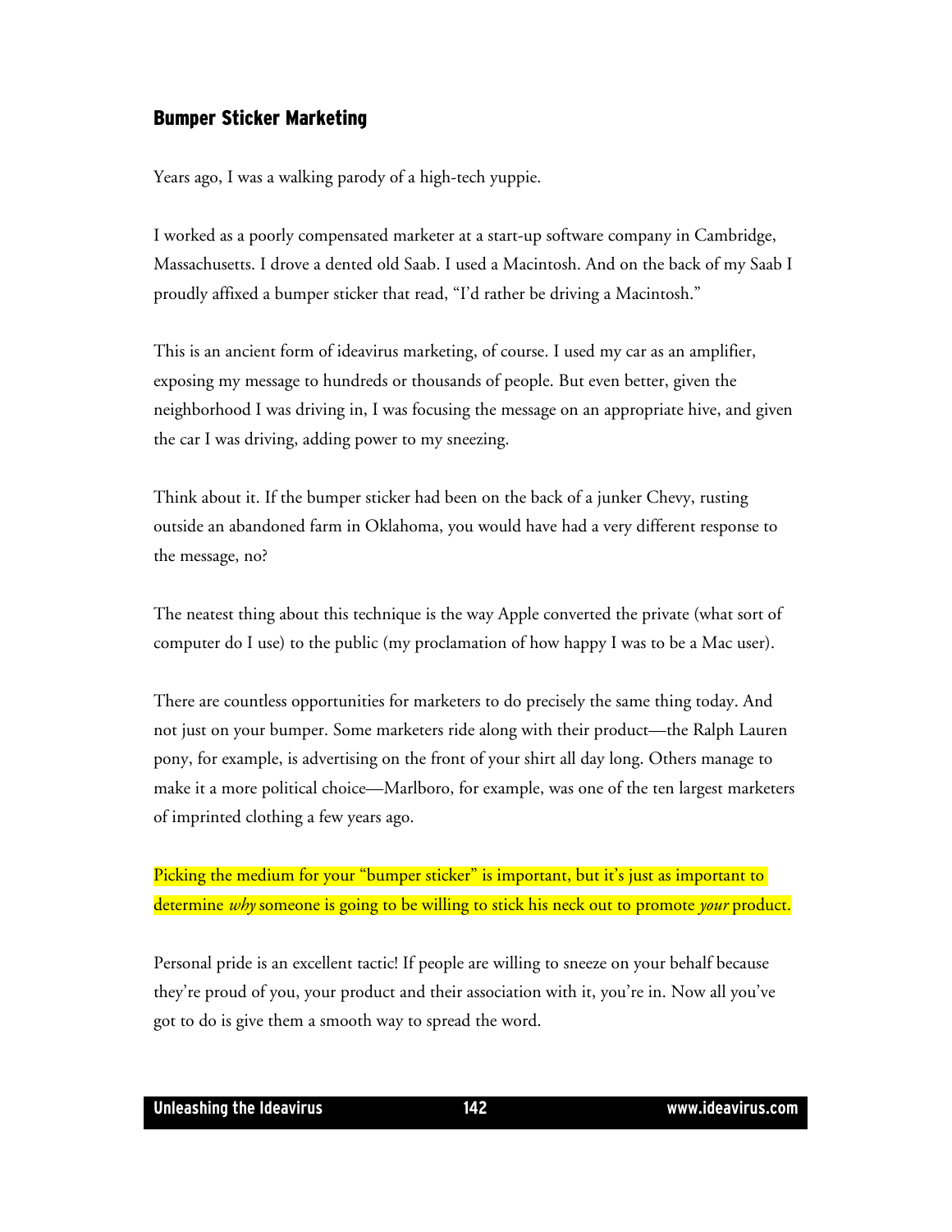## Bumper Sticker Marketing

Years ago, I was a walking parody of a high-tech yuppie.

I worked as a poorly compensated marketer at a start-up software company in Cambridge, Massachusetts. I drove a dented old Saab. I used a Macintosh. And on the back of my Saab I proudly affixed a bumper sticker that read, "I'd rather be driving a Macintosh."

This is an ancient form of ideavirus marketing, of course. I used my car as an amplifier, exposing my message to hundreds or thousands of people. But even better, given the neighborhood I was driving in, I was focusing the message on an appropriate hive, and given the car I was driving, adding power to my sneezing.

Think about it. If the bumper sticker had been on the back of a junker Chevy, rusting outside an abandoned farm in Oklahoma, you would have had a very different response to the message, no?

The neatest thing about this technique is the way Apple converted the private (what sort of computer do I use) to the public (my proclamation of how happy I was to be a Mac user).

There are countless opportunities for marketers to do precisely the same thing today. And not just on your bumper. Some marketers ride along with their product—the Ralph Lauren pony, for example, is advertising on the front of your shirt all day long. Others manage to make it a more political choice—Marlboro, for example, was one of the ten largest marketers of imprinted clothing a few years ago.

Picking the medium for your "bumper sticker" is important, but it's just as important to determine *why* someone is going to be willing to stick his neck out to promote *your* product.

Personal pride is an excellent tactic! If people are willing to sneeze on your behalf because they're proud of you, your product and their association with it, you're in. Now all you've got to do is give them a smooth way to spread the word.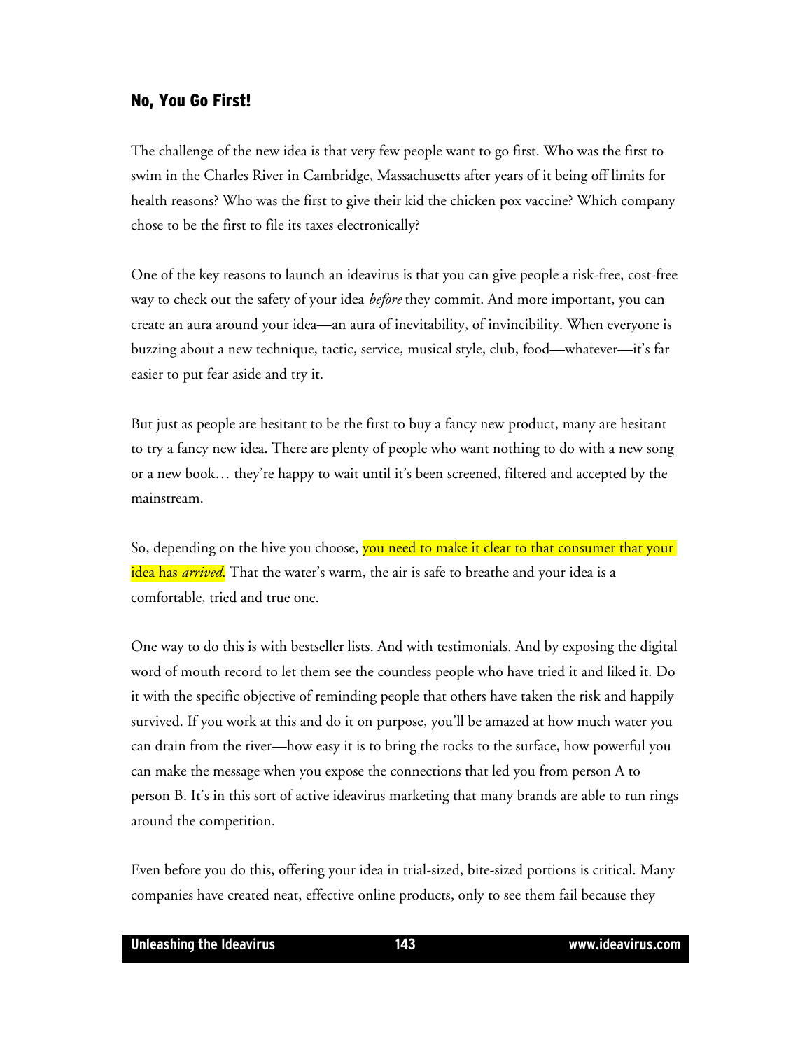## No, You Go First!

The challenge of the new idea is that very few people want to go first. Who was the first to swim in the Charles River in Cambridge, Massachusetts after years of it being off limits for health reasons? Who was the first to give their kid the chicken pox vaccine? Which company chose to be the first to file its taxes electronically?

One of the key reasons to launch an ideavirus is that you can give people a risk-free, cost-free way to check out the safety of your idea *before* they commit. And more important, you can create an aura around your idea—an aura of inevitability, of invincibility. When everyone is buzzing about a new technique, tactic, service, musical style, club, food—whatever—it's far easier to put fear aside and try it.

But just as people are hesitant to be the first to buy a fancy new product, many are hesitant to try a fancy new idea. There are plenty of people who want nothing to do with a new song or a new book… they're happy to wait until it's been screened, filtered and accepted by the mainstream.

So, depending on the hive you choose, you need to make it clear to that consumer that your idea has *arrived*. That the water's warm, the air is safe to breathe and your idea is a comfortable, tried and true one.

One way to do this is with bestseller lists. And with testimonials. And by exposing the digital word of mouth record to let them see the countless people who have tried it and liked it. Do it with the specific objective of reminding people that others have taken the risk and happily survived. If you work at this and do it on purpose, you'll be amazed at how much water you can drain from the river—how easy it is to bring the rocks to the surface, how powerful you can make the message when you expose the connections that led you from person A to person B. It's in this sort of active ideavirus marketing that many brands are able to run rings around the competition.

Even before you do this, offering your idea in trial-sized, bite-sized portions is critical. Many companies have created neat, effective online products, only to see them fail because they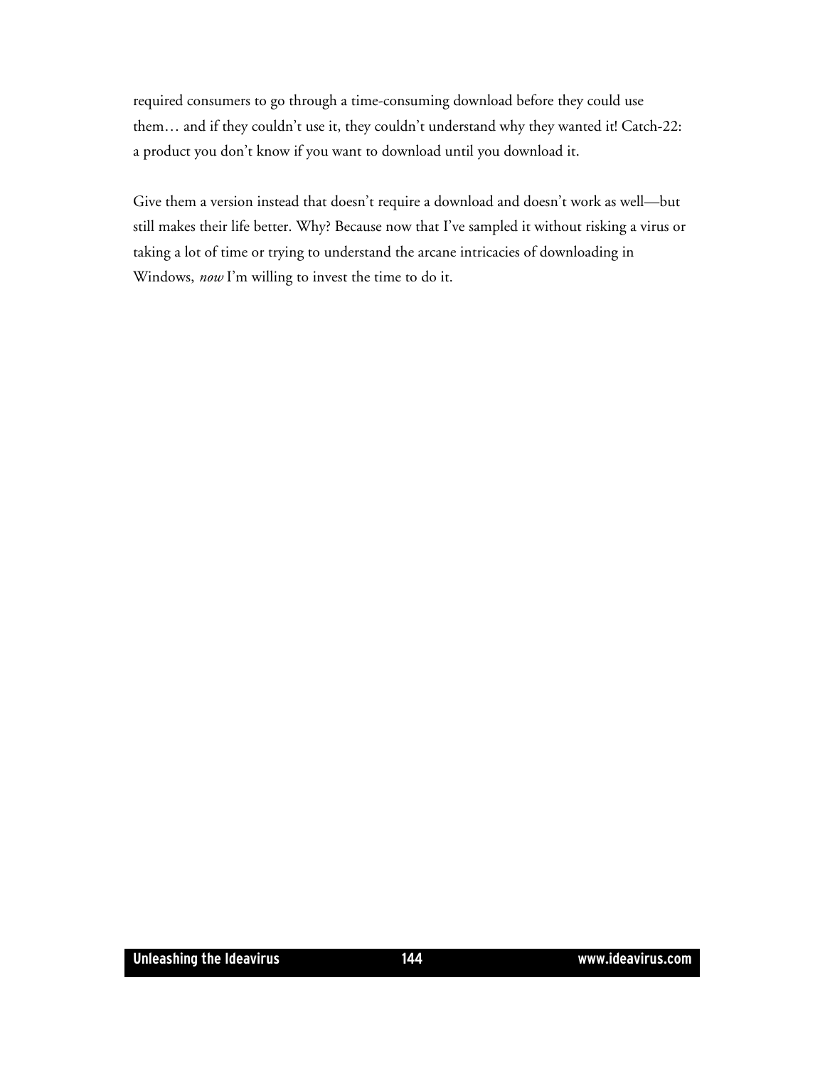required consumers to go through a time-consuming download before they could use them… and if they couldn't use it, they couldn't understand why they wanted it! Catch-22: a product you don't know if you want to download until you download it.

Give them a version instead that doesn't require a download and doesn't work as well—but still makes their life better. Why? Because now that I've sampled it without risking a virus or taking a lot of time or trying to understand the arcane intricacies of downloading in Windows, *now* I'm willing to invest the time to do it.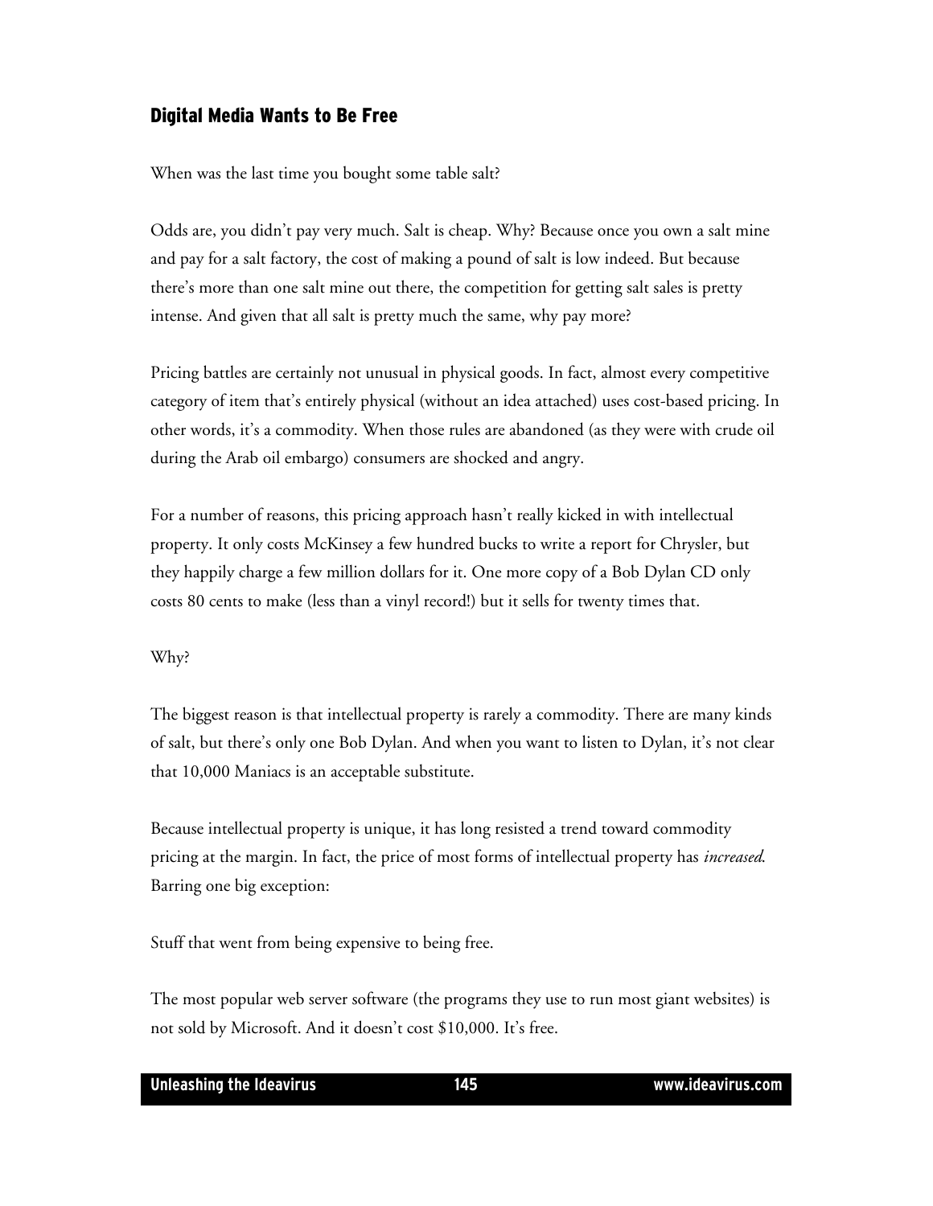## Digital Media Wants to Be Free

When was the last time you bought some table salt?

Odds are, you didn't pay very much. Salt is cheap. Why? Because once you own a salt mine and pay for a salt factory, the cost of making a pound of salt is low indeed. But because there's more than one salt mine out there, the competition for getting salt sales is pretty intense. And given that all salt is pretty much the same, why pay more?

Pricing battles are certainly not unusual in physical goods. In fact, almost every competitive category of item that's entirely physical (without an idea attached) uses cost-based pricing. In other words, it's a commodity. When those rules are abandoned (as they were with crude oil during the Arab oil embargo) consumers are shocked and angry.

For a number of reasons, this pricing approach hasn't really kicked in with intellectual property. It only costs McKinsey a few hundred bucks to write a report for Chrysler, but they happily charge a few million dollars for it. One more copy of a Bob Dylan CD only costs 80 cents to make (less than a vinyl record!) but it sells for twenty times that.

Why?

The biggest reason is that intellectual property is rarely a commodity. There are many kinds of salt, but there's only one Bob Dylan. And when you want to listen to Dylan, it's not clear that 10,000 Maniacs is an acceptable substitute.

Because intellectual property is unique, it has long resisted a trend toward commodity pricing at the margin. In fact, the price of most forms of intellectual property has *increased*. Barring one big exception:

Stuff that went from being expensive to being free.

The most popular web server software (the programs they use to run most giant websites) is not sold by Microsoft. And it doesn't cost $10,000. It's free.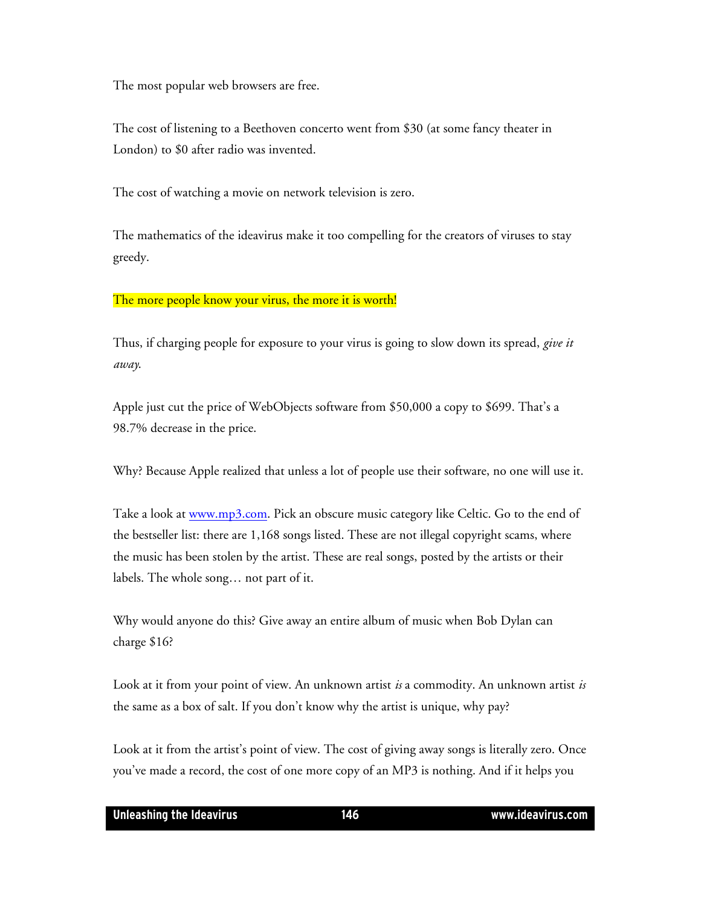The most popular web browsers are free.

The cost of listening to a Beethoven concerto went from $30 (at some fancy theater in London) to $0 after radio was invented.

The cost of watching a movie on network television is zero.

The mathematics of the ideavirus make it too compelling for the creators of viruses to stay greedy.

The more people know your virus, the more it is worth!

Thus, if charging people for exposure to your virus is going to slow down its spread, *give it away.*

Apple just cut the price of WebObjects software from $50,000 a copy to $699. That's a 98.7% decrease in the price.

Why? Because Apple realized that unless a lot of people use their software, no one will use it.

Take a look at www.mp3.com. Pick an obscure music category like Celtic. Go to the end of the bestseller list: there are 1,168 songs listed. These are not illegal copyright scams, where the music has been stolen by the artist. These are real songs, posted by the artists or their labels. The whole song… not part of it.

Why would anyone do this? Give away an entire album of music when Bob Dylan can charge $16?

Look at it from your point of view. An unknown artist *is* a commodity. An unknown artist *is* the same as a box of salt. If you don't know why the artist is unique, why pay?

Look at it from the artist's point of view. The cost of giving away songs is literally zero. Once you've made a record, the cost of one more copy of an MP3 is nothing. And if it helps you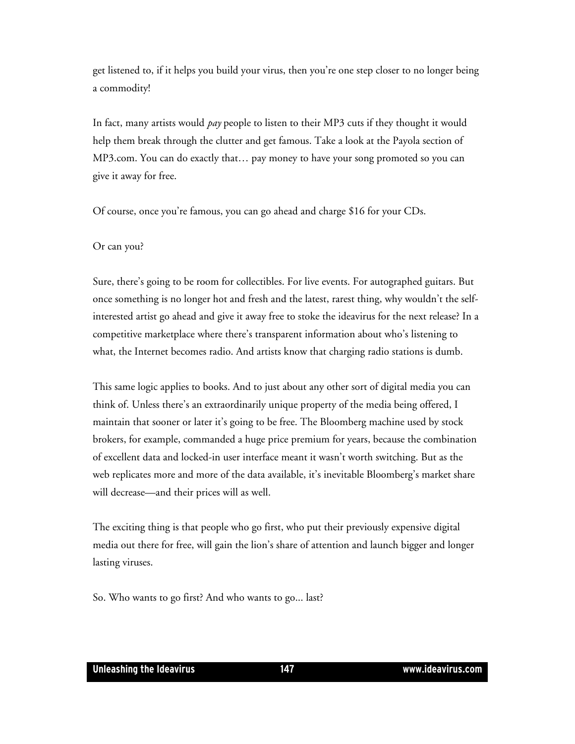get listened to, if it helps you build your virus, then you're one step closer to no longer being a commodity!

In fact, many artists would *pay* people to listen to their MP3 cuts if they thought it would help them break through the clutter and get famous. Take a look at the Payola section of MP3.com. You can do exactly that… pay money to have your song promoted so you can give it away for free.

Of course, once you're famous, you can go ahead and charge $16 for your CDs.

Or can you?

Sure, there's going to be room for collectibles. For live events. For autographed guitars. But once something is no longer hot and fresh and the latest, rarest thing, why wouldn't the self-interested artist go ahead and give it away free to stoke the ideavirus for the next release? In a competitive marketplace where there's transparent information about who's listening to what, the Internet becomes radio. And artists know that charging radio stations is dumb.

This same logic applies to books. And to just about any other sort of digital media you can think of. Unless there's an extraordinarily unique property of the media being offered, I maintain that sooner or later it's going to be free. The Bloomberg machine used by stock brokers, for example, commanded a huge price premium for years, because the combination of excellent data and locked-in user interface meant it wasn't worth switching. But as the web replicates more and more of the data available, it's inevitable Bloomberg's market share will decrease—and their prices will as well.

The exciting thing is that people who go first, who put their previously expensive digital media out there for free, will gain the lion's share of attention and launch bigger and longer lasting viruses.

So. Who wants to go first? And who wants to go... last?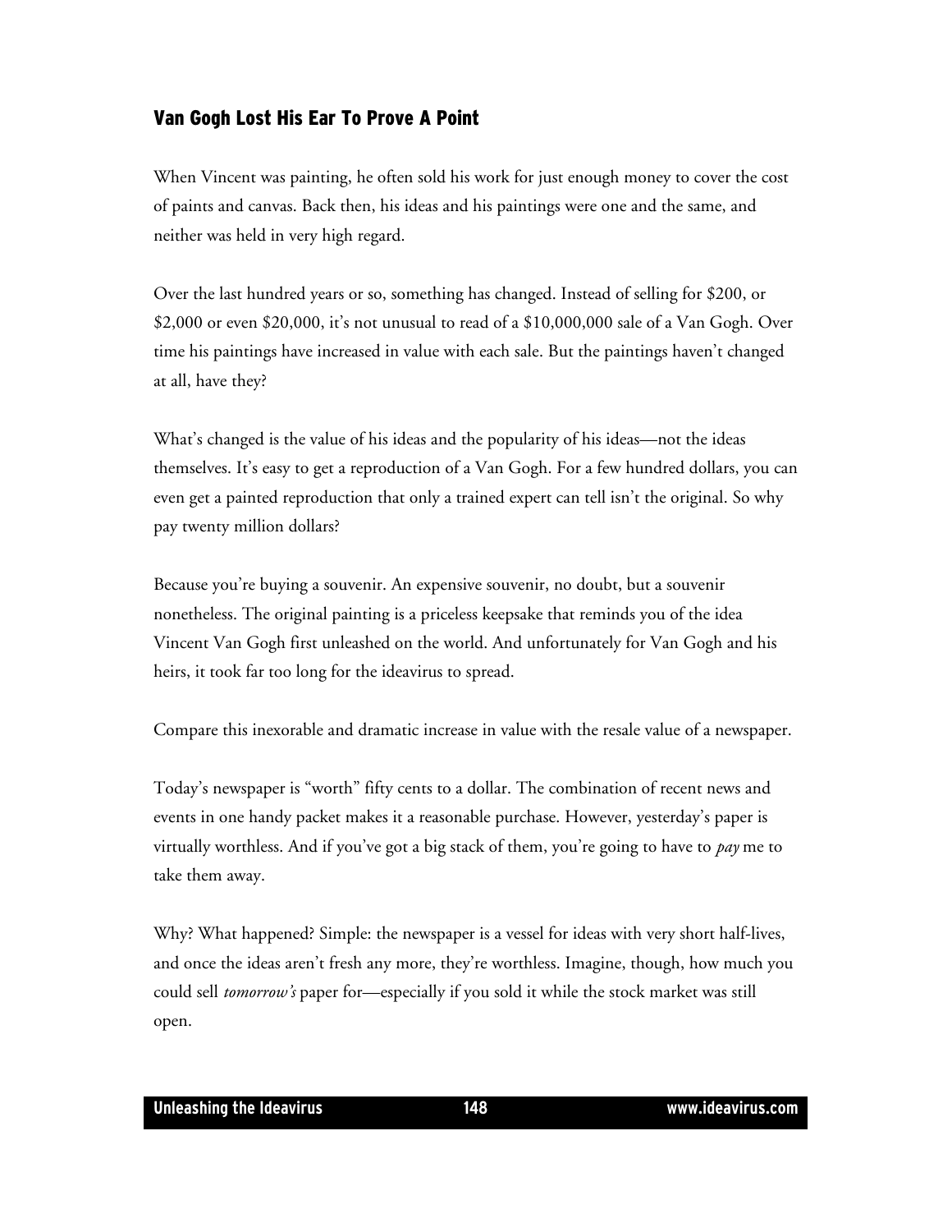## Van Gogh Lost His Ear To Prove A Point

When Vincent was painting, he often sold his work for just enough money to cover the cost of paints and canvas. Back then, his ideas and his paintings were one and the same, and neither was held in very high regard.

Over the last hundred years or so, something has changed. Instead of selling for $200, or $2,000 or even $20,000, it's not unusual to read of a $10,000,000 sale of a Van Gogh. Over time his paintings have increased in value with each sale. But the paintings haven't changed at all, have they?

What's changed is the value of his ideas and the popularity of his ideas—not the ideas themselves. It's easy to get a reproduction of a Van Gogh. For a few hundred dollars, you can even get a painted reproduction that only a trained expert can tell isn't the original. So why pay twenty million dollars?

Because you're buying a souvenir. An expensive souvenir, no doubt, but a souvenir nonetheless. The original painting is a priceless keepsake that reminds you of the idea Vincent Van Gogh first unleashed on the world. And unfortunately for Van Gogh and his heirs, it took far too long for the ideavirus to spread.

Compare this inexorable and dramatic increase in value with the resale value of a newspaper.

Today's newspaper is "worth" fifty cents to a dollar. The combination of recent news and events in one handy packet makes it a reasonable purchase. However, yesterday's paper is virtually worthless. And if you've got a big stack of them, you're going to have to *pay* me to take them away.

Why? What happened? Simple: the newspaper is a vessel for ideas with very short half-lives, and once the ideas aren't fresh any more, they're worthless. Imagine, though, how much you could sell *tomorrow's* paper for—especially if you sold it while the stock market was still open.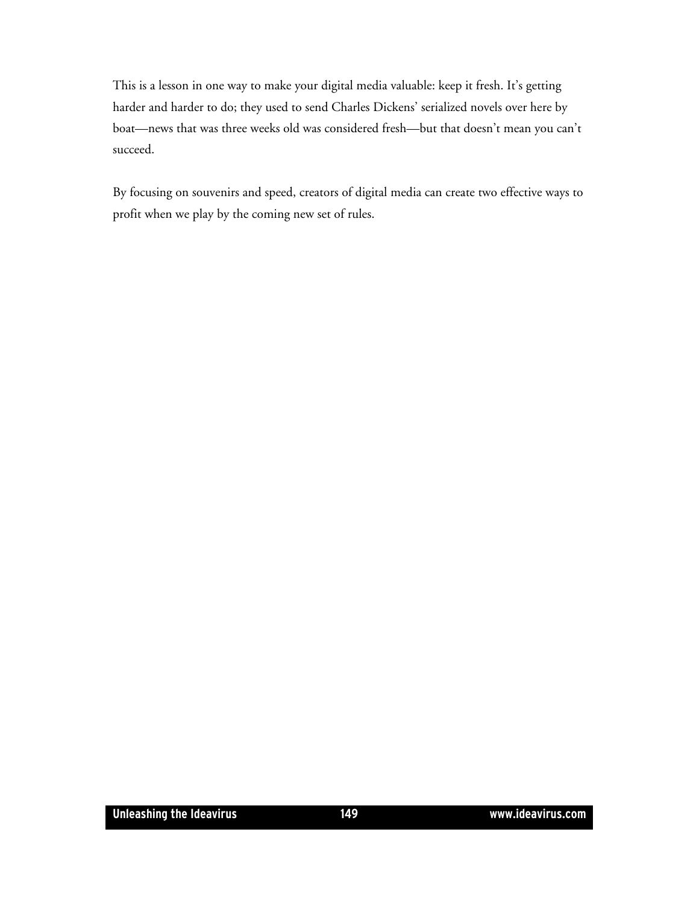This is a lesson in one way to make your digital media valuable: keep it fresh. It's getting harder and harder to do; they used to send Charles Dickens' serialized novels over here by boat—news that was three weeks old was considered fresh—but that doesn't mean you can't succeed.

By focusing on souvenirs and speed, creators of digital media can create two effective ways to profit when we play by the coming new set of rules.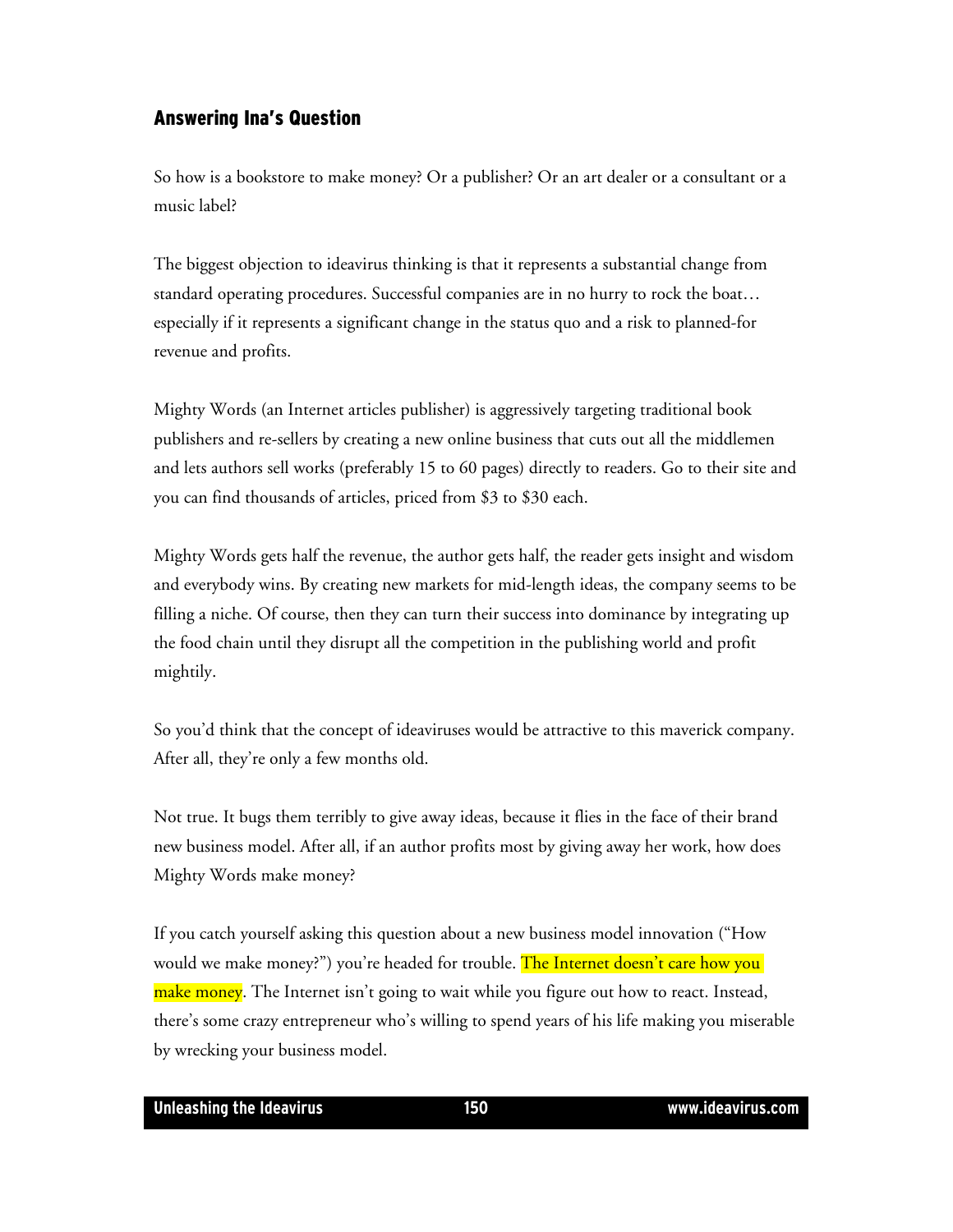## Answering Ina's Question

So how is a bookstore to make money? Or a publisher? Or an art dealer or a consultant or a music label?

The biggest objection to ideavirus thinking is that it represents a substantial change from standard operating procedures. Successful companies are in no hurry to rock the boat… especially if it represents a significant change in the status quo and a risk to planned-for revenue and profits.

Mighty Words (an Internet articles publisher) is aggressively targeting traditional book publishers and re-sellers by creating a new online business that cuts out all the middlemen and lets authors sell works (preferably 15 to 60 pages) directly to readers. Go to their site and you can find thousands of articles, priced from $3 to $30 each.

Mighty Words gets half the revenue, the author gets half, the reader gets insight and wisdom and everybody wins. By creating new markets for mid-length ideas, the company seems to be filling a niche. Of course, then they can turn their success into dominance by integrating up the food chain until they disrupt all the competition in the publishing world and profit mightily.

So you'd think that the concept of ideaviruses would be attractive to this maverick company. After all, they're only a few months old.

Not true. It bugs them terribly to give away ideas, because it flies in the face of their brand new business model. After all, if an author profits most by giving away her work, how does Mighty Words make money?

If you catch yourself asking this question about a new business model innovation ("How would we make money?") you're headed for trouble. The Internet doesn't care how you make money. The Internet isn't going to wait while you figure out how to react. Instead, there's some crazy entrepreneur who's willing to spend years of his life making you miserable by wrecking your business model.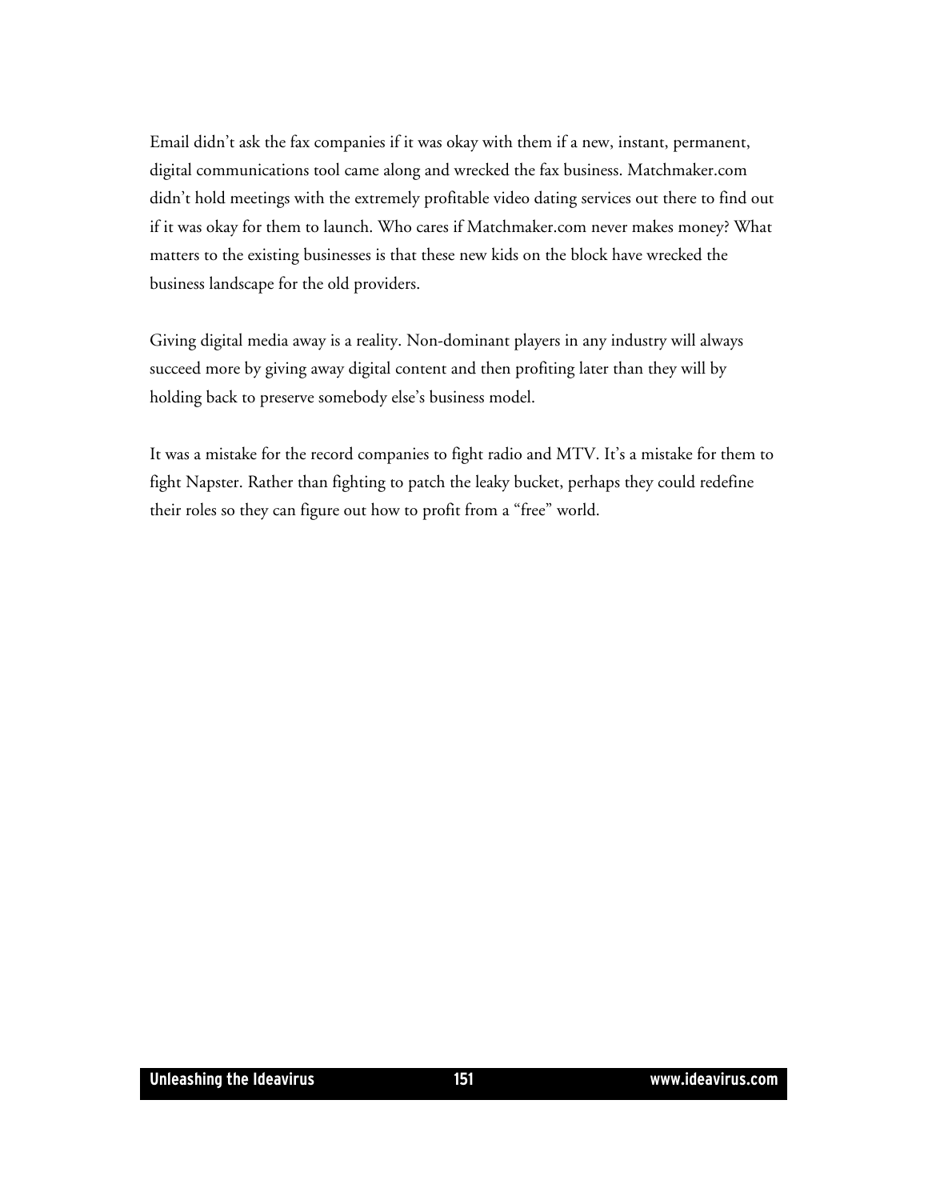Email didn't ask the fax companies if it was okay with them if a new, instant, permanent, digital communications tool came along and wrecked the fax business. Matchmaker.com didn't hold meetings with the extremely profitable video dating services out there to find out if it was okay for them to launch. Who cares if Matchmaker.com never makes money? What matters to the existing businesses is that these new kids on the block have wrecked the business landscape for the old providers.

Giving digital media away is a reality. Non-dominant players in any industry will always succeed more by giving away digital content and then profiting later than they will by holding back to preserve somebody else's business model.

It was a mistake for the record companies to fight radio and MTV. It's a mistake for them to fight Napster. Rather than fighting to patch the leaky bucket, perhaps they could redefine their roles so they can figure out how to profit from a "free" world.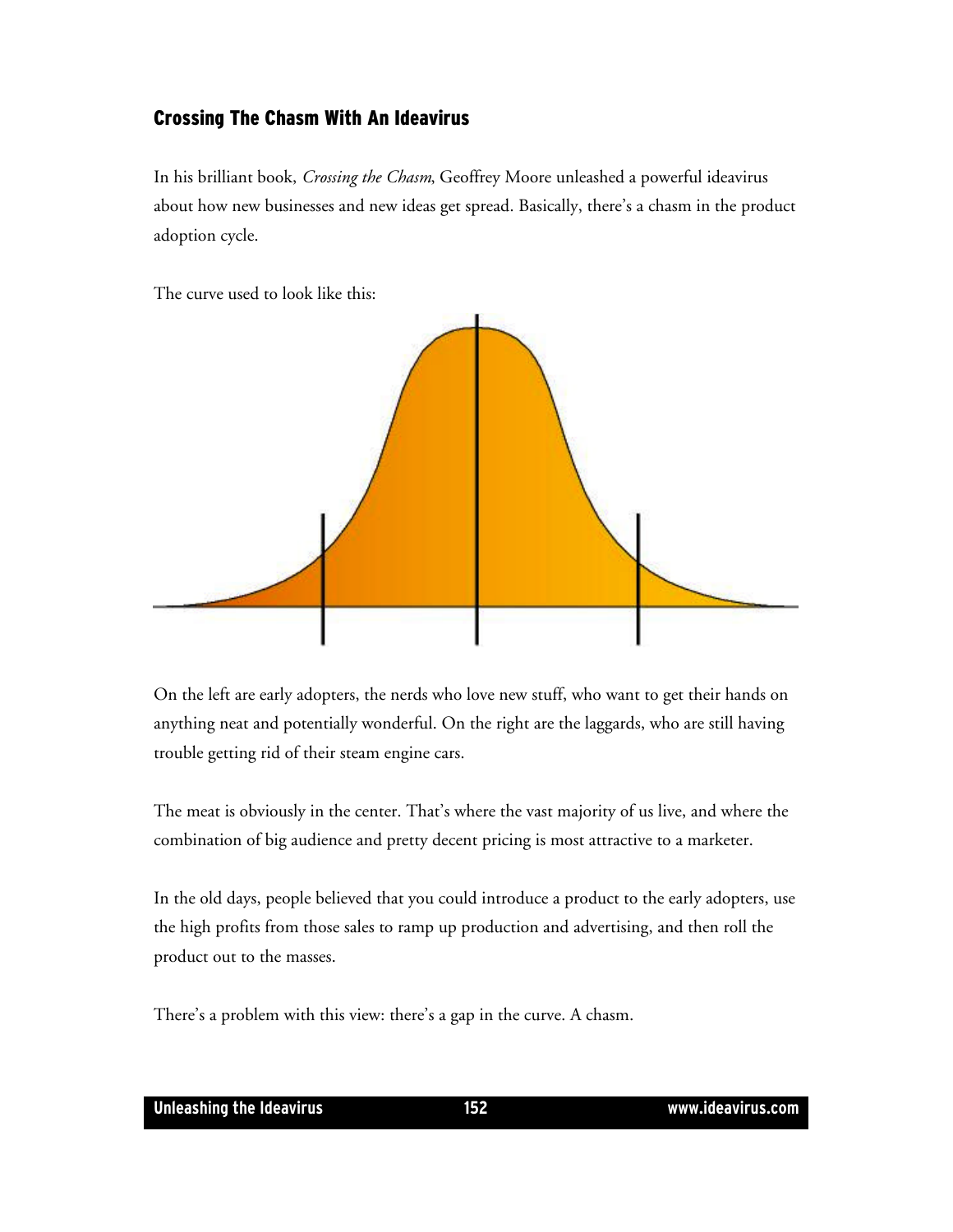## Crossing The Chasm With An Ideavirus

In his brilliant book, *Crossing the Chasm*, Geoffrey Moore unleashed a powerful ideavirus about how new businesses and new ideas get spread. Basically, there's a chasm in the product adoption cycle.

The curve used to look like this:

On the left are early adopters, the nerds who love new stuff, who want to get their hands on anything neat and potentially wonderful. On the right are the laggards, who are still having trouble getting rid of their steam engine cars.

The meat is obviously in the center. That's where the vast majority of us live, and where the combination of big audience and pretty decent pricing is most attractive to a marketer.

In the old days, people believed that you could introduce a product to the early adopters, use the high profits from those sales to ramp up production and advertising, and then roll the product out to the masses.

There's a problem with this view: there's a gap in the curve. A chasm.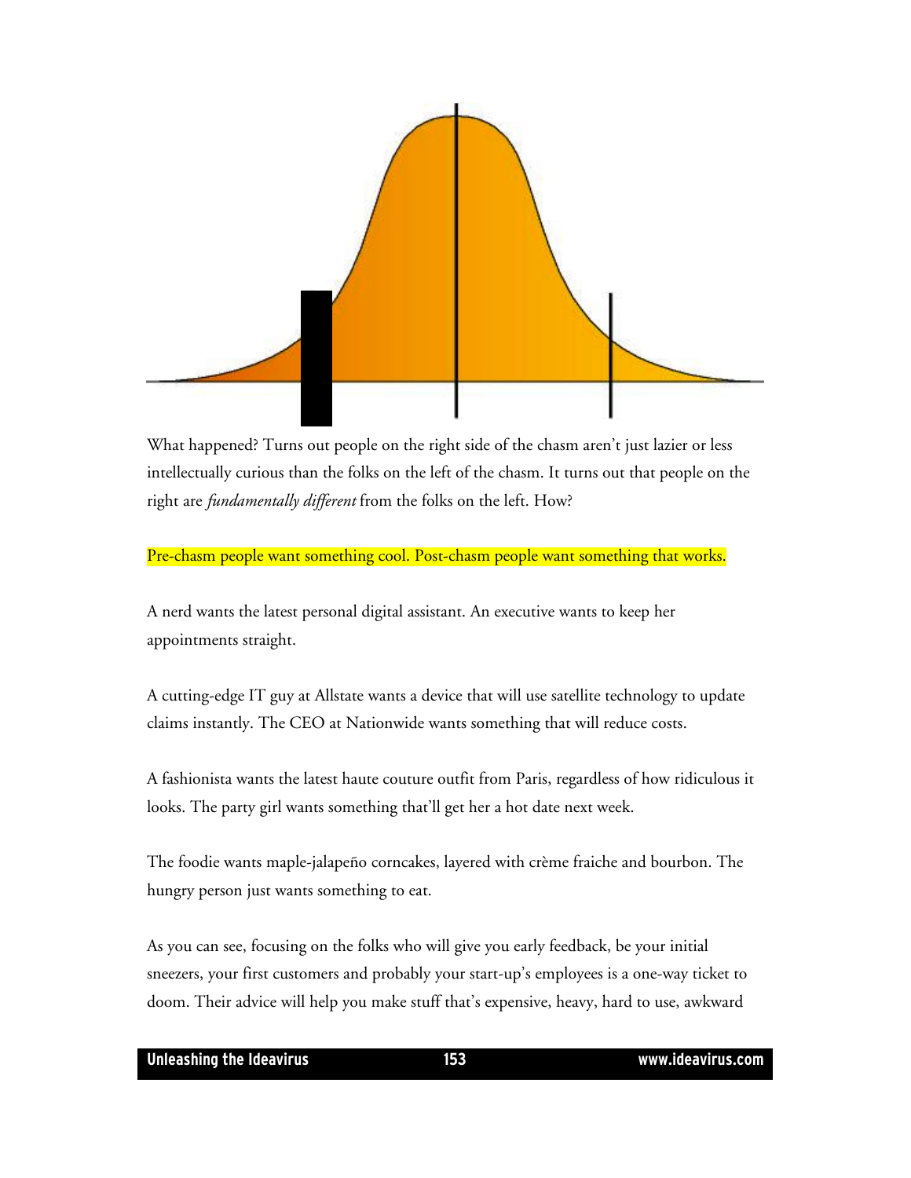What happened? Turns out people on the right side of the chasm aren't just lazier or less intellectually curious than the folks on the left of the chasm. It turns out that people on the right are *fundamentally different* from the folks on the left. How?

Pre-chasm people want something cool. Post-chasm people want something that works.

A nerd wants the latest personal digital assistant. An executive wants to keep her appointments straight.

A cutting-edge IT guy at Allstate wants a device that will use satellite technology to update claims instantly. The CEO at Nationwide wants something that will reduce costs.

A fashionista wants the latest haute couture outfit from Paris, regardless of how ridiculous it looks. The party girl wants something that'll get her a hot date next week.

The foodie wants maple-jalapeño corncakes, layered with crème fraiche and bourbon. The hungry person just wants something to eat.

As you can see, focusing on the folks who will give you early feedback, be your initial sneezers, your first customers and probably your start-up's employees is a one-way ticket to doom. Their advice will help you make stuff that's expensive, heavy, hard to use, awkward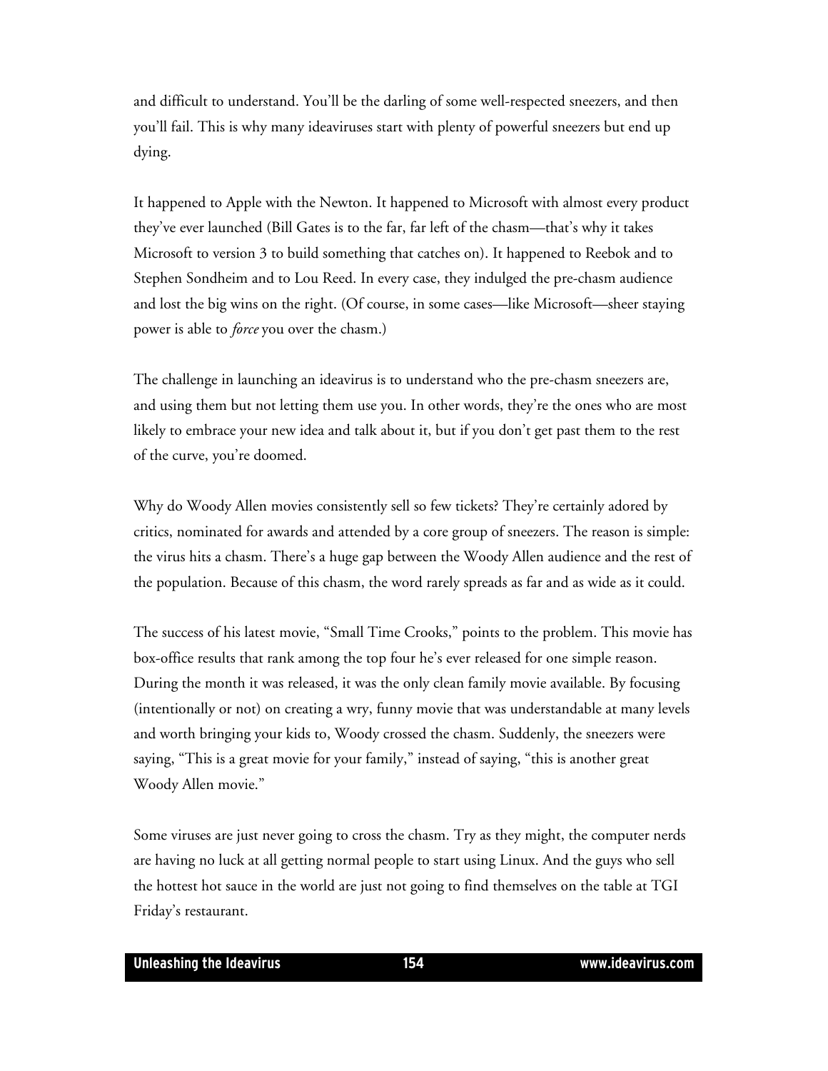and difficult to understand. You'll be the darling of some well-respected sneezers, and then you'll fail. This is why many ideaviruses start with plenty of powerful sneezers but end up dying.

It happened to Apple with the Newton. It happened to Microsoft with almost every product they've ever launched (Bill Gates is to the far, far left of the chasm—that's why it takes Microsoft to version 3 to build something that catches on). It happened to Reebok and to Stephen Sondheim and to Lou Reed. In every case, they indulged the pre-chasm audience and lost the big wins on the right. (Of course, in some cases—like Microsoft—sheer staying power is able to *force* you over the chasm.)

The challenge in launching an ideavirus is to understand who the pre-chasm sneezers are, and using them but not letting them use you. In other words, they're the ones who are most likely to embrace your new idea and talk about it, but if you don't get past them to the rest of the curve, you're doomed.

Why do Woody Allen movies consistently sell so few tickets? They're certainly adored by critics, nominated for awards and attended by a core group of sneezers. The reason is simple: the virus hits a chasm. There's a huge gap between the Woody Allen audience and the rest of the population. Because of this chasm, the word rarely spreads as far and as wide as it could.

The success of his latest movie, "Small Time Crooks," points to the problem. This movie has box-office results that rank among the top four he's ever released for one simple reason. During the month it was released, it was the only clean family movie available. By focusing (intentionally or not) on creating a wry, funny movie that was understandable at many levels and worth bringing your kids to, Woody crossed the chasm. Suddenly, the sneezers were saying, "This is a great movie for your family," instead of saying, "this is another great Woody Allen movie."

Some viruses are just never going to cross the chasm. Try as they might, the computer nerds are having no luck at all getting normal people to start using Linux. And the guys who sell the hottest hot sauce in the world are just not going to find themselves on the table at TGI Friday's restaurant.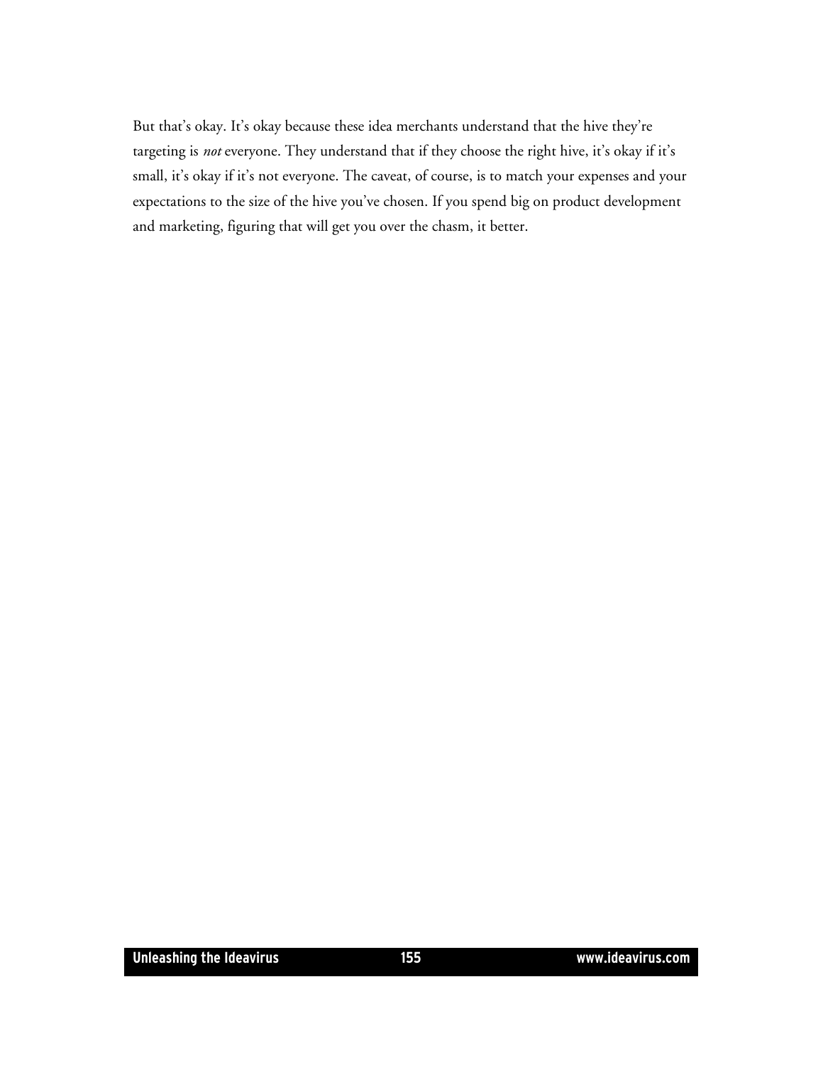But that's okay. It's okay because these idea merchants understand that the hive they're targeting is *not* everyone. They understand that if they choose the right hive, it's okay if it's small, it's okay if it's not everyone. The caveat, of course, is to match your expenses and your expectations to the size of the hive you've chosen. If you spend big on product development and marketing, figuring that will get you over the chasm, it better.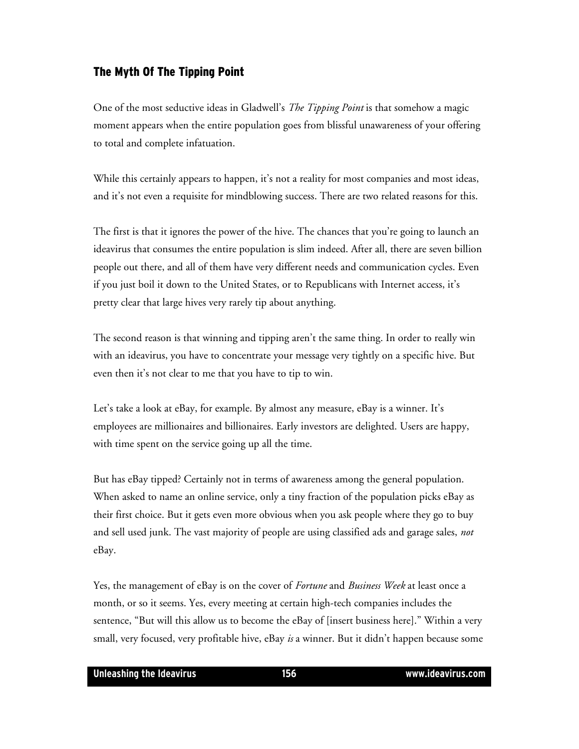## The Myth Of The Tipping Point

One of the most seductive ideas in Gladwell's *The Tipping Point* is that somehow a magic moment appears when the entire population goes from blissful unawareness of your offering to total and complete infatuation.

While this certainly appears to happen, it's not a reality for most companies and most ideas, and it's not even a requisite for mindblowing success. There are two related reasons for this.

The first is that it ignores the power of the hive. The chances that you're going to launch an ideavirus that consumes the entire population is slim indeed. After all, there are seven billion people out there, and all of them have very different needs and communication cycles. Even if you just boil it down to the United States, or to Republicans with Internet access, it's pretty clear that large hives very rarely tip about anything.

The second reason is that winning and tipping aren't the same thing. In order to really win with an ideavirus, you have to concentrate your message very tightly on a specific hive. But even then it's not clear to me that you have to tip to win.

Let's take a look at eBay, for example. By almost any measure, eBay is a winner. It's employees are millionaires and billionaires. Early investors are delighted. Users are happy, with time spent on the service going up all the time.

But has eBay tipped? Certainly not in terms of awareness among the general population. When asked to name an online service, only a tiny fraction of the population picks eBay as their first choice. But it gets even more obvious when you ask people where they go to buy and sell used junk. The vast majority of people are using classified ads and garage sales, *not* eBay.

Yes, the management of eBay is on the cover of *Fortune* and *Business Week* at least once a month, or so it seems. Yes, every meeting at certain high-tech companies includes the sentence, "But will this allow us to become the eBay of [insert business here]." Within a very small, very focused, very profitable hive, eBay *is* a winner. But it didn't happen because some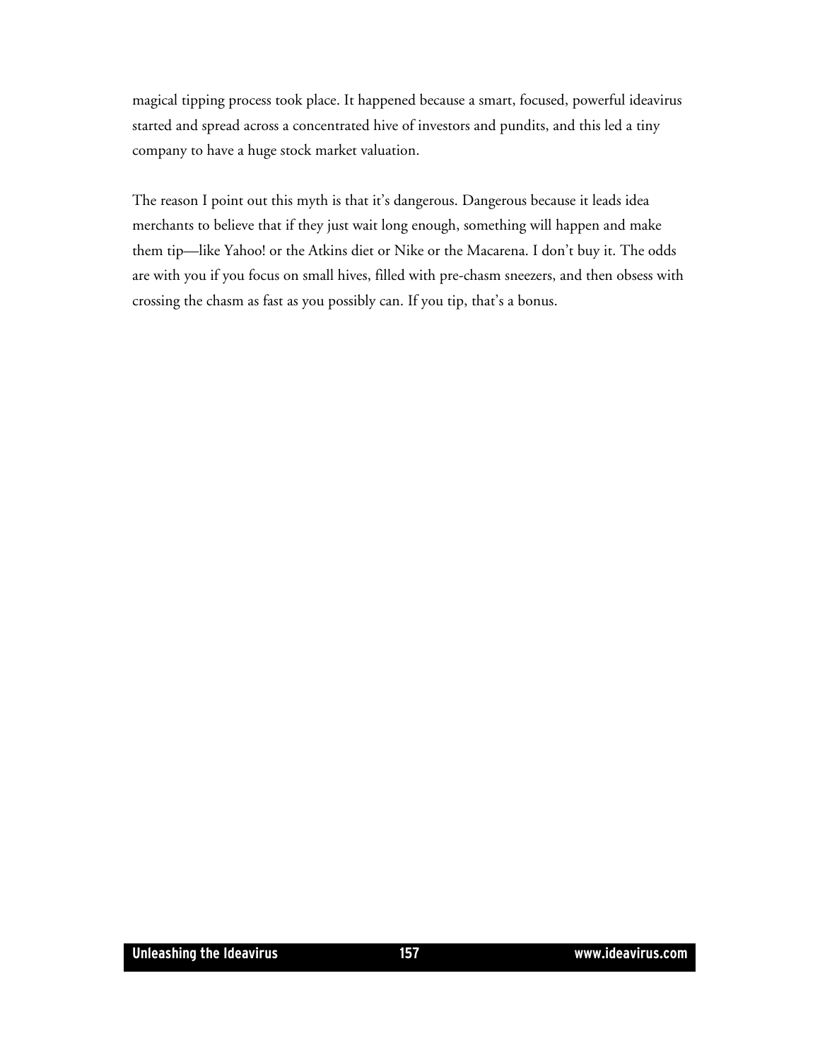magical tipping process took place. It happened because a smart, focused, powerful ideavirus started and spread across a concentrated hive of investors and pundits, and this led a tiny company to have a huge stock market valuation.

The reason I point out this myth is that it's dangerous. Dangerous because it leads idea merchants to believe that if they just wait long enough, something will happen and make them tip—like Yahoo! or the Atkins diet or Nike or the Macarena. I don't buy it. The odds are with you if you focus on small hives, filled with pre-chasm sneezers, and then obsess with crossing the chasm as fast as you possibly can. If you tip, that's a bonus.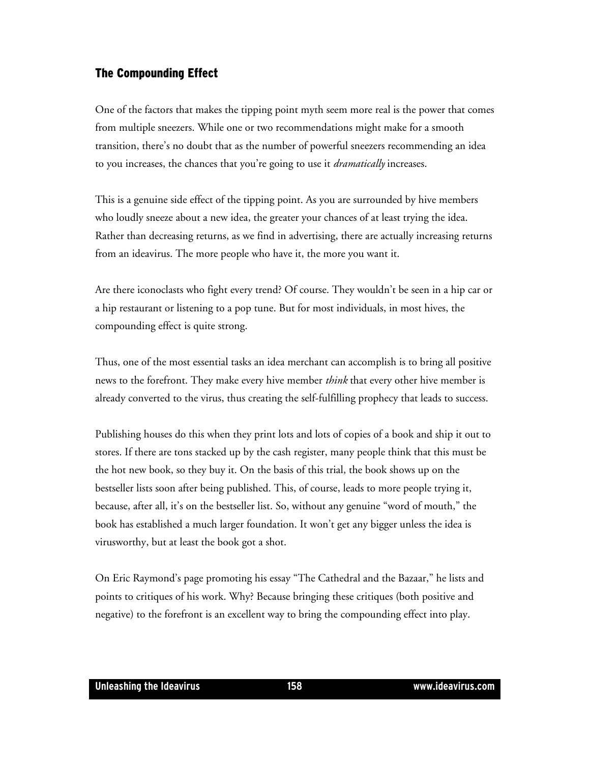## The Compounding Effect

One of the factors that makes the tipping point myth seem more real is the power that comes from multiple sneezers. While one or two recommendations might make for a smooth transition, there's no doubt that as the number of powerful sneezers recommending an idea to you increases, the chances that you're going to use it *dramatically* increases.

This is a genuine side effect of the tipping point. As you are surrounded by hive members who loudly sneeze about a new idea, the greater your chances of at least trying the idea. Rather than decreasing returns, as we find in advertising, there are actually increasing returns from an ideavirus. The more people who have it, the more you want it.

Are there iconoclasts who fight every trend? Of course. They wouldn't be seen in a hip car or a hip restaurant or listening to a pop tune. But for most individuals, in most hives, the compounding effect is quite strong.

Thus, one of the most essential tasks an idea merchant can accomplish is to bring all positive news to the forefront. They make every hive member *think* that every other hive member is already converted to the virus, thus creating the self-fulfilling prophecy that leads to success.

Publishing houses do this when they print lots and lots of copies of a book and ship it out to stores. If there are tons stacked up by the cash register, many people think that this must be the hot new book, so they buy it. On the basis of this trial, the book shows up on the bestseller lists soon after being published. This, of course, leads to more people trying it, because, after all, it's on the bestseller list. So, without any genuine "word of mouth," the book has established a much larger foundation. It won't get any bigger unless the idea is virusworthy, but at least the book got a shot.

On Eric Raymond's page promoting his essay "The Cathedral and the Bazaar," he lists and points to critiques of his work. Why? Because bringing these critiques (both positive and negative) to the forefront is an excellent way to bring the compounding effect into play.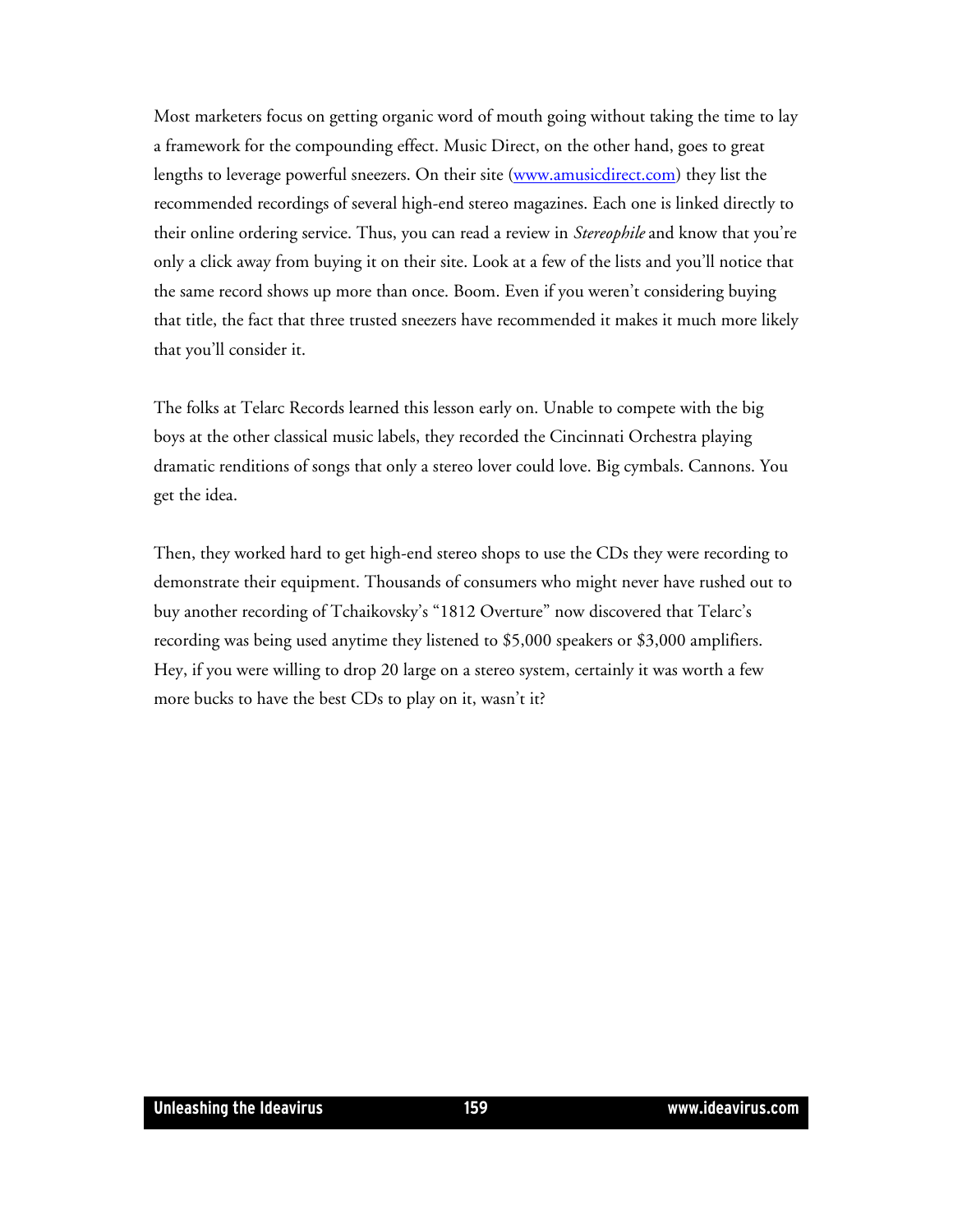Most marketers focus on getting organic word of mouth going without taking the time to lay a framework for the compounding effect. Music Direct, on the other hand, goes to great lengths to leverage powerful sneezers. On their site ([www.amusicdirect.com](http://www.amusicdirect.com)) they list the recommended recordings of several high-end stereo magazines. Each one is linked directly to their online ordering service. Thus, you can read a review in *Stereophile* and know that you're only a click away from buying it on their site. Look at a few of the lists and you'll notice that the same record shows up more than once. Boom. Even if you weren't considering buying that title, the fact that three trusted sneezers have recommended it makes it much more likely that you'll consider it.

The folks at Telarc Records learned this lesson early on. Unable to compete with the big boys at the other classical music labels, they recorded the Cincinnati Orchestra playing dramatic renditions of songs that only a stereo lover could love. Big cymbals. Cannons. You get the idea.

Then, they worked hard to get high-end stereo shops to use the CDs they were recording to demonstrate their equipment. Thousands of consumers who might never have rushed out to buy another recording of Tchaikovsky's "1812 Overture" now discovered that Telarc's recording was being used anytime they listened to $5,000 speakers or $3,000 amplifiers. Hey, if you were willing to drop 20 large on a stereo system, certainly it was worth a few more bucks to have the best CDs to play on it, wasn't it?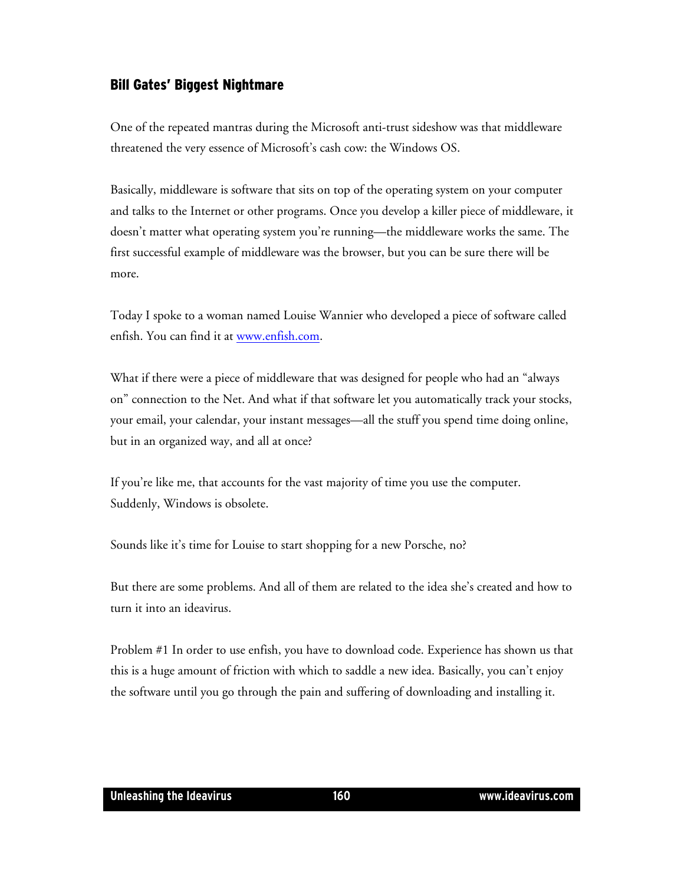## Bill Gates' Biggest Nightmare

One of the repeated mantras during the Microsoft anti-trust sideshow was that middleware threatened the very essence of Microsoft's cash cow: the Windows OS.

Basically, middleware is software that sits on top of the operating system on your computer and talks to the Internet or other programs. Once you develop a killer piece of middleware, it doesn't matter what operating system you're running—the middleware works the same. The first successful example of middleware was the browser, but you can be sure there will be more.

Today I spoke to a woman named Louise Wannier who developed a piece of software called enfish. You can find it at [www.enfish.com](http://www.enfish.com).

What if there were a piece of middleware that was designed for people who had an "always on" connection to the Net. And what if that software let you automatically track your stocks, your email, your calendar, your instant messages—all the stuff you spend time doing online, but in an organized way, and all at once?

If you're like me, that accounts for the vast majority of time you use the computer. Suddenly, Windows is obsolete.

Sounds like it's time for Louise to start shopping for a new Porsche, no?

But there are some problems. And all of them are related to the idea she's created and how to turn it into an ideavirus.

Problem #1 In order to use enfish, you have to download code. Experience has shown us that this is a huge amount of friction with which to saddle a new idea. Basically, you can't enjoy the software until you go through the pain and suffering of downloading and installing it.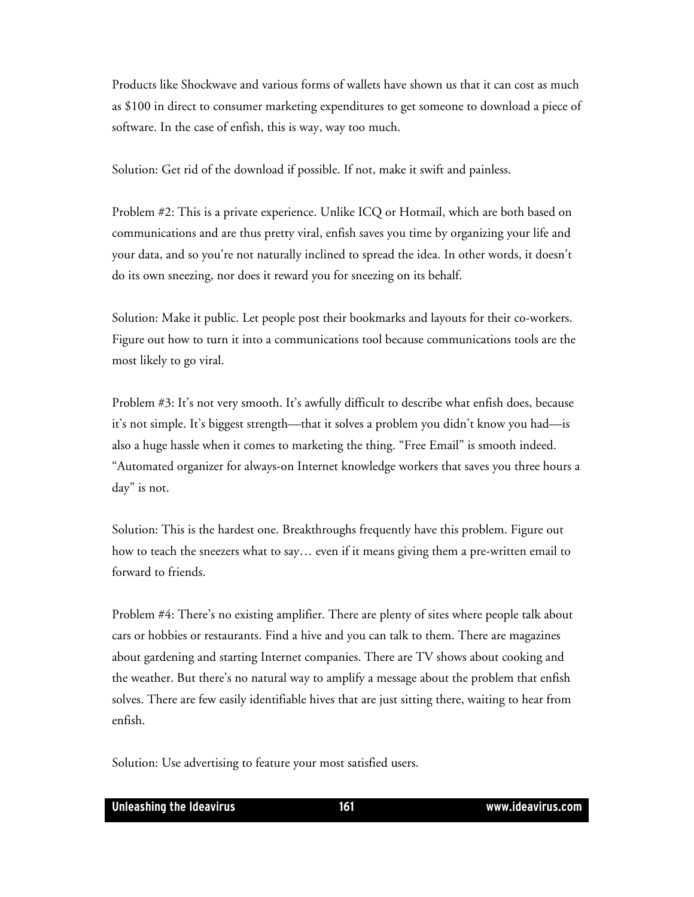Products like Shockwave and various forms of wallets have shown us that it can cost as much as $100 in direct to consumer marketing expenditures to get someone to download a piece of software. In the case of enfish, this is way, way too much.

Solution: Get rid of the download if possible. If not, make it swift and painless.

Problem #2: This is a private experience. Unlike ICQ or Hotmail, which are both based on communications and are thus pretty viral, enfish saves you time by organizing your life and your data, and so you're not naturally inclined to spread the idea. In other words, it doesn't do its own sneezing, nor does it reward you for sneezing on its behalf.

Solution: Make it public. Let people post their bookmarks and layouts for their co-workers. Figure out how to turn it into a communications tool because communications tools are the most likely to go viral.

Problem #3: It's not very smooth. It's awfully difficult to describe what enfish does, because it's not simple. It's biggest strength—that it solves a problem you didn't know you had—is also a huge hassle when it comes to marketing the thing. "Free Email" is smooth indeed. "Automated organizer for always-on Internet knowledge workers that saves you three hours a day" is not.

Solution: This is the hardest one. Breakthroughs frequently have this problem. Figure out how to teach the sneezers what to say… even if it means giving them a pre-written email to forward to friends.

Problem #4: There's no existing amplifier. There are plenty of sites where people talk about cars or hobbies or restaurants. Find a hive and you can talk to them. There are magazines about gardening and starting Internet companies. There are TV shows about cooking and the weather. But there's no natural way to amplify a message about the problem that enfish solves. There are few easily identifiable hives that are just sitting there, waiting to hear from enfish.

Solution: Use advertising to feature your most satisfied users.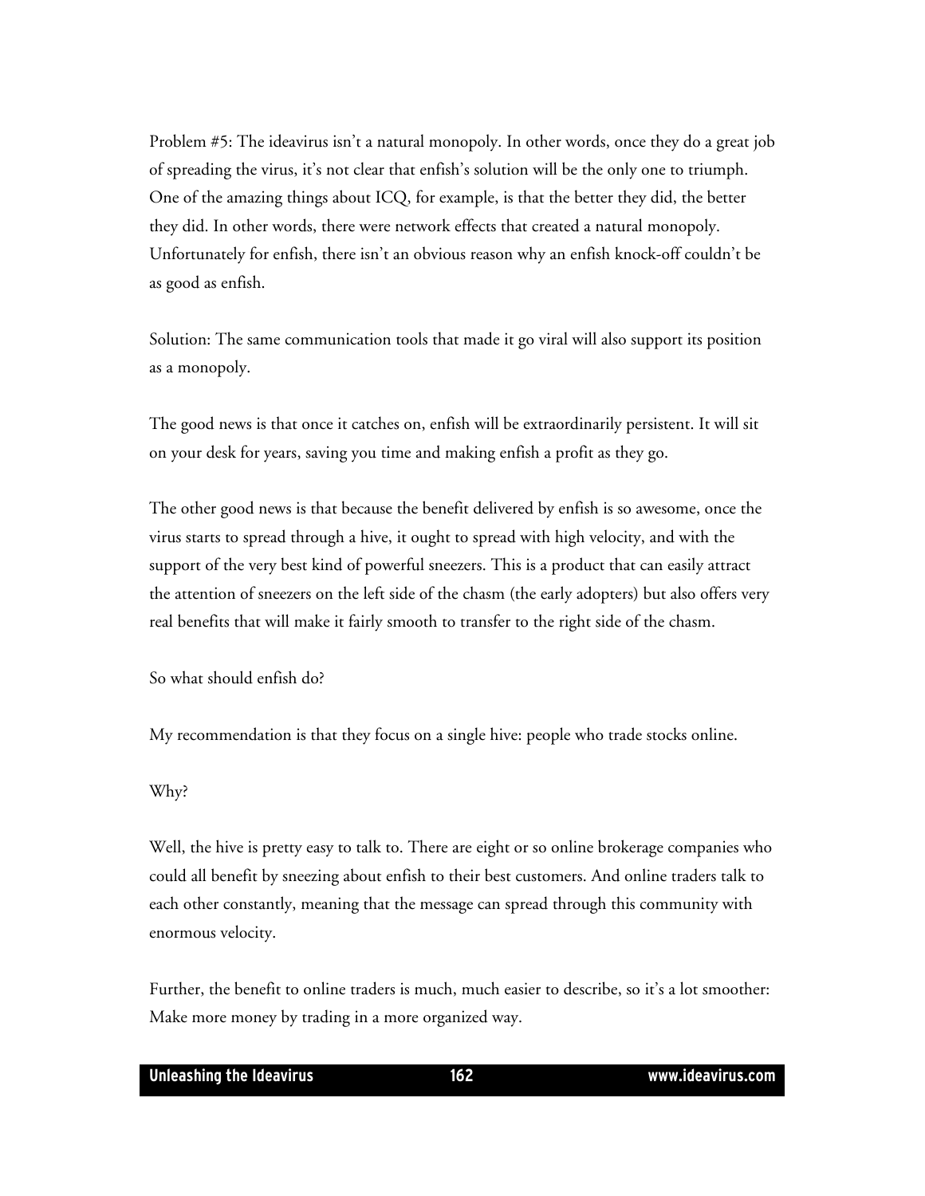Problem #5: The ideavirus isn't a natural monopoly. In other words, once they do a great job of spreading the virus, it's not clear that enfish's solution will be the only one to triumph. One of the amazing things about ICQ, for example, is that the better they did, the better they did. In other words, there were network effects that created a natural monopoly. Unfortunately for enfish, there isn't an obvious reason why an enfish knock-off couldn't be as good as enfish.

Solution: The same communication tools that made it go viral will also support its position as a monopoly.

The good news is that once it catches on, enfish will be extraordinarily persistent. It will sit on your desk for years, saving you time and making enfish a profit as they go.

The other good news is that because the benefit delivered by enfish is so awesome, once the virus starts to spread through a hive, it ought to spread with high velocity, and with the support of the very best kind of powerful sneezers. This is a product that can easily attract the attention of sneezers on the left side of the chasm (the early adopters) but also offers very real benefits that will make it fairly smooth to transfer to the right side of the chasm.

So what should enfish do?

My recommendation is that they focus on a single hive: people who trade stocks online.

Why?

Well, the hive is pretty easy to talk to. There are eight or so online brokerage companies who could all benefit by sneezing about enfish to their best customers. And online traders talk to each other constantly, meaning that the message can spread through this community with enormous velocity.

Further, the benefit to online traders is much, much easier to describe, so it's a lot smoother: Make more money by trading in a more organized way.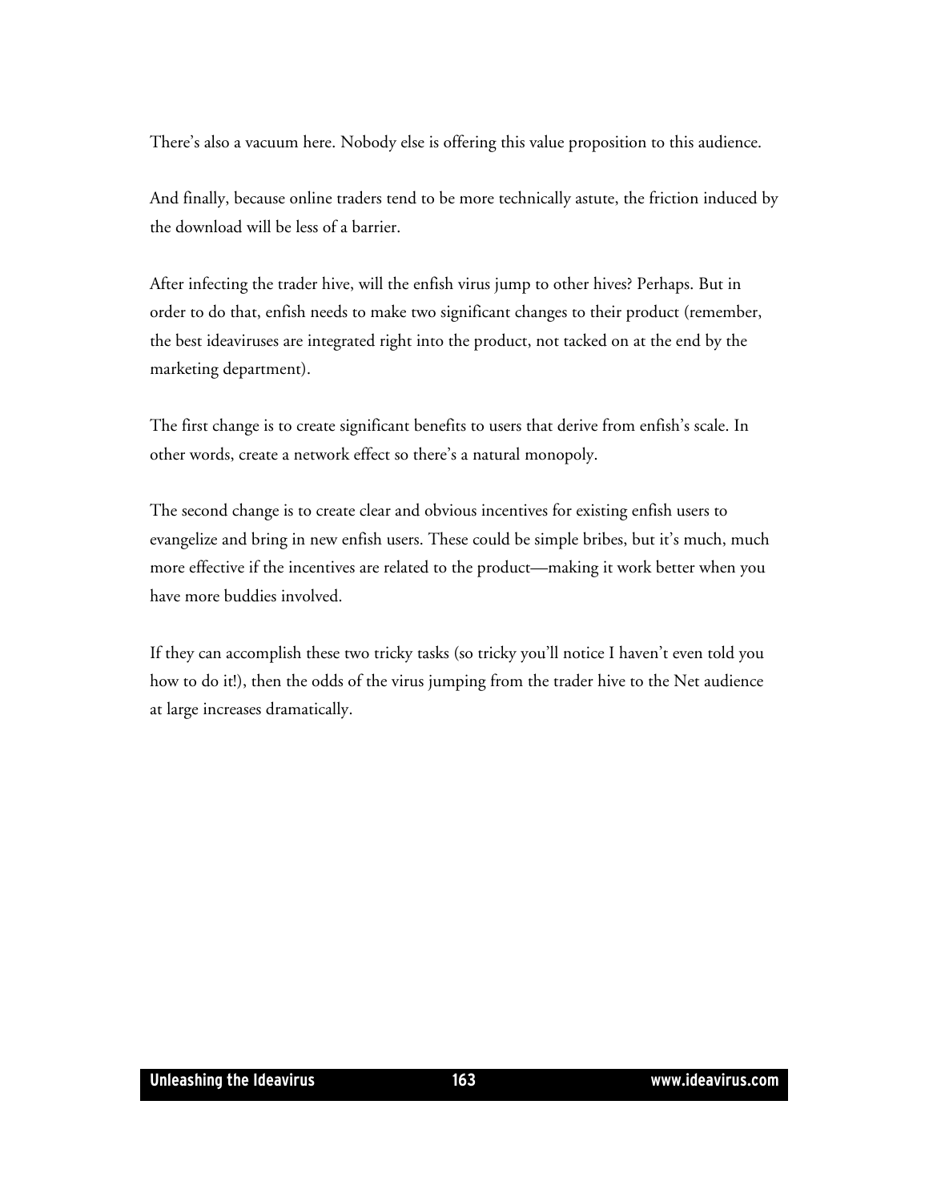There's also a vacuum here. Nobody else is offering this value proposition to this audience.

And finally, because online traders tend to be more technically astute, the friction induced by the download will be less of a barrier.

After infecting the trader hive, will the enfish virus jump to other hives? Perhaps. But in order to do that, enfish needs to make two significant changes to their product (remember, the best ideaviruses are integrated right into the product, not tacked on at the end by the marketing department).

The first change is to create significant benefits to users that derive from enfish's scale. In other words, create a network effect so there's a natural monopoly.

The second change is to create clear and obvious incentives for existing enfish users to evangelize and bring in new enfish users. These could be simple bribes, but it's much, much more effective if the incentives are related to the product—making it work better when you have more buddies involved.

If they can accomplish these two tricky tasks (so tricky you'll notice I haven't even told you how to do it!), then the odds of the virus jumping from the trader hive to the Net audience at large increases dramatically.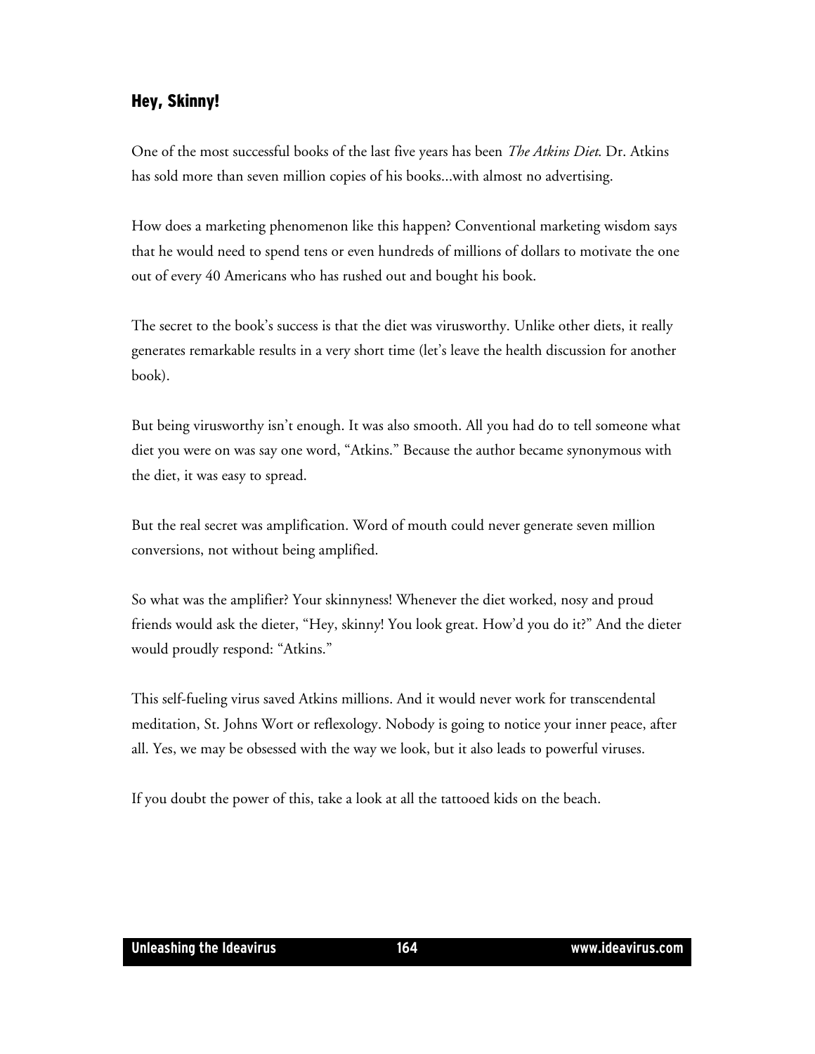## Hey, Skinny!

One of the most successful books of the last five years has been *The Atkins Diet*. Dr. Atkins has sold more than seven million copies of his books...with almost no advertising.

How does a marketing phenomenon like this happen? Conventional marketing wisdom says that he would need to spend tens or even hundreds of millions of dollars to motivate the one out of every 40 Americans who has rushed out and bought his book.

The secret to the book's success is that the diet was virusworthy. Unlike other diets, it really generates remarkable results in a very short time (let's leave the health discussion for another book).

But being virusworthy isn't enough. It was also smooth. All you had do to tell someone what diet you were on was say one word, "Atkins." Because the author became synonymous with the diet, it was easy to spread.

But the real secret was amplification. Word of mouth could never generate seven million conversions, not without being amplified.

So what was the amplifier? Your skinnyness! Whenever the diet worked, nosy and proud friends would ask the dieter, "Hey, skinny! You look great. How'd you do it?" And the dieter would proudly respond: "Atkins."

This self-fueling virus saved Atkins millions. And it would never work for transcendental meditation, St. Johns Wort or reflexology. Nobody is going to notice your inner peace, after all. Yes, we may be obsessed with the way we look, but it also leads to powerful viruses.

If you doubt the power of this, take a look at all the tattooed kids on the beach.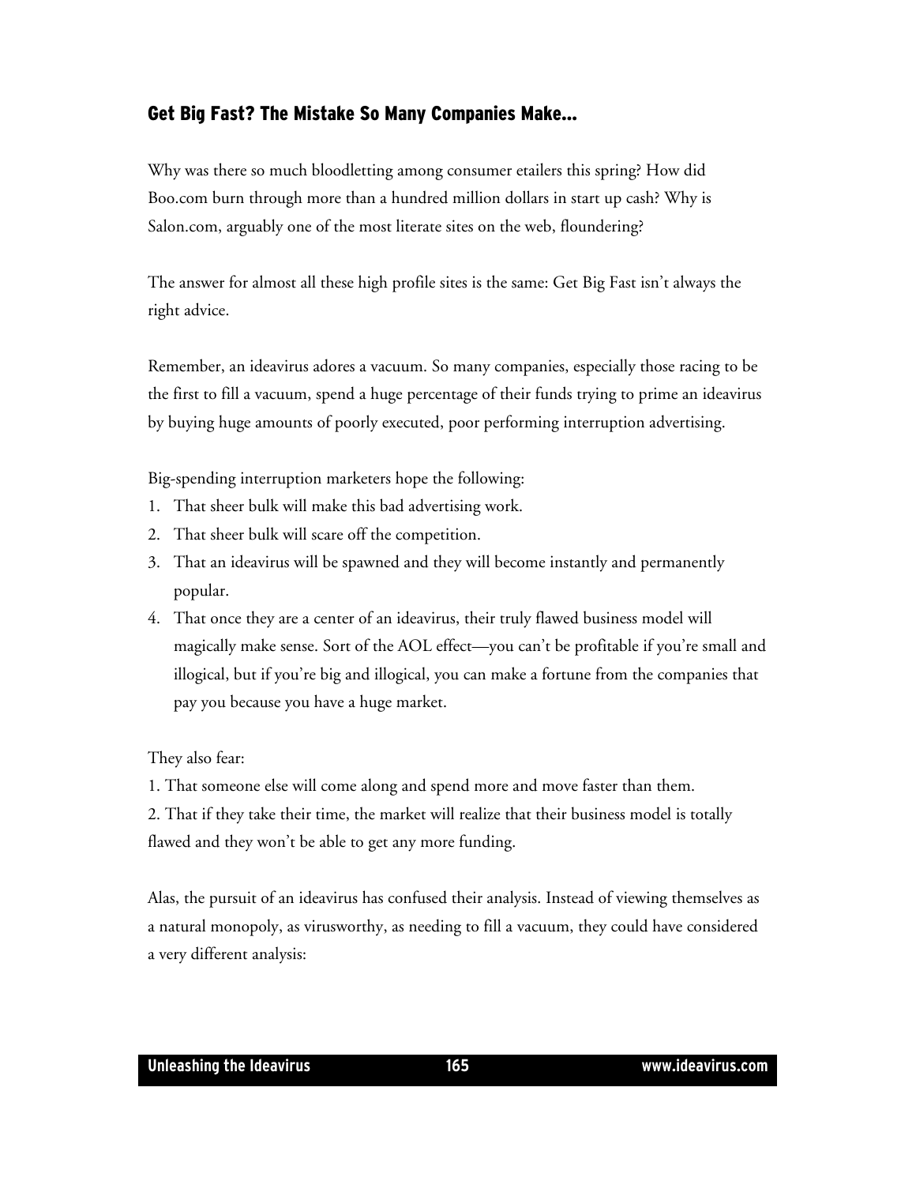## Get Big Fast? The Mistake So Many Companies Make…

Why was there so much bloodletting among consumer etailers this spring? How did Boo.com burn through more than a hundred million dollars in start up cash? Why is Salon.com, arguably one of the most literate sites on the web, floundering?

The answer for almost all these high profile sites is the same: Get Big Fast isn't always the right advice.

Remember, an ideavirus adores a vacuum. So many companies, especially those racing to be the first to fill a vacuum, spend a huge percentage of their funds trying to prime an ideavirus by buying huge amounts of poorly executed, poor performing interruption advertising.

Big-spending interruption marketers hope the following:

1. That sheer bulk will make this bad advertising work.
2. That sheer bulk will scare off the competition.
3. That an ideavirus will be spawned and they will become instantly and permanently popular.
4. That once they are a center of an ideavirus, their truly flawed business model will magically make sense. Sort of the AOL effect—you can't be profitable if you're small and illogical, but if you're big and illogical, you can make a fortune from the companies that pay you because you have a huge market.

They also fear:

1. That someone else will come along and spend more and move faster than them.
2. That if they take their time, the market will realize that their business model is totally flawed and they won't be able to get any more funding.

Alas, the pursuit of an ideavirus has confused their analysis. Instead of viewing themselves as a natural monopoly, as virusworthy, as needing to fill a vacuum, they could have considered a very different analysis: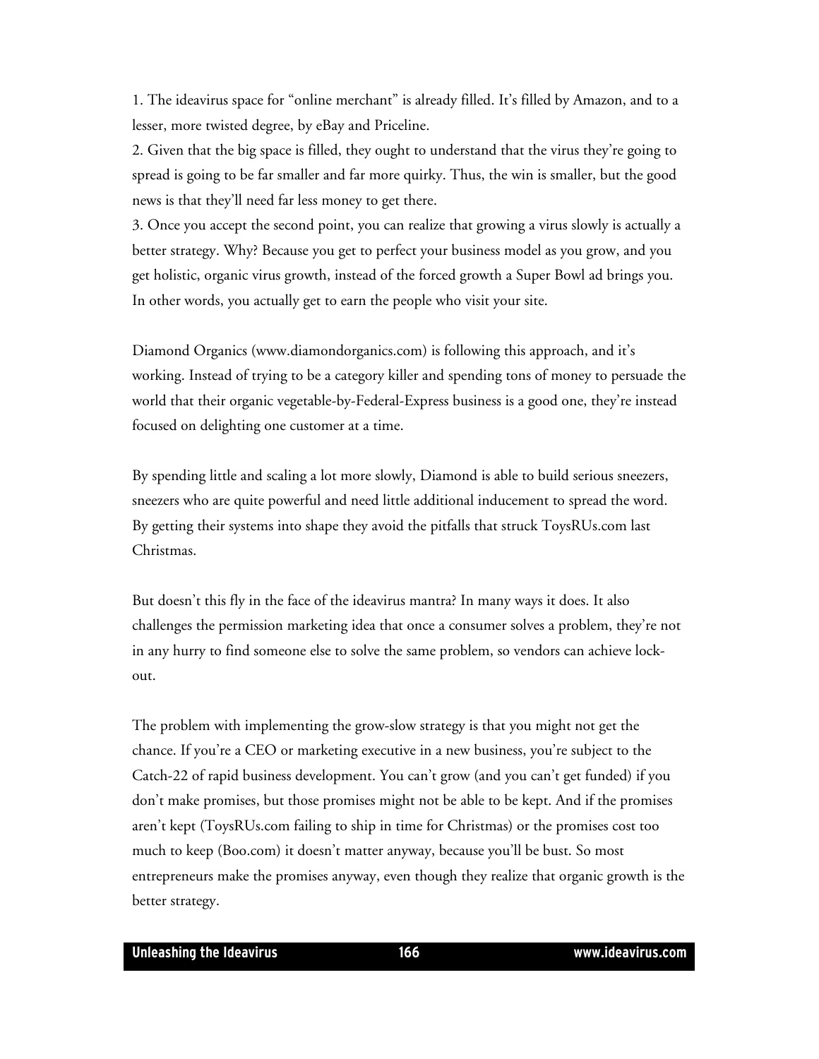1. The ideavirus space for "online merchant" is already filled. It's filled by Amazon, and to a lesser, more twisted degree, by eBay and Priceline.
2. Given that the big space is filled, they ought to understand that the virus they're going to spread is going to be far smaller and far more quirky. Thus, the win is smaller, but the good news is that they'll need far less money to get there.
3. Once you accept the second point, you can realize that growing a virus slowly is actually a better strategy. Why? Because you get to perfect your business model as you grow, and you get holistic, organic virus growth, instead of the forced growth a Super Bowl ad brings you. In other words, you actually get to earn the people who visit your site.

Diamond Organics (www.diamondorganics.com) is following this approach, and it's working. Instead of trying to be a category killer and spending tons of money to persuade the world that their organic vegetable-by-Federal-Express business is a good one, they're instead focused on delighting one customer at a time.

By spending little and scaling a lot more slowly, Diamond is able to build serious sneezers, sneezers who are quite powerful and need little additional inducement to spread the word. By getting their systems into shape they avoid the pitfalls that struck ToysRUs.com last Christmas.

But doesn't this fly in the face of the ideavirus mantra? In many ways it does. It also challenges the permission marketing idea that once a consumer solves a problem, they're not in any hurry to find someone else to solve the same problem, so vendors can achieve lock-out.

The problem with implementing the grow-slow strategy is that you might not get the chance. If you're a CEO or marketing executive in a new business, you're subject to the Catch-22 of rapid business development. You can't grow (and you can't get funded) if you don't make promises, but those promises might not be able to be kept. And if the promises aren't kept (ToysRUs.com failing to ship in time for Christmas) or the promises cost too much to keep (Boo.com) it doesn't matter anyway, because you'll be bust. So most entrepreneurs make the promises anyway, even though they realize that organic growth is the better strategy.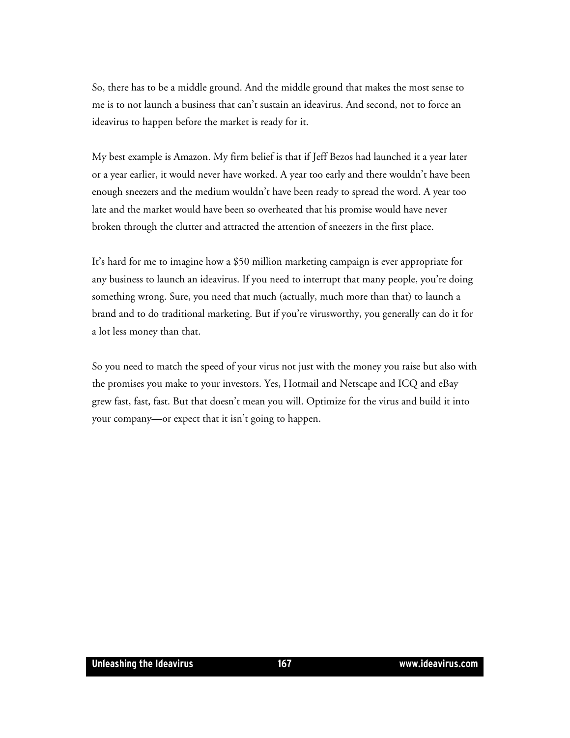So, there has to be a middle ground. And the middle ground that makes the most sense to me is to not launch a business that can't sustain an ideavirus. And second, not to force an ideavirus to happen before the market is ready for it.

My best example is Amazon. My firm belief is that if Jeff Bezos had launched it a year later or a year earlier, it would never have worked. A year too early and there wouldn't have been enough sneezers and the medium wouldn't have been ready to spread the word. A year too late and the market would have been so overheated that his promise would have never broken through the clutter and attracted the attention of sneezers in the first place.

It's hard for me to imagine how a $50 million marketing campaign is ever appropriate for any business to launch an ideavirus. If you need to interrupt that many people, you're doing something wrong. Sure, you need that much (actually, much more than that) to launch a brand and to do traditional marketing. But if you're virusworthy, you generally can do it for a lot less money than that.

So you need to match the speed of your virus not just with the money you raise but also with the promises you make to your investors. Yes, Hotmail and Netscape and ICQ and eBay grew fast, fast, fast. But that doesn't mean you will. Optimize for the virus and build it into your company—or expect that it isn't going to happen.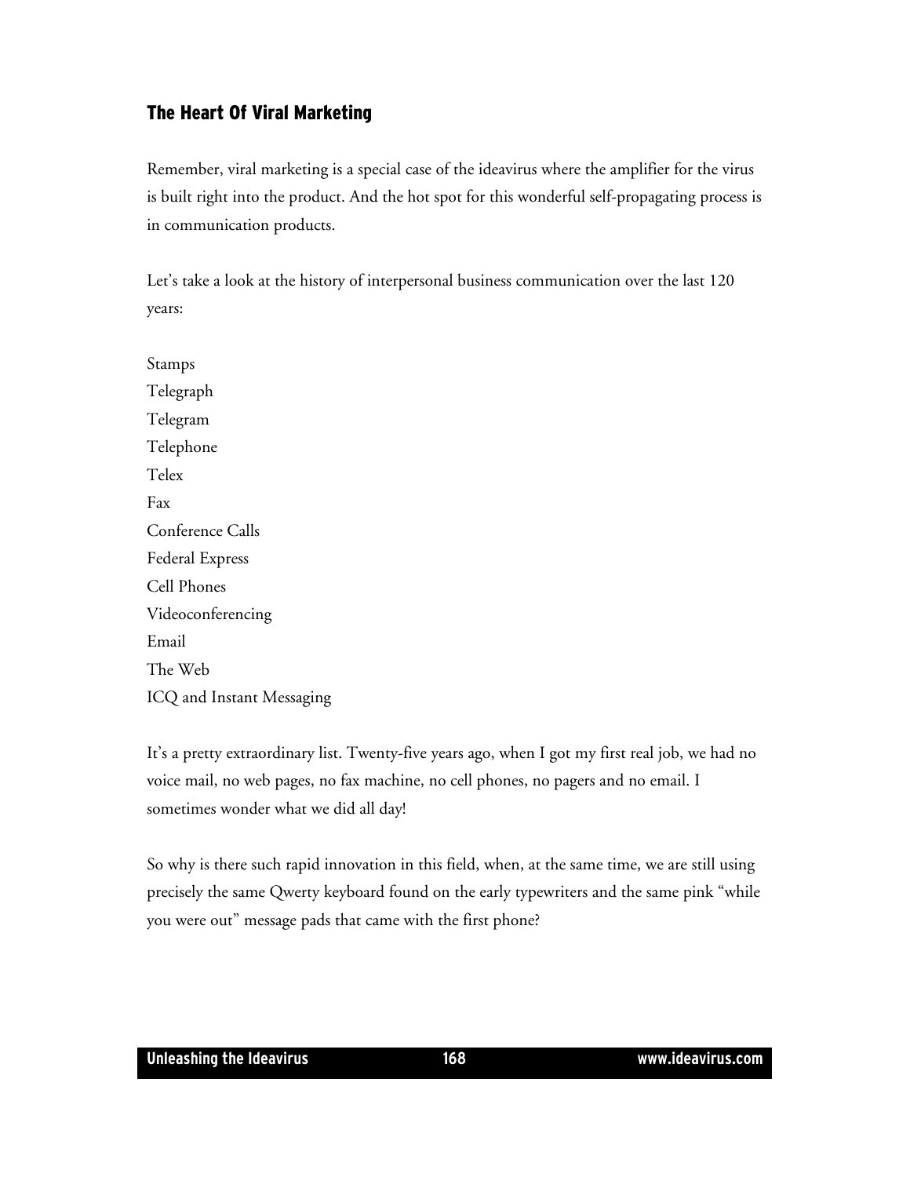## The Heart Of Viral Marketing

Remember, viral marketing is a special case of the ideavirus where the amplifier for the virus is built right into the product. And the hot spot for this wonderful self-propagating process is in communication products.

Let's take a look at the history of interpersonal business communication over the last 120 years:

Stamps
Telegraph
Telegram
Telephone
Telex
Fax
Conference Calls
Federal Express
Cell Phones
Videoconferencing
Email
The Web
ICQ and Instant Messaging

It's a pretty extraordinary list. Twenty-five years ago, when I got my first real job, we had no voice mail, no web pages, no fax machine, no cell phones, no pagers and no email. I sometimes wonder what we did all day!

So why is there such rapid innovation in this field, when, at the same time, we are still using precisely the same Qwerty keyboard found on the early typewriters and the same pink "while you were out" message pads that came with the first phone?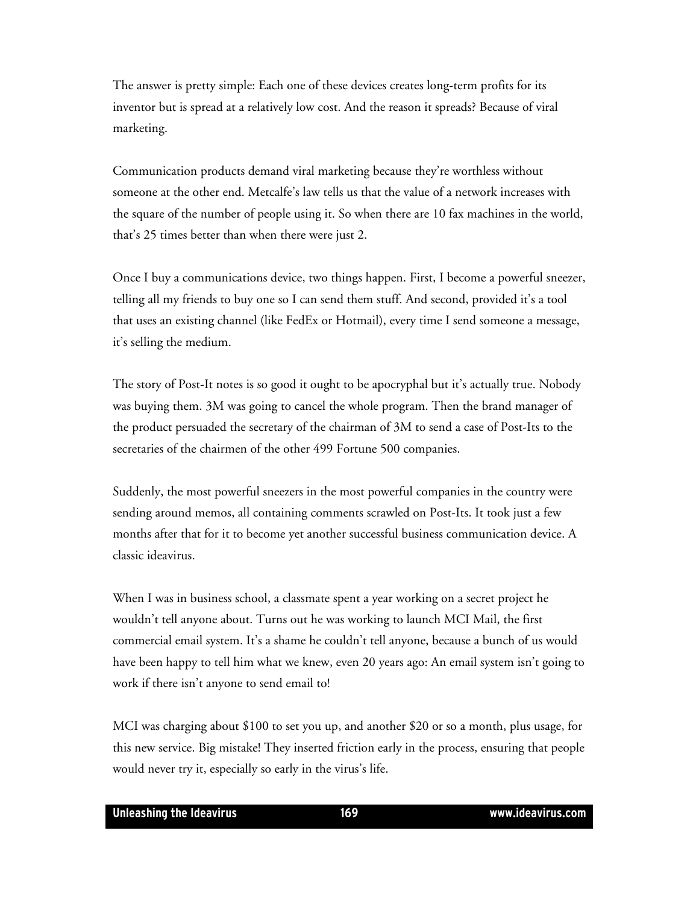The answer is pretty simple: Each one of these devices creates long-term profits for its inventor but is spread at a relatively low cost. And the reason it spreads? Because of viral marketing.

Communication products demand viral marketing because they're worthless without someone at the other end. Metcalfe's law tells us that the value of a network increases with the square of the number of people using it. So when there are 10 fax machines in the world, that's 25 times better than when there were just 2.

Once I buy a communications device, two things happen. First, I become a powerful sneezer, telling all my friends to buy one so I can send them stuff. And second, provided it's a tool that uses an existing channel (like FedEx or Hotmail), every time I send someone a message, it's selling the medium.

The story of Post-It notes is so good it ought to be apocryphal but it's actually true. Nobody was buying them. 3M was going to cancel the whole program. Then the brand manager of the product persuaded the secretary of the chairman of 3M to send a case of Post-Its to the secretaries of the chairmen of the other 499 Fortune 500 companies.

Suddenly, the most powerful sneezers in the most powerful companies in the country were sending around memos, all containing comments scrawled on Post-Its. It took just a few months after that for it to become yet another successful business communication device. A classic ideavirus.

When I was in business school, a classmate spent a year working on a secret project he wouldn't tell anyone about. Turns out he was working to launch MCI Mail, the first commercial email system. It's a shame he couldn't tell anyone, because a bunch of us would have been happy to tell him what we knew, even 20 years ago: An email system isn't going to work if there isn't anyone to send email to!

MCI was charging about $100 to set you up, and another $20 or so a month, plus usage, for this new service. Big mistake! They inserted friction early in the process, ensuring that people would never try it, especially so early in the virus's life.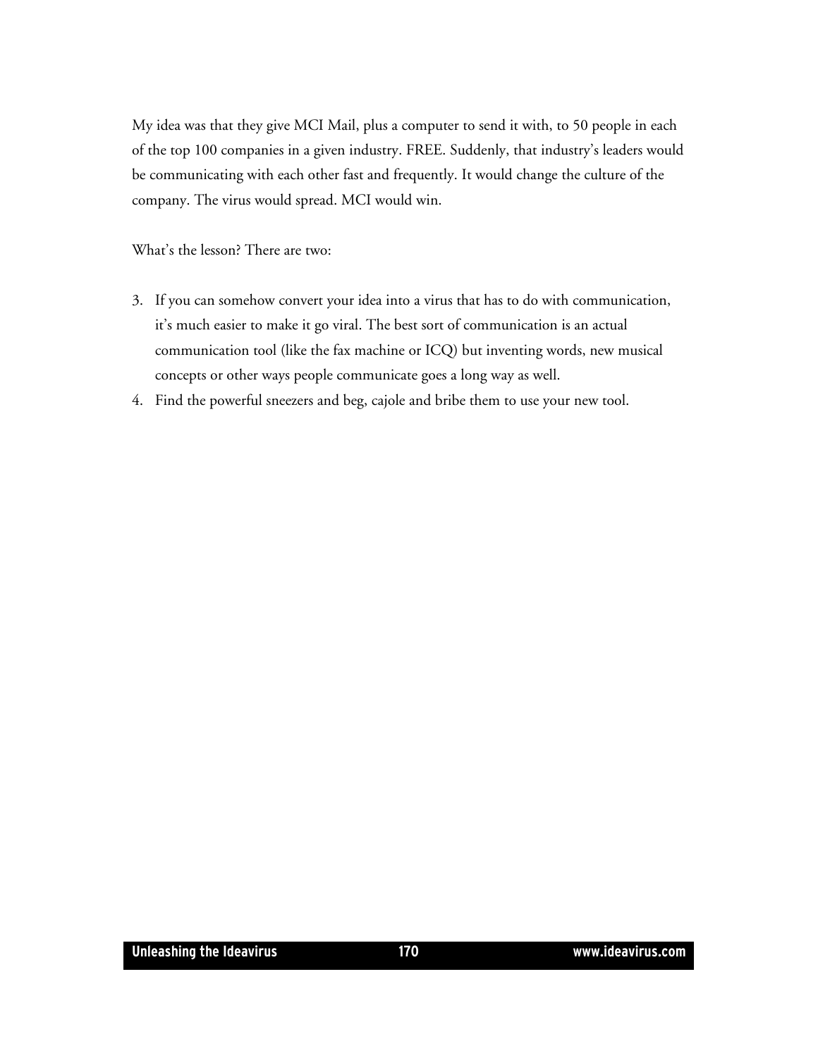My idea was that they give MCI Mail, plus a computer to send it with, to 50 people in each of the top 100 companies in a given industry. FREE. Suddenly, that industry's leaders would be communicating with each other fast and frequently. It would change the culture of the company. The virus would spread. MCI would win.

What's the lesson? There are two:

3. If you can somehow convert your idea into a virus that has to do with communication, it's much easier to make it go viral. The best sort of communication is an actual communication tool (like the fax machine or ICQ) but inventing words, new musical concepts or other ways people communicate goes a long way as well.
4. Find the powerful sneezers and beg, cajole and bribe them to use your new tool.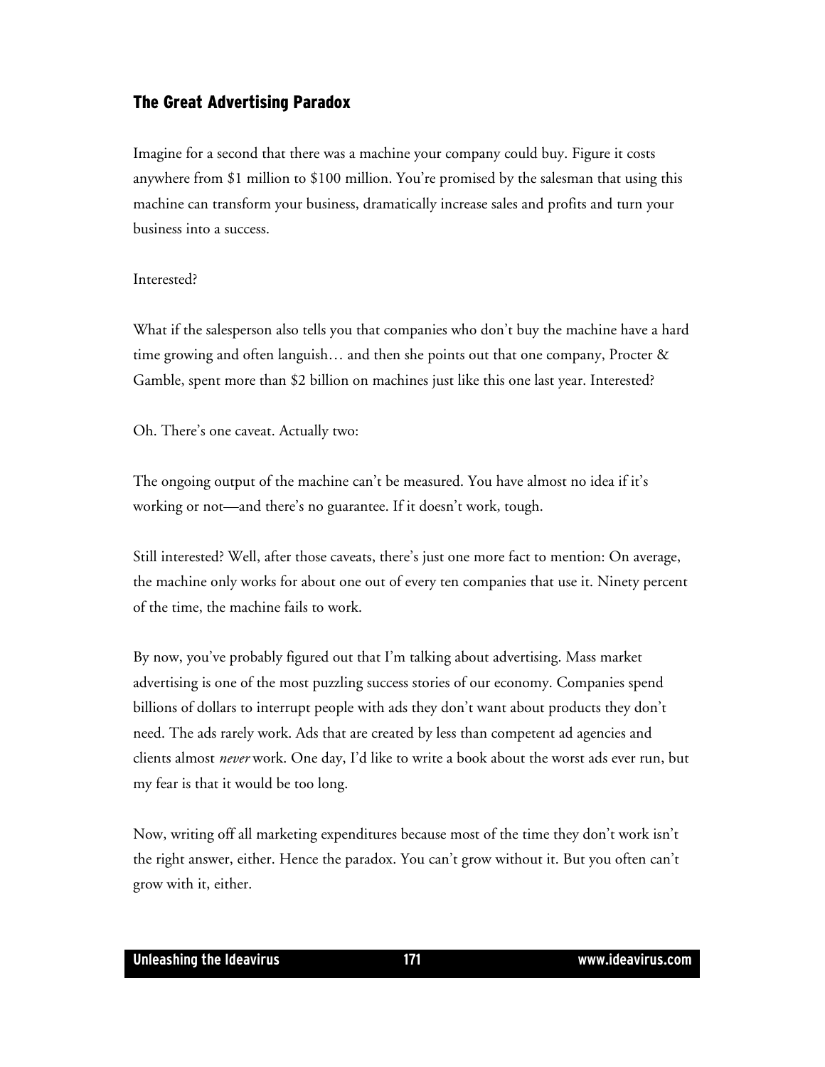## The Great Advertising Paradox

Imagine for a second that there was a machine your company could buy. Figure it costs anywhere from $1 million to $100 million. You're promised by the salesman that using this machine can transform your business, dramatically increase sales and profits and turn your business into a success.

Interested?

What if the salesperson also tells you that companies who don't buy the machine have a hard time growing and often languish… and then she points out that one company, Procter & Gamble, spent more than $2 billion on machines just like this one last year. Interested?

Oh. There's one caveat. Actually two:

The ongoing output of the machine can't be measured. You have almost no idea if it's working or not—and there's no guarantee. If it doesn't work, tough.

Still interested? Well, after those caveats, there's just one more fact to mention: On average, the machine only works for about one out of every ten companies that use it. Ninety percent of the time, the machine fails to work.

By now, you've probably figured out that I'm talking about advertising. Mass market advertising is one of the most puzzling success stories of our economy. Companies spend billions of dollars to interrupt people with ads they don't want about products they don't need. The ads rarely work. Ads that are created by less than competent ad agencies and clients almost *never* work. One day, I'd like to write a book about the worst ads ever run, but my fear is that it would be too long.

Now, writing off all marketing expenditures because most of the time they don't work isn't the right answer, either. Hence the paradox. You can't grow without it. But you often can't grow with it, either.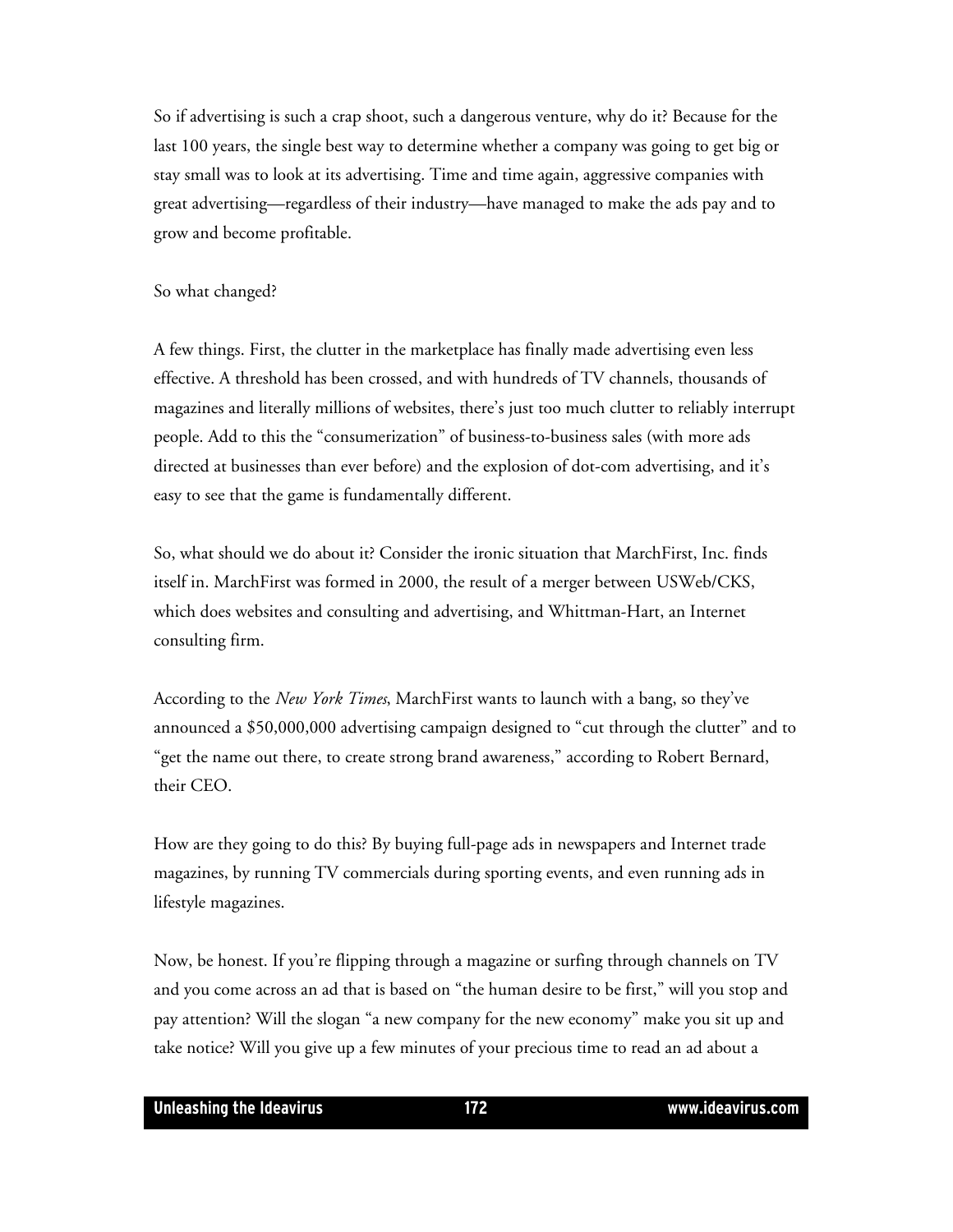So if advertising is such a crap shoot, such a dangerous venture, why do it? Because for the last 100 years, the single best way to determine whether a company was going to get big or stay small was to look at its advertising. Time and time again, aggressive companies with great advertising—regardless of their industry—have managed to make the ads pay and to grow and become profitable.

So what changed?

A few things. First, the clutter in the marketplace has finally made advertising even less effective. A threshold has been crossed, and with hundreds of TV channels, thousands of magazines and literally millions of websites, there's just too much clutter to reliably interrupt people. Add to this the "consumerization" of business-to-business sales (with more ads directed at businesses than ever before) and the explosion of dot-com advertising, and it's easy to see that the game is fundamentally different.

So, what should we do about it? Consider the ironic situation that MarchFirst, Inc. finds itself in. MarchFirst was formed in 2000, the result of a merger between USWeb/CKS, which does websites and consulting and advertising, and Whittman-Hart, an Internet consulting firm.

According to the *New York Times*, MarchFirst wants to launch with a bang, so they've announced a $50,000,000 advertising campaign designed to "cut through the clutter" and to "get the name out there, to create strong brand awareness," according to Robert Bernard, their CEO.

How are they going to do this? By buying full-page ads in newspapers and Internet trade magazines, by running TV commercials during sporting events, and even running ads in lifestyle magazines.

Now, be honest. If you're flipping through a magazine or surfing through channels on TV and you come across an ad that is based on "the human desire to be first," will you stop and pay attention? Will the slogan "a new company for the new economy" make you sit up and take notice? Will you give up a few minutes of your precious time to read an ad about a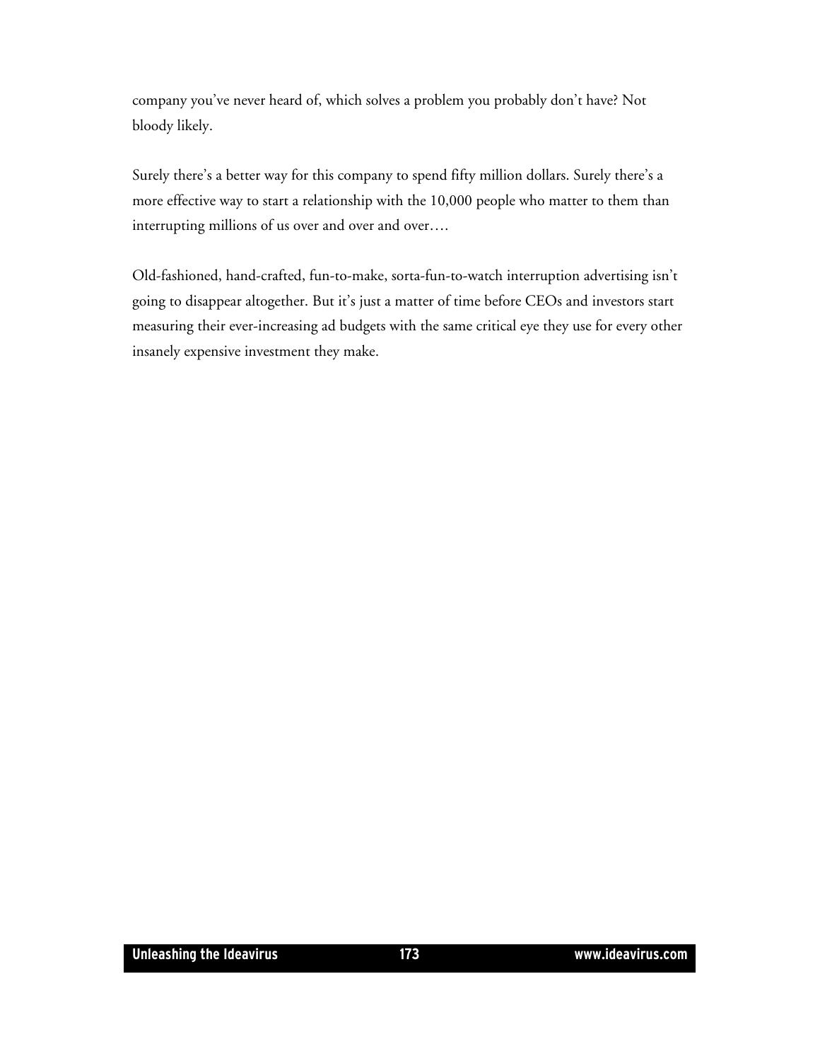company you've never heard of, which solves a problem you probably don't have? Not bloody likely.

Surely there's a better way for this company to spend fifty million dollars. Surely there's a more effective way to start a relationship with the 10,000 people who matter to them than interrupting millions of us over and over and over….

Old-fashioned, hand-crafted, fun-to-make, sorta-fun-to-watch interruption advertising isn't going to disappear altogether. But it's just a matter of time before CEOs and investors start measuring their ever-increasing ad budgets with the same critical eye they use for every other insanely expensive investment they make.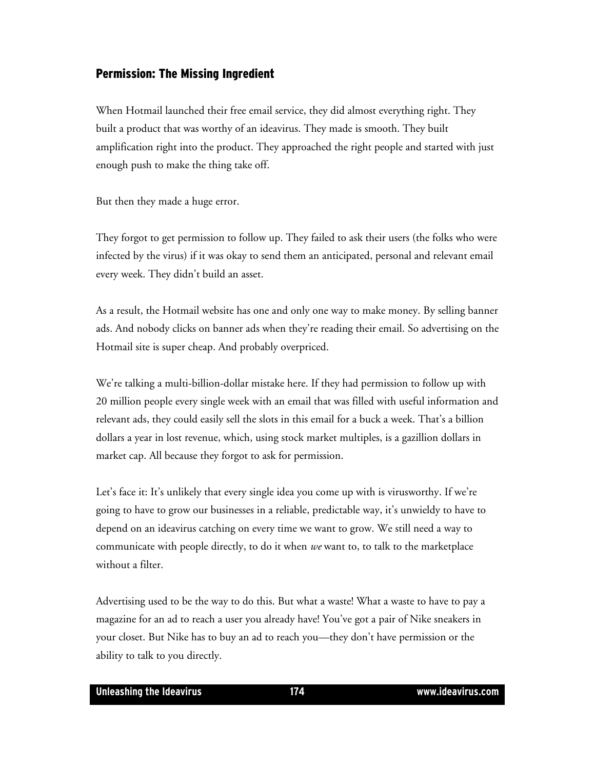## Permission: The Missing Ingredient

When Hotmail launched their free email service, they did almost everything right. They built a product that was worthy of an ideavirus. They made is smooth. They built amplification right into the product. They approached the right people and started with just enough push to make the thing take off.

But then they made a huge error.

They forgot to get permission to follow up. They failed to ask their users (the folks who were infected by the virus) if it was okay to send them an anticipated, personal and relevant email every week. They didn't build an asset.

As a result, the Hotmail website has one and only one way to make money. By selling banner ads. And nobody clicks on banner ads when they're reading their email. So advertising on the Hotmail site is super cheap. And probably overpriced.

We're talking a multi-billion-dollar mistake here. If they had permission to follow up with 20 million people every single week with an email that was filled with useful information and relevant ads, they could easily sell the slots in this email for a buck a week. That's a billion dollars a year in lost revenue, which, using stock market multiples, is a gazillion dollars in market cap. All because they forgot to ask for permission.

Let's face it: It's unlikely that every single idea you come up with is virusworthy. If we're going to have to grow our businesses in a reliable, predictable way, it's unwieldy to have to depend on an ideavirus catching on every time we want to grow. We still need a way to communicate with people directly, to do it when *we* want to, to talk to the marketplace without a filter.

Advertising used to be the way to do this. But what a waste! What a waste to have to pay a magazine for an ad to reach a user you already have! You've got a pair of Nike sneakers in your closet. But Nike has to buy an ad to reach you—they don't have permission or the ability to talk to you directly.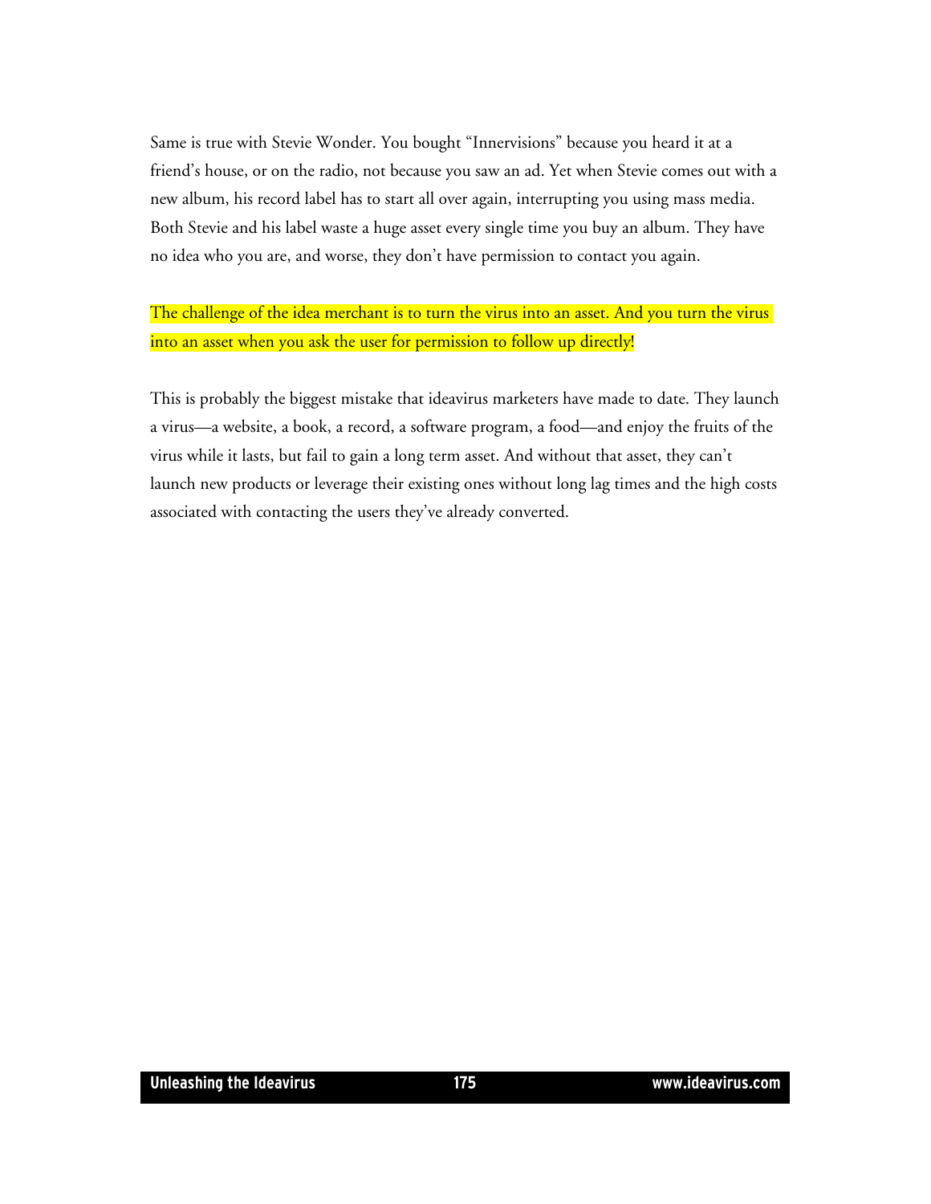Same is true with Stevie Wonder. You bought "Innervisions" because you heard it at a friend's house, or on the radio, not because you saw an ad. Yet when Stevie comes out with a new album, his record label has to start all over again, interrupting you using mass media. Both Stevie and his label waste a huge asset every single time you buy an album. They have no idea who you are, and worse, they don't have permission to contact you again.

The challenge of the idea merchant is to turn the virus into an asset. And you turn the virus into an asset when you ask the user for permission to follow up directly!

This is probably the biggest mistake that ideavirus marketers have made to date. They launch a virus—a website, a book, a record, a software program, a food—and enjoy the fruits of the virus while it lasts, but fail to gain a long term asset. And without that asset, they can't launch new products or leverage their existing ones without long lag times and the high costs associated with contacting the users they've already converted.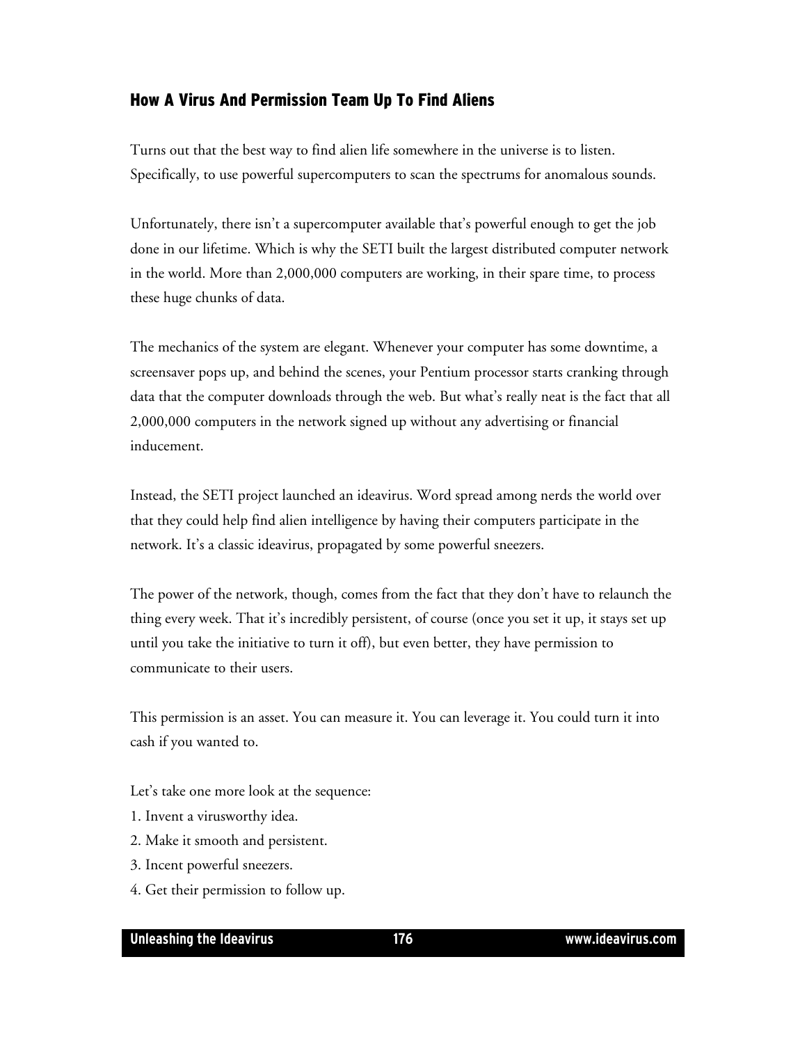## How A Virus And Permission Team Up To Find Aliens

Turns out that the best way to find alien life somewhere in the universe is to listen. Specifically, to use powerful supercomputers to scan the spectrums for anomalous sounds.

Unfortunately, there isn't a supercomputer available that's powerful enough to get the job done in our lifetime. Which is why the SETI built the largest distributed computer network in the world. More than 2,000,000 computers are working, in their spare time, to process these huge chunks of data.

The mechanics of the system are elegant. Whenever your computer has some downtime, a screensaver pops up, and behind the scenes, your Pentium processor starts cranking through data that the computer downloads through the web. But what's really neat is the fact that all 2,000,000 computers in the network signed up without any advertising or financial inducement.

Instead, the SETI project launched an ideavirus. Word spread among nerds the world over that they could help find alien intelligence by having their computers participate in the network. It's a classic ideavirus, propagated by some powerful sneezers.

The power of the network, though, comes from the fact that they don't have to relaunch the thing every week. That it's incredibly persistent, of course (once you set it up, it stays set up until you take the initiative to turn it off), but even better, they have permission to communicate to their users.

This permission is an asset. You can measure it. You can leverage it. You could turn it into cash if you wanted to.

Let's take one more look at the sequence:

1. Invent a virusworthy idea.
2. Make it smooth and persistent.
3. Incent powerful sneezers.
4. Get their permission to follow up.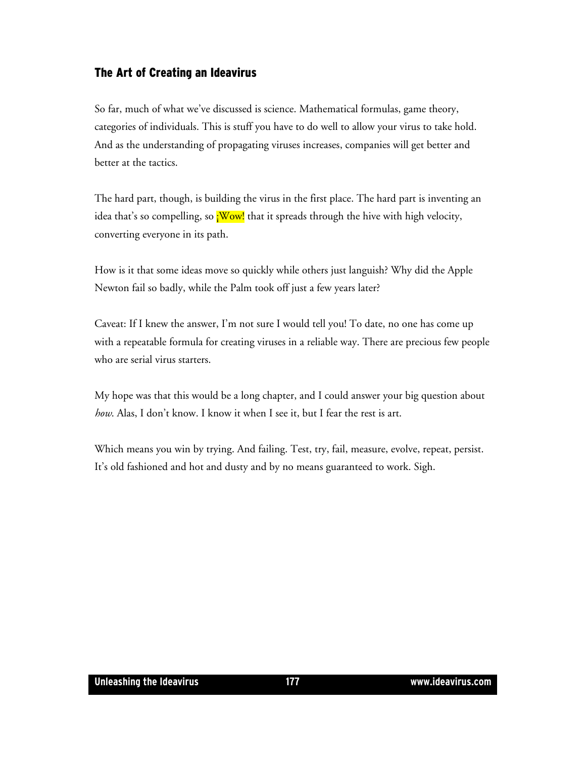## The Art of Creating an Ideavirus

So far, much of what we've discussed is science. Mathematical formulas, game theory, categories of individuals. This is stuff you have to do well to allow your virus to take hold. And as the understanding of propagating viruses increases, companies will get better and better at the tactics.

The hard part, though, is building the virus in the first place. The hard part is inventing an idea that's so compelling, so ¡Wow! that it spreads through the hive with high velocity, converting everyone in its path.

How is it that some ideas move so quickly while others just languish? Why did the Apple Newton fail so badly, while the Palm took off just a few years later?

Caveat: If I knew the answer, I'm not sure I would tell you! To date, no one has come up with a repeatable formula for creating viruses in a reliable way. There are precious few people who are serial virus starters.

My hope was that this would be a long chapter, and I could answer your big question about *how*. Alas, I don't know. I know it when I see it, but I fear the rest is art.

Which means you win by trying. And failing. Test, try, fail, measure, evolve, repeat, persist. It's old fashioned and hot and dusty and by no means guaranteed to work. Sigh.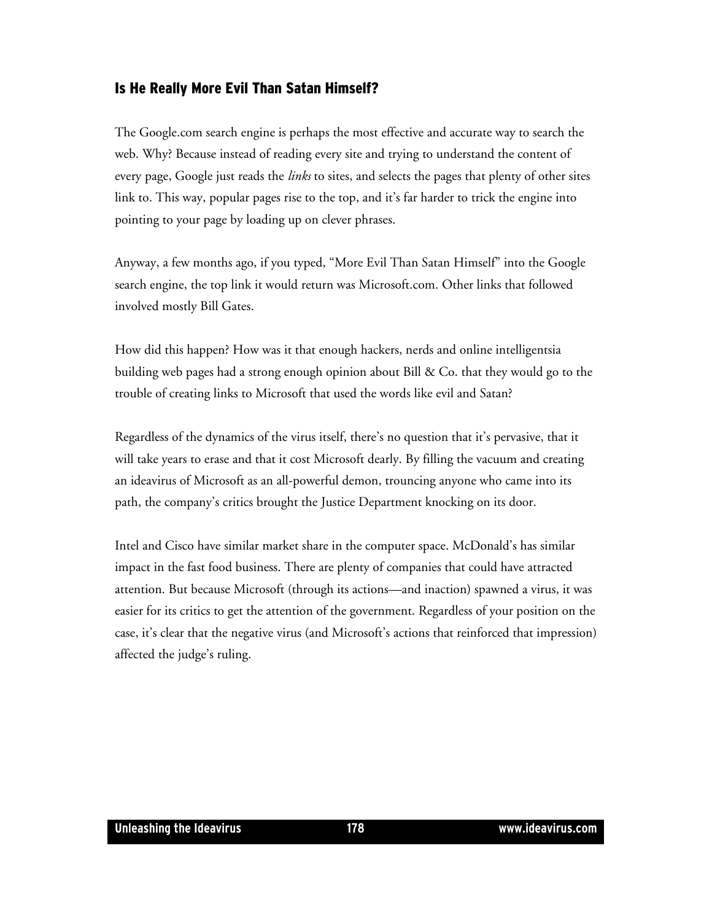## Is He Really More Evil Than Satan Himself?

The Google.com search engine is perhaps the most effective and accurate way to search the web. Why? Because instead of reading every site and trying to understand the content of every page, Google just reads the *links* to sites, and selects the pages that plenty of other sites link to. This way, popular pages rise to the top, and it's far harder to trick the engine into pointing to your page by loading up on clever phrases.

Anyway, a few months ago, if you typed, "More Evil Than Satan Himself" into the Google search engine, the top link it would return was Microsoft.com. Other links that followed involved mostly Bill Gates.

How did this happen? How was it that enough hackers, nerds and online intelligentsia building web pages had a strong enough opinion about Bill & Co. that they would go to the trouble of creating links to Microsoft that used the words like evil and Satan?

Regardless of the dynamics of the virus itself, there's no question that it's pervasive, that it will take years to erase and that it cost Microsoft dearly. By filling the vacuum and creating an ideavirus of Microsoft as an all-powerful demon, trouncing anyone who came into its path, the company's critics brought the Justice Department knocking on its door.

Intel and Cisco have similar market share in the computer space. McDonald's has similar impact in the fast food business. There are plenty of companies that could have attracted attention. But because Microsoft (through its actions—and inaction) spawned a virus, it was easier for its critics to get the attention of the government. Regardless of your position on the case, it's clear that the negative virus (and Microsoft's actions that reinforced that impression) affected the judge's ruling.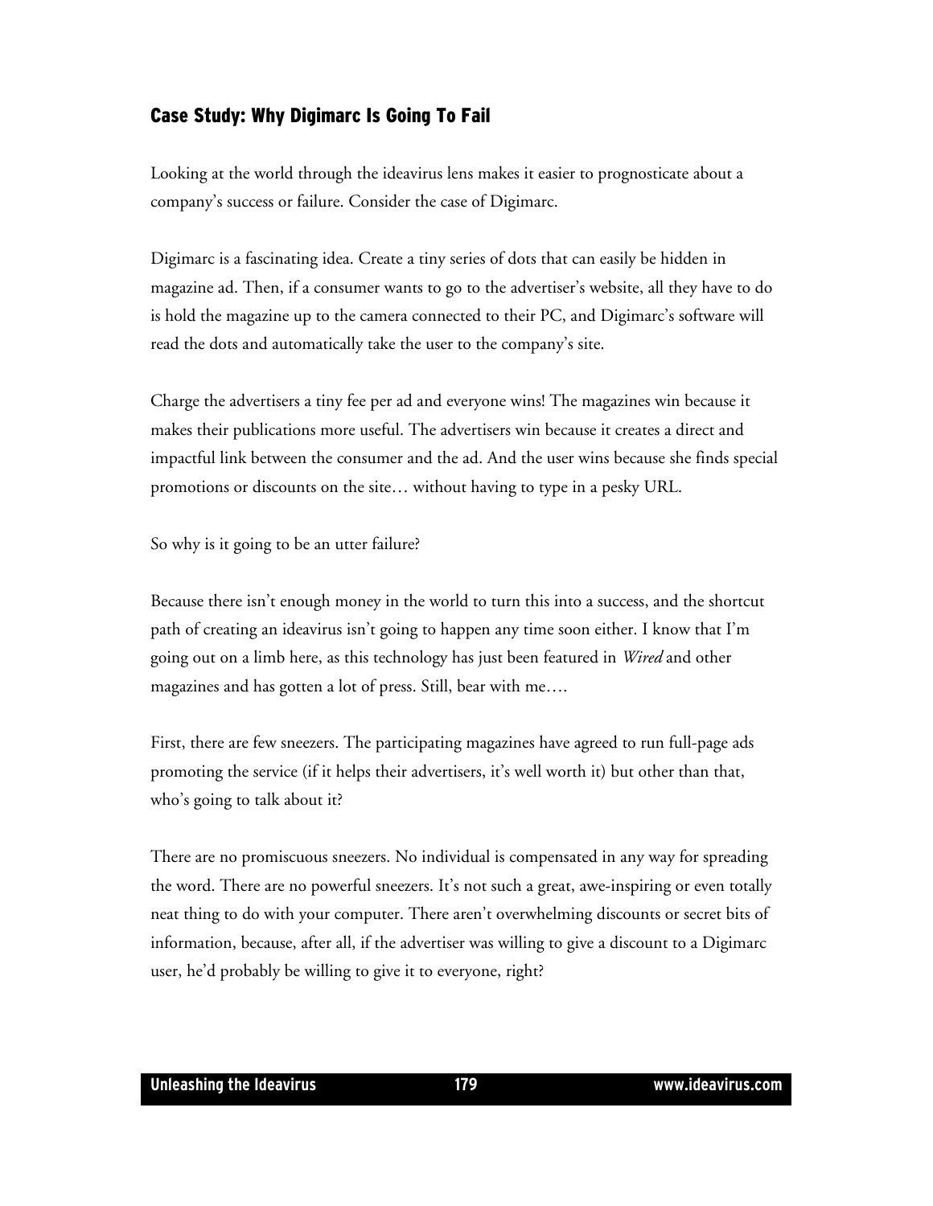## Case Study: Why Digimarc Is Going To Fail

Looking at the world through the ideavirus lens makes it easier to prognosticate about a company's success or failure. Consider the case of Digimarc.

Digimarc is a fascinating idea. Create a tiny series of dots that can easily be hidden in magazine ad. Then, if a consumer wants to go to the advertiser's website, all they have to do is hold the magazine up to the camera connected to their PC, and Digimarc's software will read the dots and automatically take the user to the company's site.

Charge the advertisers a tiny fee per ad and everyone wins! The magazines win because it makes their publications more useful. The advertisers win because it creates a direct and impactful link between the consumer and the ad. And the user wins because she finds special promotions or discounts on the site… without having to type in a pesky URL.

So why is it going to be an utter failure?

Because there isn't enough money in the world to turn this into a success, and the shortcut path of creating an ideavirus isn't going to happen any time soon either. I know that I'm going out on a limb here, as this technology has just been featured in *Wired* and other magazines and has gotten a lot of press. Still, bear with me….

First, there are few sneezers. The participating magazines have agreed to run full-page ads promoting the service (if it helps their advertisers, it's well worth it) but other than that, who's going to talk about it?

There are no promiscuous sneezers. No individual is compensated in any way for spreading the word. There are no powerful sneezers. It's not such a great, awe-inspiring or even totally neat thing to do with your computer. There aren't overwhelming discounts or secret bits of information, because, after all, if the advertiser was willing to give a discount to a Digimarc user, he'd probably be willing to give it to everyone, right?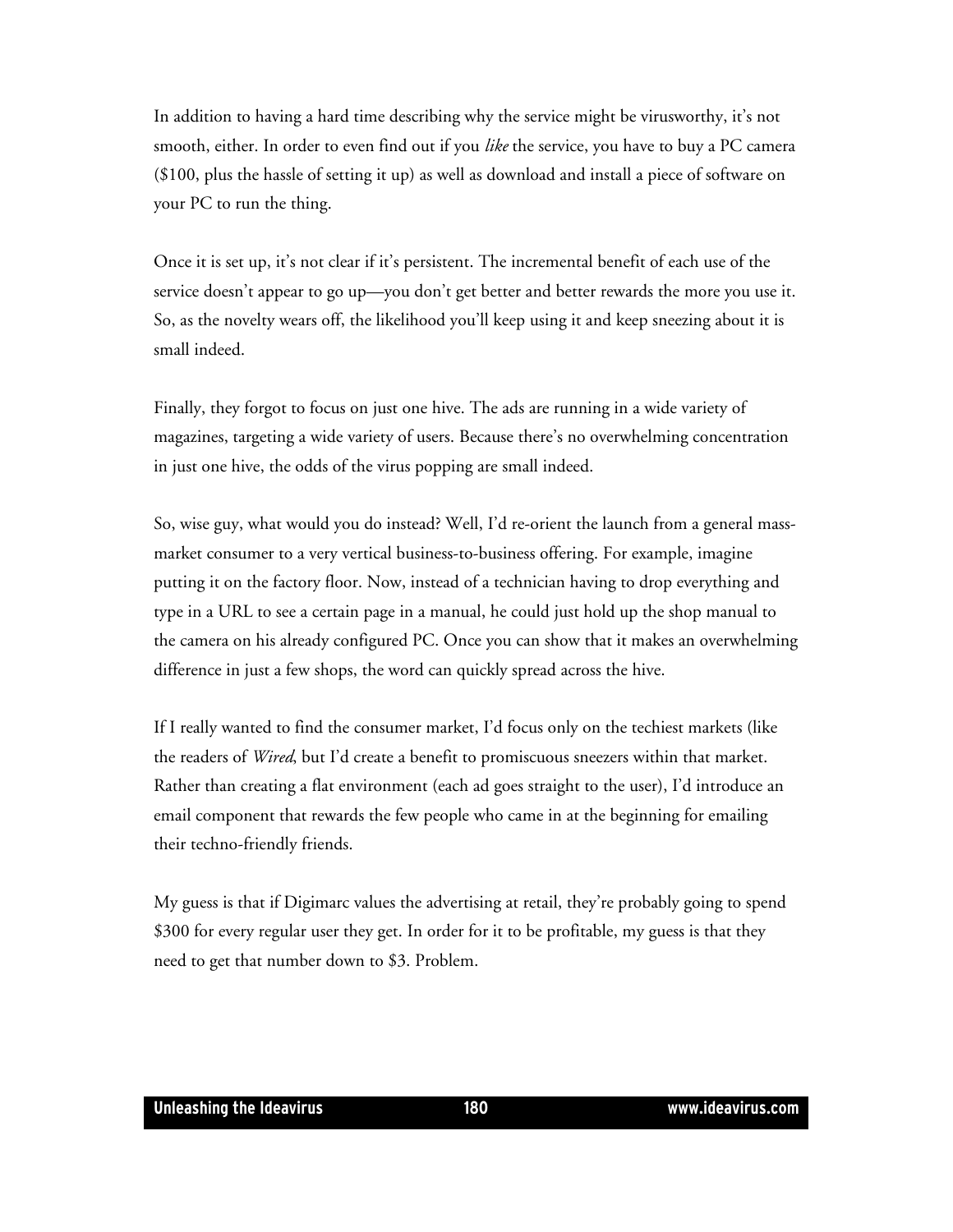In addition to having a hard time describing why the service might be virusworthy, it's not smooth, either. In order to even find out if you *like* the service, you have to buy a PC camera ($100, plus the hassle of setting it up) as well as download and install a piece of software on your PC to run the thing.

Once it is set up, it's not clear if it's persistent. The incremental benefit of each use of the service doesn't appear to go up—you don't get better and better rewards the more you use it. So, as the novelty wears off, the likelihood you'll keep using it and keep sneezing about it is small indeed.

Finally, they forgot to focus on just one hive. The ads are running in a wide variety of magazines, targeting a wide variety of users. Because there's no overwhelming concentration in just one hive, the odds of the virus popping are small indeed.

So, wise guy, what would you do instead? Well, I'd re-orient the launch from a general mass-market consumer to a very vertical business-to-business offering. For example, imagine putting it on the factory floor. Now, instead of a technician having to drop everything and type in a URL to see a certain page in a manual, he could just hold up the shop manual to the camera on his already configured PC. Once you can show that it makes an overwhelming difference in just a few shops, the word can quickly spread across the hive.

If I really wanted to find the consumer market, I'd focus only on the techiest markets (like the readers of *Wired*, but I'd create a benefit to promiscuous sneezers within that market. Rather than creating a flat environment (each ad goes straight to the user), I'd introduce an email component that rewards the few people who came in at the beginning for emailing their techno-friendly friends.

My guess is that if Digimarc values the advertising at retail, they're probably going to spend $300 for every regular user they get. In order for it to be profitable, my guess is that they need to get that number down to $3. Problem.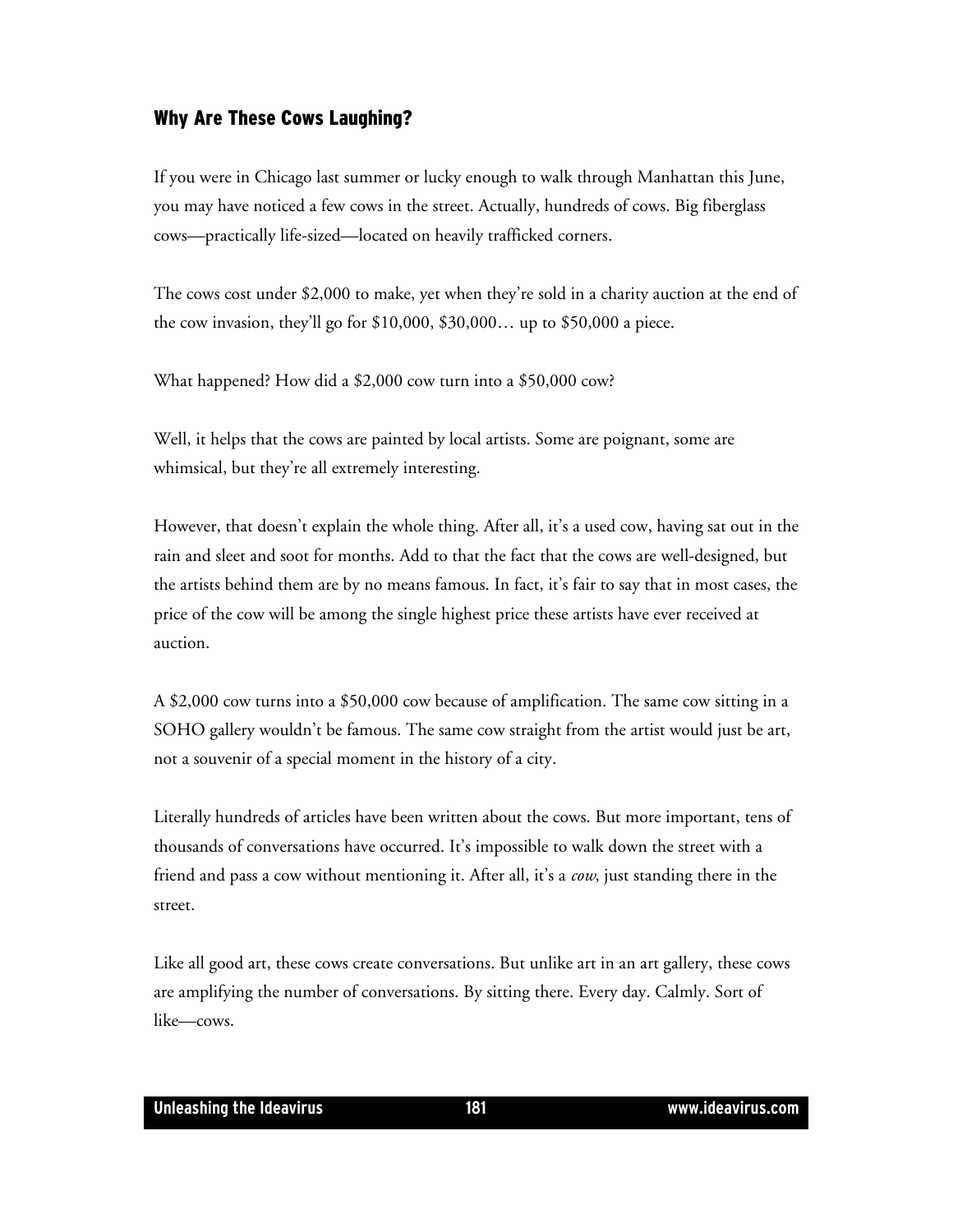## Why Are These Cows Laughing?

If you were in Chicago last summer or lucky enough to walk through Manhattan this June, you may have noticed a few cows in the street. Actually, hundreds of cows. Big fiberglass cows—practically life-sized—located on heavily trafficked corners.

The cows cost under $2,000 to make, yet when they're sold in a charity auction at the end of the cow invasion, they'll go for $10,000, $30,000… up to $50,000 a piece.

What happened? How did a $2,000 cow turn into a $50,000 cow?

Well, it helps that the cows are painted by local artists. Some are poignant, some are whimsical, but they're all extremely interesting.

However, that doesn't explain the whole thing. After all, it's a used cow, having sat out in the rain and sleet and soot for months. Add to that the fact that the cows are well-designed, but the artists behind them are by no means famous. In fact, it's fair to say that in most cases, the price of the cow will be among the single highest price these artists have ever received at auction.

A $2,000 cow turns into a $50,000 cow because of amplification. The same cow sitting in a SOHO gallery wouldn't be famous. The same cow straight from the artist would just be art, not a souvenir of a special moment in the history of a city.

Literally hundreds of articles have been written about the cows. But more important, tens of thousands of conversations have occurred. It's impossible to walk down the street with a friend and pass a cow without mentioning it. After all, it's a *cow*, just standing there in the street.

Like all good art, these cows create conversations. But unlike art in an art gallery, these cows are amplifying the number of conversations. By sitting there. Every day. Calmly. Sort of like—cows.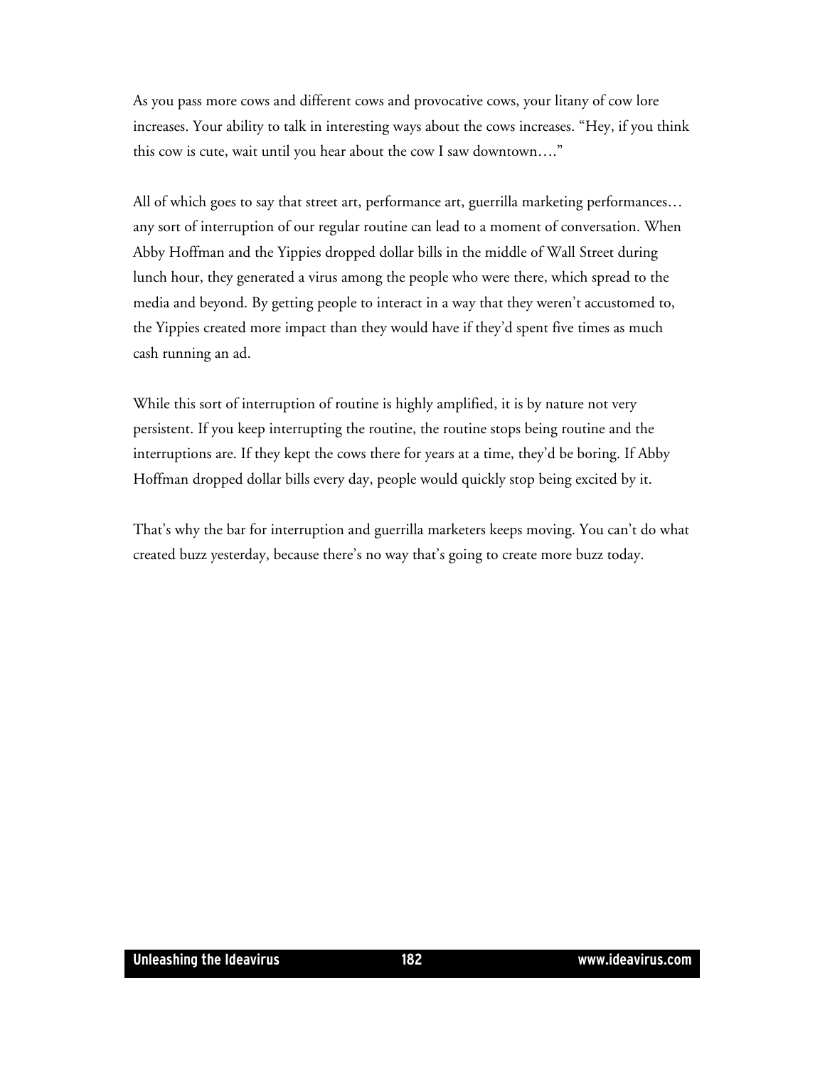As you pass more cows and different cows and provocative cows, your litany of cow lore increases. Your ability to talk in interesting ways about the cows increases. "Hey, if you think this cow is cute, wait until you hear about the cow I saw downtown…."

All of which goes to say that street art, performance art, guerrilla marketing performances… any sort of interruption of our regular routine can lead to a moment of conversation. When Abby Hoffman and the Yippies dropped dollar bills in the middle of Wall Street during lunch hour, they generated a virus among the people who were there, which spread to the media and beyond. By getting people to interact in a way that they weren't accustomed to, the Yippies created more impact than they would have if they'd spent five times as much cash running an ad.

While this sort of interruption of routine is highly amplified, it is by nature not very persistent. If you keep interrupting the routine, the routine stops being routine and the interruptions are. If they kept the cows there for years at a time, they'd be boring. If Abby Hoffman dropped dollar bills every day, people would quickly stop being excited by it.

That's why the bar for interruption and guerrilla marketers keeps moving. You can't do what created buzz yesterday, because there's no way that's going to create more buzz today.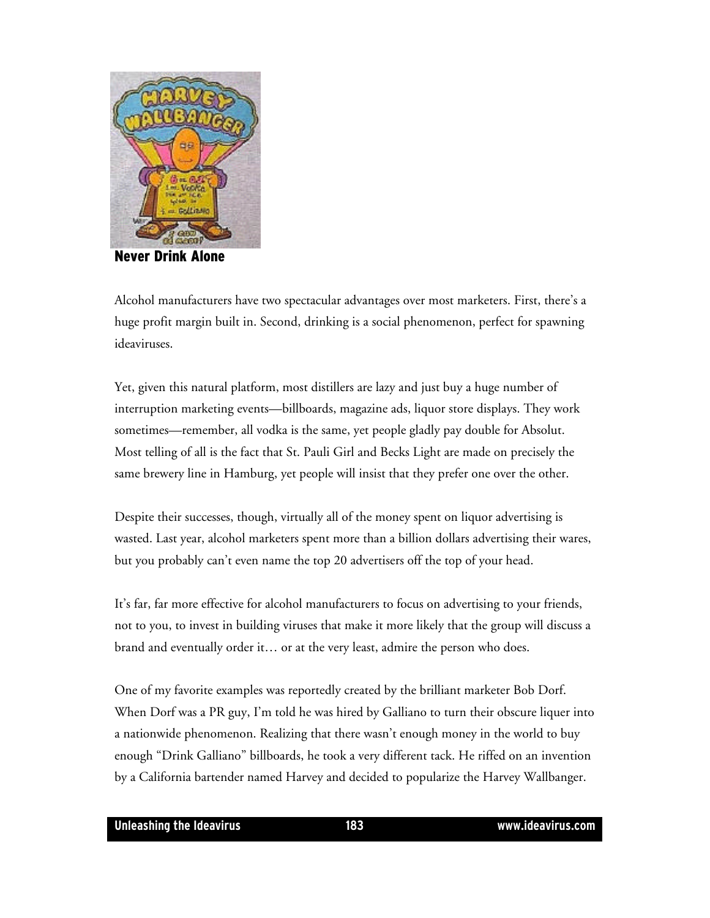## Never Drink Alone

Alcohol manufacturers have two spectacular advantages over most marketers. First, there's a huge profit margin built in. Second, drinking is a social phenomenon, perfect for spawning ideaviruses.

Yet, given this natural platform, most distillers are lazy and just buy a huge number of interruption marketing events—billboards, magazine ads, liquor store displays. They work sometimes—remember, all vodka is the same, yet people gladly pay double for Absolut. Most telling of all is the fact that St. Pauli Girl and Becks Light are made on precisely the same brewery line in Hamburg, yet people will insist that they prefer one over the other.

Despite their successes, though, virtually all of the money spent on liquor advertising is wasted. Last year, alcohol marketers spent more than a billion dollars advertising their wares, but you probably can't even name the top 20 advertisers off the top of your head.

It's far, far more effective for alcohol manufacturers to focus on advertising to your friends, not to you, to invest in building viruses that make it more likely that the group will discuss a brand and eventually order it… or at the very least, admire the person who does.

One of my favorite examples was reportedly created by the brilliant marketer Bob Dorf. When Dorf was a PR guy, I'm told he was hired by Galliano to turn their obscure liquer into a nationwide phenomenon. Realizing that there wasn't enough money in the world to buy enough "Drink Galliano" billboards, he took a very different tack. He riffed on an invention by a California bartender named Harvey and decided to popularize the Harvey Wallbanger.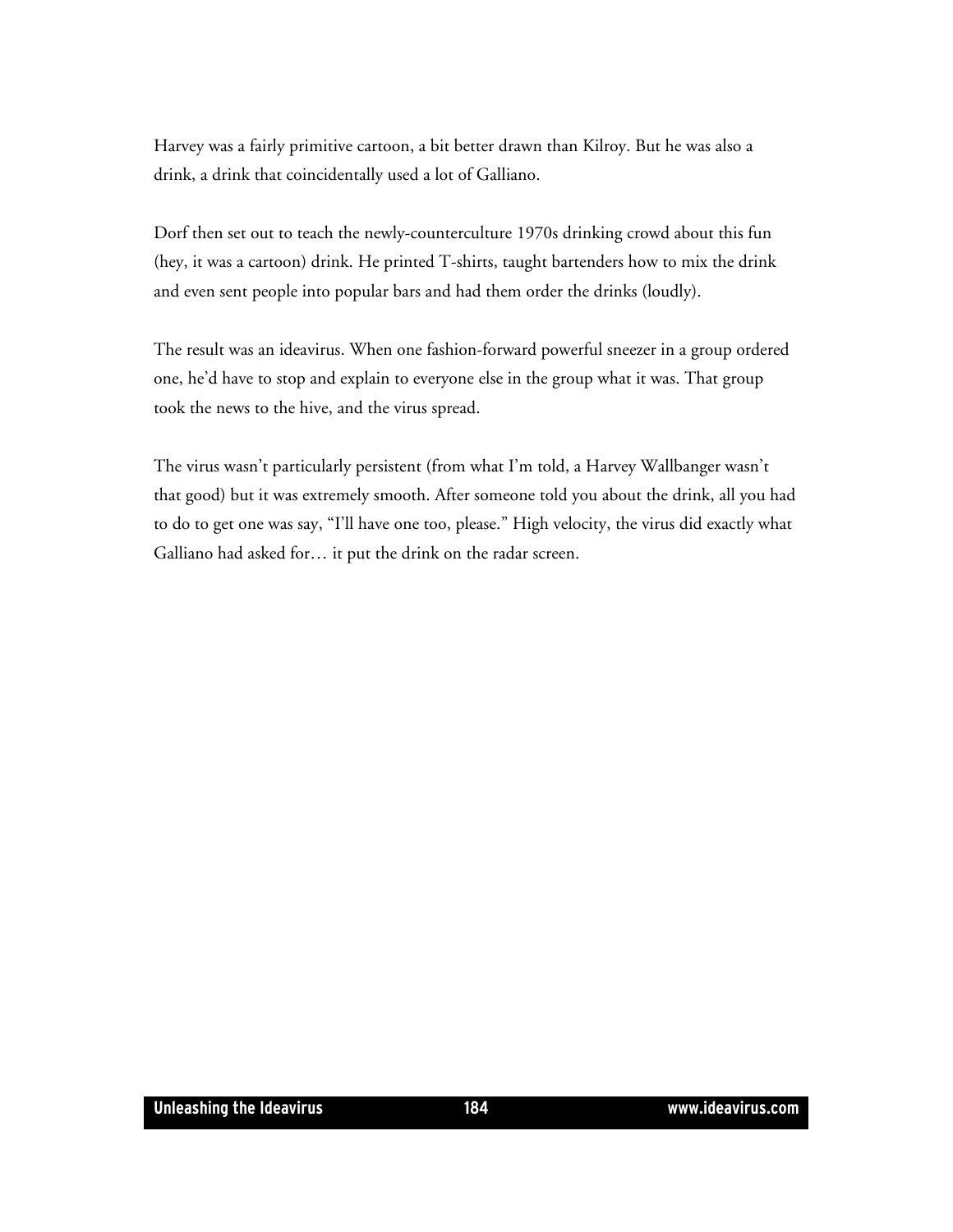Harvey was a fairly primitive cartoon, a bit better drawn than Kilroy. But he was also a drink, a drink that coincidentally used a lot of Galliano.

Dorf then set out to teach the newly-counterculture 1970s drinking crowd about this fun (hey, it was a cartoon) drink. He printed T-shirts, taught bartenders how to mix the drink and even sent people into popular bars and had them order the drinks (loudly).

The result was an ideavirus. When one fashion-forward powerful sneezer in a group ordered one, he'd have to stop and explain to everyone else in the group what it was. That group took the news to the hive, and the virus spread.

The virus wasn't particularly persistent (from what I'm told, a Harvey Wallbanger wasn't that good) but it was extremely smooth. After someone told you about the drink, all you had to do to get one was say, "I'll have one too, please." High velocity, the virus did exactly what Galliano had asked for… it put the drink on the radar screen.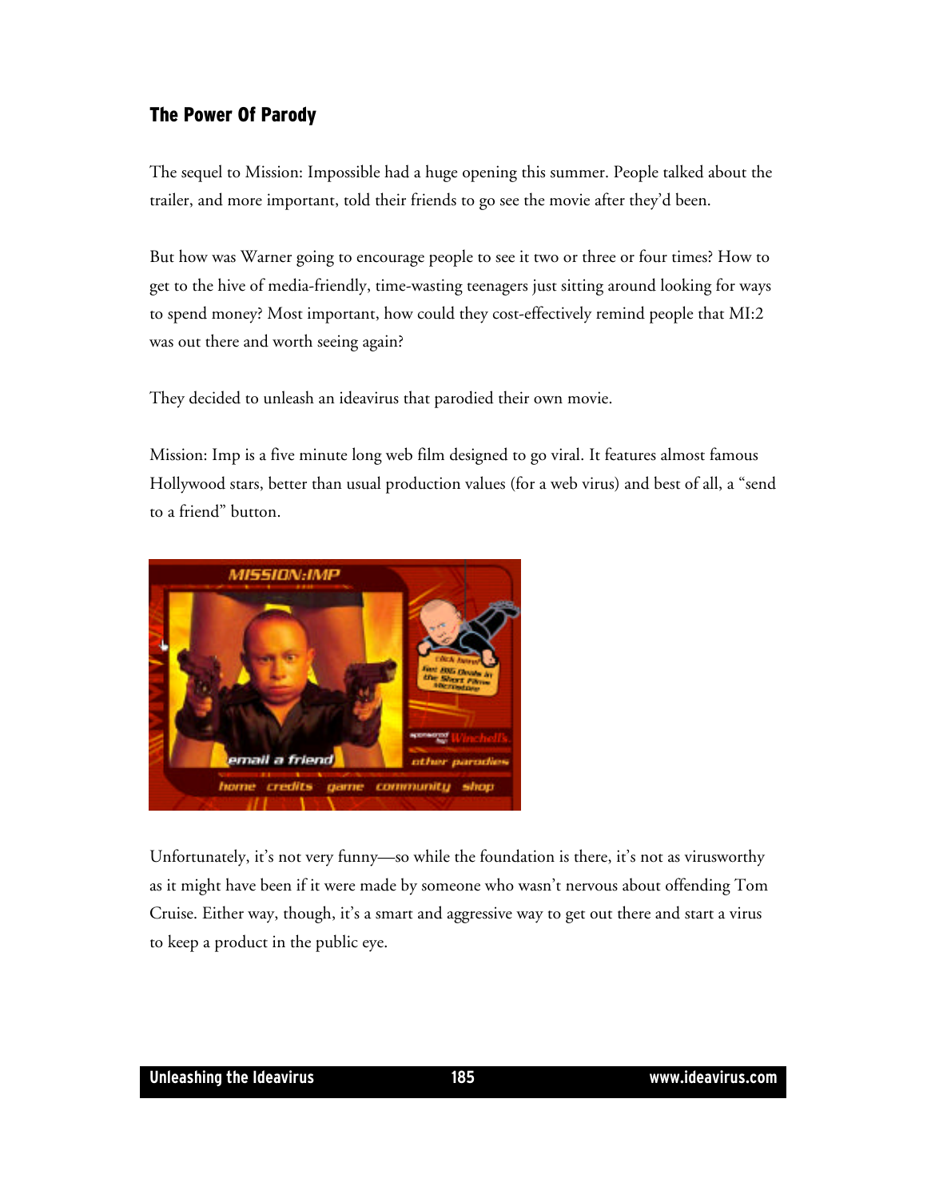## The Power Of Parody

The sequel to Mission: Impossible had a huge opening this summer. People talked about the trailer, and more important, told their friends to go see the movie after they'd been.

But how was Warner going to encourage people to see it two or three or four times? How to get to the hive of media-friendly, time-wasting teenagers just sitting around looking for ways to spend money? Most important, how could they cost-effectively remind people that MI:2 was out there and worth seeing again?

They decided to unleash an ideavirus that parodied their own movie.

Mission: Imp is a five minute long web film designed to go viral. It features almost famous Hollywood stars, better than usual production values (for a web virus) and best of all, a "send to a friend" button.

Unfortunately, it's not very funny—so while the foundation is there, it's not as virusworthy as it might have been if it were made by someone who wasn't nervous about offending Tom Cruise. Either way, though, it's a smart and aggressive way to get out there and start a virus to keep a product in the public eye.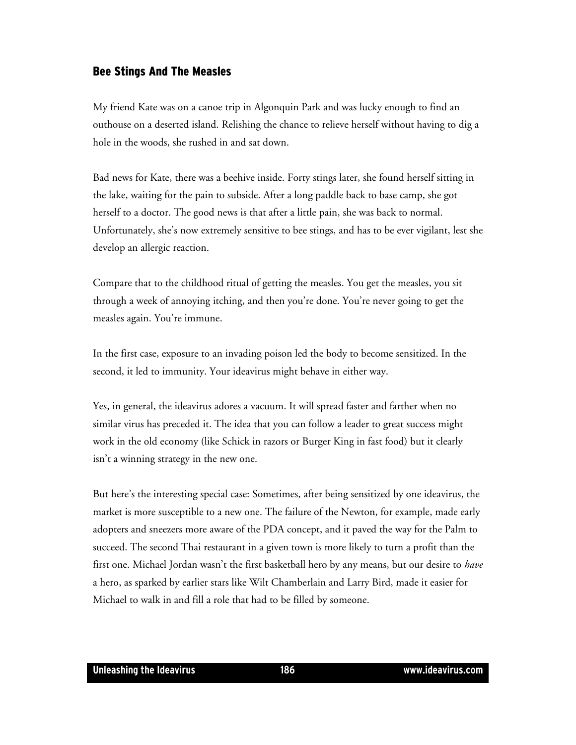## Bee Stings And The Measles

My friend Kate was on a canoe trip in Algonquin Park and was lucky enough to find an outhouse on a deserted island. Relishing the chance to relieve herself without having to dig a hole in the woods, she rushed in and sat down.

Bad news for Kate, there was a beehive inside. Forty stings later, she found herself sitting in the lake, waiting for the pain to subside. After a long paddle back to base camp, she got herself to a doctor. The good news is that after a little pain, she was back to normal. Unfortunately, she's now extremely sensitive to bee stings, and has to be ever vigilant, lest she develop an allergic reaction.

Compare that to the childhood ritual of getting the measles. You get the measles, you sit through a week of annoying itching, and then you're done. You're never going to get the measles again. You're immune.

In the first case, exposure to an invading poison led the body to become sensitized. In the second, it led to immunity. Your ideavirus might behave in either way.

Yes, in general, the ideavirus adores a vacuum. It will spread faster and farther when no similar virus has preceded it. The idea that you can follow a leader to great success might work in the old economy (like Schick in razors or Burger King in fast food) but it clearly isn't a winning strategy in the new one.

But here's the interesting special case: Sometimes, after being sensitized by one ideavirus, the market is more susceptible to a new one. The failure of the Newton, for example, made early adopters and sneezers more aware of the PDA concept, and it paved the way for the Palm to succeed. The second Thai restaurant in a given town is more likely to turn a profit than the first one. Michael Jordan wasn't the first basketball hero by any means, but our desire to *have* a hero, as sparked by earlier stars like Wilt Chamberlain and Larry Bird, made it easier for Michael to walk in and fill a role that had to be filled by someone.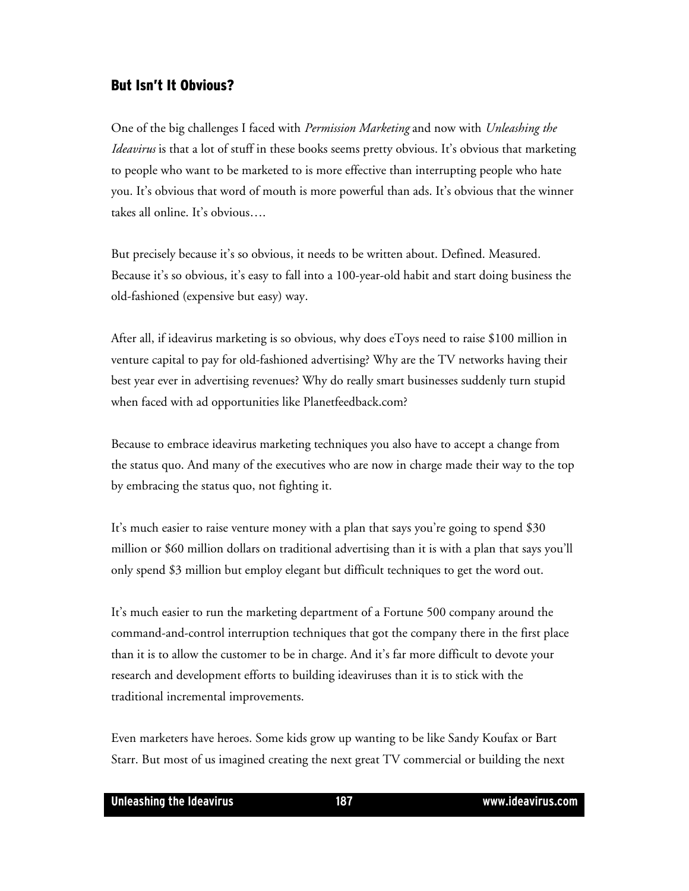## But Isn't It Obvious?

One of the big challenges I faced with *Permission Marketing* and now with *Unleashing the Ideavirus* is that a lot of stuff in these books seems pretty obvious. It's obvious that marketing to people who want to be marketed to is more effective than interrupting people who hate you. It's obvious that word of mouth is more powerful than ads. It's obvious that the winner takes all online. It's obvious….

But precisely because it's so obvious, it needs to be written about. Defined. Measured. Because it's so obvious, it's easy to fall into a 100-year-old habit and start doing business the old-fashioned (expensive but easy) way.

After all, if ideavirus marketing is so obvious, why does eToys need to raise $100 million in venture capital to pay for old-fashioned advertising? Why are the TV networks having their best year ever in advertising revenues? Why do really smart businesses suddenly turn stupid when faced with ad opportunities like Planetfeedback.com?

Because to embrace ideavirus marketing techniques you also have to accept a change from the status quo. And many of the executives who are now in charge made their way to the top by embracing the status quo, not fighting it.

It's much easier to raise venture money with a plan that says you're going to spend $30 million or $60 million dollars on traditional advertising than it is with a plan that says you'll only spend $3 million but employ elegant but difficult techniques to get the word out.

It's much easier to run the marketing department of a Fortune 500 company around the command-and-control interruption techniques that got the company there in the first place than it is to allow the customer to be in charge. And it's far more difficult to devote your research and development efforts to building ideaviruses than it is to stick with the traditional incremental improvements.

Even marketers have heroes. Some kids grow up wanting to be like Sandy Koufax or Bart Starr. But most of us imagined creating the next great TV commercial or building the next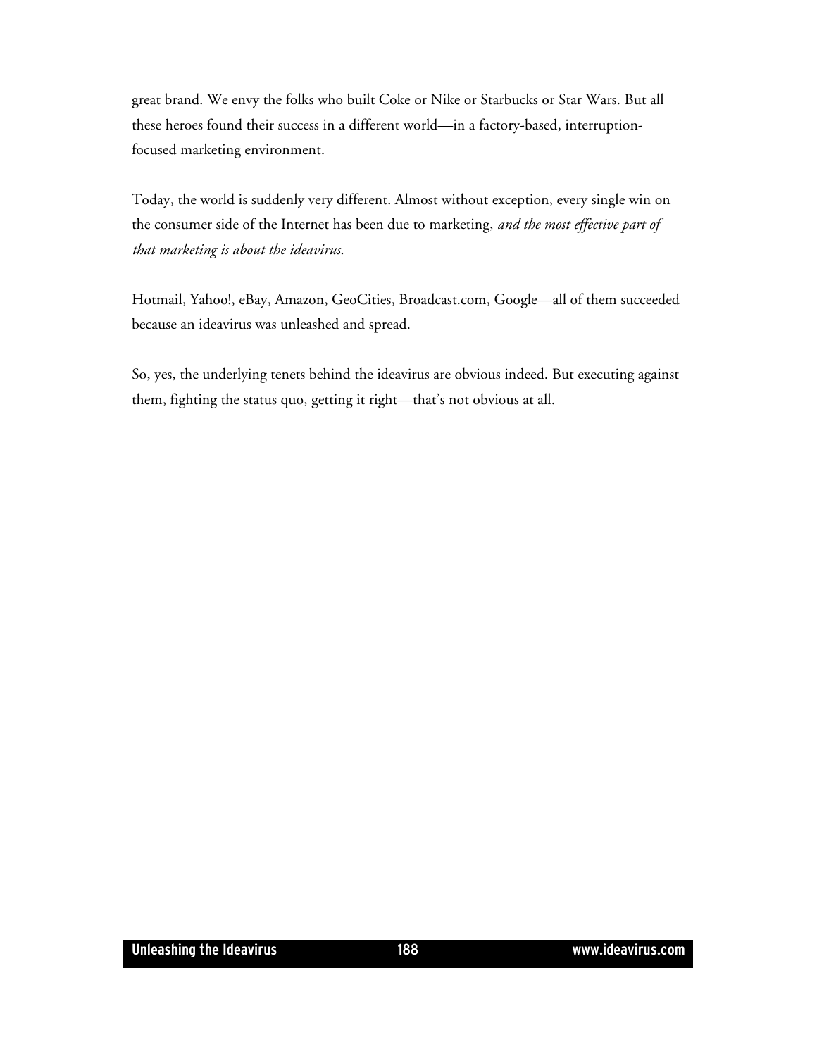great brand. We envy the folks who built Coke or Nike or Starbucks or Star Wars. But all these heroes found their success in a different world—in a factory-based, interruption-focused marketing environment.

Today, the world is suddenly very different. Almost without exception, every single win on the consumer side of the Internet has been due to marketing, *and the most effective part of that marketing is about the ideavirus.*

Hotmail, Yahoo!, eBay, Amazon, GeoCities, Broadcast.com, Google—all of them succeeded because an ideavirus was unleashed and spread.

So, yes, the underlying tenets behind the ideavirus are obvious indeed. But executing against them, fighting the status quo, getting it right—that's not obvious at all.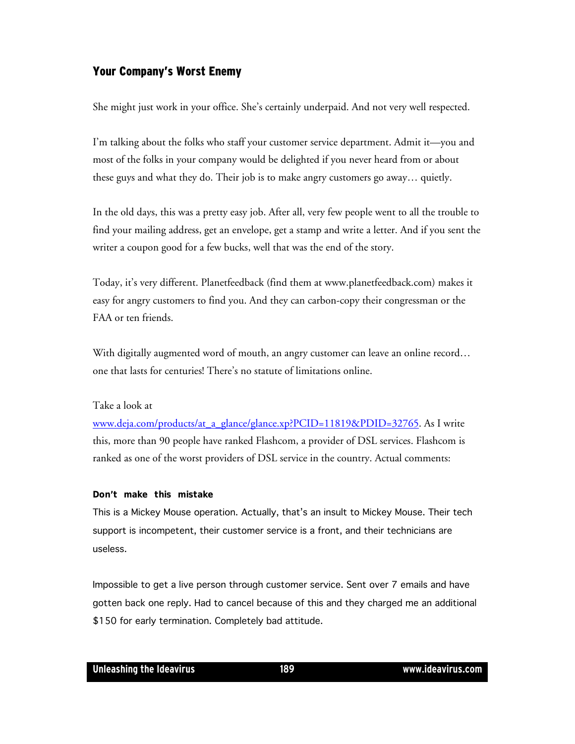## Your Company's Worst Enemy

She might just work in your office. She's certainly underpaid. And not very well respected.

I'm talking about the folks who staff your customer service department. Admit it—you and most of the folks in your company would be delighted if you never heard from or about these guys and what they do. Their job is to make angry customers go away… quietly.

In the old days, this was a pretty easy job. After all, very few people went to all the trouble to find your mailing address, get an envelope, get a stamp and write a letter. And if you sent the writer a coupon good for a few bucks, well that was the end of the story.

Today, it's very different. Planetfeedback (find them at www.planetfeedback.com) makes it easy for angry customers to find you. And they can carbon-copy their congressman or the FAA or ten friends.

With digitally augmented word of mouth, an angry customer can leave an online record… one that lasts for centuries! There's no statute of limitations online.

Take a look at [www.deja.com/products/at_a_glance/glance.xp?PCID=11819&PDID=32765](www.deja.com/products/at_a_glance/glance.xp?PCID=11819&PDID=32765). As I write this, more than 90 people have ranked Flashcom, a provider of DSL services. Flashcom is ranked as one of the worst providers of DSL service in the country. Actual comments:

**Don't make this mistake**

This is a Mickey Mouse operation. Actually, that's an insult to Mickey Mouse. Their tech support is incompetent, their customer service is a front, and their technicians are useless.

Impossible to get a live person through customer service. Sent over 7 emails and have gotten back one reply. Had to cancel because of this and they charged me an additional $150 for early termination. Completely bad attitude.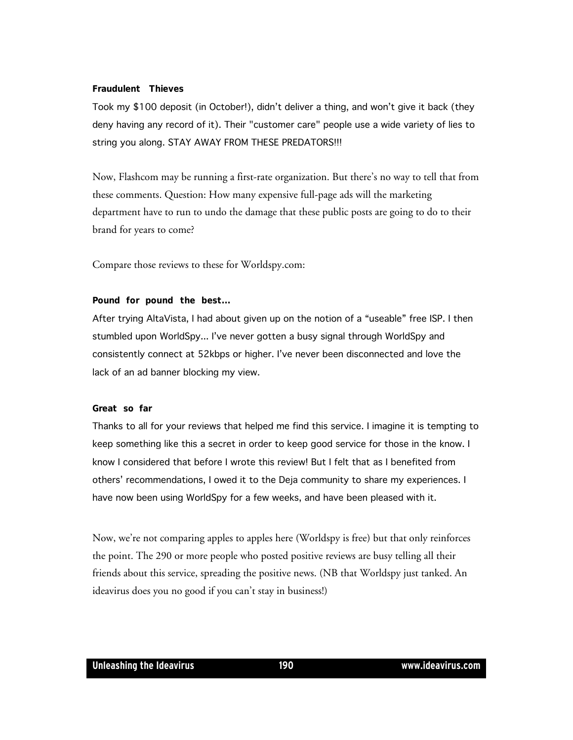**Fraudulent Thieves**

Took my $100 deposit (in October!), didn't deliver a thing, and won't give it back (they deny having any record of it). Their "customer care" people use a wide variety of lies to string you along. STAY AWAY FROM THESE PREDATORS!!!

Now, Flashcom may be running a first-rate organization. But there's no way to tell that from these comments. Question: How many expensive full-page ads will the marketing department have to run to undo the damage that these public posts are going to do to their brand for years to come?

Compare those reviews to these for Worldspy.com:

**Pound for pound the best...**

After trying AltaVista, I had about given up on the notion of a "useable" free ISP. I then stumbled upon WorldSpy... I've never gotten a busy signal through WorldSpy and consistently connect at 52kbps or higher. I've never been disconnected and love the lack of an ad banner blocking my view.

**Great so far**

Thanks to all for your reviews that helped me find this service. I imagine it is tempting to keep something like this a secret in order to keep good service for those in the know. I know I considered that before I wrote this review! But I felt that as I benefited from others' recommendations, I owed it to the Deja community to share my experiences. I have now been using WorldSpy for a few weeks, and have been pleased with it.

Now, we're not comparing apples to apples here (Worldspy is free) but that only reinforces the point. The 290 or more people who posted positive reviews are busy telling all their friends about this service, spreading the positive news. (NB that Worldspy just tanked. An ideavirus does you no good if you can't stay in business!)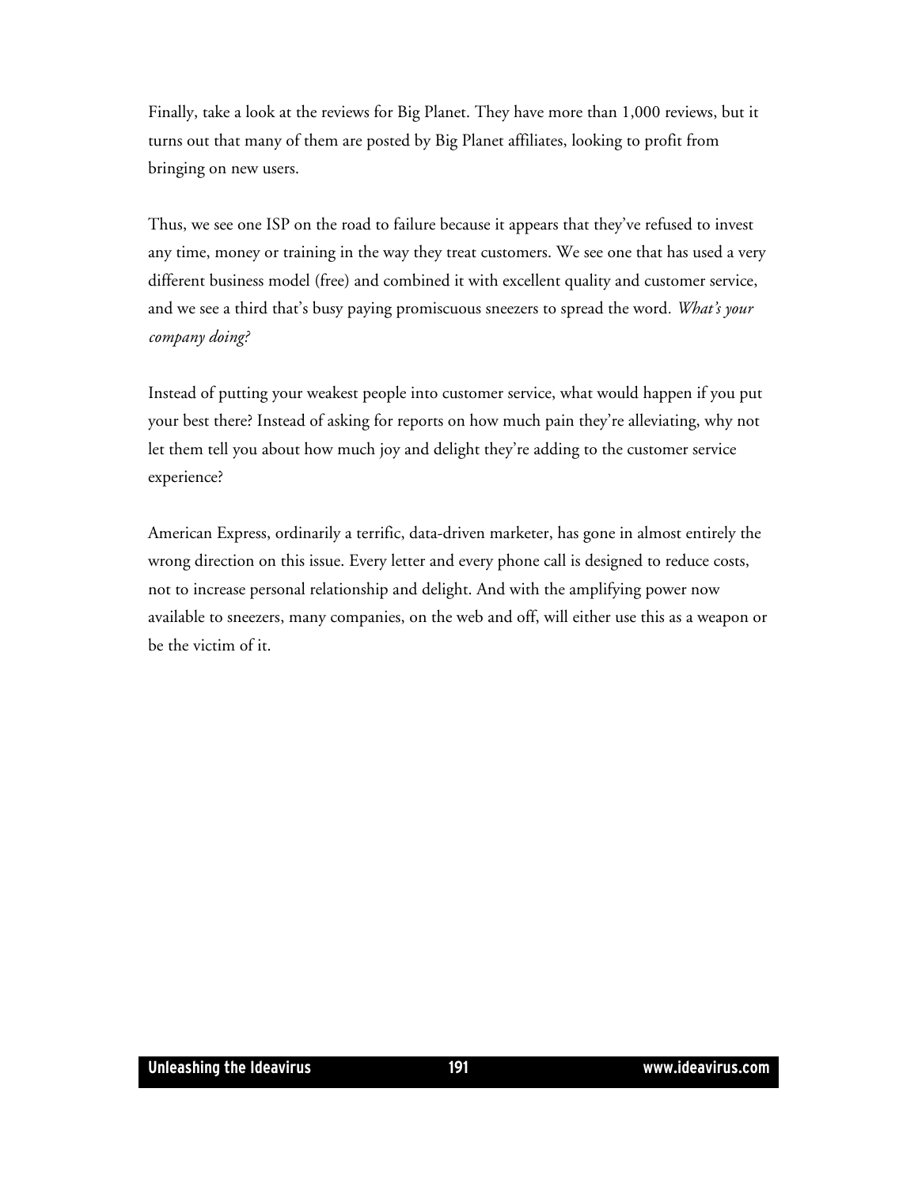Finally, take a look at the reviews for Big Planet. They have more than 1,000 reviews, but it turns out that many of them are posted by Big Planet affiliates, looking to profit from bringing on new users.

Thus, we see one ISP on the road to failure because it appears that they've refused to invest any time, money or training in the way they treat customers. We see one that has used a very different business model (free) and combined it with excellent quality and customer service, and we see a third that's busy paying promiscuous sneezers to spread the word. *What's your company doing?*

Instead of putting your weakest people into customer service, what would happen if you put your best there? Instead of asking for reports on how much pain they're alleviating, why not let them tell you about how much joy and delight they're adding to the customer service experience?

American Express, ordinarily a terrific, data-driven marketer, has gone in almost entirely the wrong direction on this issue. Every letter and every phone call is designed to reduce costs, not to increase personal relationship and delight. And with the amplifying power now available to sneezers, many companies, on the web and off, will either use this as a weapon or be the victim of it.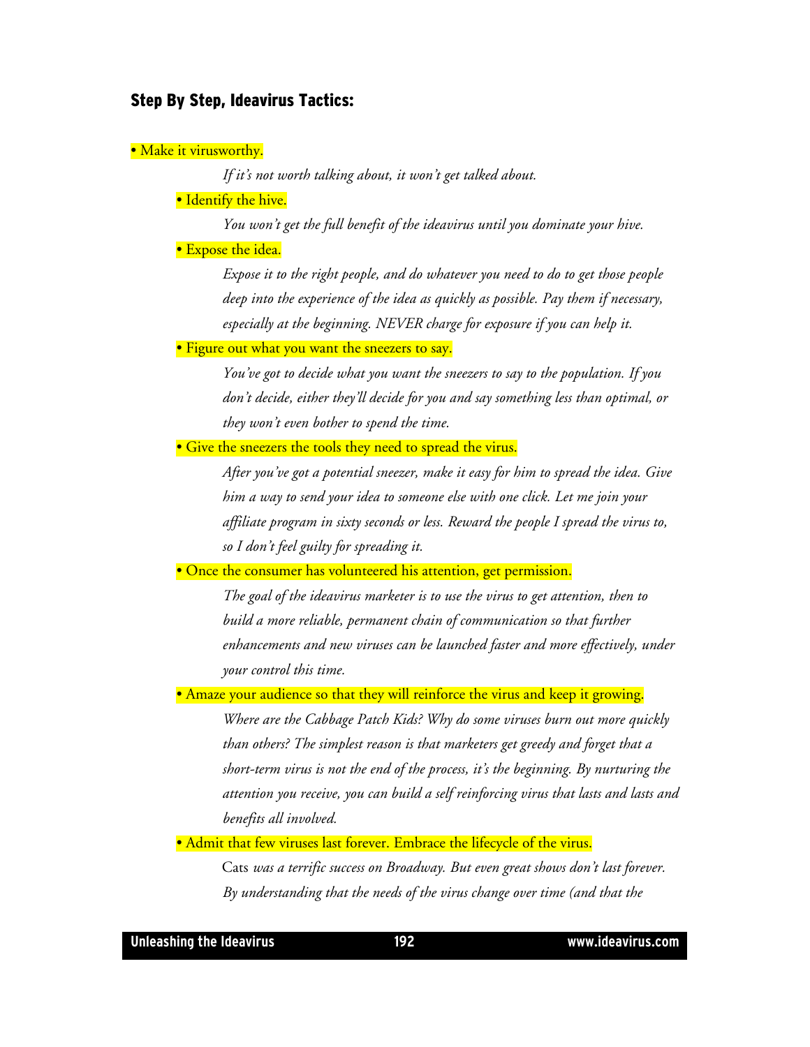### Step By Step, Ideavirus Tactics:

- Make it virusworthy.

    *If it's not worth talking about, it won't get talked about.*

- Identify the hive.

    *You won't get the full benefit of the ideavirus until you dominate your hive.*

- Expose the idea.

    *Expose it to the right people, and do whatever you need to do to get those people deep into the experience of the idea as quickly as possible. Pay them if necessary, especially at the beginning. NEVER charge for exposure if you can help it.*

- Figure out what you want the sneezers to say.

    *You've got to decide what you want the sneezers to say to the population. If you don't decide, either they'll decide for you and say something less than optimal, or they won't even bother to spend the time.*

- Give the sneezers the tools they need to spread the virus.

    *After you've got a potential sneezer, make it easy for him to spread the idea. Give him a way to send your idea to someone else with one click. Let me join your affiliate program in sixty seconds or less. Reward the people I spread the virus to, so I don't feel guilty for spreading it.*

- Once the consumer has volunteered his attention, get permission.

    *The goal of the ideavirus marketer is to use the virus to get attention, then to build a more reliable, permanent chain of communication so that further enhancements and new viruses can be launched faster and more effectively, under your control this time.*

- Amaze your audience so that they will reinforce the virus and keep it growing.

    *Where are the Cabbage Patch Kids? Why do some viruses burn out more quickly than others? The simplest reason is that marketers get greedy and forget that a short-term virus is not the end of the process, it's the beginning. By nurturing the attention you receive, you can build a self reinforcing virus that lasts and lasts and benefits all involved.*

- Admit that few viruses last forever. Embrace the lifecycle of the virus.

    Cats *was a terrific success on Broadway. But even great shows don't last forever. By understanding that the needs of the virus change over time (and that the*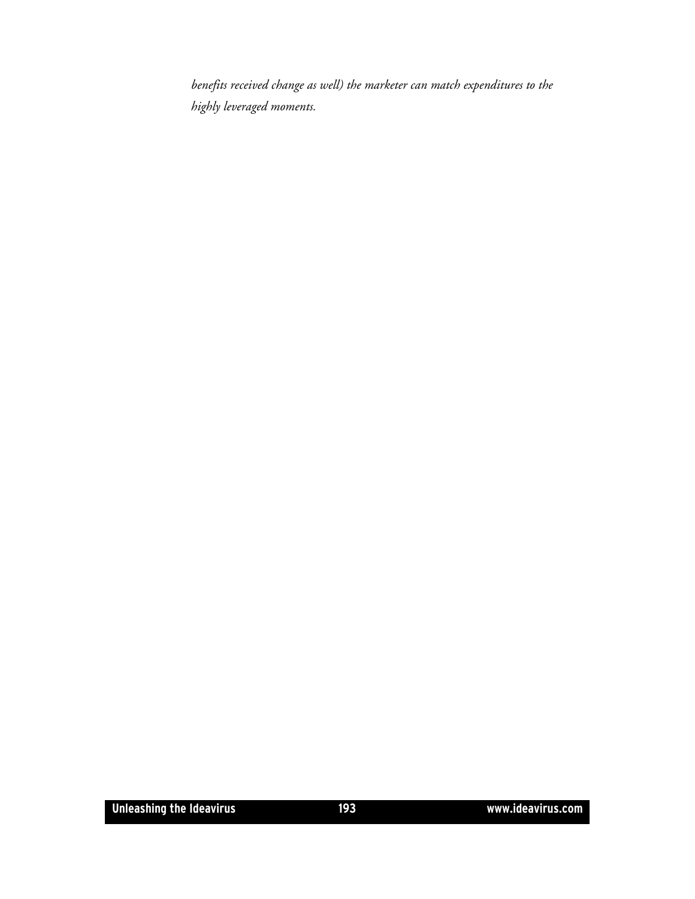*benefits received change as well) the marketer can match expenditures to the highly leveraged moments.*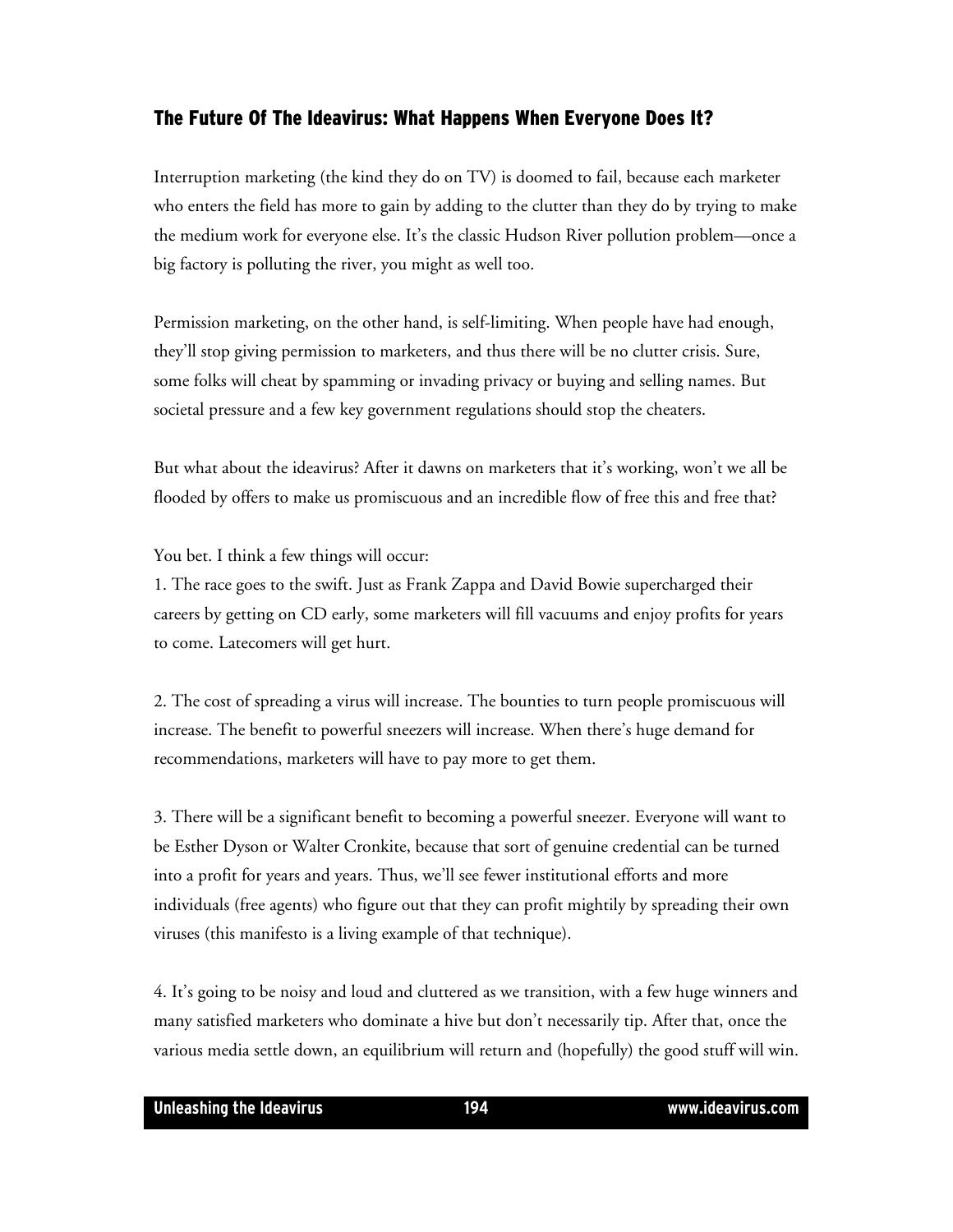## The Future Of The Ideavirus: What Happens When Everyone Does It?

Interruption marketing (the kind they do on TV) is doomed to fail, because each marketer who enters the field has more to gain by adding to the clutter than they do by trying to make the medium work for everyone else. It's the classic Hudson River pollution problem—once a big factory is polluting the river, you might as well too.

Permission marketing, on the other hand, is self-limiting. When people have had enough, they'll stop giving permission to marketers, and thus there will be no clutter crisis. Sure, some folks will cheat by spamming or invading privacy or buying and selling names. But societal pressure and a few key government regulations should stop the cheaters.

But what about the ideavirus? After it dawns on marketers that it's working, won't we all be flooded by offers to make us promiscuous and an incredible flow of free this and free that?

You bet. I think a few things will occur:

1. The race goes to the swift. Just as Frank Zappa and David Bowie supercharged their careers by getting on CD early, some marketers will fill vacuums and enjoy profits for years to come. Latecomers will get hurt.

2. The cost of spreading a virus will increase. The bounties to turn people promiscuous will increase. The benefit to powerful sneezers will increase. When there's huge demand for recommendations, marketers will have to pay more to get them.

3. There will be a significant benefit to becoming a powerful sneezer. Everyone will want to be Esther Dyson or Walter Cronkite, because that sort of genuine credential can be turned into a profit for years and years. Thus, we'll see fewer institutional efforts and more individuals (free agents) who figure out that they can profit mightily by spreading their own viruses (this manifesto is a living example of that technique).

4. It's going to be noisy and loud and cluttered as we transition, with a few huge winners and many satisfied marketers who dominate a hive but don't necessarily tip. After that, once the various media settle down, an equilibrium will return and (hopefully) the good stuff will win.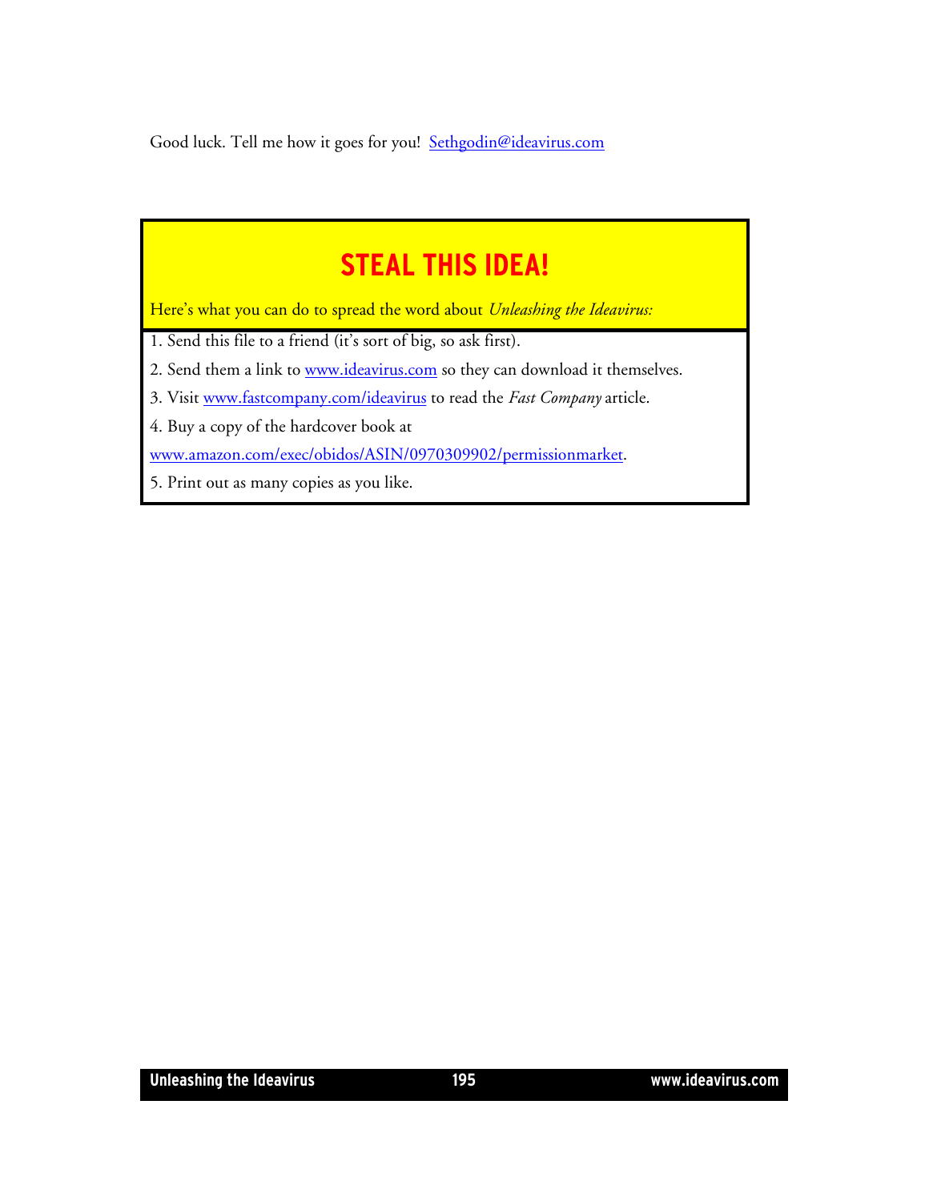Good luck. Tell me how it goes for you! [Sethgodin@ideavirus.com](mailto:Sethgodin@ideavirus.com)

## STEAL THIS IDEA!

Here's what you can do to spread the word about *Unleashing the Ideavirus:*

1. Send this file to a friend (it's sort of big, so ask first).
2. Send them a link to [www.ideavirus.com](http://www.ideavirus.com) so they can download it themselves.
3. Visit [www.fastcompany.com/ideavirus](http://www.fastcompany.com/ideavirus) to read the *Fast Company* article.
4. Buy a copy of the hardcover book at [www.amazon.com/exec/obidos/ASIN/0970309902/permissionmarket](http://www.amazon.com/exec/obidos/ASIN/0970309902/permissionmarket).
5. Print out as many copies as you like.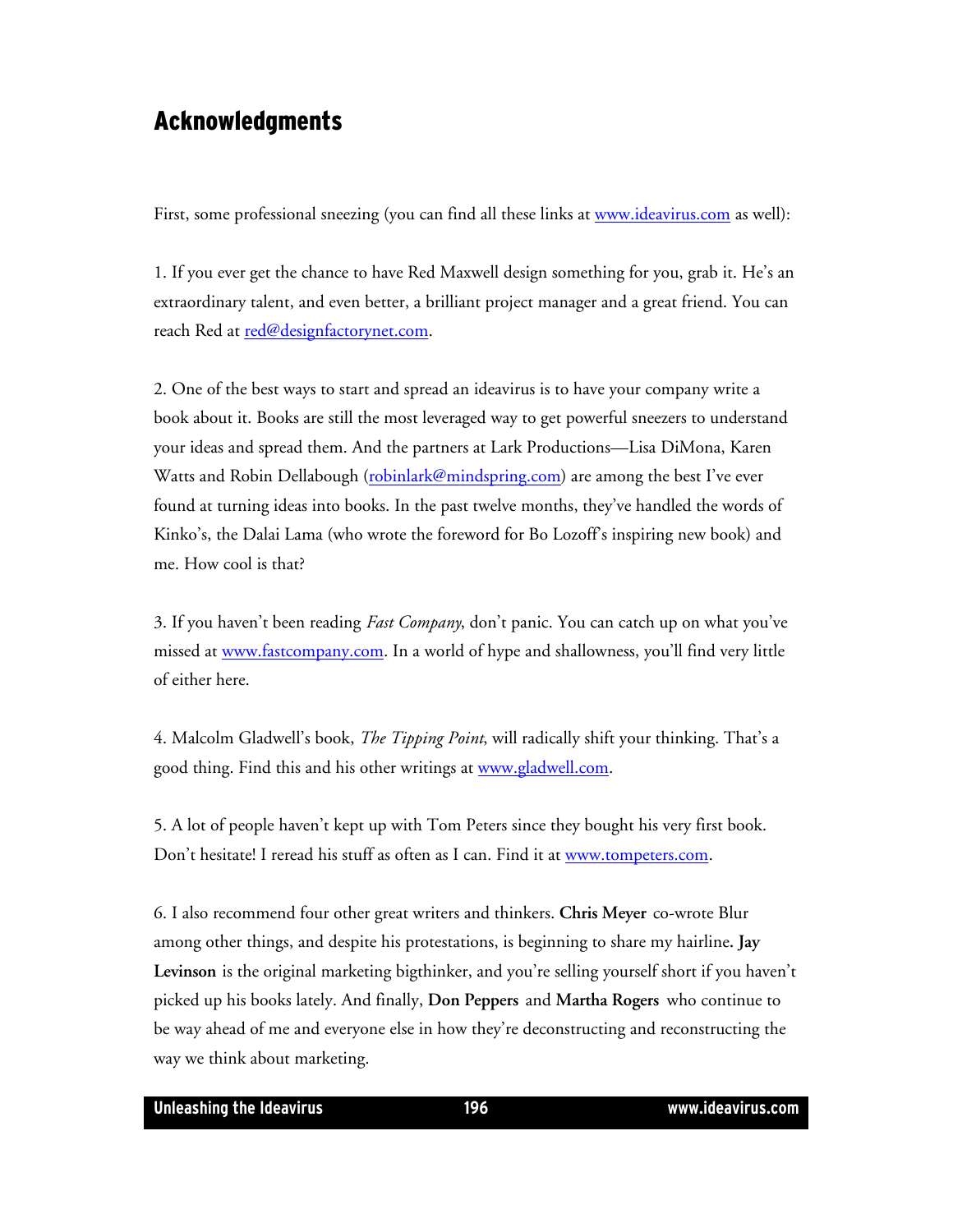# Acknowledgments

First, some professional sneezing (you can find all these links at www.ideavirus.com as well):

1. If you ever get the chance to have Red Maxwell design something for you, grab it. He's an extraordinary talent, and even better, a brilliant project manager and a great friend. You can reach Red at red@designfactorynet.com.

2. One of the best ways to start and spread an ideavirus is to have your company write a book about it. Books are still the most leveraged way to get powerful sneezers to understand your ideas and spread them. And the partners at Lark Productions—Lisa DiMona, Karen Watts and Robin Dellabough (robinlark@mindspring.com) are among the best I've ever found at turning ideas into books. In the past twelve months, they've handled the words of Kinko's, the Dalai Lama (who wrote the foreword for Bo Lozoff's inspiring new book) and me. How cool is that?

3. If you haven't been reading *Fast Company*, don't panic. You can catch up on what you've missed at www.fastcompany.com. In a world of hype and shallowness, you'll find very little of either here.

4. Malcolm Gladwell's book, *The Tipping Point*, will radically shift your thinking. That's a good thing. Find this and his other writings at www.gladwell.com.

5. A lot of people haven't kept up with Tom Peters since they bought his very first book. Don't hesitate! I reread his stuff as often as I can. Find it at www.tompeters.com.

6. I also recommend four other great writers and thinkers. **Chris Meyer** co-wrote Blur among other things, and despite his protestations, is beginning to share my hairline**. Jay Levinson** is the original marketing bigthinker, and you're selling yourself short if you haven't picked up his books lately. And finally, **Don Peppers** and **Martha Rogers** who continue to be way ahead of me and everyone else in how they're deconstructing and reconstructing the way we think about marketing.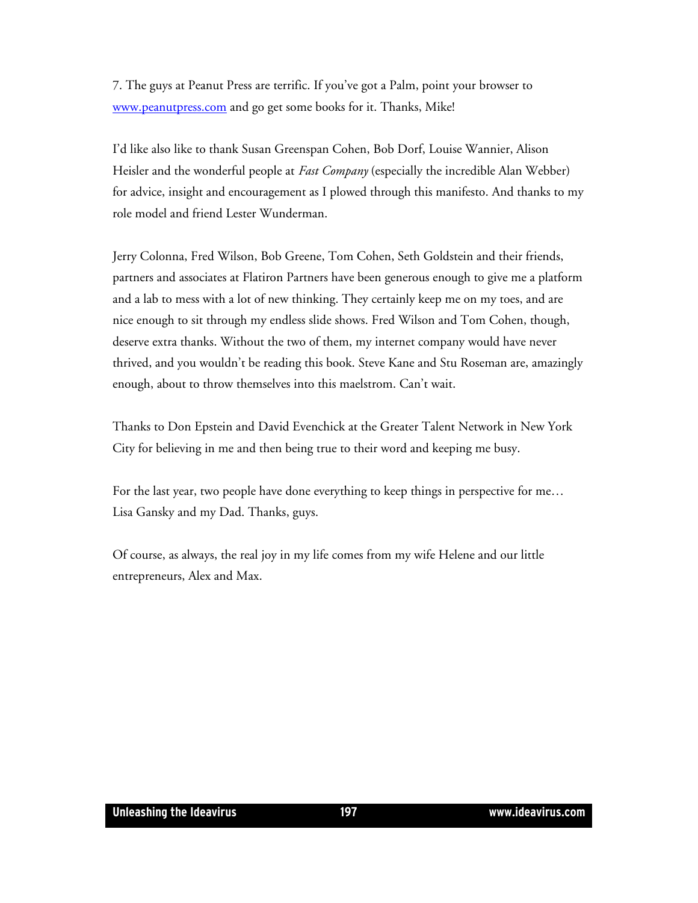7. The guys at Peanut Press are terrific. If you've got a Palm, point your browser to www.peanutpress.com and go get some books for it. Thanks, Mike!

I'd like also like to thank Susan Greenspan Cohen, Bob Dorf, Louise Wannier, Alison Heisler and the wonderful people at *Fast Company* (especially the incredible Alan Webber) for advice, insight and encouragement as I plowed through this manifesto. And thanks to my role model and friend Lester Wunderman.

Jerry Colonna, Fred Wilson, Bob Greene, Tom Cohen, Seth Goldstein and their friends, partners and associates at Flatiron Partners have been generous enough to give me a platform and a lab to mess with a lot of new thinking. They certainly keep me on my toes, and are nice enough to sit through my endless slide shows. Fred Wilson and Tom Cohen, though, deserve extra thanks. Without the two of them, my internet company would have never thrived, and you wouldn't be reading this book. Steve Kane and Stu Roseman are, amazingly enough, about to throw themselves into this maelstrom. Can't wait.

Thanks to Don Epstein and David Evenchick at the Greater Talent Network in New York City for believing in me and then being true to their word and keeping me busy.

For the last year, two people have done everything to keep things in perspective for me… Lisa Gansky and my Dad. Thanks, guys.

Of course, as always, the real joy in my life comes from my wife Helene and our little entrepreneurs, Alex and Max.